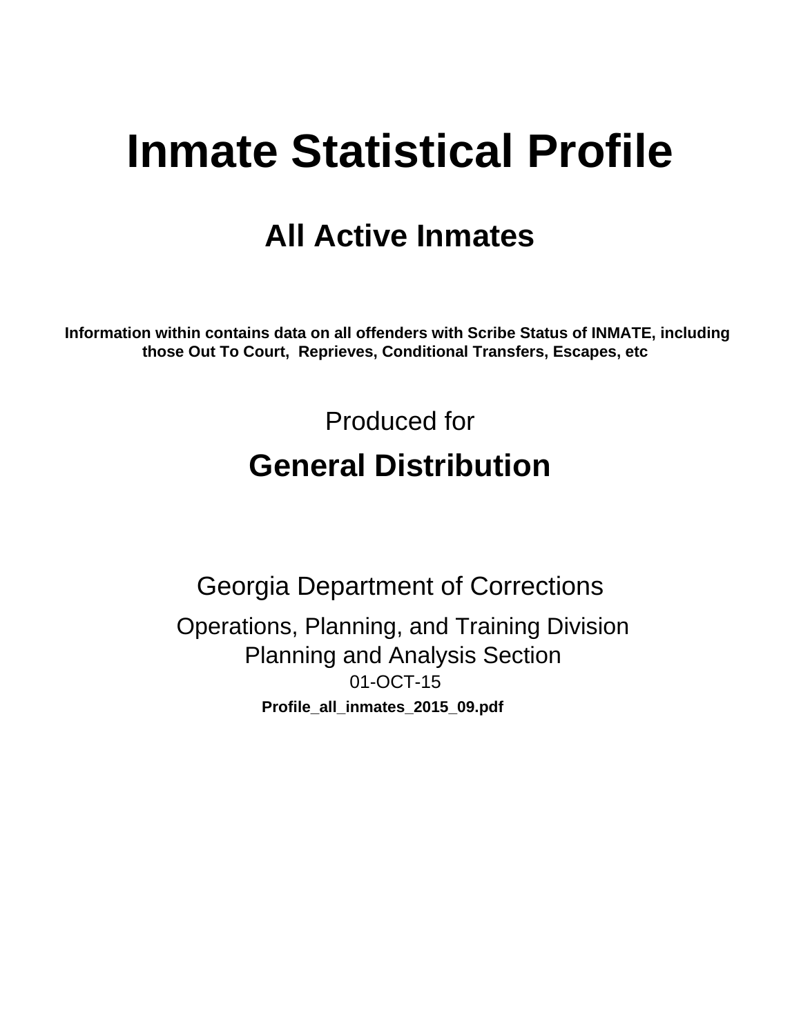# Inmate Statistical Profile

## All Active Inmates

**Information within contains data on all offenders with Scribe Status of INMATE, including those Out To Court, Reprieves, Conditional Transfers, Escapes, etc**

Produced for

## General Distribution

Georgia Department of Corrections

Operations, Planning, and Training Division
Planning and Analysis Section
01-OCT-15

**Profile_all_inmates_2015_09.pdf**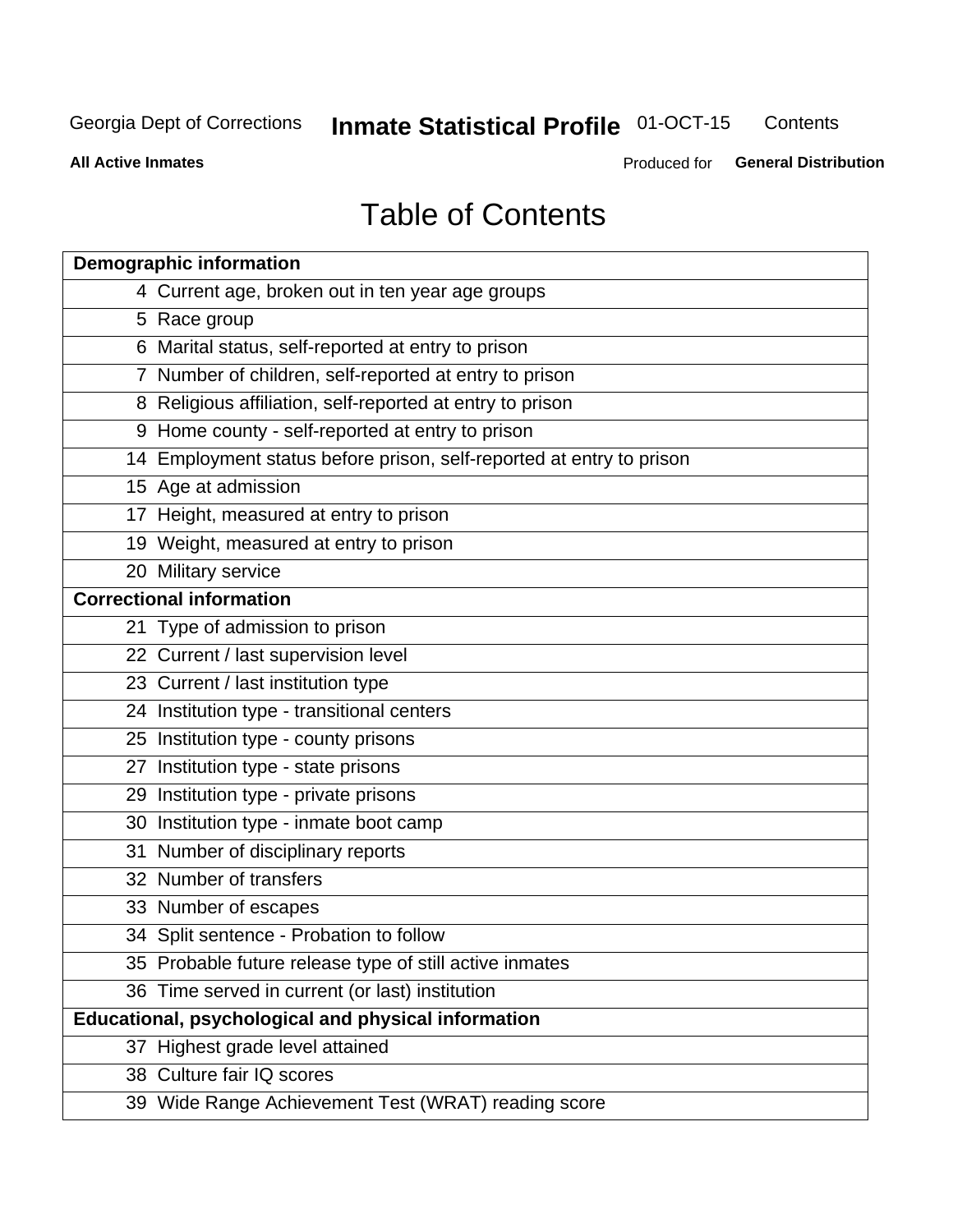# Table of Contents

| Demographic information | |
|---|---|
| 4 | Current age, broken out in ten year age groups |
| 5 | Race group |
| 6 | Marital status, self-reported at entry to prison |
| 7 | Number of children, self-reported at entry to prison |
| 8 | Religious affiliation, self-reported at entry to prison |
| 9 | Home county - self-reported at entry to prison |
| 14 | Employment status before prison, self-reported at entry to prison |
| 15 | Age at admission |
| 17 | Height, measured at entry to prison |
| 19 | Weight, measured at entry to prison |
| 20 | Military service |
| **Correctional information** | |
| 21 | Type of admission to prison |
| 22 | Current / last supervision level |
| 23 | Current / last institution type |
| 24 | Institution type - transitional centers |
| 25 | Institution type - county prisons |
| 27 | Institution type - state prisons |
| 29 | Institution type - private prisons |
| 30 | Institution type - inmate boot camp |
| 31 | Number of disciplinary reports |
| 32 | Number of transfers |
| 33 | Number of escapes |
| 34 | Split sentence - Probation to follow |
| 35 | Probable future release type of still active inmates |
| 36 | Time served in current (or last) institution |
| **Educational, psychological and physical information** | |
| 37 | Highest grade level attained |
| 38 | Culture fair IQ scores |
| 39 | Wide Range Achievement Test (WRAT) reading score |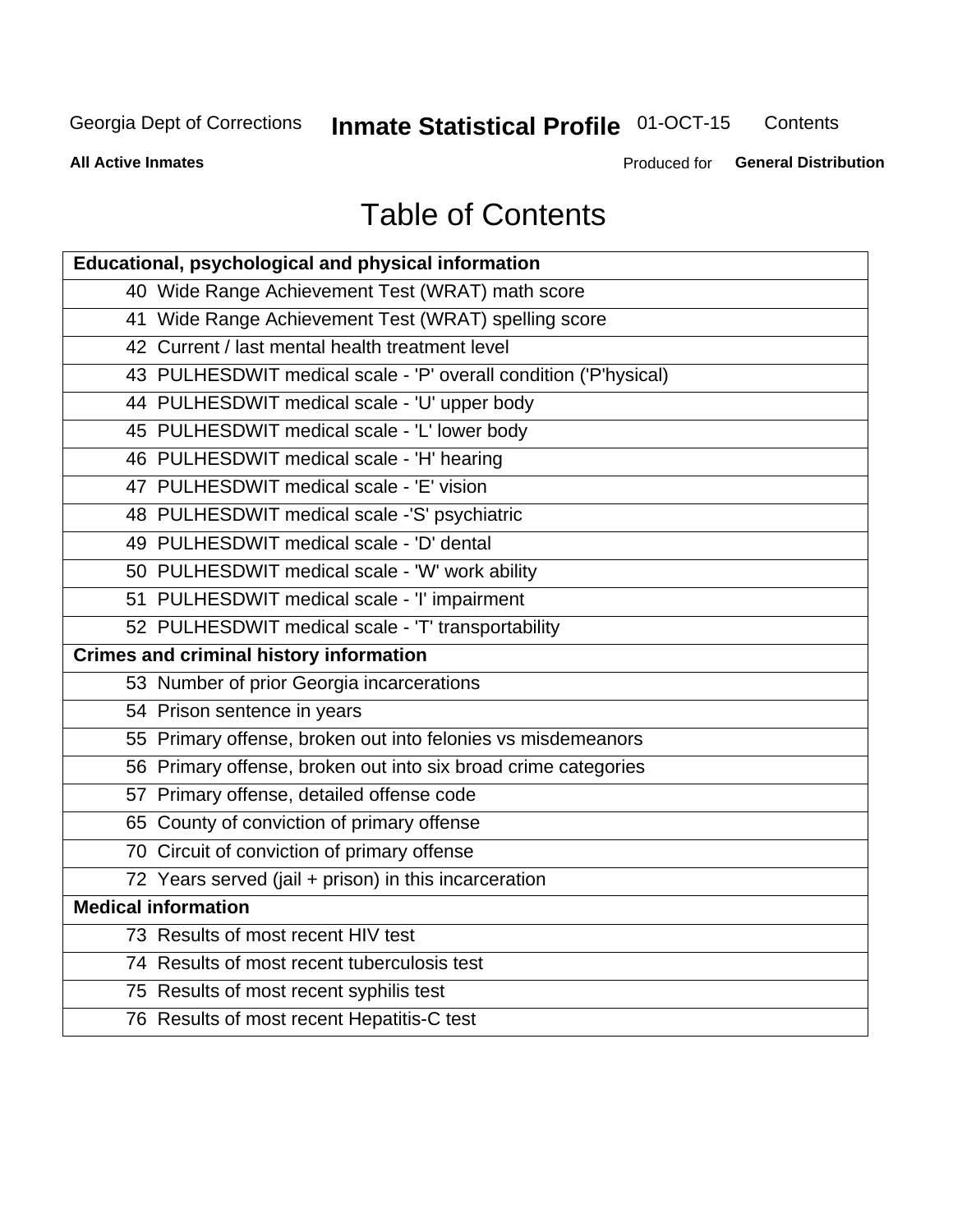# Table of Contents

| Educational, psychological and physical information |
|---|
| 40 Wide Range Achievement Test (WRAT) math score |
| 41 Wide Range Achievement Test (WRAT) spelling score |
| 42 Current / last mental health treatment level |
| 43 PULHESDWIT medical scale - 'P' overall condition ('P'hysical) |
| 44 PULHESDWIT medical scale - 'U' upper body |
| 45 PULHESDWIT medical scale - 'L' lower body |
| 46 PULHESDWIT medical scale - 'H' hearing |
| 47 PULHESDWIT medical scale - 'E' vision |
| 48 PULHESDWIT medical scale -'S' psychiatric |
| 49 PULHESDWIT medical scale - 'D' dental |
| 50 PULHESDWIT medical scale - 'W' work ability |
| 51 PULHESDWIT medical scale - 'I' impairment |
| 52 PULHESDWIT medical scale - 'T' transportability |
| **Crimes and criminal history information** |
| 53 Number of prior Georgia incarcerations |
| 54 Prison sentence in years |
| 55 Primary offense, broken out into felonies vs misdemeanors |
| 56 Primary offense, broken out into six broad crime categories |
| 57 Primary offense, detailed offense code |
| 65 County of conviction of primary offense |
| 70 Circuit of conviction of primary offense |
| 72 Years served (jail + prison) in this incarceration |
| **Medical information** |
| 73 Results of most recent HIV test |
| 74 Results of most recent tuberculosis test |
| 75 Results of most recent syphilis test |
| 76 Results of most recent Hepatitis-C test |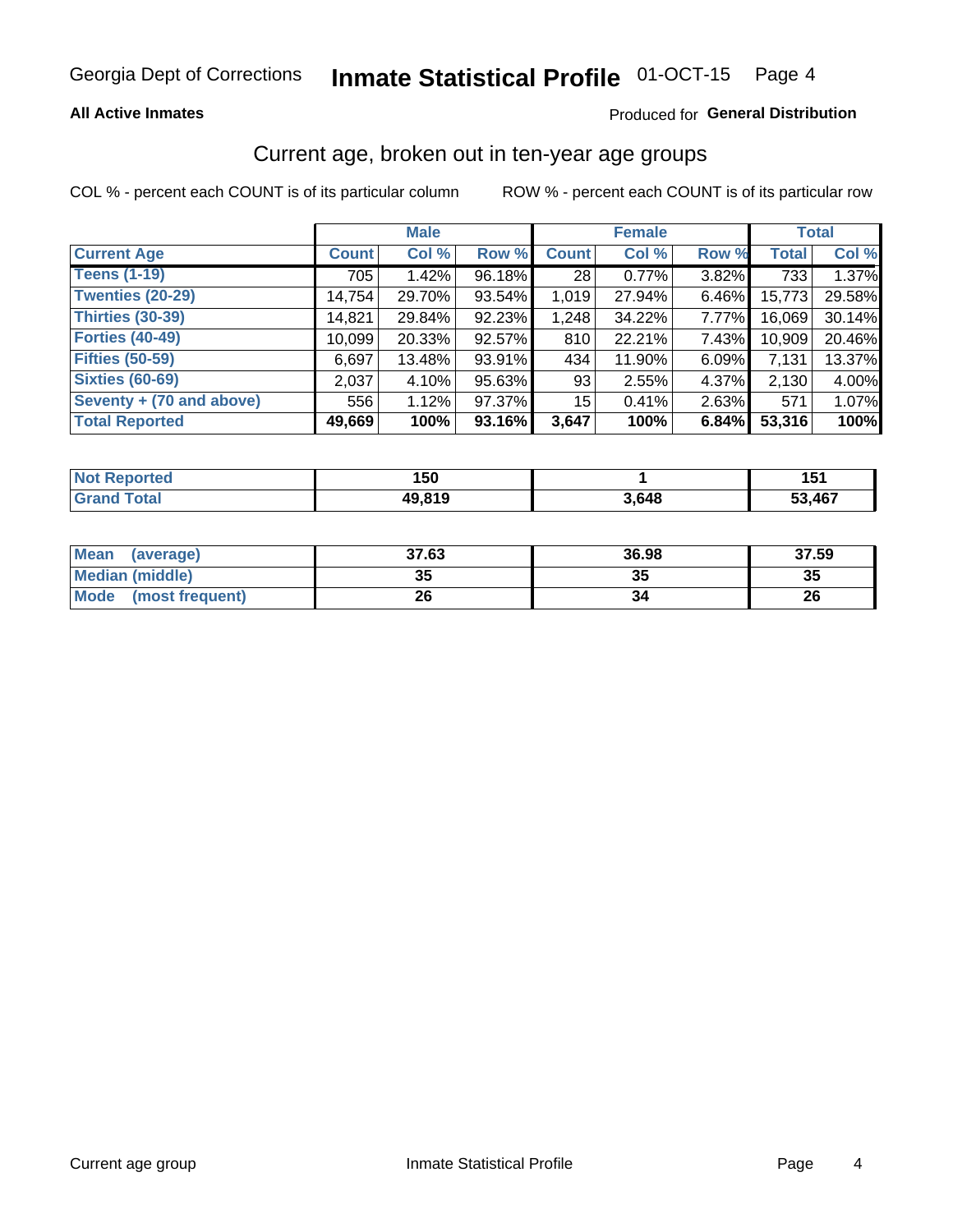Georgia Dept of Corrections **Inmate Statistical Profile** 01-OCT-15

**All Active Inmates**

Produced for **General Distribution**

## Current age, broken out in ten-year age groups

COL % - percent each COUNT is of its particular column ROW % - percent each COUNT is of its particular row

| | Male | | | Female | | | Total | |
|---|---|---|---|---|---|---|---|---|
| **Current Age** | **Count** | **Col %** | **Row %** | **Count** | **Col %** | **Row %** | **Total** | **Col %** |
| **Teens (1-19)** | 705 | 1.42% | 96.18% | 28 | 0.77% | 3.82% | 733 | 1.37% |
| **Twenties (20-29)** | 14,754 | 29.70% | 93.54% | 1,019 | 27.94% | 6.46% | 15,773 | 29.58% |
| **Thirties (30-39)** | 14,821 | 29.84% | 92.23% | 1,248 | 34.22% | 7.77% | 16,069 | 30.14% |
| **Forties (40-49)** | 10,099 | 20.33% | 92.57% | 810 | 22.21% | 7.43% | 10,909 | 20.46% |
| **Fifties (50-59)** | 6,697 | 13.48% | 93.91% | 434 | 11.90% | 6.09% | 7,131 | 13.37% |
| **Sixties (60-69)** | 2,037 | 4.10% | 95.63% | 93 | 2.55% | 4.37% | 2,130 | 4.00% |
| **Seventy + (70 and above)** | 556 | 1.12% | 97.37% | 15 | 0.41% | 2.63% | 571 | 1.07% |
| **Total Reported** | **49,669** | **100%** | **93.16%** | **3,647** | **100%** | **6.84%** | **53,316** | **100%** |

| | Male | Female | Total |
|---|---|---|---|
| **Not Reported** | **150** | **1** | **151** |
| **Grand Total** | **49,819** | **3,648** | **53,467** |

| | Male | Female | Total |
|---|---|---|---|
| **Mean (average)** | **37.63** | **36.98** | **37.59** |
| **Median (middle)** | **35** | **35** | **35** |
| **Mode (most frequent)** | **26** | **34** | **26** |

Current age group Inmate Statistical Profile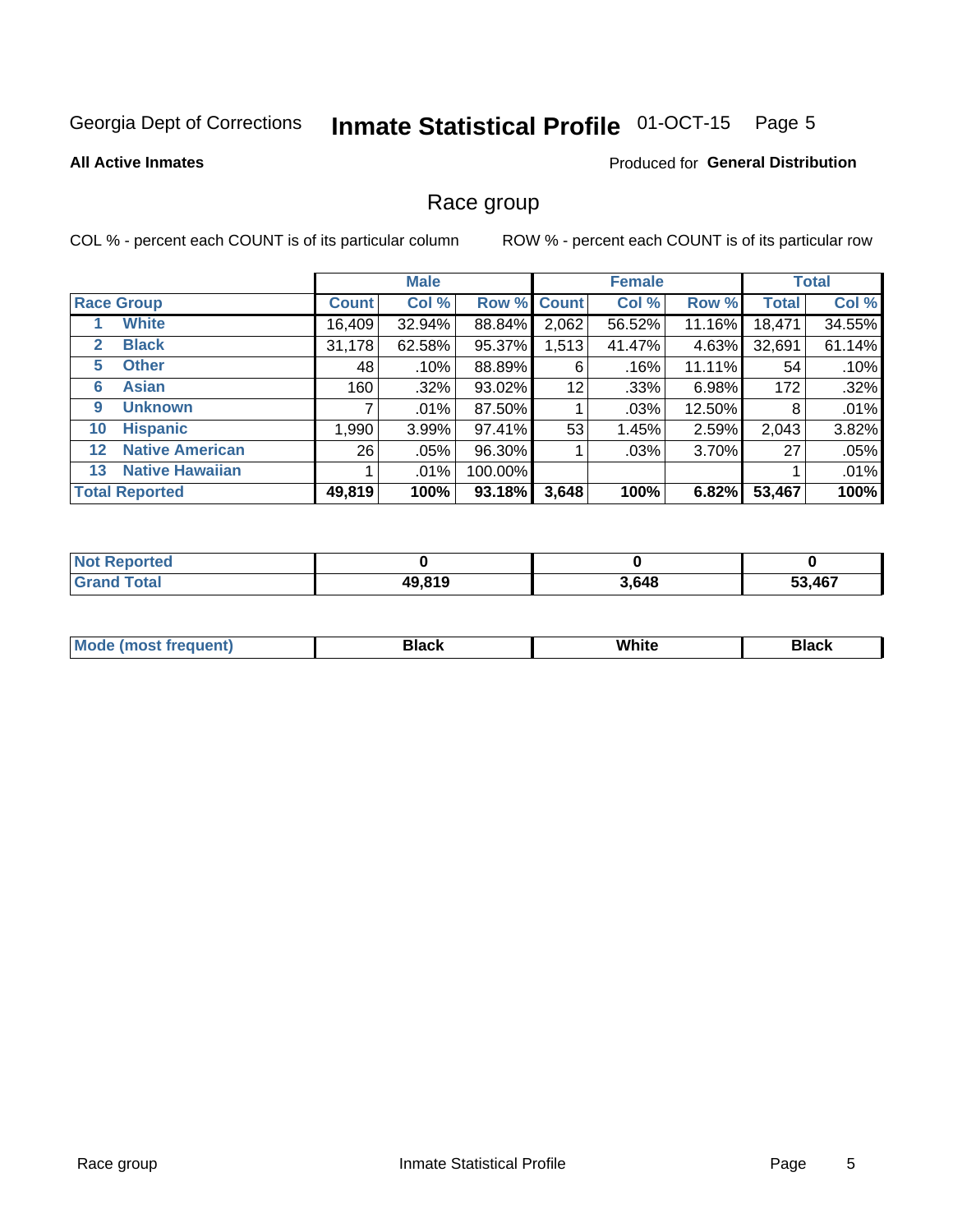Georgia Dept of Corrections **Inmate Statistical Profile** 01-OCT-15

**All Active Inmates**

Produced for **General Distribution**

## Race group

COL % - percent each COUNT is of its particular column

ROW % - percent each COUNT is of its particular row

| | Male | | | Female | | | Total | |
|---|---|---|---|---|---|---|---|---|
| **Race Group** | **Count** | **Col %** | **Row %** | **Count** | **Col %** | **Row %** | **Total** | **Col %** |
| 1 White | 16,409 | 32.94% | 88.84% | 2,062 | 56.52% | 11.16% | 18,471 | 34.55% |
| 2 Black | 31,178 | 62.58% | 95.37% | 1,513 | 41.47% | 4.63% | 32,691 | 61.14% |
| 5 Other | 48 | .10% | 88.89% | 6 | .16% | 11.11% | 54 | .10% |
| 6 Asian | 160 | .32% | 93.02% | 12 | .33% | 6.98% | 172 | .32% |
| 9 Unknown | 7 | .01% | 87.50% | 1 | .03% | 12.50% | 8 | .01% |
| 10 Hispanic | 1,990 | 3.99% | 97.41% | 53 | 1.45% | 2.59% | 2,043 | 3.82% |
| 12 Native American | 26 | .05% | 96.30% | 1 | .03% | 3.70% | 27 | .05% |
| 13 Native Hawaiian | 1 | .01% | 100.00% | | | | 1 | .01% |
| **Total Reported** | **49,819** | **100%** | **93.18%** | **3,648** | **100%** | **6.82%** | **53,467** | **100%** |

| | Male | Female | Total |
|---|---|---|---|
| Not Reported | **0** | **0** | **0** |
| Grand Total | **49,819** | **3,648** | **53,467** |

| | Male | Female | Total |
|---|---|---|---|
| Mode (most frequent) | **Black** | **White** | **Black** |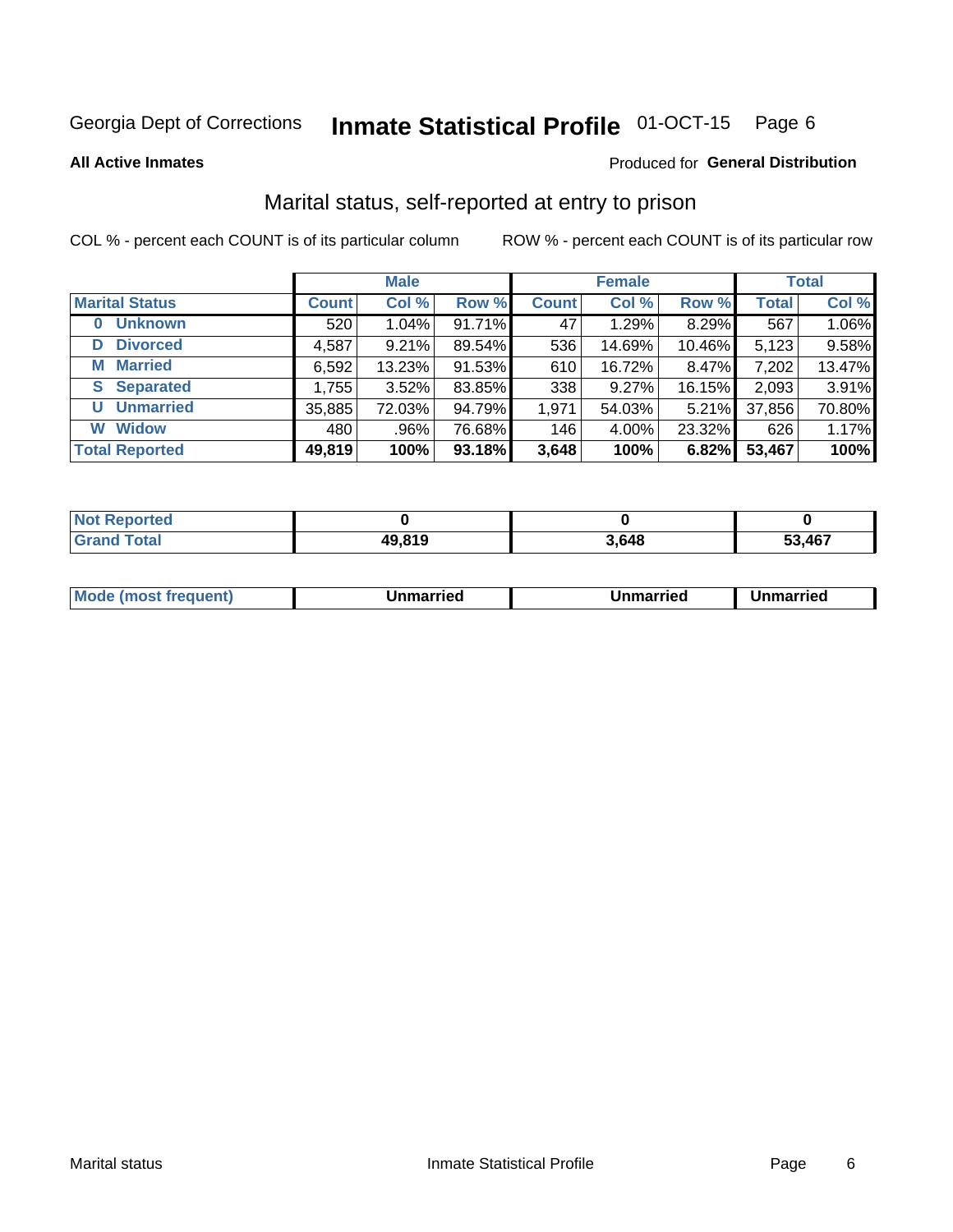Georgia Dept of Corrections **Inmate Statistical Profile** 01-OCT-15

**All Active Inmates**

Produced for **General Distribution**

## Marital status, self-reported at entry to prison

COL % - percent each COUNT is of its particular column ROW % - percent each COUNT is of its particular row

| | Male | | | Female | | | Total | |
|---|---|---|---|---|---|---|---|---|
| **Marital Status** | **Count** | **Col %** | **Row %** | **Count** | **Col %** | **Row %** | **Total** | **Col %** |
| **0 Unknown** | 520 | 1.04% | 91.71% | 47 | 1.29% | 8.29% | 567 | 1.06% |
| **D Divorced** | 4,587 | 9.21% | 89.54% | 536 | 14.69% | 10.46% | 5,123 | 9.58% |
| **M Married** | 6,592 | 13.23% | 91.53% | 610 | 16.72% | 8.47% | 7,202 | 13.47% |
| **S Separated** | 1,755 | 3.52% | 83.85% | 338 | 9.27% | 16.15% | 2,093 | 3.91% |
| **U Unmarried** | 35,885 | 72.03% | 94.79% | 1,971 | 54.03% | 5.21% | 37,856 | 70.80% |
| **W Widow** | 480 | .96% | 76.68% | 146 | 4.00% | 23.32% | 626 | 1.17% |
| **Total Reported** | **49,819** | **100%** | **93.18%** | **3,648** | **100%** | **6.82%** | **53,467** | **100%** |

| | Male | Female | Total |
|---|---|---|---|
| **Not Reported** | **0** | **0** | **0** |
| **Grand Total** | **49,819** | **3,648** | **53,467** |

| | Male | Female | Total |
|---|---|---|---|
| **Mode (most frequent)** | **Unmarried** | **Unmarried** | **Unmarried** |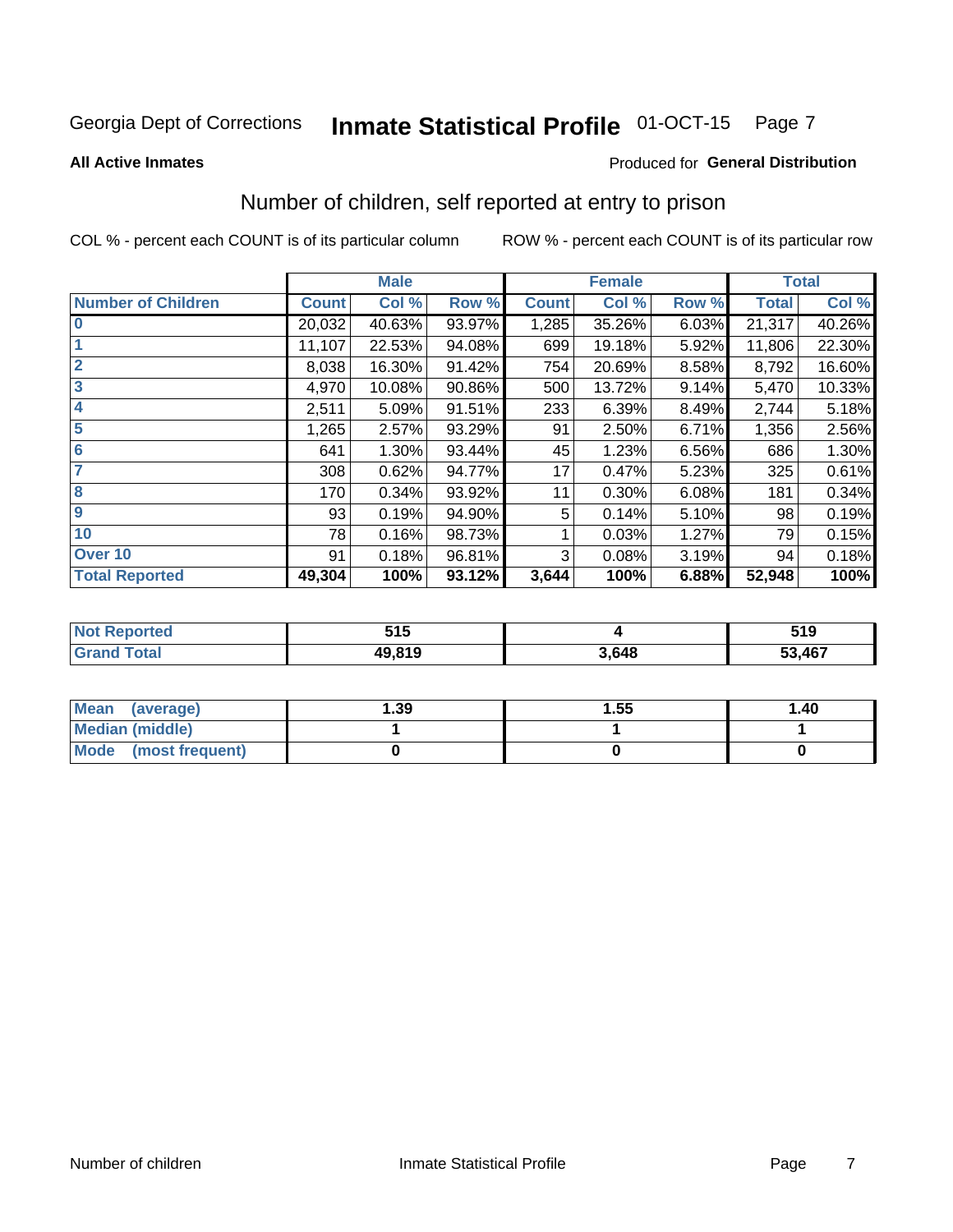Georgia Dept of Corrections **Inmate Statistical Profile** 01-OCT-15

**All Active Inmates**

Produced for **General Distribution**

## Number of children, self reported at entry to prison

COL % - percent each COUNT is of its particular column ROW % - percent each COUNT is of its particular row

| | Male | | | Female | | | Total | |
|---|---|---|---|---|---|---|---|---|
| **Number of Children** | **Count** | **Col %** | **Row %** | **Count** | **Col %** | **Row %** | **Total** | **Col %** |
| **0** | 20,032 | 40.63% | 93.97% | 1,285 | 35.26% | 6.03% | 21,317 | 40.26% |
| **1** | 11,107 | 22.53% | 94.08% | 699 | 19.18% | 5.92% | 11,806 | 22.30% |
| **2** | 8,038 | 16.30% | 91.42% | 754 | 20.69% | 8.58% | 8,792 | 16.60% |
| **3** | 4,970 | 10.08% | 90.86% | 500 | 13.72% | 9.14% | 5,470 | 10.33% |
| **4** | 2,511 | 5.09% | 91.51% | 233 | 6.39% | 8.49% | 2,744 | 5.18% |
| **5** | 1,265 | 2.57% | 93.29% | 91 | 2.50% | 6.71% | 1,356 | 2.56% |
| **6** | 641 | 1.30% | 93.44% | 45 | 1.23% | 6.56% | 686 | 1.30% |
| **7** | 308 | 0.62% | 94.77% | 17 | 0.47% | 5.23% | 325 | 0.61% |
| **8** | 170 | 0.34% | 93.92% | 11 | 0.30% | 6.08% | 181 | 0.34% |
| **9** | 93 | 0.19% | 94.90% | 5 | 0.14% | 5.10% | 98 | 0.19% |
| **10** | 78 | 0.16% | 98.73% | 1 | 0.03% | 1.27% | 79 | 0.15% |
| **Over 10** | 91 | 0.18% | 96.81% | 3 | 0.08% | 3.19% | 94 | 0.18% |
| **Total Reported** | **49,304** | **100%** | **93.12%** | **3,644** | **100%** | **6.88%** | **52,948** | **100%** |

| | Male | Female | Total |
|---|---|---|---|
| **Not Reported** | **515** | **4** | **519** |
| **Grand Total** | **49,819** | **3,648** | **53,467** |

| | Male | Female | Total |
|---|---|---|---|
| **Mean (average)** | **1.39** | **1.55** | **1.40** |
| **Median (middle)** | **1** | **1** | **1** |
| **Mode (most frequent)** | **0** | **0** | **0** |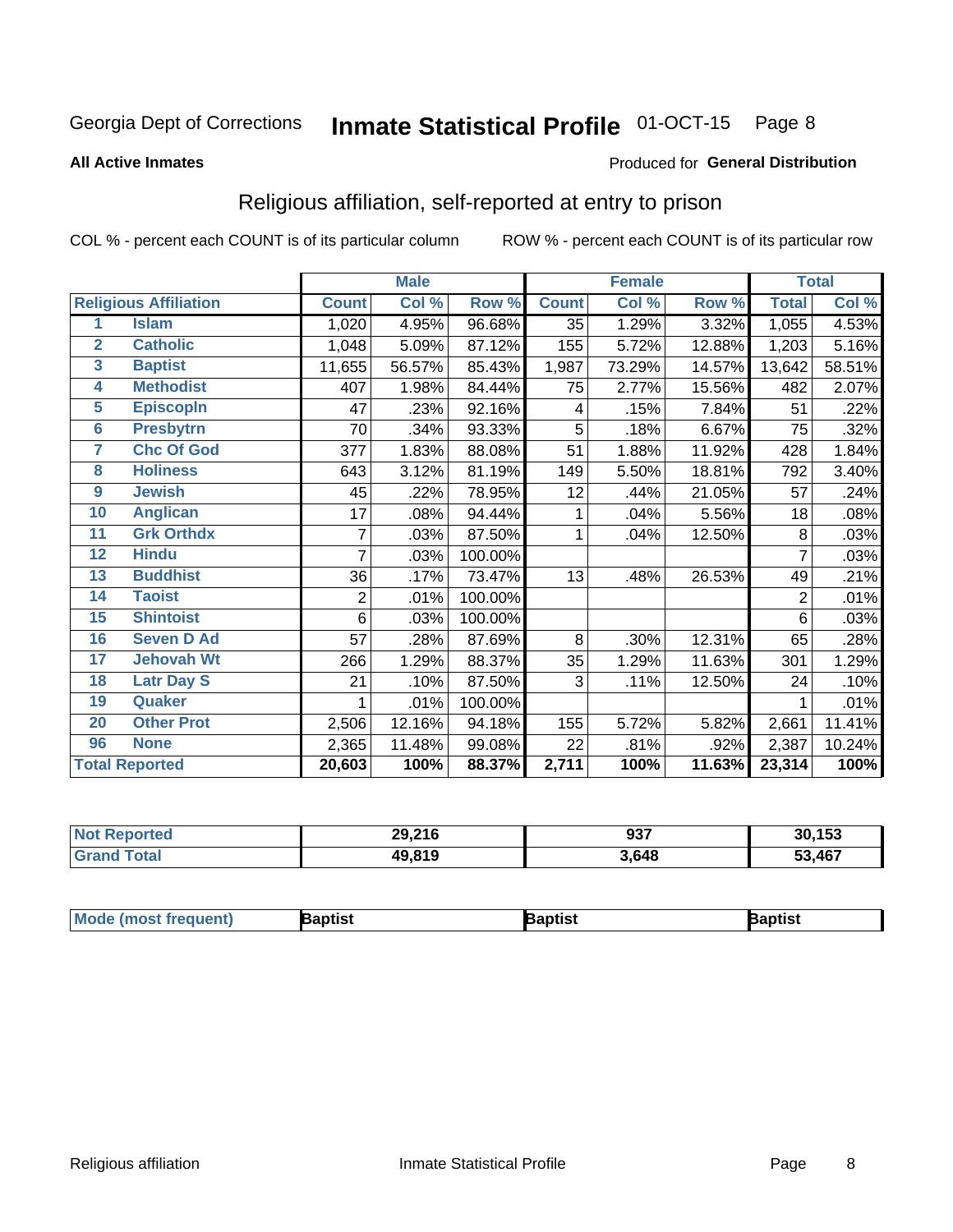Georgia Dept of Corrections **Inmate Statistical Profile** 01-OCT-15

**All Active Inmates**

Produced for **General Distribution**

## Religious affiliation, self-reported at entry to prison

COL % - percent each COUNT is of its particular column    ROW % - percent each COUNT is of its particular row

| Religious Affiliation | | Male | | | Female | | | Total | |
|---|---|---|---|---|---|---|---|---|---|
| | | Count | Col % | Row % | Count | Col % | Row % | Total | Col % |
| 1 | Islam | 1,020 | 4.95% | 96.68% | 35 | 1.29% | 3.32% | 1,055 | 4.53% |
| 2 | Catholic | 1,048 | 5.09% | 87.12% | 155 | 5.72% | 12.88% | 1,203 | 5.16% |
| 3 | Baptist | 11,655 | 56.57% | 85.43% | 1,987 | 73.29% | 14.57% | 13,642 | 58.51% |
| 4 | Methodist | 407 | 1.98% | 84.44% | 75 | 2.77% | 15.56% | 482 | 2.07% |
| 5 | Episcopln | 47 | .23% | 92.16% | 4 | .15% | 7.84% | 51 | .22% |
| 6 | Presbytrn | 70 | .34% | 93.33% | 5 | .18% | 6.67% | 75 | .32% |
| 7 | Chc Of God | 377 | 1.83% | 88.08% | 51 | 1.88% | 11.92% | 428 | 1.84% |
| 8 | Holiness | 643 | 3.12% | 81.19% | 149 | 5.50% | 18.81% | 792 | 3.40% |
| 9 | Jewish | 45 | .22% | 78.95% | 12 | .44% | 21.05% | 57 | .24% |
| 10 | Anglican | 17 | .08% | 94.44% | 1 | .04% | 5.56% | 18 | .08% |
| 11 | Grk Orthdx | 7 | .03% | 87.50% | 1 | .04% | 12.50% | 8 | .03% |
| 12 | Hindu | 7 | .03% | 100.00% | | | | 7 | .03% |
| 13 | Buddhist | 36 | .17% | 73.47% | 13 | .48% | 26.53% | 49 | .21% |
| 14 | Taoist | 2 | .01% | 100.00% | | | | 2 | .01% |
| 15 | Shintoist | 6 | .03% | 100.00% | | | | 6 | .03% |
| 16 | Seven D Ad | 57 | .28% | 87.69% | 8 | .30% | 12.31% | 65 | .28% |
| 17 | Jehovah Wt | 266 | 1.29% | 88.37% | 35 | 1.29% | 11.63% | 301 | 1.29% |
| 18 | Latr Day S | 21 | .10% | 87.50% | 3 | .11% | 12.50% | 24 | .10% |
| 19 | Quaker | 1 | .01% | 100.00% | | | | 1 | .01% |
| 20 | Other Prot | 2,506 | 12.16% | 94.18% | 155 | 5.72% | 5.82% | 2,661 | 11.41% |
| 96 | None | 2,365 | 11.48% | 99.08% | 22 | .81% | .92% | 2,387 | 10.24% |
| **Total Reported** | | **20,603** | **100%** | **88.37%** | **2,711** | **100%** | **11.63%** | **23,314** | **100%** |

| | Male | Female | Total |
|---|---|---|---|
| Not Reported | **29,216** | **937** | **30,153** |
| Grand Total | **49,819** | **3,648** | **53,467** |

| | Male | Female | Total |
|---|---|---|---|
| Mode (most frequent) | **Baptist** | **Baptist** | **Baptist** |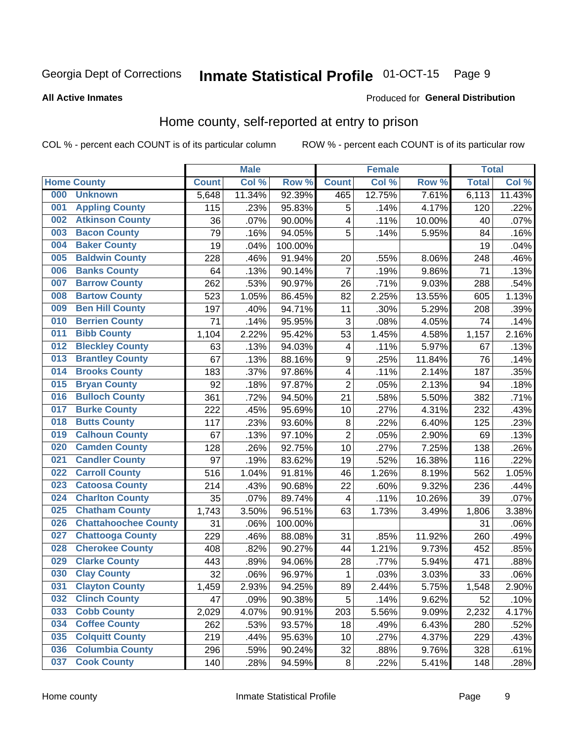Georgia Dept of Corrections **Inmate Statistical Profile** 01-OCT-15

**All Active Inmates**

Produced for **General Distribution**

## Home county, self-reported at entry to prison

COL % - percent each COUNT is of its particular column ROW % - percent each COUNT is of its particular row

| Home County | | Male | | | Female | | | Total | |
|---|---|---|---|---|---|---|---|---|---|
| | | Count | Col % | Row % | Count | Col % | Row % | Total | Col % |
| 000 | Unknown | 5,648 | 11.34% | 92.39% | 465 | 12.75% | 7.61% | 6,113 | 11.43% |
| 001 | Appling County | 115 | .23% | 95.83% | 5 | .14% | 4.17% | 120 | .22% |
| 002 | Atkinson County | 36 | .07% | 90.00% | 4 | .11% | 10.00% | 40 | .07% |
| 003 | Bacon County | 79 | .16% | 94.05% | 5 | .14% | 5.95% | 84 | .16% |
| 004 | Baker County | 19 | .04% | 100.00% | | | | 19 | .04% |
| 005 | Baldwin County | 228 | .46% | 91.94% | 20 | .55% | 8.06% | 248 | .46% |
| 006 | Banks County | 64 | .13% | 90.14% | 7 | .19% | 9.86% | 71 | .13% |
| 007 | Barrow County | 262 | .53% | 90.97% | 26 | .71% | 9.03% | 288 | .54% |
| 008 | Bartow County | 523 | 1.05% | 86.45% | 82 | 2.25% | 13.55% | 605 | 1.13% |
| 009 | Ben Hill County | 197 | .40% | 94.71% | 11 | .30% | 5.29% | 208 | .39% |
| 010 | Berrien County | 71 | .14% | 95.95% | 3 | .08% | 4.05% | 74 | .14% |
| 011 | Bibb County | 1,104 | 2.22% | 95.42% | 53 | 1.45% | 4.58% | 1,157 | 2.16% |
| 012 | Bleckley County | 63 | .13% | 94.03% | 4 | .11% | 5.97% | 67 | .13% |
| 013 | Brantley County | 67 | .13% | 88.16% | 9 | .25% | 11.84% | 76 | .14% |
| 014 | Brooks County | 183 | .37% | 97.86% | 4 | .11% | 2.14% | 187 | .35% |
| 015 | Bryan County | 92 | .18% | 97.87% | 2 | .05% | 2.13% | 94 | .18% |
| 016 | Bulloch County | 361 | .72% | 94.50% | 21 | .58% | 5.50% | 382 | .71% |
| 017 | Burke County | 222 | .45% | 95.69% | 10 | .27% | 4.31% | 232 | .43% |
| 018 | Butts County | 117 | .23% | 93.60% | 8 | .22% | 6.40% | 125 | .23% |
| 019 | Calhoun County | 67 | .13% | 97.10% | 2 | .05% | 2.90% | 69 | .13% |
| 020 | Camden County | 128 | .26% | 92.75% | 10 | .27% | 7.25% | 138 | .26% |
| 021 | Candler County | 97 | .19% | 83.62% | 19 | .52% | 16.38% | 116 | .22% |
| 022 | Carroll County | 516 | 1.04% | 91.81% | 46 | 1.26% | 8.19% | 562 | 1.05% |
| 023 | Catoosa County | 214 | .43% | 90.68% | 22 | .60% | 9.32% | 236 | .44% |
| 024 | Charlton County | 35 | .07% | 89.74% | 4 | .11% | 10.26% | 39 | .07% |
| 025 | Chatham County | 1,743 | 3.50% | 96.51% | 63 | 1.73% | 3.49% | 1,806 | 3.38% |
| 026 | Chattahoochee County | 31 | .06% | 100.00% | | | | 31 | .06% |
| 027 | Chattooga County | 229 | .46% | 88.08% | 31 | .85% | 11.92% | 260 | .49% |
| 028 | Cherokee County | 408 | .82% | 90.27% | 44 | 1.21% | 9.73% | 452 | .85% |
| 029 | Clarke County | 443 | .89% | 94.06% | 28 | .77% | 5.94% | 471 | .88% |
| 030 | Clay County | 32 | .06% | 96.97% | 1 | .03% | 3.03% | 33 | .06% |
| 031 | Clayton County | 1,459 | 2.93% | 94.25% | 89 | 2.44% | 5.75% | 1,548 | 2.90% |
| 032 | Clinch County | 47 | .09% | 90.38% | 5 | .14% | 9.62% | 52 | .10% |
| 033 | Cobb County | 2,029 | 4.07% | 90.91% | 203 | 5.56% | 9.09% | 2,232 | 4.17% |
| 034 | Coffee County | 262 | .53% | 93.57% | 18 | .49% | 6.43% | 280 | .52% |
| 035 | Colquitt County | 219 | .44% | 95.63% | 10 | .27% | 4.37% | 229 | .43% |
| 036 | Columbia County | 296 | .59% | 90.24% | 32 | .88% | 9.76% | 328 | .61% |
| 037 | Cook County | 140 | .28% | 94.59% | 8 | .22% | 5.41% | 148 | .28% |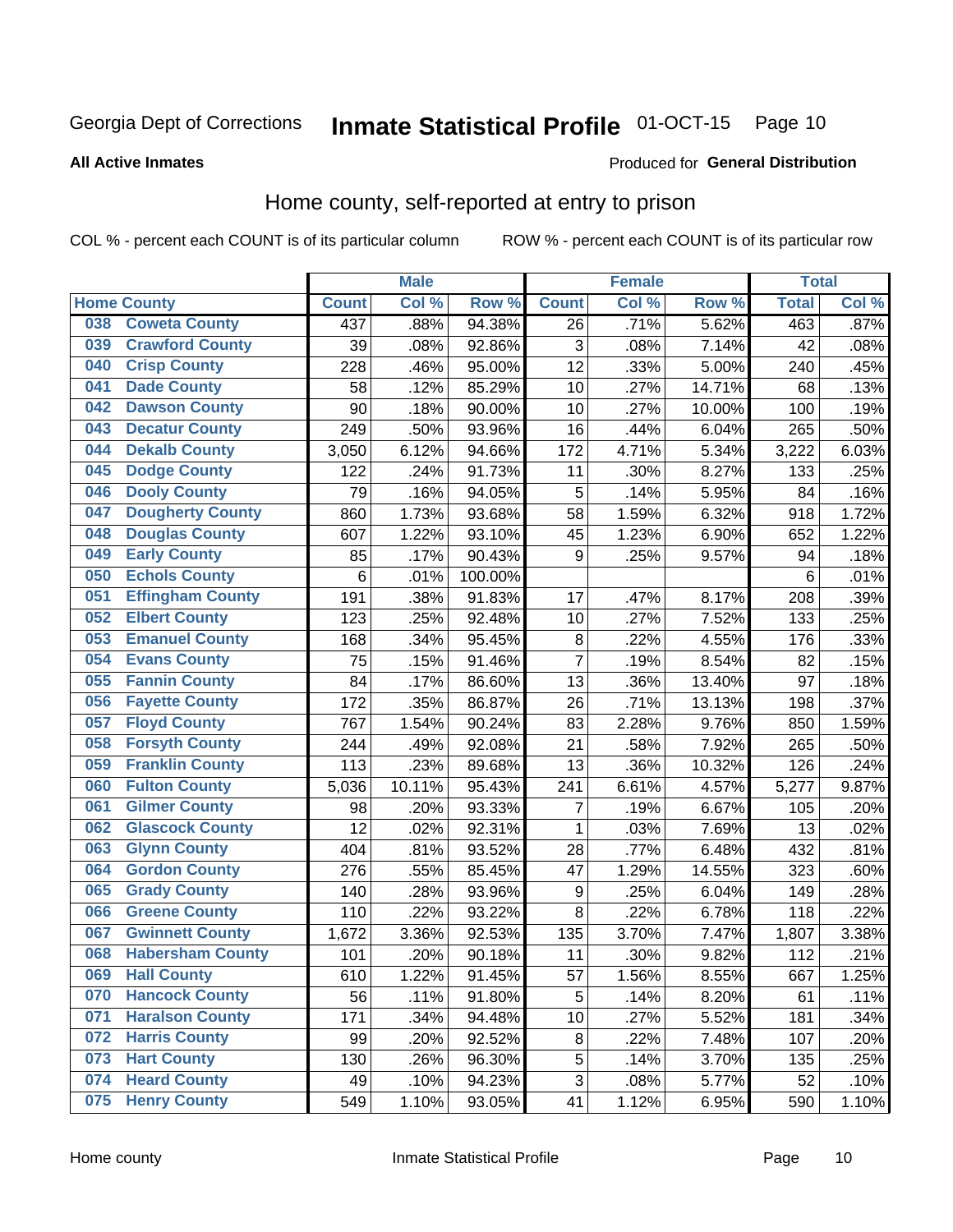Georgia Dept of Corrections **Inmate Statistical Profile** 01-OCT-15

**All Active Inmates**

Produced for **General Distribution**

## Home county, self-reported at entry to prison

COL % - percent each COUNT is of its particular column ROW % - percent each COUNT is of its particular row

| Home County | | Male | | | Female | | | Total | |
|---|---|---|---|---|---|---|---|---|---|
| | | Count | Col % | Row % | Count | Col % | Row % | Total | Col % |
| 038 | Coweta County | 437 | .88% | 94.38% | 26 | .71% | 5.62% | 463 | .87% |
| 039 | Crawford County | 39 | .08% | 92.86% | 3 | .08% | 7.14% | 42 | .08% |
| 040 | Crisp County | 228 | .46% | 95.00% | 12 | .33% | 5.00% | 240 | .45% |
| 041 | Dade County | 58 | .12% | 85.29% | 10 | .27% | 14.71% | 68 | .13% |
| 042 | Dawson County | 90 | .18% | 90.00% | 10 | .27% | 10.00% | 100 | .19% |
| 043 | Decatur County | 249 | .50% | 93.96% | 16 | .44% | 6.04% | 265 | .50% |
| 044 | Dekalb County | 3,050 | 6.12% | 94.66% | 172 | 4.71% | 5.34% | 3,222 | 6.03% |
| 045 | Dodge County | 122 | .24% | 91.73% | 11 | .30% | 8.27% | 133 | .25% |
| 046 | Dooly County | 79 | .16% | 94.05% | 5 | .14% | 5.95% | 84 | .16% |
| 047 | Dougherty County | 860 | 1.73% | 93.68% | 58 | 1.59% | 6.32% | 918 | 1.72% |
| 048 | Douglas County | 607 | 1.22% | 93.10% | 45 | 1.23% | 6.90% | 652 | 1.22% |
| 049 | Early County | 85 | .17% | 90.43% | 9 | .25% | 9.57% | 94 | .18% |
| 050 | Echols County | 6 | .01% | 100.00% | | | | 6 | .01% |
| 051 | Effingham County | 191 | .38% | 91.83% | 17 | .47% | 8.17% | 208 | .39% |
| 052 | Elbert County | 123 | .25% | 92.48% | 10 | .27% | 7.52% | 133 | .25% |
| 053 | Emanuel County | 168 | .34% | 95.45% | 8 | .22% | 4.55% | 176 | .33% |
| 054 | Evans County | 75 | .15% | 91.46% | 7 | .19% | 8.54% | 82 | .15% |
| 055 | Fannin County | 84 | .17% | 86.60% | 13 | .36% | 13.40% | 97 | .18% |
| 056 | Fayette County | 172 | .35% | 86.87% | 26 | .71% | 13.13% | 198 | .37% |
| 057 | Floyd County | 767 | 1.54% | 90.24% | 83 | 2.28% | 9.76% | 850 | 1.59% |
| 058 | Forsyth County | 244 | .49% | 92.08% | 21 | .58% | 7.92% | 265 | .50% |
| 059 | Franklin County | 113 | .23% | 89.68% | 13 | .36% | 10.32% | 126 | .24% |
| 060 | Fulton County | 5,036 | 10.11% | 95.43% | 241 | 6.61% | 4.57% | 5,277 | 9.87% |
| 061 | Gilmer County | 98 | .20% | 93.33% | 7 | .19% | 6.67% | 105 | .20% |
| 062 | Glascock County | 12 | .02% | 92.31% | 1 | .03% | 7.69% | 13 | .02% |
| 063 | Glynn County | 404 | .81% | 93.52% | 28 | .77% | 6.48% | 432 | .81% |
| 064 | Gordon County | 276 | .55% | 85.45% | 47 | 1.29% | 14.55% | 323 | .60% |
| 065 | Grady County | 140 | .28% | 93.96% | 9 | .25% | 6.04% | 149 | .28% |
| 066 | Greene County | 110 | .22% | 93.22% | 8 | .22% | 6.78% | 118 | .22% |
| 067 | Gwinnett County | 1,672 | 3.36% | 92.53% | 135 | 3.70% | 7.47% | 1,807 | 3.38% |
| 068 | Habersham County | 101 | .20% | 90.18% | 11 | .30% | 9.82% | 112 | .21% |
| 069 | Hall County | 610 | 1.22% | 91.45% | 57 | 1.56% | 8.55% | 667 | 1.25% |
| 070 | Hancock County | 56 | .11% | 91.80% | 5 | .14% | 8.20% | 61 | .11% |
| 071 | Haralson County | 171 | .34% | 94.48% | 10 | .27% | 5.52% | 181 | .34% |
| 072 | Harris County | 99 | .20% | 92.52% | 8 | .22% | 7.48% | 107 | .20% |
| 073 | Hart County | 130 | .26% | 96.30% | 5 | .14% | 3.70% | 135 | .25% |
| 074 | Heard County | 49 | .10% | 94.23% | 3 | .08% | 5.77% | 52 | .10% |
| 075 | Henry County | 549 | 1.10% | 93.05% | 41 | 1.12% | 6.95% | 590 | 1.10% |

Home county Inmate Statistical Profile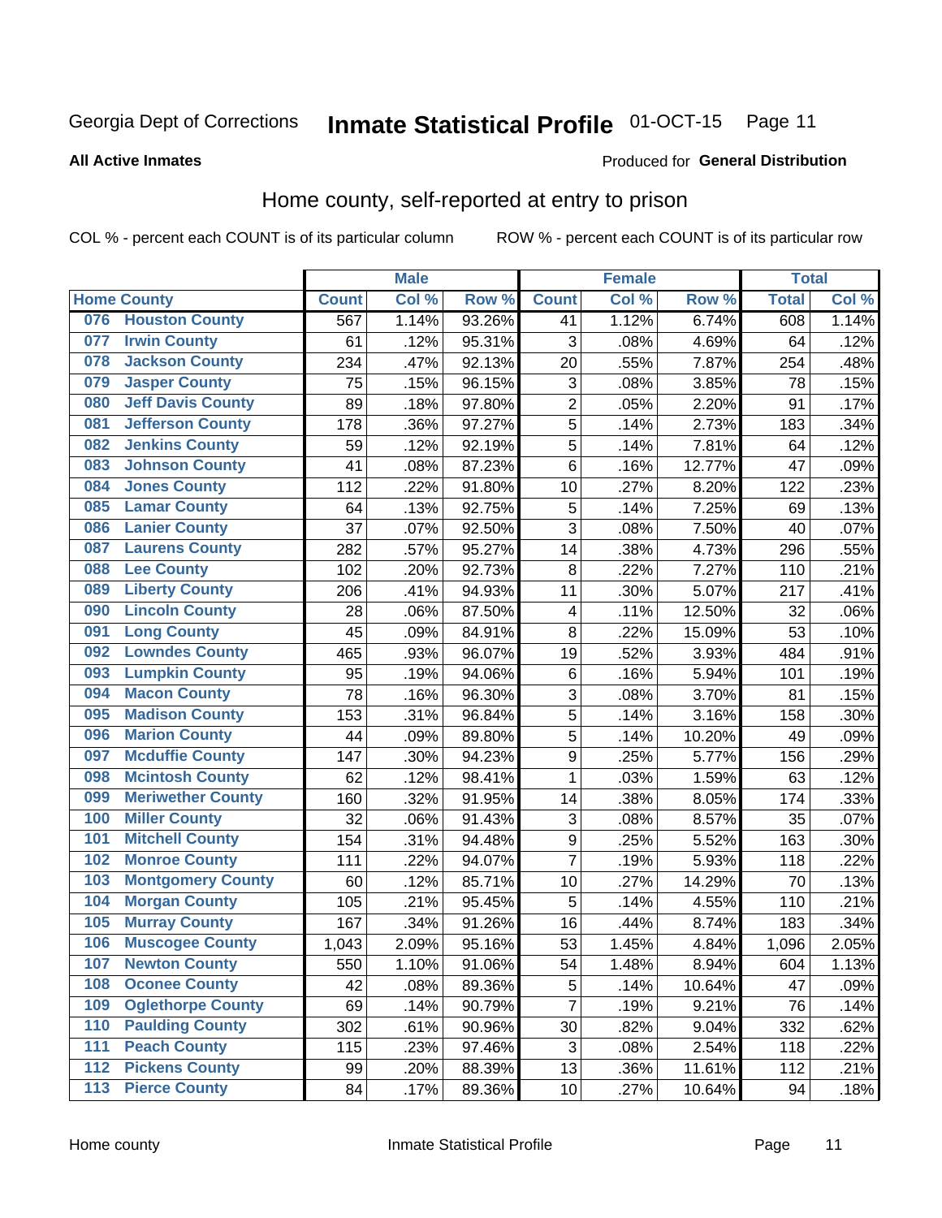Georgia Dept of Corrections **Inmate Statistical Profile** 01-OCT-15

**All Active Inmates**

Produced for **General Distribution**

## Home county, self-reported at entry to prison

COL % - percent each COUNT is of its particular column ROW % - percent each COUNT is of its particular row

| Home County | | Male | | | Female | | | Total | |
|---|---|---|---|---|---|---|---|---|---|
| | | Count | Col % | Row % | Count | Col % | Row % | Total | Col % |
| 076 | Houston County | 567 | 1.14% | 93.26% | 41 | 1.12% | 6.74% | 608 | 1.14% |
| 077 | Irwin County | 61 | .12% | 95.31% | 3 | .08% | 4.69% | 64 | .12% |
| 078 | Jackson County | 234 | .47% | 92.13% | 20 | .55% | 7.87% | 254 | .48% |
| 079 | Jasper County | 75 | .15% | 96.15% | 3 | .08% | 3.85% | 78 | .15% |
| 080 | Jeff Davis County | 89 | .18% | 97.80% | 2 | .05% | 2.20% | 91 | .17% |
| 081 | Jefferson County | 178 | .36% | 97.27% | 5 | .14% | 2.73% | 183 | .34% |
| 082 | Jenkins County | 59 | .12% | 92.19% | 5 | .14% | 7.81% | 64 | .12% |
| 083 | Johnson County | 41 | .08% | 87.23% | 6 | .16% | 12.77% | 47 | .09% |
| 084 | Jones County | 112 | .22% | 91.80% | 10 | .27% | 8.20% | 122 | .23% |
| 085 | Lamar County | 64 | .13% | 92.75% | 5 | .14% | 7.25% | 69 | .13% |
| 086 | Lanier County | 37 | .07% | 92.50% | 3 | .08% | 7.50% | 40 | .07% |
| 087 | Laurens County | 282 | .57% | 95.27% | 14 | .38% | 4.73% | 296 | .55% |
| 088 | Lee County | 102 | .20% | 92.73% | 8 | .22% | 7.27% | 110 | .21% |
| 089 | Liberty County | 206 | .41% | 94.93% | 11 | .30% | 5.07% | 217 | .41% |
| 090 | Lincoln County | 28 | .06% | 87.50% | 4 | .11% | 12.50% | 32 | .06% |
| 091 | Long County | 45 | .09% | 84.91% | 8 | .22% | 15.09% | 53 | .10% |
| 092 | Lowndes County | 465 | .93% | 96.07% | 19 | .52% | 3.93% | 484 | .91% |
| 093 | Lumpkin County | 95 | .19% | 94.06% | 6 | .16% | 5.94% | 101 | .19% |
| 094 | Macon County | 78 | .16% | 96.30% | 3 | .08% | 3.70% | 81 | .15% |
| 095 | Madison County | 153 | .31% | 96.84% | 5 | .14% | 3.16% | 158 | .30% |
| 096 | Marion County | 44 | .09% | 89.80% | 5 | .14% | 10.20% | 49 | .09% |
| 097 | Mcduffie County | 147 | .30% | 94.23% | 9 | .25% | 5.77% | 156 | .29% |
| 098 | Mcintosh County | 62 | .12% | 98.41% | 1 | .03% | 1.59% | 63 | .12% |
| 099 | Meriwether County | 160 | .32% | 91.95% | 14 | .38% | 8.05% | 174 | .33% |
| 100 | Miller County | 32 | .06% | 91.43% | 3 | .08% | 8.57% | 35 | .07% |
| 101 | Mitchell County | 154 | .31% | 94.48% | 9 | .25% | 5.52% | 163 | .30% |
| 102 | Monroe County | 111 | .22% | 94.07% | 7 | .19% | 5.93% | 118 | .22% |
| 103 | Montgomery County | 60 | .12% | 85.71% | 10 | .27% | 14.29% | 70 | .13% |
| 104 | Morgan County | 105 | .21% | 95.45% | 5 | .14% | 4.55% | 110 | .21% |
| 105 | Murray County | 167 | .34% | 91.26% | 16 | .44% | 8.74% | 183 | .34% |
| 106 | Muscogee County | 1,043 | 2.09% | 95.16% | 53 | 1.45% | 4.84% | 1,096 | 2.05% |
| 107 | Newton County | 550 | 1.10% | 91.06% | 54 | 1.48% | 8.94% | 604 | 1.13% |
| 108 | Oconee County | 42 | .08% | 89.36% | 5 | .14% | 10.64% | 47 | .09% |
| 109 | Oglethorpe County | 69 | .14% | 90.79% | 7 | .19% | 9.21% | 76 | .14% |
| 110 | Paulding County | 302 | .61% | 90.96% | 30 | .82% | 9.04% | 332 | .62% |
| 111 | Peach County | 115 | .23% | 97.46% | 3 | .08% | 2.54% | 118 | .22% |
| 112 | Pickens County | 99 | .20% | 88.39% | 13 | .36% | 11.61% | 112 | .21% |
| 113 | Pierce County | 84 | .17% | 89.36% | 10 | .27% | 10.64% | 94 | .18% |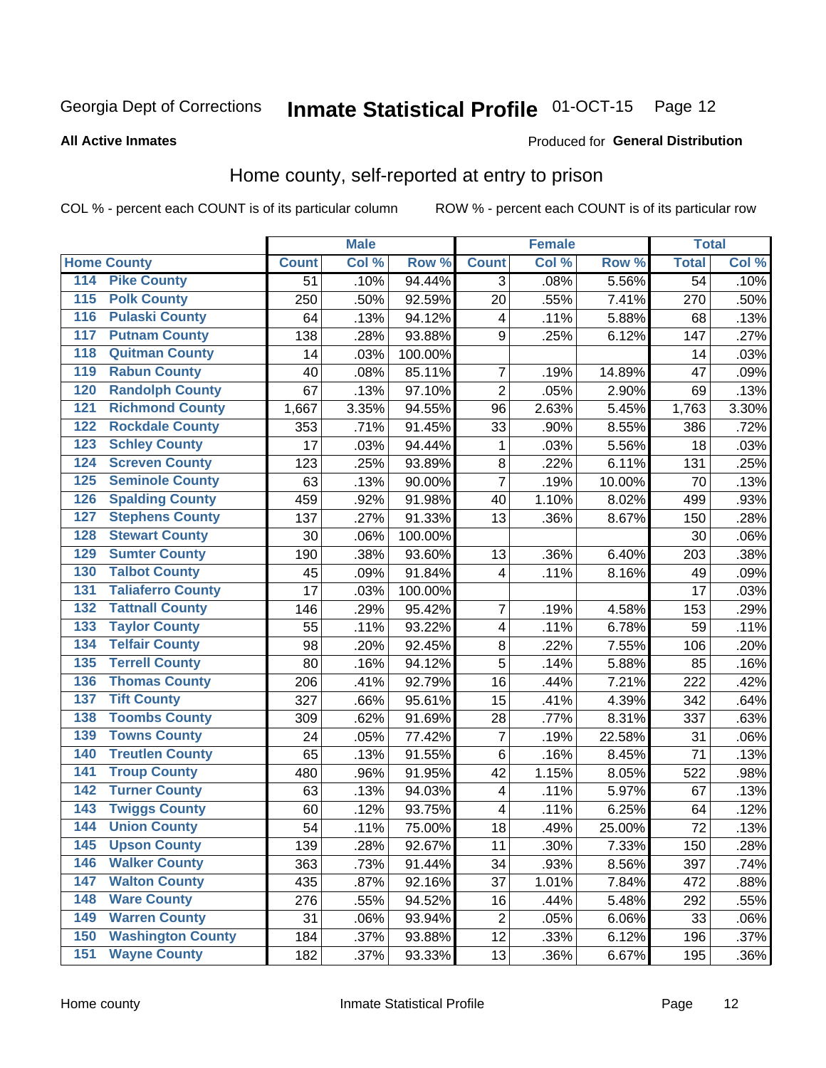Georgia Dept of Corrections **Inmate Statistical Profile** 01-OCT-15 Page 12

**All Active Inmates**

Produced for **General Distribution**

## Home county, self-reported at entry to prison

COL % - percent each COUNT is of its particular column ROW % - percent each COUNT is of its particular row

| Home County | | Male | | | Female | | | Total | |
|---|---|---|---|---|---|---|---|---|---|
| | | Count | Col % | Row % | Count | Col % | Row % | Total | Col % |
| 114 | Pike County | 51 | .10% | 94.44% | 3 | .08% | 5.56% | 54 | .10% |
| 115 | Polk County | 250 | .50% | 92.59% | 20 | .55% | 7.41% | 270 | .50% |
| 116 | Pulaski County | 64 | .13% | 94.12% | 4 | .11% | 5.88% | 68 | .13% |
| 117 | Putnam County | 138 | .28% | 93.88% | 9 | .25% | 6.12% | 147 | .27% |
| 118 | Quitman County | 14 | .03% | 100.00% | | | | 14 | .03% |
| 119 | Rabun County | 40 | .08% | 85.11% | 7 | .19% | 14.89% | 47 | .09% |
| 120 | Randolph County | 67 | .13% | 97.10% | 2 | .05% | 2.90% | 69 | .13% |
| 121 | Richmond County | 1,667 | 3.35% | 94.55% | 96 | 2.63% | 5.45% | 1,763 | 3.30% |
| 122 | Rockdale County | 353 | .71% | 91.45% | 33 | .90% | 8.55% | 386 | .72% |
| 123 | Schley County | 17 | .03% | 94.44% | 1 | .03% | 5.56% | 18 | .03% |
| 124 | Screven County | 123 | .25% | 93.89% | 8 | .22% | 6.11% | 131 | .25% |
| 125 | Seminole County | 63 | .13% | 90.00% | 7 | .19% | 10.00% | 70 | .13% |
| 126 | Spalding County | 459 | .92% | 91.98% | 40 | 1.10% | 8.02% | 499 | .93% |
| 127 | Stephens County | 137 | .27% | 91.33% | 13 | .36% | 8.67% | 150 | .28% |
| 128 | Stewart County | 30 | .06% | 100.00% | | | | 30 | .06% |
| 129 | Sumter County | 190 | .38% | 93.60% | 13 | .36% | 6.40% | 203 | .38% |
| 130 | Talbot County | 45 | .09% | 91.84% | 4 | .11% | 8.16% | 49 | .09% |
| 131 | Taliaferro County | 17 | .03% | 100.00% | | | | 17 | .03% |
| 132 | Tattnall County | 146 | .29% | 95.42% | 7 | .19% | 4.58% | 153 | .29% |
| 133 | Taylor County | 55 | .11% | 93.22% | 4 | .11% | 6.78% | 59 | .11% |
| 134 | Telfair County | 98 | .20% | 92.45% | 8 | .22% | 7.55% | 106 | .20% |
| 135 | Terrell County | 80 | .16% | 94.12% | 5 | .14% | 5.88% | 85 | .16% |
| 136 | Thomas County | 206 | .41% | 92.79% | 16 | .44% | 7.21% | 222 | .42% |
| 137 | Tift County | 327 | .66% | 95.61% | 15 | .41% | 4.39% | 342 | .64% |
| 138 | Toombs County | 309 | .62% | 91.69% | 28 | .77% | 8.31% | 337 | .63% |
| 139 | Towns County | 24 | .05% | 77.42% | 7 | .19% | 22.58% | 31 | .06% |
| 140 | Treutlen County | 65 | .13% | 91.55% | 6 | .16% | 8.45% | 71 | .13% |
| 141 | Troup County | 480 | .96% | 91.95% | 42 | 1.15% | 8.05% | 522 | .98% |
| 142 | Turner County | 63 | .13% | 94.03% | 4 | .11% | 5.97% | 67 | .13% |
| 143 | Twiggs County | 60 | .12% | 93.75% | 4 | .11% | 6.25% | 64 | .12% |
| 144 | Union County | 54 | .11% | 75.00% | 18 | .49% | 25.00% | 72 | .13% |
| 145 | Upson County | 139 | .28% | 92.67% | 11 | .30% | 7.33% | 150 | .28% |
| 146 | Walker County | 363 | .73% | 91.44% | 34 | .93% | 8.56% | 397 | .74% |
| 147 | Walton County | 435 | .87% | 92.16% | 37 | 1.01% | 7.84% | 472 | .88% |
| 148 | Ware County | 276 | .55% | 94.52% | 16 | .44% | 5.48% | 292 | .55% |
| 149 | Warren County | 31 | .06% | 93.94% | 2 | .05% | 6.06% | 33 | .06% |
| 150 | Washington County | 184 | .37% | 93.88% | 12 | .33% | 6.12% | 196 | .37% |
| 151 | Wayne County | 182 | .37% | 93.33% | 13 | .36% | 6.67% | 195 | .36% |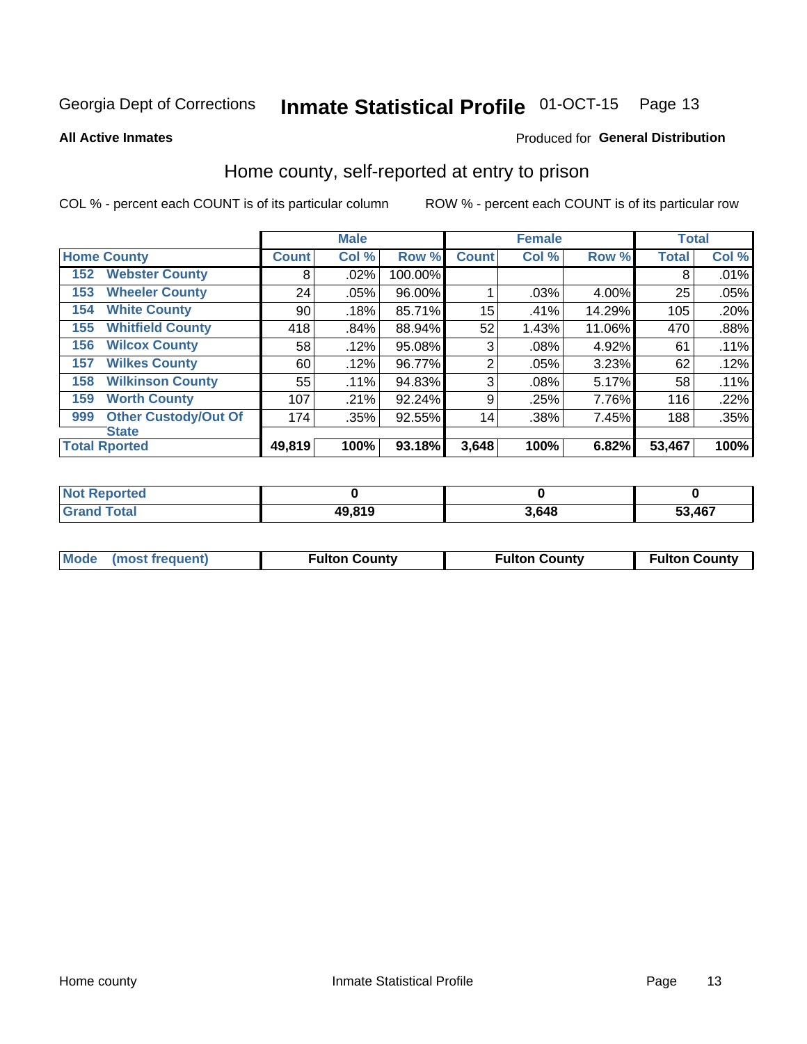Georgia Dept of Corrections **Inmate Statistical Profile** 01-OCT-15

**All Active Inmates**

Produced for **General Distribution**

## Home county, self-reported at entry to prison

COL % - percent each COUNT is of its particular column    ROW % - percent each COUNT is of its particular row

| Home County | | Male | | | Female | | | Total | |
|---|---|---|---|---|---|---|---|---|---|
| | | Count | Col % | Row % | Count | Col % | Row % | Total | Col % |
| 152 | Webster County | 8 | .02% | 100.00% | | | | 8 | .01% |
| 153 | Wheeler County | 24 | .05% | 96.00% | 1 | .03% | 4.00% | 25 | .05% |
| 154 | White County | 90 | .18% | 85.71% | 15 | .41% | 14.29% | 105 | .20% |
| 155 | Whitfield County | 418 | .84% | 88.94% | 52 | 1.43% | 11.06% | 470 | .88% |
| 156 | Wilcox County | 58 | .12% | 95.08% | 3 | .08% | 4.92% | 61 | .11% |
| 157 | Wilkes County | 60 | .12% | 96.77% | 2 | .05% | 3.23% | 62 | .12% |
| 158 | Wilkinson County | 55 | .11% | 94.83% | 3 | .08% | 5.17% | 58 | .11% |
| 159 | Worth County | 107 | .21% | 92.24% | 9 | .25% | 7.76% | 116 | .22% |
| 999 | Other Custody/Out Of State | 174 | .35% | 92.55% | 14 | .38% | 7.45% | 188 | .35% |
| Total Rported | | 49,819 | 100% | 93.18% | 3,648 | 100% | 6.82% | 53,467 | 100% |

| | Male | Female | Total |
|---|---|---|---|
| Not Reported | 0 | 0 | 0 |
| Grand Total | 49,819 | 3,648 | 53,467 |

| | Male | Female | Total |
|---|---|---|---|
| Mode (most frequent) | Fulton County | Fulton County | Fulton County |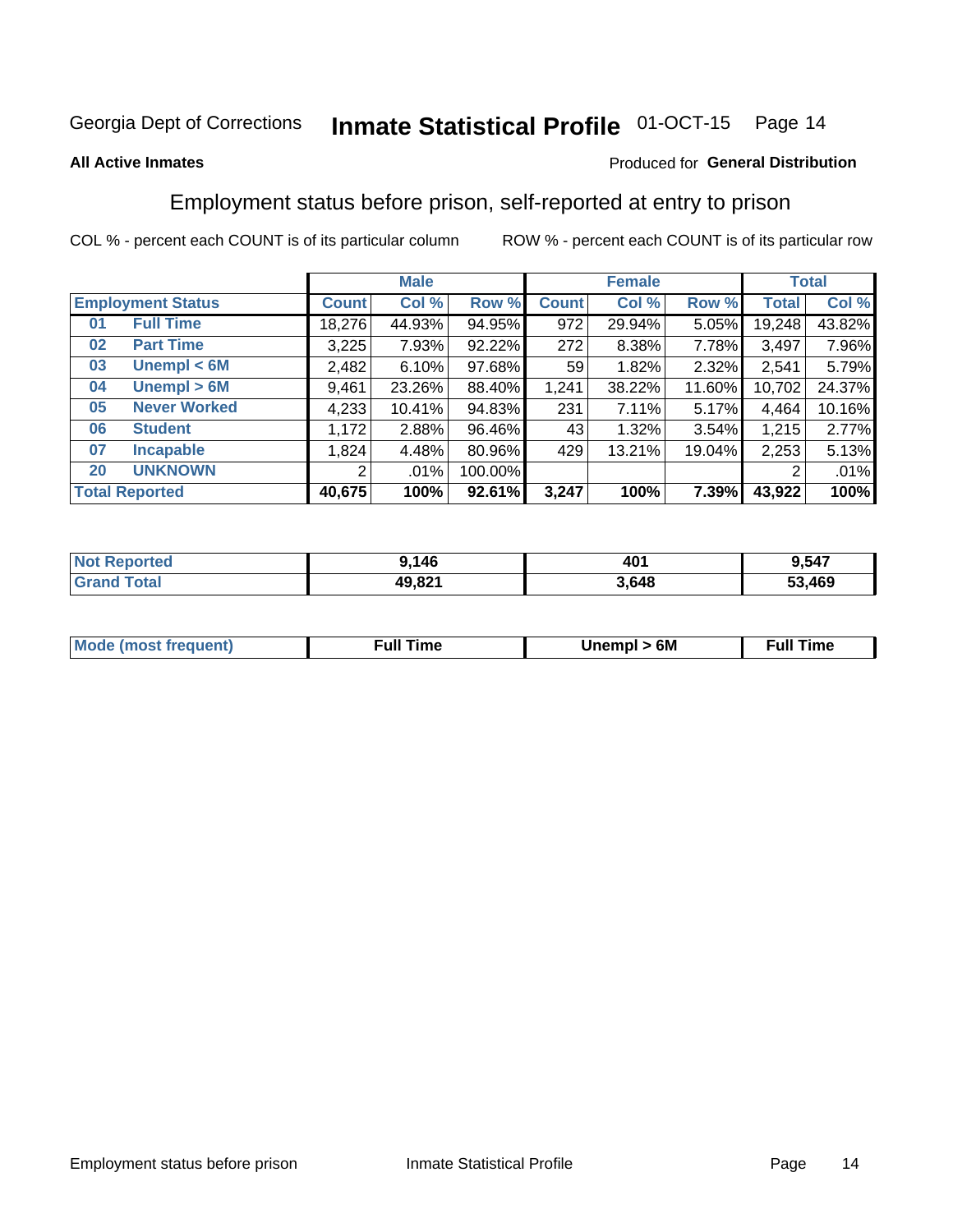Georgia Dept of Corrections **Inmate Statistical Profile** 01-OCT-15

**All Active Inmates**

Produced for **General Distribution**

## Employment status before prison, self-reported at entry to prison

COL % - percent each COUNT is of its particular column ROW % - percent each COUNT is of its particular row

| | | Male | | | Female | | | Total | |
|---|---|---|---|---|---|---|---|---|---|
| **Employment Status** | | **Count** | **Col %** | **Row %** | **Count** | **Col %** | **Row %** | **Total** | **Col %** |
| **01** | **Full Time** | 18,276 | 44.93% | 94.95% | 972 | 29.94% | 5.05% | 19,248 | 43.82% |
| **02** | **Part Time** | 3,225 | 7.93% | 92.22% | 272 | 8.38% | 7.78% | 3,497 | 7.96% |
| **03** | **Unempl < 6M** | 2,482 | 6.10% | 97.68% | 59 | 1.82% | 2.32% | 2,541 | 5.79% |
| **04** | **Unempl > 6M** | 9,461 | 23.26% | 88.40% | 1,241 | 38.22% | 11.60% | 10,702 | 24.37% |
| **05** | **Never Worked** | 4,233 | 10.41% | 94.83% | 231 | 7.11% | 5.17% | 4,464 | 10.16% |
| **06** | **Student** | 1,172 | 2.88% | 96.46% | 43 | 1.32% | 3.54% | 1,215 | 2.77% |
| **07** | **Incapable** | 1,824 | 4.48% | 80.96% | 429 | 13.21% | 19.04% | 2,253 | 5.13% |
| **20** | **UNKNOWN** | 2 | .01% | 100.00% | | | | 2 | .01% |
| **Total Reported** | | **40,675** | **100%** | **92.61%** | **3,247** | **100%** | **7.39%** | **43,922** | **100%** |

| | Male | Female | Total |
|---|---|---|---|
| **Not Reported** | **9,146** | **401** | **9,547** |
| **Grand Total** | **49,821** | **3,648** | **53,469** |

| | Male | Female | Total |
|---|---|---|---|
| **Mode (most frequent)** | **Full Time** | **Unempl > 6M** | **Full Time** |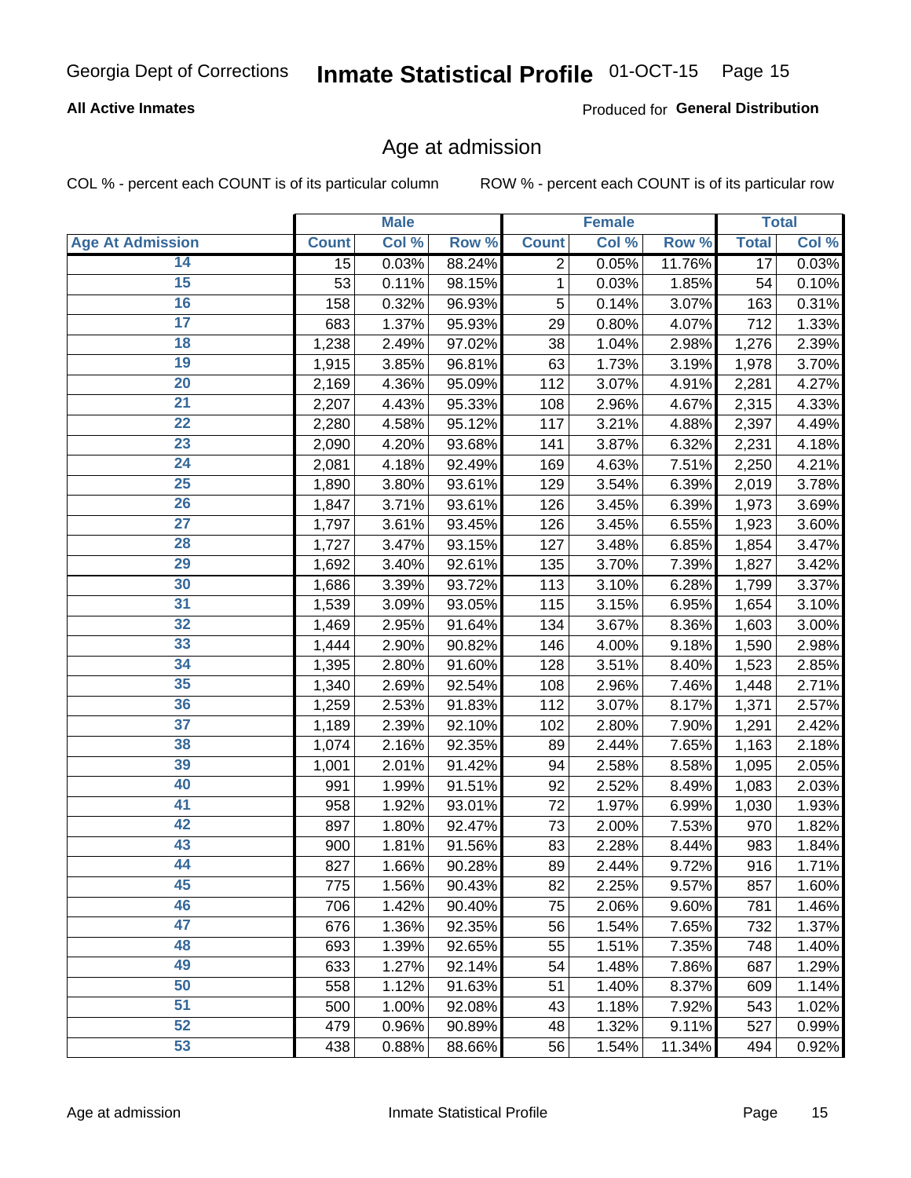Georgia Dept of Corrections **Inmate Statistical Profile** 01-OCT-15

**All Active Inmates**

Produced for **General Distribution**

## Age at admission

COL % - percent each COUNT is of its particular column ROW % - percent each COUNT is of its particular row

| | Male | | | Female | | | Total | |
|---|---|---|---|---|---|---|---|---|
| **Age At Admission** | **Count** | **Col %** | **Row %** | **Count** | **Col %** | **Row %** | **Total** | **Col %** |
| 14 | 15 | 0.03% | 88.24% | 2 | 0.05% | 11.76% | 17 | 0.03% |
| 15 | 53 | 0.11% | 98.15% | 1 | 0.03% | 1.85% | 54 | 0.10% |
| 16 | 158 | 0.32% | 96.93% | 5 | 0.14% | 3.07% | 163 | 0.31% |
| 17 | 683 | 1.37% | 95.93% | 29 | 0.80% | 4.07% | 712 | 1.33% |
| 18 | 1,238 | 2.49% | 97.02% | 38 | 1.04% | 2.98% | 1,276 | 2.39% |
| 19 | 1,915 | 3.85% | 96.81% | 63 | 1.73% | 3.19% | 1,978 | 3.70% |
| 20 | 2,169 | 4.36% | 95.09% | 112 | 3.07% | 4.91% | 2,281 | 4.27% |
| 21 | 2,207 | 4.43% | 95.33% | 108 | 2.96% | 4.67% | 2,315 | 4.33% |
| 22 | 2,280 | 4.58% | 95.12% | 117 | 3.21% | 4.88% | 2,397 | 4.49% |
| 23 | 2,090 | 4.20% | 93.68% | 141 | 3.87% | 6.32% | 2,231 | 4.18% |
| 24 | 2,081 | 4.18% | 92.49% | 169 | 4.63% | 7.51% | 2,250 | 4.21% |
| 25 | 1,890 | 3.80% | 93.61% | 129 | 3.54% | 6.39% | 2,019 | 3.78% |
| 26 | 1,847 | 3.71% | 93.61% | 126 | 3.45% | 6.39% | 1,973 | 3.69% |
| 27 | 1,797 | 3.61% | 93.45% | 126 | 3.45% | 6.55% | 1,923 | 3.60% |
| 28 | 1,727 | 3.47% | 93.15% | 127 | 3.48% | 6.85% | 1,854 | 3.47% |
| 29 | 1,692 | 3.40% | 92.61% | 135 | 3.70% | 7.39% | 1,827 | 3.42% |
| 30 | 1,686 | 3.39% | 93.72% | 113 | 3.10% | 6.28% | 1,799 | 3.37% |
| 31 | 1,539 | 3.09% | 93.05% | 115 | 3.15% | 6.95% | 1,654 | 3.10% |
| 32 | 1,469 | 2.95% | 91.64% | 134 | 3.67% | 8.36% | 1,603 | 3.00% |
| 33 | 1,444 | 2.90% | 90.82% | 146 | 4.00% | 9.18% | 1,590 | 2.98% |
| 34 | 1,395 | 2.80% | 91.60% | 128 | 3.51% | 8.40% | 1,523 | 2.85% |
| 35 | 1,340 | 2.69% | 92.54% | 108 | 2.96% | 7.46% | 1,448 | 2.71% |
| 36 | 1,259 | 2.53% | 91.83% | 112 | 3.07% | 8.17% | 1,371 | 2.57% |
| 37 | 1,189 | 2.39% | 92.10% | 102 | 2.80% | 7.90% | 1,291 | 2.42% |
| 38 | 1,074 | 2.16% | 92.35% | 89 | 2.44% | 7.65% | 1,163 | 2.18% |
| 39 | 1,001 | 2.01% | 91.42% | 94 | 2.58% | 8.58% | 1,095 | 2.05% |
| 40 | 991 | 1.99% | 91.51% | 92 | 2.52% | 8.49% | 1,083 | 2.03% |
| 41 | 958 | 1.92% | 93.01% | 72 | 1.97% | 6.99% | 1,030 | 1.93% |
| 42 | 897 | 1.80% | 92.47% | 73 | 2.00% | 7.53% | 970 | 1.82% |
| 43 | 900 | 1.81% | 91.56% | 83 | 2.28% | 8.44% | 983 | 1.84% |
| 44 | 827 | 1.66% | 90.28% | 89 | 2.44% | 9.72% | 916 | 1.71% |
| 45 | 775 | 1.56% | 90.43% | 82 | 2.25% | 9.57% | 857 | 1.60% |
| 46 | 706 | 1.42% | 90.40% | 75 | 2.06% | 9.60% | 781 | 1.46% |
| 47 | 676 | 1.36% | 92.35% | 56 | 1.54% | 7.65% | 732 | 1.37% |
| 48 | 693 | 1.39% | 92.65% | 55 | 1.51% | 7.35% | 748 | 1.40% |
| 49 | 633 | 1.27% | 92.14% | 54 | 1.48% | 7.86% | 687 | 1.29% |
| 50 | 558 | 1.12% | 91.63% | 51 | 1.40% | 8.37% | 609 | 1.14% |
| 51 | 500 | 1.00% | 92.08% | 43 | 1.18% | 7.92% | 543 | 1.02% |
| 52 | 479 | 0.96% | 90.89% | 48 | 1.32% | 9.11% | 527 | 0.99% |
| 53 | 438 | 0.88% | 88.66% | 56 | 1.54% | 11.34% | 494 | 0.92% |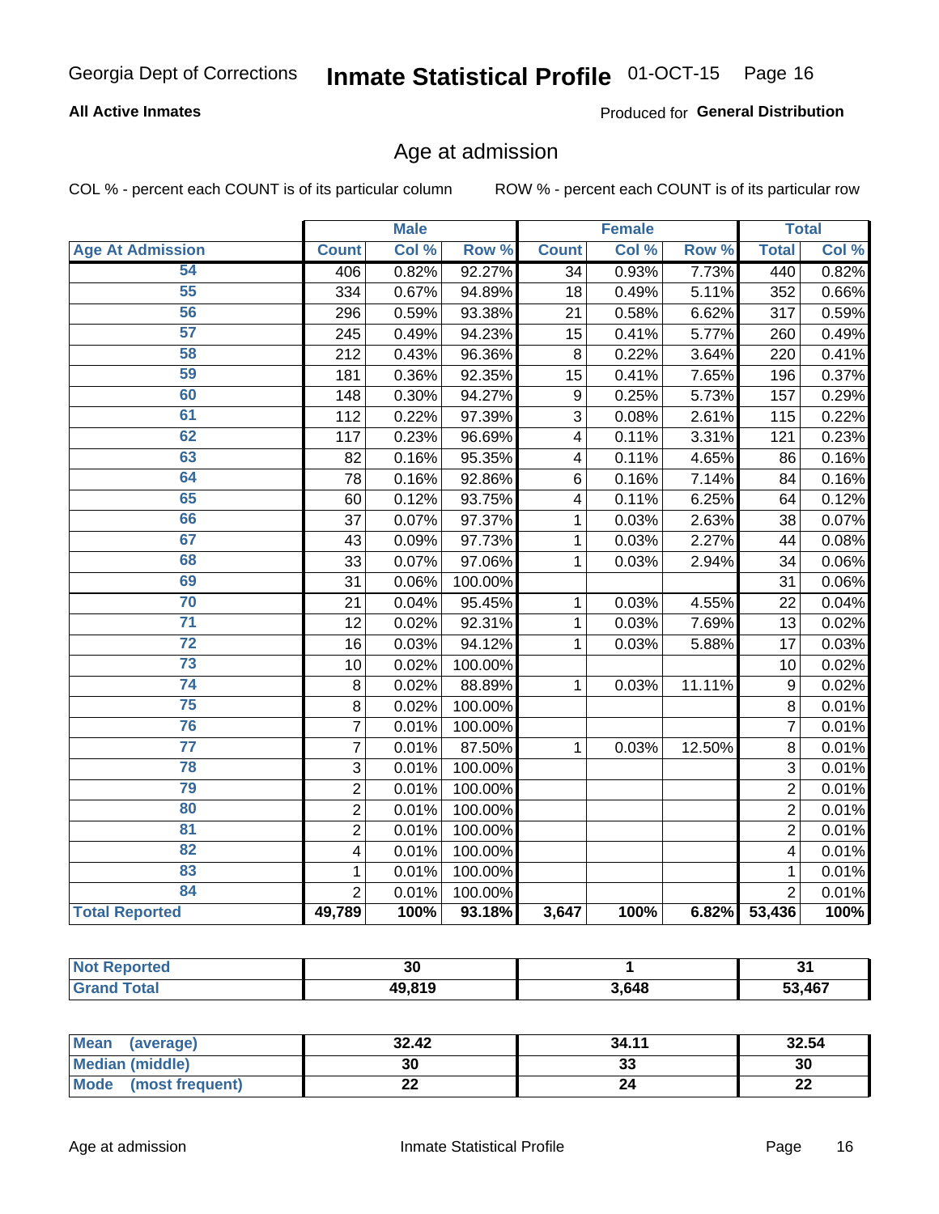Georgia Dept of Corrections **Inmate Statistical Profile** 01-OCT-15

**All Active Inmates**

Produced for **General Distribution**

## Age at admission

COL % - percent each COUNT is of its particular column

ROW % - percent each COUNT is of its particular row

| | Male | | | Female | | | Total | |
|---|---|---|---|---|---|---|---|---|
| **Age At Admission** | **Count** | **Col %** | **Row %** | **Count** | **Col %** | **Row %** | **Total** | **Col %** |
| 54 | 406 | 0.82% | 92.27% | 34 | 0.93% | 7.73% | 440 | 0.82% |
| 55 | 334 | 0.67% | 94.89% | 18 | 0.49% | 5.11% | 352 | 0.66% |
| 56 | 296 | 0.59% | 93.38% | 21 | 0.58% | 6.62% | 317 | 0.59% |
| 57 | 245 | 0.49% | 94.23% | 15 | 0.41% | 5.77% | 260 | 0.49% |
| 58 | 212 | 0.43% | 96.36% | 8 | 0.22% | 3.64% | 220 | 0.41% |
| 59 | 181 | 0.36% | 92.35% | 15 | 0.41% | 7.65% | 196 | 0.37% |
| 60 | 148 | 0.30% | 94.27% | 9 | 0.25% | 5.73% | 157 | 0.29% |
| 61 | 112 | 0.22% | 97.39% | 3 | 0.08% | 2.61% | 115 | 0.22% |
| 62 | 117 | 0.23% | 96.69% | 4 | 0.11% | 3.31% | 121 | 0.23% |
| 63 | 82 | 0.16% | 95.35% | 4 | 0.11% | 4.65% | 86 | 0.16% |
| 64 | 78 | 0.16% | 92.86% | 6 | 0.16% | 7.14% | 84 | 0.16% |
| 65 | 60 | 0.12% | 93.75% | 4 | 0.11% | 6.25% | 64 | 0.12% |
| 66 | 37 | 0.07% | 97.37% | 1 | 0.03% | 2.63% | 38 | 0.07% |
| 67 | 43 | 0.09% | 97.73% | 1 | 0.03% | 2.27% | 44 | 0.08% |
| 68 | 33 | 0.07% | 97.06% | 1 | 0.03% | 2.94% | 34 | 0.06% |
| 69 | 31 | 0.06% | 100.00% | | | | 31 | 0.06% |
| 70 | 21 | 0.04% | 95.45% | 1 | 0.03% | 4.55% | 22 | 0.04% |
| 71 | 12 | 0.02% | 92.31% | 1 | 0.03% | 7.69% | 13 | 0.02% |
| 72 | 16 | 0.03% | 94.12% | 1 | 0.03% | 5.88% | 17 | 0.03% |
| 73 | 10 | 0.02% | 100.00% | | | | 10 | 0.02% |
| 74 | 8 | 0.02% | 88.89% | 1 | 0.03% | 11.11% | 9 | 0.02% |
| 75 | 8 | 0.02% | 100.00% | | | | 8 | 0.01% |
| 76 | 7 | 0.01% | 100.00% | | | | 7 | 0.01% |
| 77 | 7 | 0.01% | 87.50% | 1 | 0.03% | 12.50% | 8 | 0.01% |
| 78 | 3 | 0.01% | 100.00% | | | | 3 | 0.01% |
| 79 | 2 | 0.01% | 100.00% | | | | 2 | 0.01% |
| 80 | 2 | 0.01% | 100.00% | | | | 2 | 0.01% |
| 81 | 2 | 0.01% | 100.00% | | | | 2 | 0.01% |
| 82 | 4 | 0.01% | 100.00% | | | | 4 | 0.01% |
| 83 | 1 | 0.01% | 100.00% | | | | 1 | 0.01% |
| 84 | 2 | 0.01% | 100.00% | | | | 2 | 0.01% |
| **Total Reported** | **49,789** | **100%** | **93.18%** | **3,647** | **100%** | **6.82%** | **53,436** | **100%** |

| | Male | Female | Total |
|---|---|---|---|
| **Not Reported** | **30** | **1** | **31** |
| **Grand Total** | **49,819** | **3,648** | **53,467** |

| | Male | Female | Total |
|---|---|---|---|
| **Mean (average)** | **32.42** | **34.11** | **32.54** |
| **Median (middle)** | **30** | **33** | **30** |
| **Mode (most frequent)** | **22** | **24** | **22** |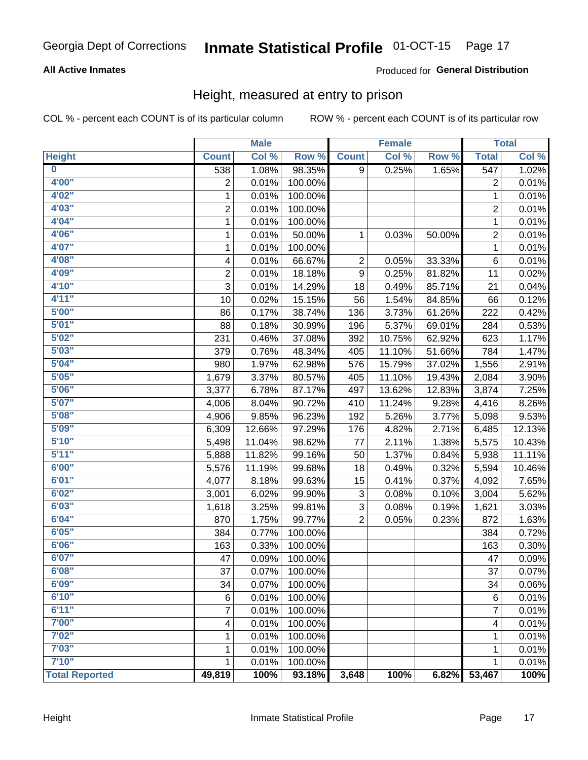Georgia Dept of Corrections **Inmate Statistical Profile** 01-OCT-15

**All Active Inmates**

Produced for **General Distribution**

## Height, measured at entry to prison

COL % - percent each COUNT is of its particular column ROW % - percent each COUNT is of its particular row

| | Male | | | Female | | | Total | |
|---|---|---|---|---|---|---|---|---|
| **Height** | **Count** | **Col %** | **Row %** | **Count** | **Col %** | **Row %** | **Total** | **Col %** |
| **0** | 538 | 1.08% | 98.35% | 9 | 0.25% | 1.65% | 547 | 1.02% |
| **4'00"** | 2 | 0.01% | 100.00% | | | | 2 | 0.01% |
| **4'02"** | 1 | 0.01% | 100.00% | | | | 1 | 0.01% |
| **4'03"** | 2 | 0.01% | 100.00% | | | | 2 | 0.01% |
| **4'04"** | 1 | 0.01% | 100.00% | | | | 1 | 0.01% |
| **4'06"** | 1 | 0.01% | 50.00% | 1 | 0.03% | 50.00% | 2 | 0.01% |
| **4'07"** | 1 | 0.01% | 100.00% | | | | 1 | 0.01% |
| **4'08"** | 4 | 0.01% | 66.67% | 2 | 0.05% | 33.33% | 6 | 0.01% |
| **4'09"** | 2 | 0.01% | 18.18% | 9 | 0.25% | 81.82% | 11 | 0.02% |
| **4'10"** | 3 | 0.01% | 14.29% | 18 | 0.49% | 85.71% | 21 | 0.04% |
| **4'11"** | 10 | 0.02% | 15.15% | 56 | 1.54% | 84.85% | 66 | 0.12% |
| **5'00"** | 86 | 0.17% | 38.74% | 136 | 3.73% | 61.26% | 222 | 0.42% |
| **5'01"** | 88 | 0.18% | 30.99% | 196 | 5.37% | 69.01% | 284 | 0.53% |
| **5'02"** | 231 | 0.46% | 37.08% | 392 | 10.75% | 62.92% | 623 | 1.17% |
| **5'03"** | 379 | 0.76% | 48.34% | 405 | 11.10% | 51.66% | 784 | 1.47% |
| **5'04"** | 980 | 1.97% | 62.98% | 576 | 15.79% | 37.02% | 1,556 | 2.91% |
| **5'05"** | 1,679 | 3.37% | 80.57% | 405 | 11.10% | 19.43% | 2,084 | 3.90% |
| **5'06"** | 3,377 | 6.78% | 87.17% | 497 | 13.62% | 12.83% | 3,874 | 7.25% |
| **5'07"** | 4,006 | 8.04% | 90.72% | 410 | 11.24% | 9.28% | 4,416 | 8.26% |
| **5'08"** | 4,906 | 9.85% | 96.23% | 192 | 5.26% | 3.77% | 5,098 | 9.53% |
| **5'09"** | 6,309 | 12.66% | 97.29% | 176 | 4.82% | 2.71% | 6,485 | 12.13% |
| **5'10"** | 5,498 | 11.04% | 98.62% | 77 | 2.11% | 1.38% | 5,575 | 10.43% |
| **5'11"** | 5,888 | 11.82% | 99.16% | 50 | 1.37% | 0.84% | 5,938 | 11.11% |
| **6'00"** | 5,576 | 11.19% | 99.68% | 18 | 0.49% | 0.32% | 5,594 | 10.46% |
| **6'01"** | 4,077 | 8.18% | 99.63% | 15 | 0.41% | 0.37% | 4,092 | 7.65% |
| **6'02"** | 3,001 | 6.02% | 99.90% | 3 | 0.08% | 0.10% | 3,004 | 5.62% |
| **6'03"** | 1,618 | 3.25% | 99.81% | 3 | 0.08% | 0.19% | 1,621 | 3.03% |
| **6'04"** | 870 | 1.75% | 99.77% | 2 | 0.05% | 0.23% | 872 | 1.63% |
| **6'05"** | 384 | 0.77% | 100.00% | | | | 384 | 0.72% |
| **6'06"** | 163 | 0.33% | 100.00% | | | | 163 | 0.30% |
| **6'07"** | 47 | 0.09% | 100.00% | | | | 47 | 0.09% |
| **6'08"** | 37 | 0.07% | 100.00% | | | | 37 | 0.07% |
| **6'09"** | 34 | 0.07% | 100.00% | | | | 34 | 0.06% |
| **6'10"** | 6 | 0.01% | 100.00% | | | | 6 | 0.01% |
| **6'11"** | 7 | 0.01% | 100.00% | | | | 7 | 0.01% |
| **7'00"** | 4 | 0.01% | 100.00% | | | | 4 | 0.01% |
| **7'02"** | 1 | 0.01% | 100.00% | | | | 1 | 0.01% |
| **7'03"** | 1 | 0.01% | 100.00% | | | | 1 | 0.01% |
| **7'10"** | 1 | 0.01% | 100.00% | | | | 1 | 0.01% |
| **Total Reported** | **49,819** | **100%** | **93.18%** | **3,648** | **100%** | **6.82%** | **53,467** | **100%** |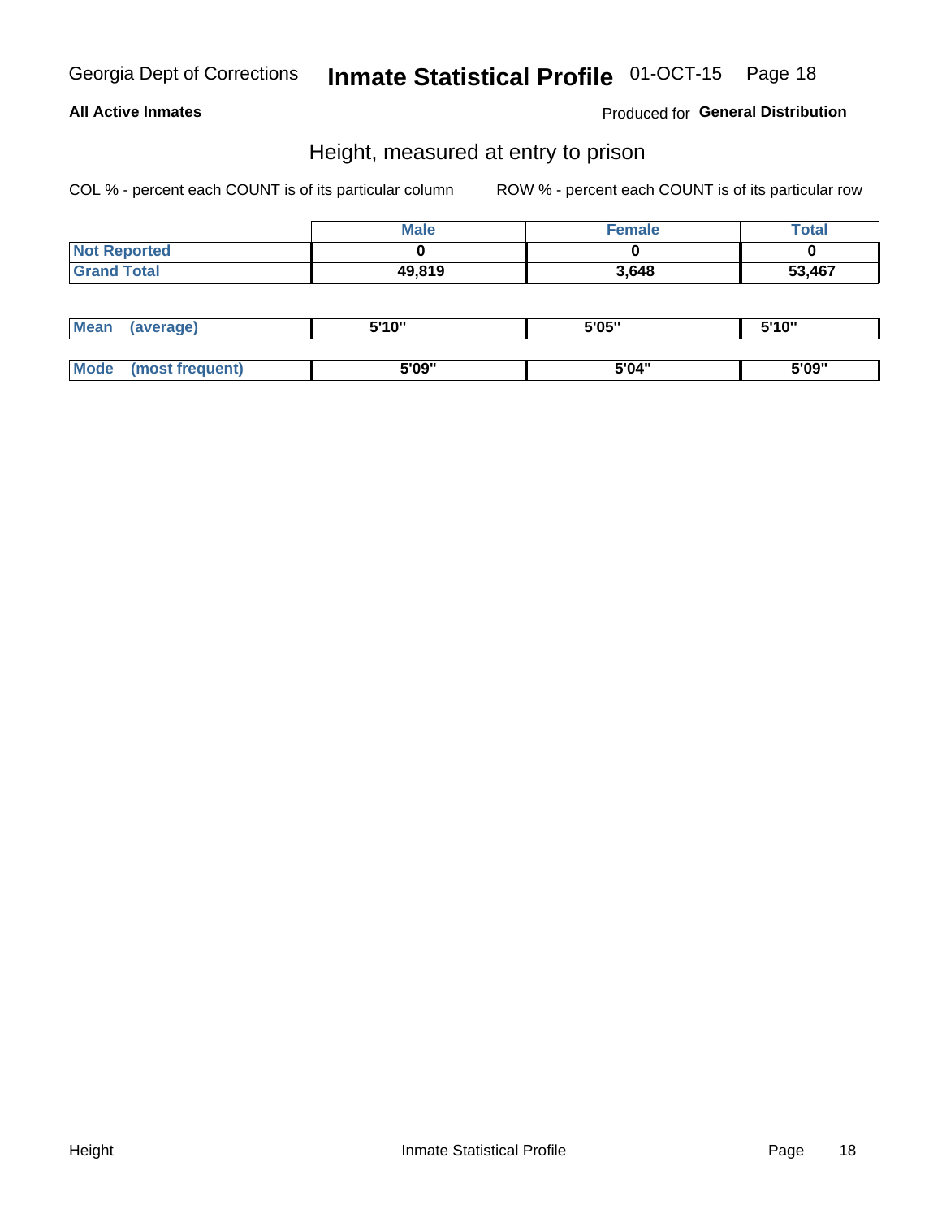Georgia Dept of Corrections **Inmate Statistical Profile** 01-OCT-15

**All Active Inmates**

Produced for **General Distribution**

## Height, measured at entry to prison

COL % - percent each COUNT is of its particular column

ROW % - percent each COUNT is of its particular row

| | Male | Female | Total |
|---|---|---|---|
| **Not Reported** | **0** | **0** | **0** |
| **Grand Total** | **49,819** | **3,648** | **53,467** |

| | Male | Female | Total |
|---|---|---|---|
| **Mean (average)** | **5'10"** | **5'05"** | **5'10"** |
| **Mode (most frequent)** | **5'09"** | **5'04"** | **5'09"** |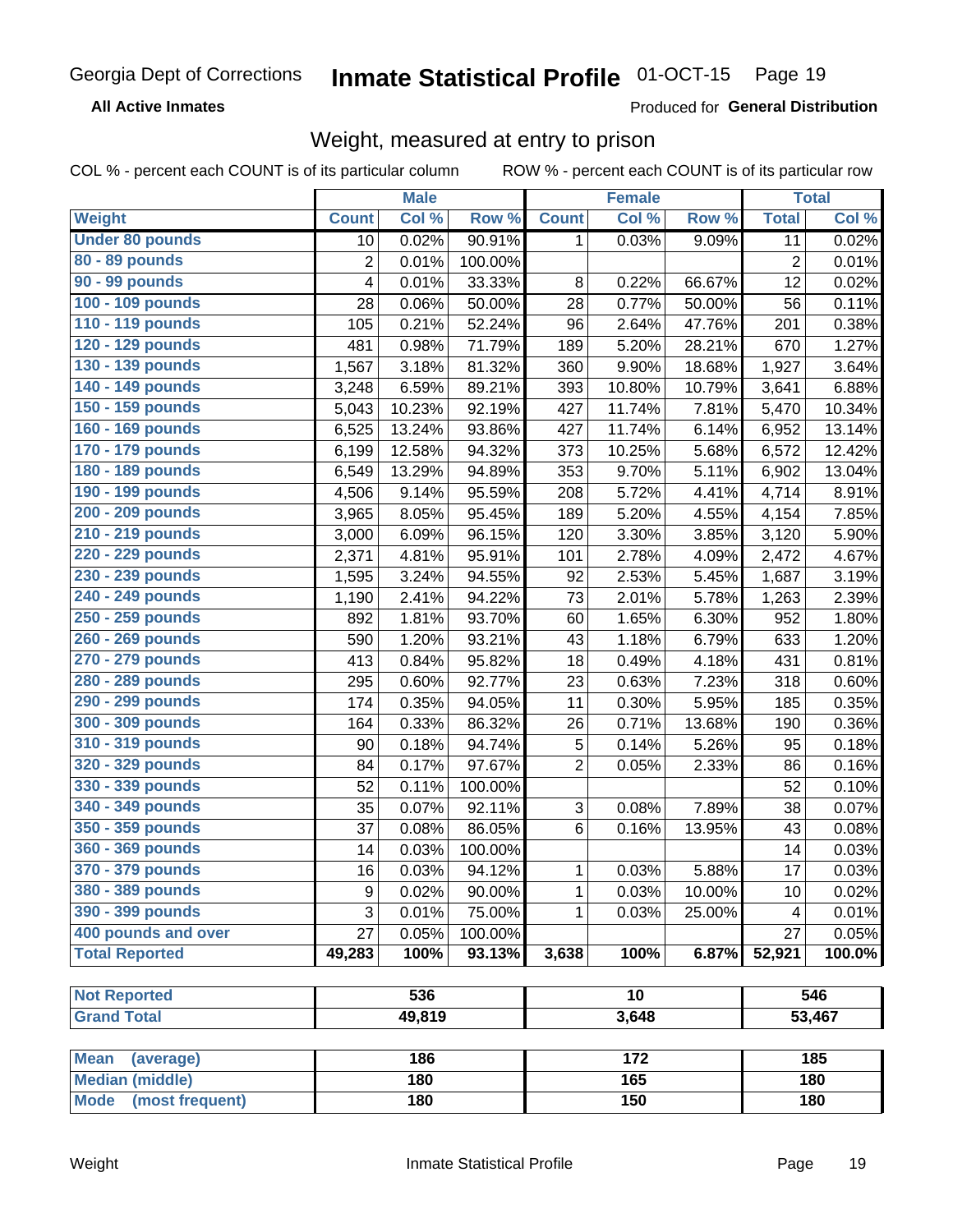Georgia Dept of Corrections **Inmate Statistical Profile** 01-OCT-15

**All Active Inmates** Produced for **General Distribution**

## Weight, measured at entry to prison

COL % - percent each COUNT is of its particular column ROW % - percent each COUNT is of its particular row

| | Male | | | Female | | | Total | |
|---|---|---|---|---|---|---|---|---|
| **Weight** | **Count** | **Col %** | **Row %** | **Count** | **Col %** | **Row %** | **Total** | **Col %** |
| **Under 80 pounds** | 10 | 0.02% | 90.91% | 1 | 0.03% | 9.09% | 11 | 0.02% |
| **80 - 89 pounds** | 2 | 0.01% | 100.00% | | | | 2 | 0.01% |
| **90 - 99 pounds** | 4 | 0.01% | 33.33% | 8 | 0.22% | 66.67% | 12 | 0.02% |
| **100 - 109 pounds** | 28 | 0.06% | 50.00% | 28 | 0.77% | 50.00% | 56 | 0.11% |
| **110 - 119 pounds** | 105 | 0.21% | 52.24% | 96 | 2.64% | 47.76% | 201 | 0.38% |
| **120 - 129 pounds** | 481 | 0.98% | 71.79% | 189 | 5.20% | 28.21% | 670 | 1.27% |
| **130 - 139 pounds** | 1,567 | 3.18% | 81.32% | 360 | 9.90% | 18.68% | 1,927 | 3.64% |
| **140 - 149 pounds** | 3,248 | 6.59% | 89.21% | 393 | 10.80% | 10.79% | 3,641 | 6.88% |
| **150 - 159 pounds** | 5,043 | 10.23% | 92.19% | 427 | 11.74% | 7.81% | 5,470 | 10.34% |
| **160 - 169 pounds** | 6,525 | 13.24% | 93.86% | 427 | 11.74% | 6.14% | 6,952 | 13.14% |
| **170 - 179 pounds** | 6,199 | 12.58% | 94.32% | 373 | 10.25% | 5.68% | 6,572 | 12.42% |
| **180 - 189 pounds** | 6,549 | 13.29% | 94.89% | 353 | 9.70% | 5.11% | 6,902 | 13.04% |
| **190 - 199 pounds** | 4,506 | 9.14% | 95.59% | 208 | 5.72% | 4.41% | 4,714 | 8.91% |
| **200 - 209 pounds** | 3,965 | 8.05% | 95.45% | 189 | 5.20% | 4.55% | 4,154 | 7.85% |
| **210 - 219 pounds** | 3,000 | 6.09% | 96.15% | 120 | 3.30% | 3.85% | 3,120 | 5.90% |
| **220 - 229 pounds** | 2,371 | 4.81% | 95.91% | 101 | 2.78% | 4.09% | 2,472 | 4.67% |
| **230 - 239 pounds** | 1,595 | 3.24% | 94.55% | 92 | 2.53% | 5.45% | 1,687 | 3.19% |
| **240 - 249 pounds** | 1,190 | 2.41% | 94.22% | 73 | 2.01% | 5.78% | 1,263 | 2.39% |
| **250 - 259 pounds** | 892 | 1.81% | 93.70% | 60 | 1.65% | 6.30% | 952 | 1.80% |
| **260 - 269 pounds** | 590 | 1.20% | 93.21% | 43 | 1.18% | 6.79% | 633 | 1.20% |
| **270 - 279 pounds** | 413 | 0.84% | 95.82% | 18 | 0.49% | 4.18% | 431 | 0.81% |
| **280 - 289 pounds** | 295 | 0.60% | 92.77% | 23 | 0.63% | 7.23% | 318 | 0.60% |
| **290 - 299 pounds** | 174 | 0.35% | 94.05% | 11 | 0.30% | 5.95% | 185 | 0.35% |
| **300 - 309 pounds** | 164 | 0.33% | 86.32% | 26 | 0.71% | 13.68% | 190 | 0.36% |
| **310 - 319 pounds** | 90 | 0.18% | 94.74% | 5 | 0.14% | 5.26% | 95 | 0.18% |
| **320 - 329 pounds** | 84 | 0.17% | 97.67% | 2 | 0.05% | 2.33% | 86 | 0.16% |
| **330 - 339 pounds** | 52 | 0.11% | 100.00% | | | | 52 | 0.10% |
| **340 - 349 pounds** | 35 | 0.07% | 92.11% | 3 | 0.08% | 7.89% | 38 | 0.07% |
| **350 - 359 pounds** | 37 | 0.08% | 86.05% | 6 | 0.16% | 13.95% | 43 | 0.08% |
| **360 - 369 pounds** | 14 | 0.03% | 100.00% | | | | 14 | 0.03% |
| **370 - 379 pounds** | 16 | 0.03% | 94.12% | 1 | 0.03% | 5.88% | 17 | 0.03% |
| **380 - 389 pounds** | 9 | 0.02% | 90.00% | 1 | 0.03% | 10.00% | 10 | 0.02% |
| **390 - 399 pounds** | 3 | 0.01% | 75.00% | 1 | 0.03% | 25.00% | 4 | 0.01% |
| **400 pounds and over** | 27 | 0.05% | 100.00% | | | | 27 | 0.05% |
| **Total Reported** | **49,283** | **100%** | **93.13%** | **3,638** | **100%** | **6.87%** | **52,921** | **100.0%** |

| | Male | Female | Total |
|---|---|---|---|
| **Not Reported** | **536** | **10** | **546** |
| **Grand Total** | **49,819** | **3,648** | **53,467** |

| | Male | Female | Total |
|---|---|---|---|
| **Mean (average)** | **186** | **172** | **185** |
| **Median (middle)** | **180** | **165** | **180** |
| **Mode (most frequent)** | **180** | **150** | **180** |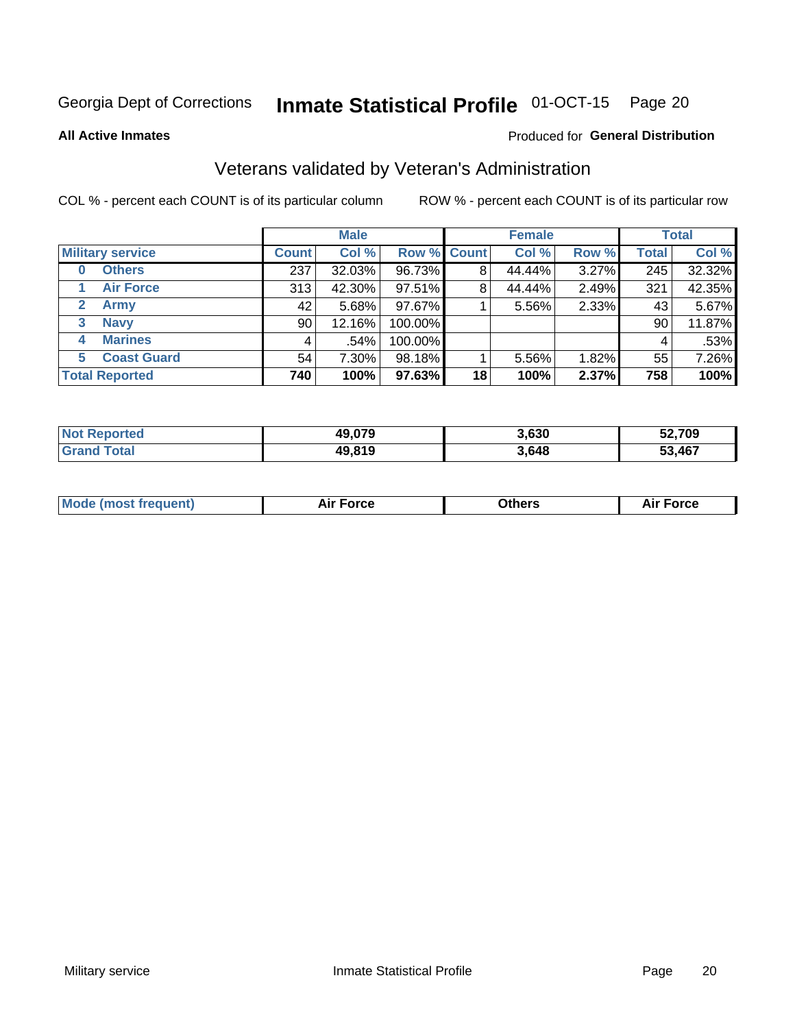Georgia Dept of Corrections **Inmate Statistical Profile** 01-OCT-15

**All Active Inmates**

Produced for **General Distribution**

## Veterans validated by Veteran's Administration

COL % - percent each COUNT is of its particular column    ROW % - percent each COUNT is of its particular row

| | Male | | | Female | | | Total | |
|---|---|---|---|---|---|---|---|---|
| **Military service** | **Count** | **Col %** | **Row %** | **Count** | **Col %** | **Row %** | **Total** | **Col %** |
| 0 Others | 237 | 32.03% | 96.73% | 8 | 44.44% | 3.27% | 245 | 32.32% |
| 1 Air Force | 313 | 42.30% | 97.51% | 8 | 44.44% | 2.49% | 321 | 42.35% |
| 2 Army | 42 | 5.68% | 97.67% | 1 | 5.56% | 2.33% | 43 | 5.67% |
| 3 Navy | 90 | 12.16% | 100.00% | | | | 90 | 11.87% |
| 4 Marines | 4 | .54% | 100.00% | | | | 4 | .53% |
| 5 Coast Guard | 54 | 7.30% | 98.18% | 1 | 5.56% | 1.82% | 55 | 7.26% |
| **Total Reported** | **740** | **100%** | **97.63%** | **18** | **100%** | **2.37%** | **758** | **100%** |

| | Male | Female | Total |
|---|---|---|---|
| **Not Reported** | **49,079** | **3,630** | **52,709** |
| **Grand Total** | **49,819** | **3,648** | **53,467** |

| | Male | Female | Total |
|---|---|---|---|
| **Mode (most frequent)** | **Air Force** | **Others** | **Air Force** |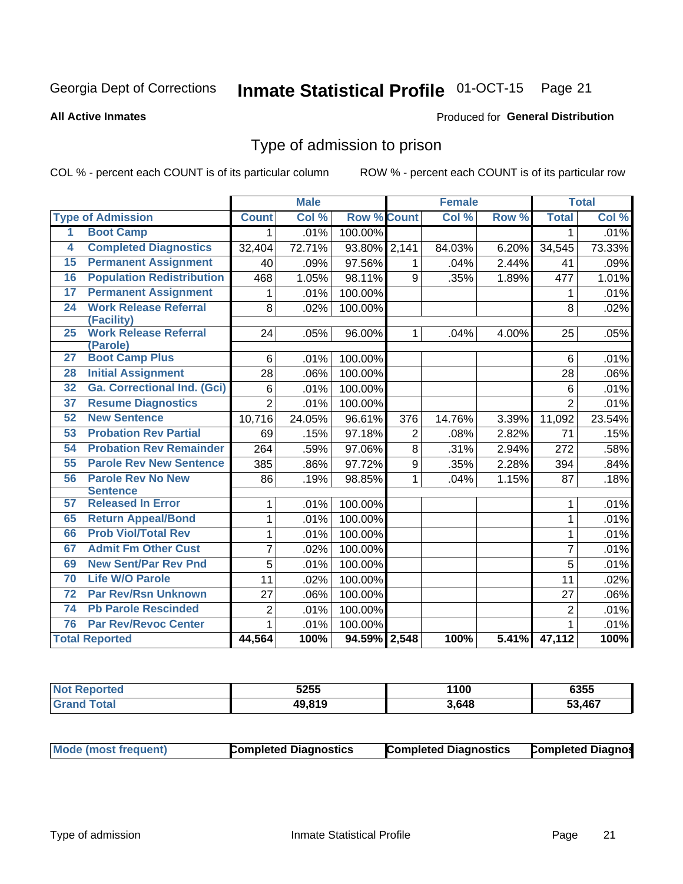Georgia Dept of Corrections **Inmate Statistical Profile** 01-OCT-15

**All Active Inmates**

Produced for **General Distribution**

## Type of admission to prison

COL % - percent each COUNT is of its particular column

ROW % - percent each COUNT is of its particular row

| Type of Admission | | Male | | | Female | | | Total | |
|---|---|---|---|---|---|---|---|---|---|
| | | Count | Col % | Row % | Count | Col % | Row % | Total | Col % |
| 1 | Boot Camp | 1 | .01% | 100.00% | | | | 1 | .01% |
| 4 | Completed Diagnostics | 32,404 | 72.71% | 93.80% | 2,141 | 84.03% | 6.20% | 34,545 | 73.33% |
| 15 | Permanent Assignment | 40 | .09% | 97.56% | 1 | .04% | 2.44% | 41 | .09% |
| 16 | Population Redistribution | 468 | 1.05% | 98.11% | 9 | .35% | 1.89% | 477 | 1.01% |
| 17 | Permanent Assignment | 1 | .01% | 100.00% | | | | 1 | .01% |
| 24 | Work Release Referral (Facility) | 8 | .02% | 100.00% | | | | 8 | .02% |
| 25 | Work Release Referral (Parole) | 24 | .05% | 96.00% | 1 | .04% | 4.00% | 25 | .05% |
| 27 | Boot Camp Plus | 6 | .01% | 100.00% | | | | 6 | .01% |
| 28 | Initial Assignment | 28 | .06% | 100.00% | | | | 28 | .06% |
| 32 | Ga. Correctional Ind. (Gci) | 6 | .01% | 100.00% | | | | 6 | .01% |
| 37 | Resume Diagnostics | 2 | .01% | 100.00% | | | | 2 | .01% |
| 52 | New Sentence | 10,716 | 24.05% | 96.61% | 376 | 14.76% | 3.39% | 11,092 | 23.54% |
| 53 | Probation Rev Partial | 69 | .15% | 97.18% | 2 | .08% | 2.82% | 71 | .15% |
| 54 | Probation Rev Remainder | 264 | .59% | 97.06% | 8 | .31% | 2.94% | 272 | .58% |
| 55 | Parole Rev New Sentence | 385 | .86% | 97.72% | 9 | .35% | 2.28% | 394 | .84% |
| 56 | Parole Rev No New Sentence | 86 | .19% | 98.85% | 1 | .04% | 1.15% | 87 | .18% |
| 57 | Released In Error | 1 | .01% | 100.00% | | | | 1 | .01% |
| 65 | Return Appeal/Bond | 1 | .01% | 100.00% | | | | 1 | .01% |
| 66 | Prob Viol/Total Rev | 1 | .01% | 100.00% | | | | 1 | .01% |
| 67 | Admit Fm Other Cust | 7 | .02% | 100.00% | | | | 7 | .01% |
| 69 | New Sent/Par Rev Pnd | 5 | .01% | 100.00% | | | | 5 | .01% |
| 70 | Life W/O Parole | 11 | .02% | 100.00% | | | | 11 | .02% |
| 72 | Par Rev/Rsn Unknown | 27 | .06% | 100.00% | | | | 27 | .06% |
| 74 | Pb Parole Rescinded | 2 | .01% | 100.00% | | | | 2 | .01% |
| 76 | Par Rev/Revoc Center | 1 | .01% | 100.00% | | | | 1 | .01% |
| **Total Reported** | | **44,564** | **100%** | **94.59%** | **2,548** | **100%** | **5.41%** | **47,112** | **100%** |

| | Male | Female | Total |
|---|---|---|---|
| Not Reported | 5255 | 1100 | 6355 |
| Grand Total | 49,819 | 3,648 | 53,467 |

| | Male | Female | Total |
|---|---|---|---|
| Mode (most frequent) | Completed Diagnostics | Completed Diagnostics | Completed Diagnos |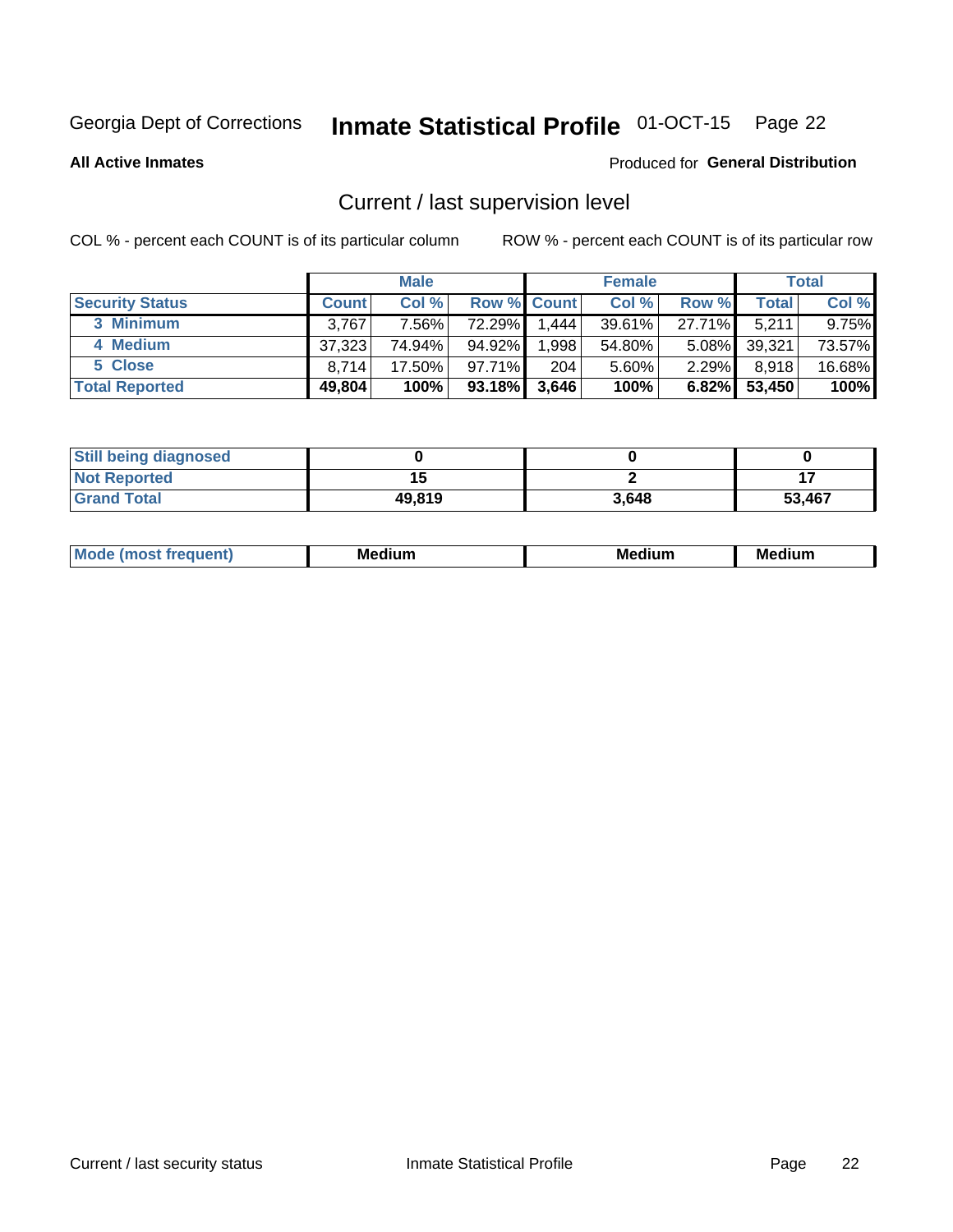Georgia Dept of Corrections **Inmate Statistical Profile** 01-OCT-15

**All Active Inmates**

Produced for **General Distribution**

## Current / last supervision level

COL % - percent each COUNT is of its particular column

ROW % - percent each COUNT is of its particular row

| | Male | | | Female | | | Total | |
|---|---|---|---|---|---|---|---|---|
| **Security Status** | **Count** | **Col %** | **Row %** | **Count** | **Col %** | **Row %** | **Total** | **Col %** |
| 3 Minimum | 3,767 | 7.56% | 72.29% | 1,444 | 39.61% | 27.71% | 5,211 | 9.75% |
| 4 Medium | 37,323 | 74.94% | 94.92% | 1,998 | 54.80% | 5.08% | 39,321 | 73.57% |
| 5 Close | 8,714 | 17.50% | 97.71% | 204 | 5.60% | 2.29% | 8,918 | 16.68% |
| **Total Reported** | **49,804** | **100%** | **93.18%** | **3,646** | **100%** | **6.82%** | **53,450** | **100%** |

| | Male | Female | Total |
|---|---|---|---|
| Still being diagnosed | 0 | 0 | 0 |
| Not Reported | 15 | 2 | 17 |
| Grand Total | 49,819 | 3,648 | 53,467 |

| | Male | Female | Total |
|---|---|---|---|
| Mode (most frequent) | Medium | Medium | Medium |

Current / last security status

Inmate Statistical Profile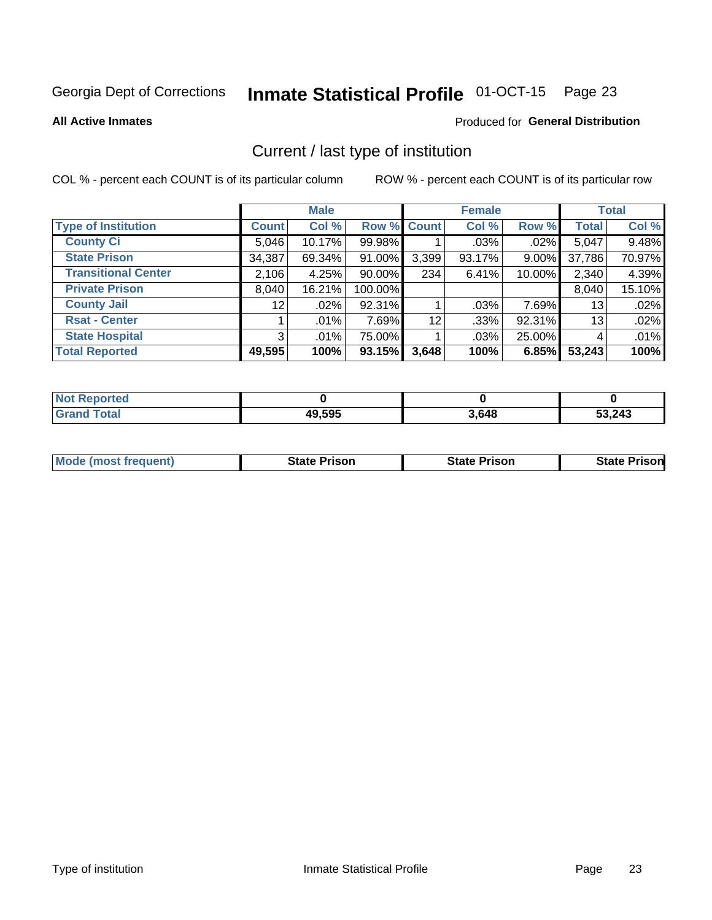Georgia Dept of Corrections **Inmate Statistical Profile** 01-OCT-15

**All Active Inmates** Produced for **General Distribution**

## Current / last type of institution

COL % - percent each COUNT is of its particular column ROW % - percent each COUNT is of its particular row

| | Male | | | Female | | | Total | |
|---|---|---|---|---|---|---|---|---|
| **Type of Institution** | **Count** | **Col %** | **Row %** | **Count** | **Col %** | **Row %** | **Total** | **Col %** |
| **County Ci** | 5,046 | 10.17% | 99.98% | 1 | .03% | .02% | 5,047 | 9.48% |
| **State Prison** | 34,387 | 69.34% | 91.00% | 3,399 | 93.17% | 9.00% | 37,786 | 70.97% |
| **Transitional Center** | 2,106 | 4.25% | 90.00% | 234 | 6.41% | 10.00% | 2,340 | 4.39% |
| **Private Prison** | 8,040 | 16.21% | 100.00% | | | | 8,040 | 15.10% |
| **County Jail** | 12 | .02% | 92.31% | 1 | .03% | 7.69% | 13 | .02% |
| **Rsat - Center** | 1 | .01% | 7.69% | 12 | .33% | 92.31% | 13 | .02% |
| **State Hospital** | 3 | .01% | 75.00% | 1 | .03% | 25.00% | 4 | .01% |
| **Total Reported** | **49,595** | **100%** | **93.15%** | **3,648** | **100%** | **6.85%** | **53,243** | **100%** |

| | Male | Female | Total |
|---|---|---|---|
| **Not Reported** | **0** | **0** | **0** |
| **Grand Total** | **49,595** | **3,648** | **53,243** |

| | Male | Female | Total |
|---|---|---|---|
| **Mode (most frequent)** | **State Prison** | **State Prison** | **State Prison** |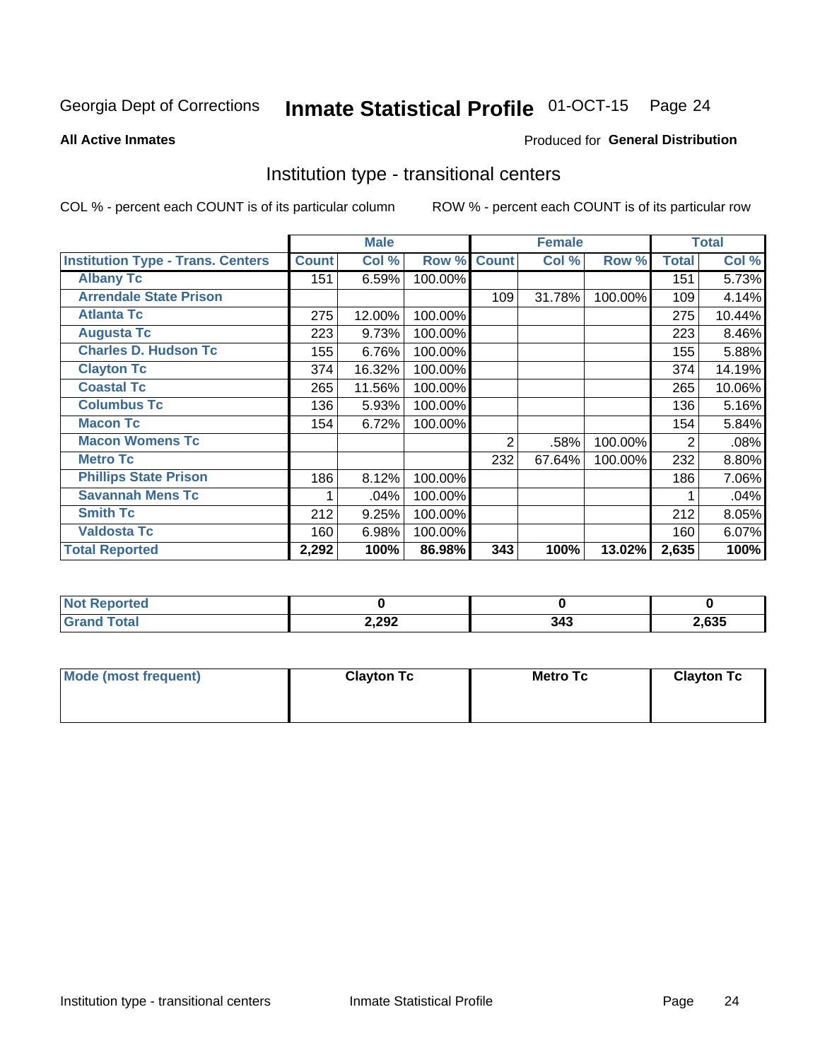Georgia Dept of Corrections **Inmate Statistical Profile** 01-OCT-15 Page 24

**All Active Inmates**

Produced for **General Distribution**

## Institution type - transitional centers

COL % - percent each COUNT is of its particular column

ROW % - percent each COUNT is of its particular row

| | Male | | | Female | | | Total | |
|---|---|---|---|---|---|---|---|---|
| **Institution Type - Trans. Centers** | **Count** | **Col %** | **Row %** | **Count** | **Col %** | **Row %** | **Total** | **Col %** |
| **Albany Tc** | 151 | 6.59% | 100.00% | | | | 151 | 5.73% |
| **Arrendale State Prison** | | | | 109 | 31.78% | 100.00% | 109 | 4.14% |
| **Atlanta Tc** | 275 | 12.00% | 100.00% | | | | 275 | 10.44% |
| **Augusta Tc** | 223 | 9.73% | 100.00% | | | | 223 | 8.46% |
| **Charles D. Hudson Tc** | 155 | 6.76% | 100.00% | | | | 155 | 5.88% |
| **Clayton Tc** | 374 | 16.32% | 100.00% | | | | 374 | 14.19% |
| **Coastal Tc** | 265 | 11.56% | 100.00% | | | | 265 | 10.06% |
| **Columbus Tc** | 136 | 5.93% | 100.00% | | | | 136 | 5.16% |
| **Macon Tc** | 154 | 6.72% | 100.00% | | | | 154 | 5.84% |
| **Macon Womens Tc** | | | | 2 | .58% | 100.00% | 2 | .08% |
| **Metro Tc** | | | | 232 | 67.64% | 100.00% | 232 | 8.80% |
| **Phillips State Prison** | 186 | 8.12% | 100.00% | | | | 186 | 7.06% |
| **Savannah Mens Tc** | 1 | .04% | 100.00% | | | | 1 | .04% |
| **Smith Tc** | 212 | 9.25% | 100.00% | | | | 212 | 8.05% |
| **Valdosta Tc** | 160 | 6.98% | 100.00% | | | | 160 | 6.07% |
| **Total Reported** | **2,292** | **100%** | **86.98%** | **343** | **100%** | **13.02%** | **2,635** | **100%** |

| | Male | Female | Total |
|---|---|---|---|
| **Not Reported** | **0** | **0** | **0** |
| **Grand Total** | **2,292** | **343** | **2,635** |

| | Male | Female | Total |
|---|---|---|---|
| **Mode (most frequent)** | **Clayton Tc** | **Metro Tc** | **Clayton Tc** |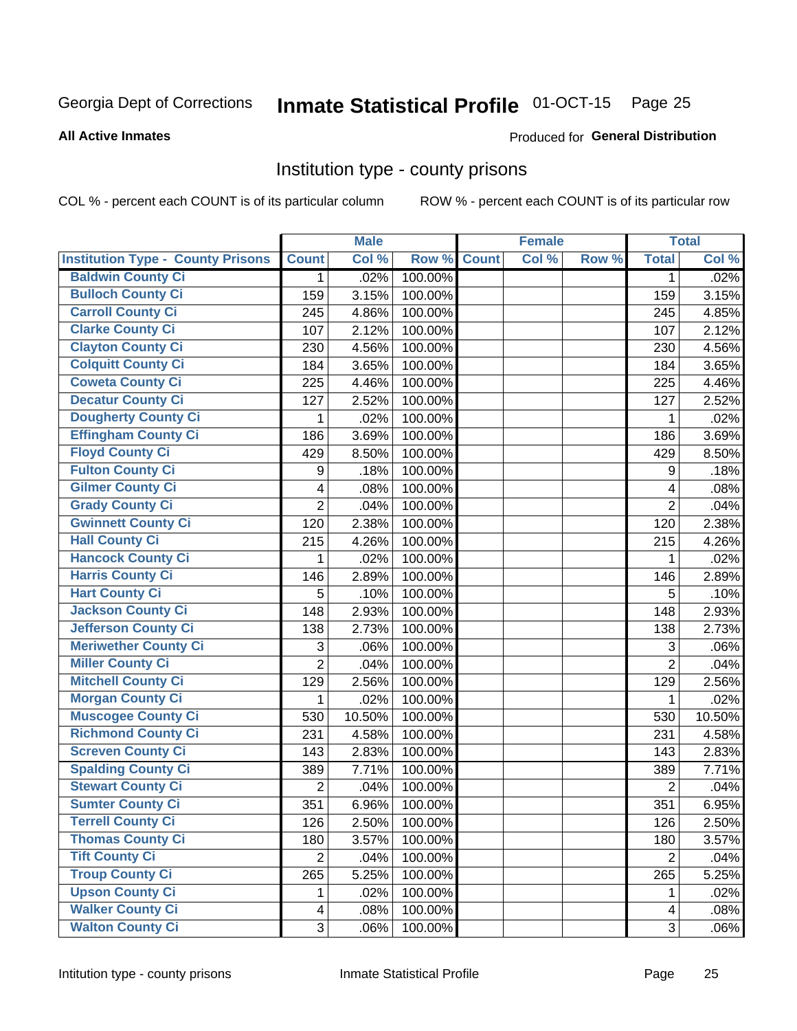Georgia Dept of Corrections **Inmate Statistical Profile** 01-OCT-15

**All Active Inmates**

Produced for **General Distribution**

## Institution type - county prisons

COL % - percent each COUNT is of its particular column

ROW % - percent each COUNT is of its particular row

| | Male | | | Female | | | Total | |
|---|---|---|---|---|---|---|---|---|
| **Institution Type - County Prisons** | **Count** | **Col %** | **Row %** | **Count** | **Col %** | **Row %** | **Total** | **Col %** |
| Baldwin County Ci | 1 | .02% | 100.00% | | | | 1 | .02% |
| Bulloch County Ci | 159 | 3.15% | 100.00% | | | | 159 | 3.15% |
| Carroll County Ci | 245 | 4.86% | 100.00% | | | | 245 | 4.85% |
| Clarke County Ci | 107 | 2.12% | 100.00% | | | | 107 | 2.12% |
| Clayton County Ci | 230 | 4.56% | 100.00% | | | | 230 | 4.56% |
| Colquitt County Ci | 184 | 3.65% | 100.00% | | | | 184 | 3.65% |
| Coweta County Ci | 225 | 4.46% | 100.00% | | | | 225 | 4.46% |
| Decatur County Ci | 127 | 2.52% | 100.00% | | | | 127 | 2.52% |
| Dougherty County Ci | 1 | .02% | 100.00% | | | | 1 | .02% |
| Effingham County Ci | 186 | 3.69% | 100.00% | | | | 186 | 3.69% |
| Floyd County Ci | 429 | 8.50% | 100.00% | | | | 429 | 8.50% |
| Fulton County Ci | 9 | .18% | 100.00% | | | | 9 | .18% |
| Gilmer County Ci | 4 | .08% | 100.00% | | | | 4 | .08% |
| Grady County Ci | 2 | .04% | 100.00% | | | | 2 | .04% |
| Gwinnett County Ci | 120 | 2.38% | 100.00% | | | | 120 | 2.38% |
| Hall County Ci | 215 | 4.26% | 100.00% | | | | 215 | 4.26% |
| Hancock County Ci | 1 | .02% | 100.00% | | | | 1 | .02% |
| Harris County Ci | 146 | 2.89% | 100.00% | | | | 146 | 2.89% |
| Hart County Ci | 5 | .10% | 100.00% | | | | 5 | .10% |
| Jackson County Ci | 148 | 2.93% | 100.00% | | | | 148 | 2.93% |
| Jefferson County Ci | 138 | 2.73% | 100.00% | | | | 138 | 2.73% |
| Meriwether County Ci | 3 | .06% | 100.00% | | | | 3 | .06% |
| Miller County Ci | 2 | .04% | 100.00% | | | | 2 | .04% |
| Mitchell County Ci | 129 | 2.56% | 100.00% | | | | 129 | 2.56% |
| Morgan County Ci | 1 | .02% | 100.00% | | | | 1 | .02% |
| Muscogee County Ci | 530 | 10.50% | 100.00% | | | | 530 | 10.50% |
| Richmond County Ci | 231 | 4.58% | 100.00% | | | | 231 | 4.58% |
| Screven County Ci | 143 | 2.83% | 100.00% | | | | 143 | 2.83% |
| Spalding County Ci | 389 | 7.71% | 100.00% | | | | 389 | 7.71% |
| Stewart County Ci | 2 | .04% | 100.00% | | | | 2 | .04% |
| Sumter County Ci | 351 | 6.96% | 100.00% | | | | 351 | 6.95% |
| Terrell County Ci | 126 | 2.50% | 100.00% | | | | 126 | 2.50% |
| Thomas County Ci | 180 | 3.57% | 100.00% | | | | 180 | 3.57% |
| Tift County Ci | 2 | .04% | 100.00% | | | | 2 | .04% |
| Troup County Ci | 265 | 5.25% | 100.00% | | | | 265 | 5.25% |
| Upson County Ci | 1 | .02% | 100.00% | | | | 1 | .02% |
| Walker County Ci | 4 | .08% | 100.00% | | | | 4 | .08% |
| Walton County Ci | 3 | .06% | 100.00% | | | | 3 | .06% |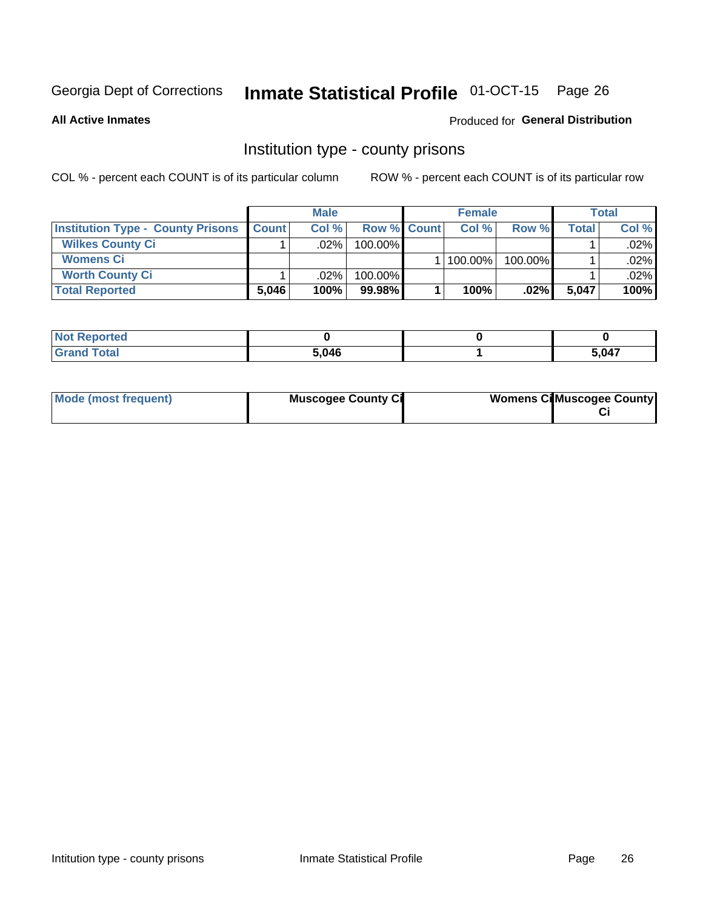Georgia Dept of Corrections **Inmate Statistical Profile** 01-OCT-15 Page 26

**All Active Inmates**

Produced for **General Distribution**

## Institution type - county prisons

COL % - percent each COUNT is of its particular column

ROW % - percent each COUNT is of its particular row

| | Male | | | Female | | | Total | |
|---|---|---|---|---|---|---|---|---|
| **Institution Type - County Prisons** | **Count** | **Col %** | **Row %** | **Count** | **Col %** | **Row %** | **Total** | **Col %** |
| **Wilkes County Ci** | 1 | .02% | 100.00% | | | | 1 | .02% |
| **Womens Ci** | | | | 1 | 100.00% | 100.00% | 1 | .02% |
| **Worth County Ci** | 1 | .02% | 100.00% | | | | 1 | .02% |
| **Total Reported** | **5,046** | **100%** | **99.98%** | **1** | **100%** | **.02%** | **5,047** | **100%** |

| | Male | Female | Total |
|---|---|---|---|
| **Not Reported** | **0** | **0** | **0** |
| **Grand Total** | **5,046** | **1** | **5,047** |

| | Male | Female | Total |
|---|---|---|---|
| **Mode (most frequent)** | **Muscogee County Ci** | **Womens Ci** | **Muscogee County Ci** |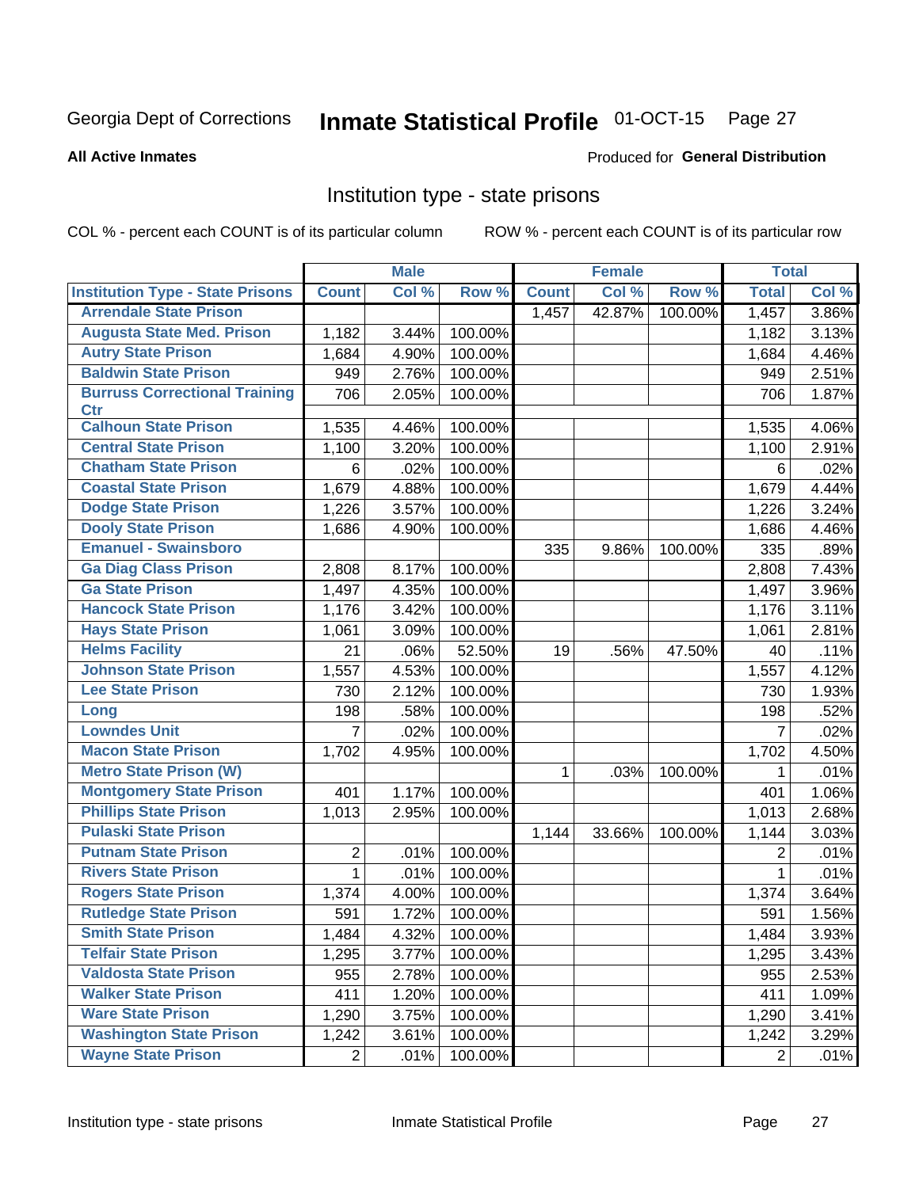Georgia Dept of Corrections **Inmate Statistical Profile** 01-OCT-15

**All Active Inmates**

Produced for **General Distribution**

## Institution type - state prisons

COL % - percent each COUNT is of its particular column ROW % - percent each COUNT is of its particular row

| | Male | | | Female | | | Total | |
|---|---|---|---|---|---|---|---|---|
| Institution Type - State Prisons | Count | Col % | Row % | Count | Col % | Row % | Total | Col % |
| Arrendale State Prison | | | | 1,457 | 42.87% | 100.00% | 1,457 | 3.86% |
| Augusta State Med. Prison | 1,182 | 3.44% | 100.00% | | | | 1,182 | 3.13% |
| Autry State Prison | 1,684 | 4.90% | 100.00% | | | | 1,684 | 4.46% |
| Baldwin State Prison | 949 | 2.76% | 100.00% | | | | 949 | 2.51% |
| Burruss Correctional Training Ctr | 706 | 2.05% | 100.00% | | | | 706 | 1.87% |
| Calhoun State Prison | 1,535 | 4.46% | 100.00% | | | | 1,535 | 4.06% |
| Central State Prison | 1,100 | 3.20% | 100.00% | | | | 1,100 | 2.91% |
| Chatham State Prison | 6 | .02% | 100.00% | | | | 6 | .02% |
| Coastal State Prison | 1,679 | 4.88% | 100.00% | | | | 1,679 | 4.44% |
| Dodge State Prison | 1,226 | 3.57% | 100.00% | | | | 1,226 | 3.24% |
| Dooly State Prison | 1,686 | 4.90% | 100.00% | | | | 1,686 | 4.46% |
| Emanuel - Swainsboro | | | | 335 | 9.86% | 100.00% | 335 | .89% |
| Ga Diag Class Prison | 2,808 | 8.17% | 100.00% | | | | 2,808 | 7.43% |
| Ga State Prison | 1,497 | 4.35% | 100.00% | | | | 1,497 | 3.96% |
| Hancock State Prison | 1,176 | 3.42% | 100.00% | | | | 1,176 | 3.11% |
| Hays State Prison | 1,061 | 3.09% | 100.00% | | | | 1,061 | 2.81% |
| Helms Facility | 21 | .06% | 52.50% | 19 | .56% | 47.50% | 40 | .11% |
| Johnson State Prison | 1,557 | 4.53% | 100.00% | | | | 1,557 | 4.12% |
| Lee State Prison | 730 | 2.12% | 100.00% | | | | 730 | 1.93% |
| Long | 198 | .58% | 100.00% | | | | 198 | .52% |
| Lowndes Unit | 7 | .02% | 100.00% | | | | 7 | .02% |
| Macon State Prison | 1,702 | 4.95% | 100.00% | | | | 1,702 | 4.50% |
| Metro State Prison (W) | | | | 1 | .03% | 100.00% | 1 | .01% |
| Montgomery State Prison | 401 | 1.17% | 100.00% | | | | 401 | 1.06% |
| Phillips State Prison | 1,013 | 2.95% | 100.00% | | | | 1,013 | 2.68% |
| Pulaski State Prison | | | | 1,144 | 33.66% | 100.00% | 1,144 | 3.03% |
| Putnam State Prison | 2 | .01% | 100.00% | | | | 2 | .01% |
| Rivers State Prison | 1 | .01% | 100.00% | | | | 1 | .01% |
| Rogers State Prison | 1,374 | 4.00% | 100.00% | | | | 1,374 | 3.64% |
| Rutledge State Prison | 591 | 1.72% | 100.00% | | | | 591 | 1.56% |
| Smith State Prison | 1,484 | 4.32% | 100.00% | | | | 1,484 | 3.93% |
| Telfair State Prison | 1,295 | 3.77% | 100.00% | | | | 1,295 | 3.43% |
| Valdosta State Prison | 955 | 2.78% | 100.00% | | | | 955 | 2.53% |
| Walker State Prison | 411 | 1.20% | 100.00% | | | | 411 | 1.09% |
| Ware State Prison | 1,290 | 3.75% | 100.00% | | | | 1,290 | 3.41% |
| Washington State Prison | 1,242 | 3.61% | 100.00% | | | | 1,242 | 3.29% |
| Wayne State Prison | 2 | .01% | 100.00% | | | | 2 | .01% |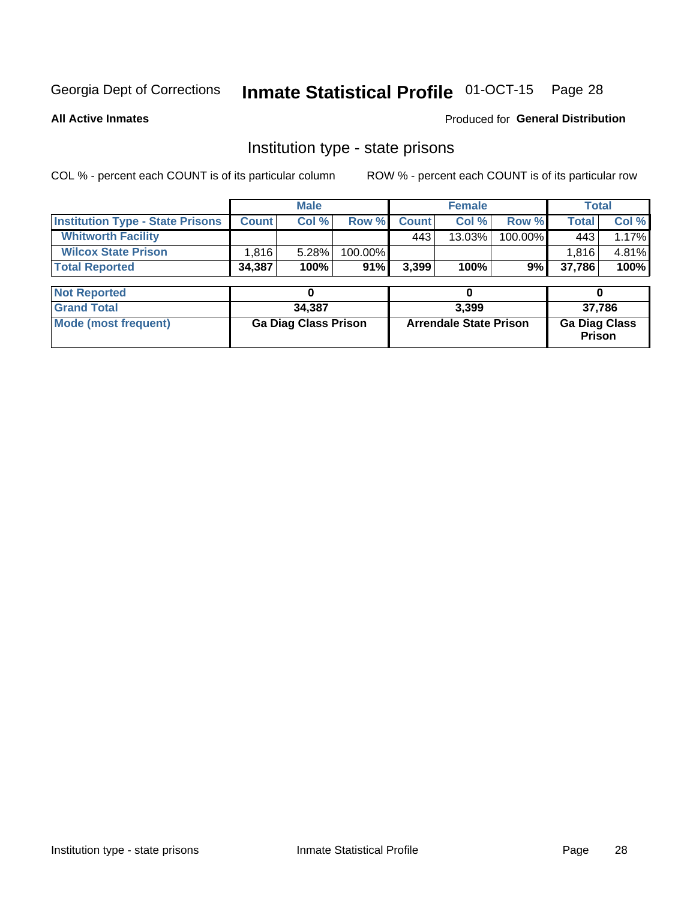Georgia Dept of Corrections **Inmate Statistical Profile** 01-OCT-15

**All Active Inmates**

Produced for **General Distribution**

## Institution type - state prisons

COL % - percent each COUNT is of its particular column

ROW % - percent each COUNT is of its particular row

| | Male | | | Female | | | Total | |
|---|---|---|---|---|---|---|---|---|
| **Institution Type - State Prisons** | **Count** | **Col %** | **Row %** | **Count** | **Col %** | **Row %** | **Total** | **Col %** |
| **Whitworth Facility** | | | | 443 | 13.03% | 100.00% | 443 | 1.17% |
| **Wilcox State Prison** | 1,816 | 5.28% | 100.00% | | | | 1,816 | 4.81% |
| **Total Reported** | **34,387** | **100%** | **91%** | **3,399** | **100%** | **9%** | **37,786** | **100%** |

| | Male | Female | Total |
|---|---|---|---|
| **Not Reported** | **0** | **0** | **0** |
| **Grand Total** | **34,387** | **3,399** | **37,786** |
| **Mode (most frequent)** | **Ga Diag Class Prison** | **Arrendale State Prison** | **Ga Diag Class Prison** |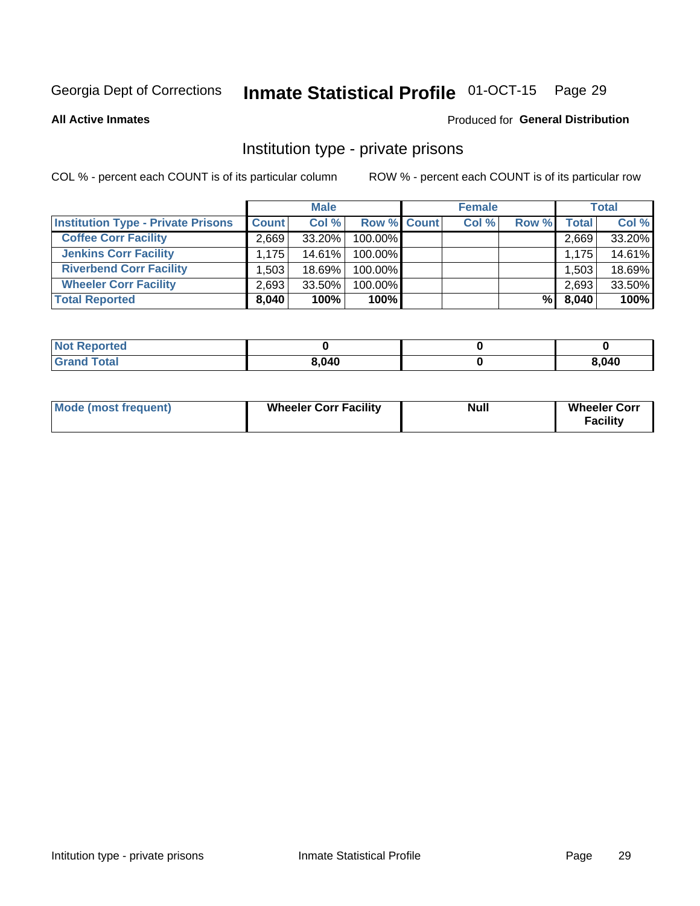Georgia Dept of Corrections **Inmate Statistical Profile** 01-OCT-15

**All Active Inmates**

Produced for **General Distribution**

## Institution type - private prisons

COL % - percent each COUNT is of its particular column

ROW % - percent each COUNT is of its particular row

| | Male | | | Female | | | Total | |
|---|---|---|---|---|---|---|---|---|
| **Institution Type - Private Prisons** | **Count** | **Col %** | **Row %** | **Count** | **Col %** | **Row %** | **Total** | **Col %** |
| **Coffee Corr Facility** | 2,669 | 33.20% | 100.00% | | | | 2,669 | 33.20% |
| **Jenkins Corr Facility** | 1,175 | 14.61% | 100.00% | | | | 1,175 | 14.61% |
| **Riverbend Corr Facility** | 1,503 | 18.69% | 100.00% | | | | 1,503 | 18.69% |
| **Wheeler Corr Facility** | 2,693 | 33.50% | 100.00% | | | | 2,693 | 33.50% |
| **Total Reported** | **8,040** | **100%** | **100%** | | | **%** | **8,040** | **100%** |

| | Male | Female | Total |
|---|---|---|---|
| **Not Reported** | **0** | **0** | **0** |
| **Grand Total** | **8,040** | **0** | **8,040** |

| | Male | Female | Total |
|---|---|---|---|
| **Mode (most frequent)** | **Wheeler Corr Facility** | **Null** | **Wheeler Corr Facility** |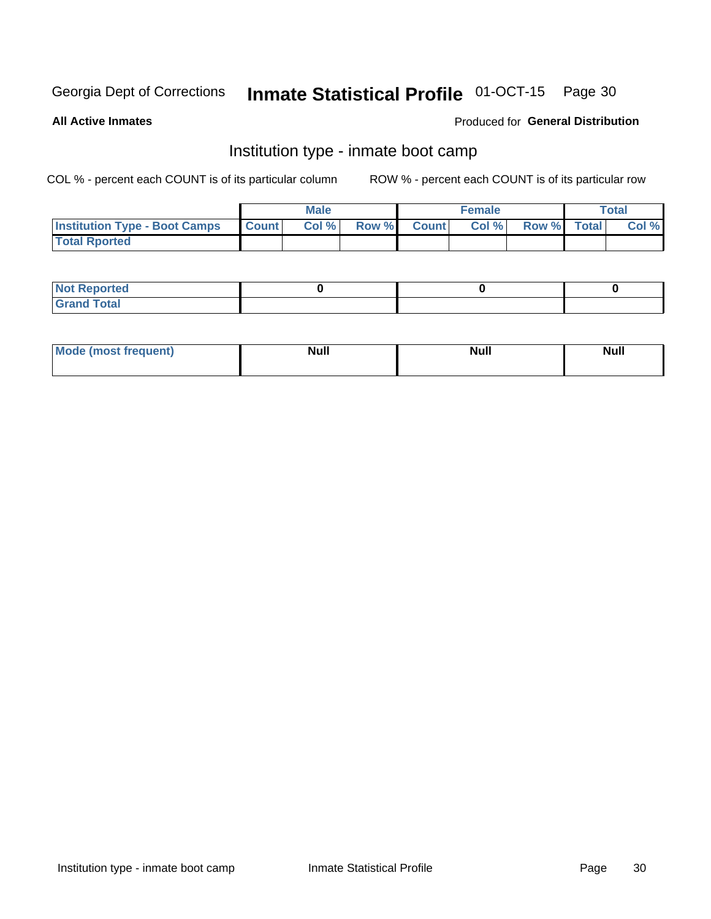Georgia Dept of Corrections **Inmate Statistical Profile** 01-OCT-15

**All Active Inmates**

Produced for **General Distribution**

## Institution type - inmate boot camp

COL % - percent each COUNT is of its particular column

ROW % - percent each COUNT is of its particular row

| | Male | | | Female | | | Total | |
|---|---|---|---|---|---|---|---|---|
| **Institution Type - Boot Camps** | **Count** | **Col %** | **Row %** | **Count** | **Col %** | **Row %** | **Total** | **Col %** |
| **Total Rported** | | | | | | | | |

| | Male | Female | Total |
|---|---|---|---|
| **Not Reported** | **0** | **0** | **0** |
| **Grand Total** | | | |

| | Male | Female | Total |
|---|---|---|---|
| **Mode (most frequent)** | **Null** | **Null** | **Null** |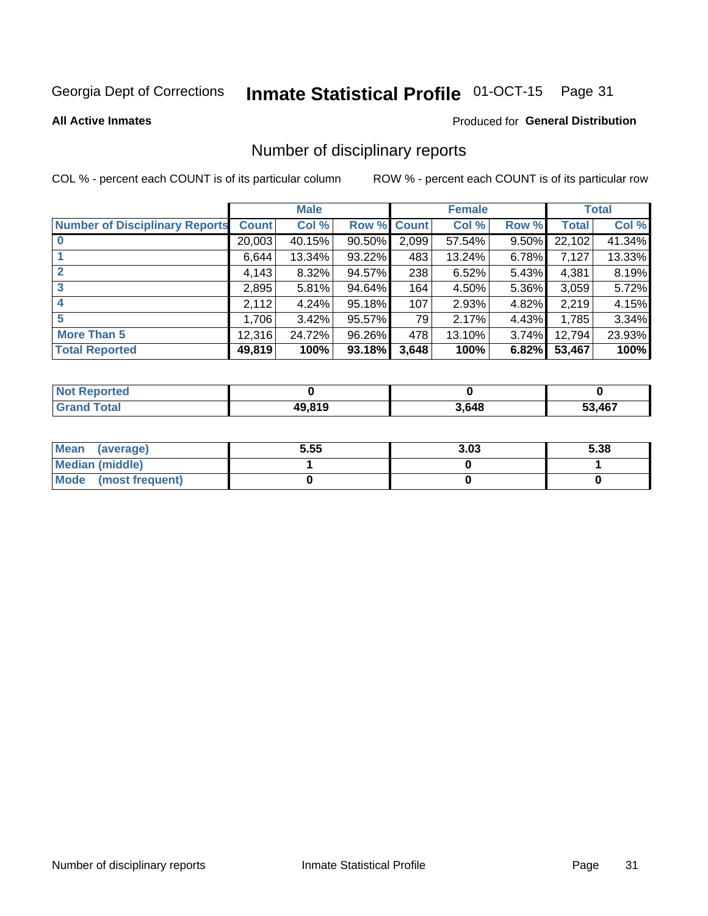Georgia Dept of Corrections **Inmate Statistical Profile** 01-OCT-15

**All Active Inmates**

Produced for **General Distribution**

# Number of disciplinary reports

COL % - percent each COUNT is of its particular column ROW % - percent each COUNT is of its particular row

| | Male | | | Female | | | Total | |
|---|---|---|---|---|---|---|---|---|
| **Number of Disciplinary Reports** | **Count** | **Col %** | **Row %** | **Count** | **Col %** | **Row %** | **Total** | **Col %** |
| **0** | 20,003 | 40.15% | 90.50% | 2,099 | 57.54% | 9.50% | 22,102 | 41.34% |
| **1** | 6,644 | 13.34% | 93.22% | 483 | 13.24% | 6.78% | 7,127 | 13.33% |
| **2** | 4,143 | 8.32% | 94.57% | 238 | 6.52% | 5.43% | 4,381 | 8.19% |
| **3** | 2,895 | 5.81% | 94.64% | 164 | 4.50% | 5.36% | 3,059 | 5.72% |
| **4** | 2,112 | 4.24% | 95.18% | 107 | 2.93% | 4.82% | 2,219 | 4.15% |
| **5** | 1,706 | 3.42% | 95.57% | 79 | 2.17% | 4.43% | 1,785 | 3.34% |
| **More Than 5** | 12,316 | 24.72% | 96.26% | 478 | 13.10% | 3.74% | 12,794 | 23.93% |
| **Total Reported** | **49,819** | **100%** | **93.18%** | **3,648** | **100%** | **6.82%** | **53,467** | **100%** |

| | Male | Female | Total |
|---|---|---|---|
| **Not Reported** | **0** | **0** | **0** |
| **Grand Total** | **49,819** | **3,648** | **53,467** |

| | Male | Female | Total |
|---|---|---|---|
| **Mean (average)** | **5.55** | **3.03** | **5.38** |
| **Median (middle)** | **1** | **0** | **1** |
| **Mode (most frequent)** | **0** | **0** | **0** |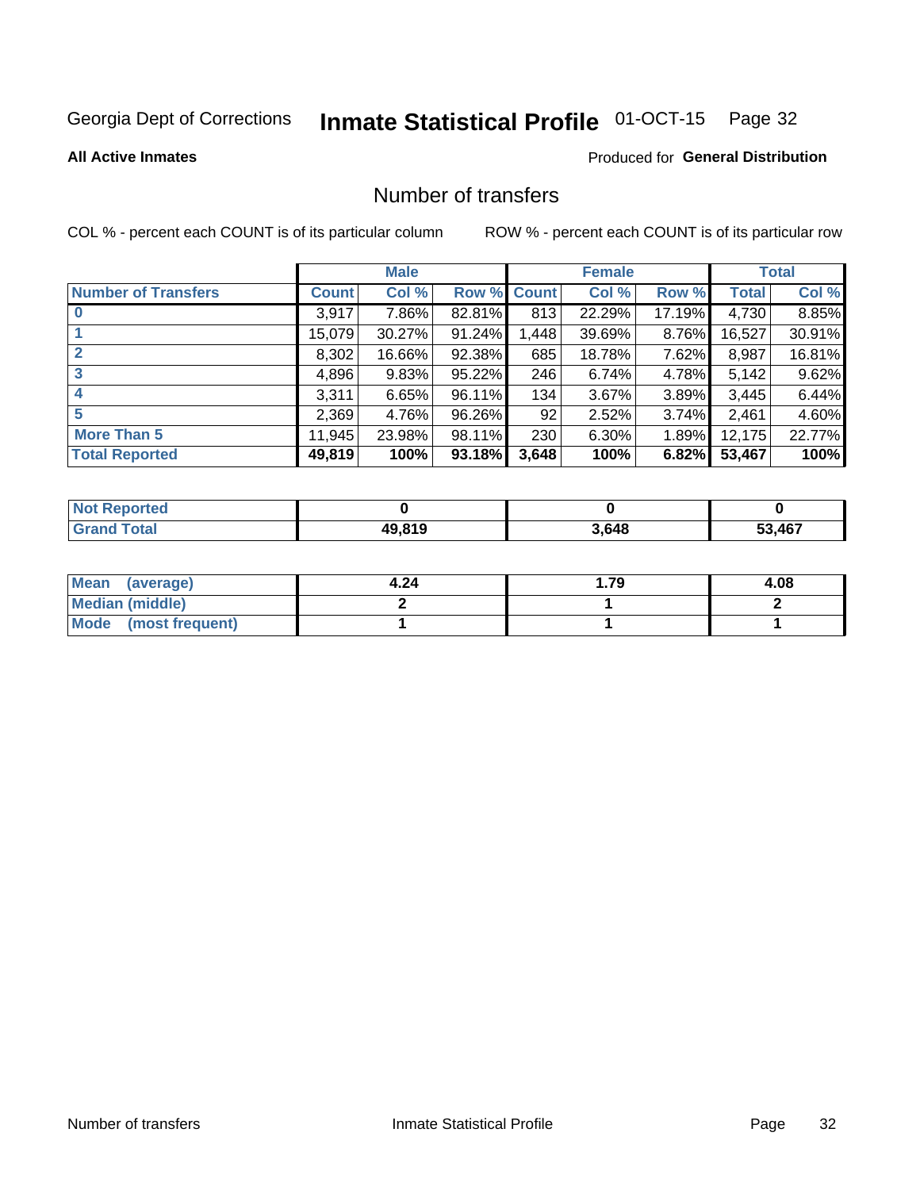Georgia Dept of Corrections **Inmate Statistical Profile** 01-OCT-15 Page 32

**All Active Inmates** Produced for **General Distribution**

## Number of transfers

COL % - percent each COUNT is of its particular column ROW % - percent each COUNT is of its particular row

| | Male | | | Female | | | Total | |
|---|---|---|---|---|---|---|---|---|
| **Number of Transfers** | **Count** | **Col %** | **Row %** | **Count** | **Col %** | **Row %** | **Total** | **Col %** |
| **0** | 3,917 | 7.86% | 82.81% | 813 | 22.29% | 17.19% | 4,730 | 8.85% |
| **1** | 15,079 | 30.27% | 91.24% | 1,448 | 39.69% | 8.76% | 16,527 | 30.91% |
| **2** | 8,302 | 16.66% | 92.38% | 685 | 18.78% | 7.62% | 8,987 | 16.81% |
| **3** | 4,896 | 9.83% | 95.22% | 246 | 6.74% | 4.78% | 5,142 | 9.62% |
| **4** | 3,311 | 6.65% | 96.11% | 134 | 3.67% | 3.89% | 3,445 | 6.44% |
| **5** | 2,369 | 4.76% | 96.26% | 92 | 2.52% | 3.74% | 2,461 | 4.60% |
| **More Than 5** | 11,945 | 23.98% | 98.11% | 230 | 6.30% | 1.89% | 12,175 | 22.77% |
| **Total Reported** | **49,819** | **100%** | **93.18%** | **3,648** | **100%** | **6.82%** | **53,467** | **100%** |

| | Male | Female | Total |
|---|---|---|---|
| **Not Reported** | **0** | **0** | **0** |
| **Grand Total** | **49,819** | **3,648** | **53,467** |

| | Male | Female | Total |
|---|---|---|---|
| **Mean (average)** | **4.24** | **1.79** | **4.08** |
| **Median (middle)** | **2** | **1** | **2** |
| **Mode (most frequent)** | **1** | **1** | **1** |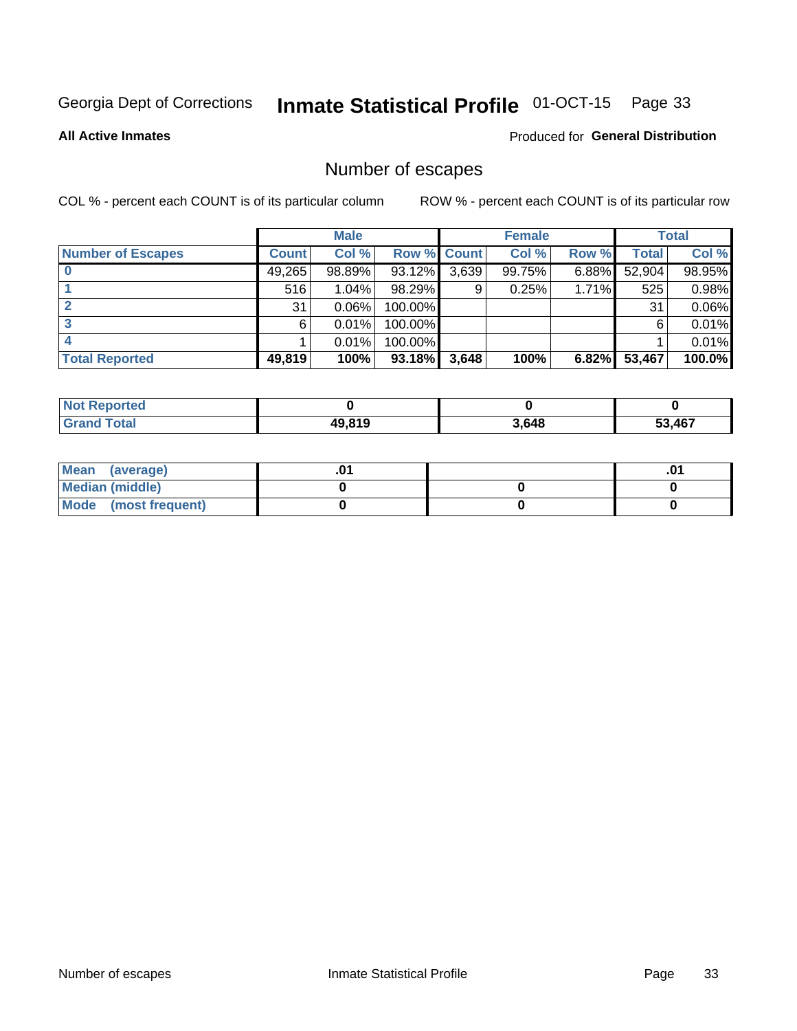Georgia Dept of Corrections **Inmate Statistical Profile** 01-OCT-15 Page 33

**All Active Inmates**

Produced for **General Distribution**

## Number of escapes

COL % - percent each COUNT is of its particular column ROW % - percent each COUNT is of its particular row

| | Male | | | Female | | | Total | |
|---|---|---|---|---|---|---|---|---|
| **Number of Escapes** | **Count** | **Col %** | **Row %** | **Count** | **Col %** | **Row %** | **Total** | **Col %** |
| **0** | 49,265 | 98.89% | 93.12% | 3,639 | 99.75% | 6.88% | 52,904 | 98.95% |
| **1** | 516 | 1.04% | 98.29% | 9 | 0.25% | 1.71% | 525 | 0.98% |
| **2** | 31 | 0.06% | 100.00% | | | | 31 | 0.06% |
| **3** | 6 | 0.01% | 100.00% | | | | 6 | 0.01% |
| **4** | 1 | 0.01% | 100.00% | | | | 1 | 0.01% |
| **Total Reported** | **49,819** | **100%** | **93.18%** | **3,648** | **100%** | **6.82%** | **53,467** | **100.0%** |

| | Male | Female | Total |
|---|---|---|---|
| **Not Reported** | **0** | **0** | **0** |
| **Grand Total** | **49,819** | **3,648** | **53,467** |

| | Male | Female | Total |
|---|---|---|---|
| **Mean (average)** | **.01** | | **.01** |
| **Median (middle)** | **0** | **0** | **0** |
| **Mode (most frequent)** | **0** | **0** | **0** |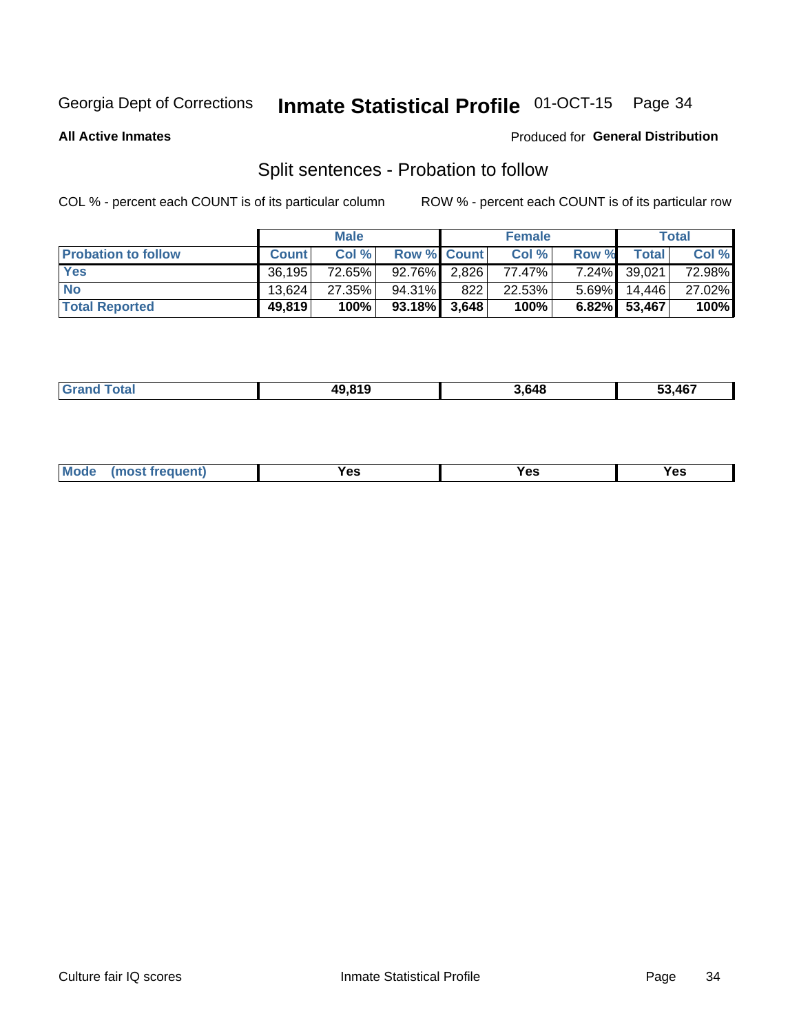Georgia Dept of Corrections **Inmate Statistical Profile** 01-OCT-15 Page 34

**All Active Inmates** Produced for **General Distribution**

## Split sentences - Probation to follow

COL % - percent each COUNT is of its particular column ROW % - percent each COUNT is of its particular row

| | Male | | | Female | | | Total | |
|---|---|---|---|---|---|---|---|---|
| **Probation to follow** | **Count** | **Col %** | **Row %** | **Count** | **Col %** | **Row %** | **Total** | **Col %** |
| **Yes** | 36,195 | 72.65% | 92.76% | 2,826 | 77.47% | 7.24% | 39,021 | 72.98% |
| **No** | 13,624 | 27.35% | 94.31% | 822 | 22.53% | 5.69% | 14,446 | 27.02% |
| **Total Reported** | **49,819** | **100%** | **93.18%** | **3,648** | **100%** | **6.82%** | **53,467** | **100%** |

| | | | |
|---|---|---|---|
| **Grand Total** | **49,819** | **3,648** | **53,467** |

| | | | |
|---|---|---|---|
| **Mode (most frequent)** | **Yes** | **Yes** | **Yes** |

Culture fair IQ scores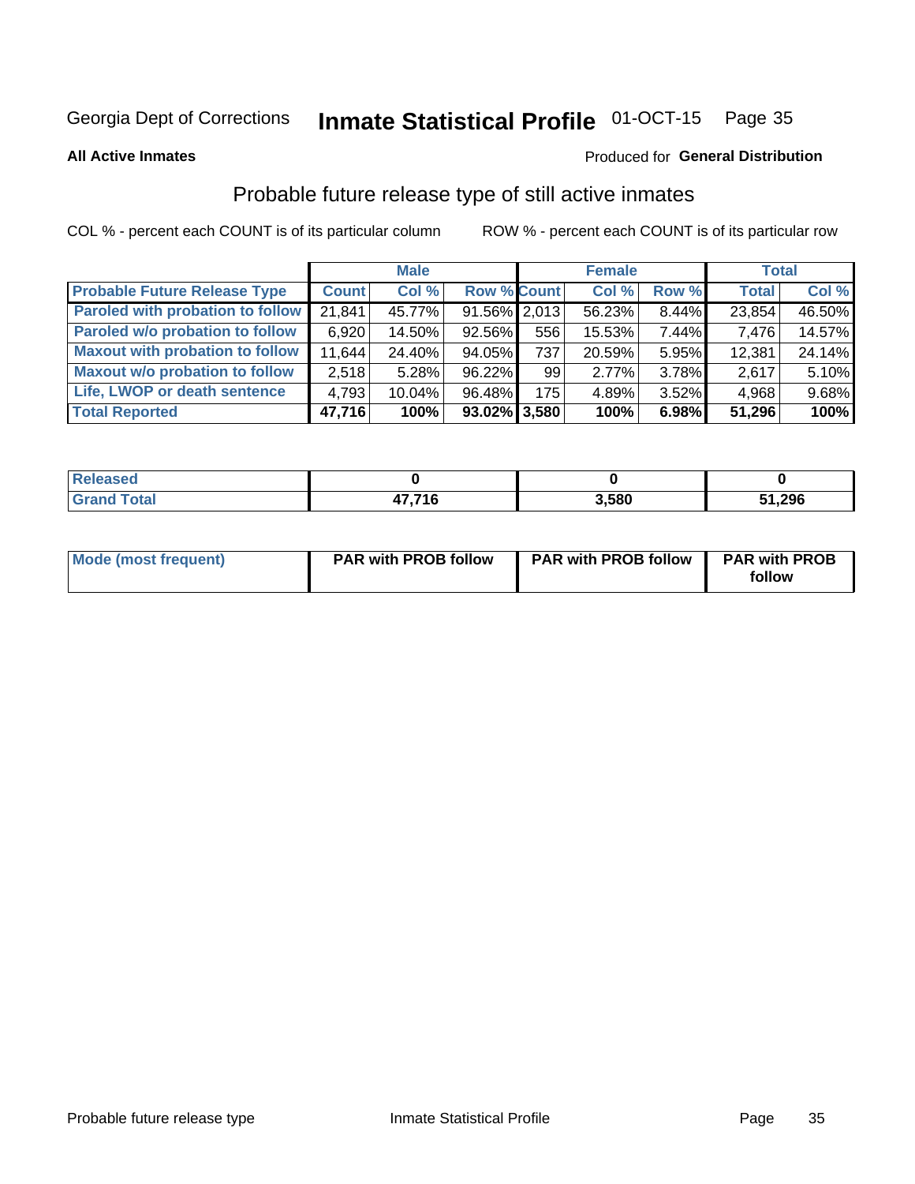Georgia Dept of Corrections **Inmate Statistical Profile** 01-OCT-15 Page 35

**All Active Inmates**

Produced for **General Distribution**

## Probable future release type of still active inmates

COL % - percent each COUNT is of its particular column ROW % - percent each COUNT is of its particular row

| | Male | | | Female | | | Total | |
|---|---|---|---|---|---|---|---|---|
| **Probable Future Release Type** | **Count** | **Col %** | **Row %** | **Count** | **Col %** | **Row %** | **Total** | **Col %** |
| **Paroled with probation to follow** | 21,841 | 45.77% | 91.56% | 2,013 | 56.23% | 8.44% | 23,854 | 46.50% |
| **Paroled w/o probation to follow** | 6,920 | 14.50% | 92.56% | 556 | 15.53% | 7.44% | 7,476 | 14.57% |
| **Maxout with probation to follow** | 11,644 | 24.40% | 94.05% | 737 | 20.59% | 5.95% | 12,381 | 24.14% |
| **Maxout w/o probation to follow** | 2,518 | 5.28% | 96.22% | 99 | 2.77% | 3.78% | 2,617 | 5.10% |
| **Life, LWOP or death sentence** | 4,793 | 10.04% | 96.48% | 175 | 4.89% | 3.52% | 4,968 | 9.68% |
| **Total Reported** | **47,716** | **100%** | **93.02%** | **3,580** | **100%** | **6.98%** | **51,296** | **100%** |

| | Male | Female | Total |
|---|---|---|---|
| **Released** | **0** | **0** | **0** |
| **Grand Total** | **47,716** | **3,580** | **51,296** |

| | Male | Female | Total |
|---|---|---|---|
| **Mode (most frequent)** | **PAR with PROB follow** | **PAR with PROB follow** | **PAR with PROB follow** |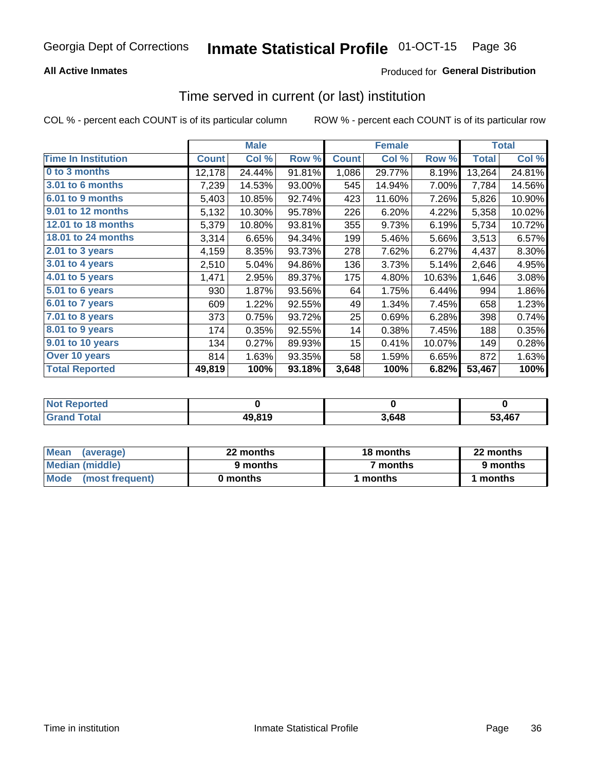Georgia Dept of Corrections **Inmate Statistical Profile** 01-OCT-15

**All Active Inmates**

Produced for **General Distribution**

## Time served in current (or last) institution

COL % - percent each COUNT is of its particular column ROW % - percent each COUNT is of its particular row

| | Male | | | Female | | | Total | |
|---|---|---|---|---|---|---|---|---|
| **Time In Institution** | **Count** | **Col %** | **Row %** | **Count** | **Col %** | **Row %** | **Total** | **Col %** |
| **0 to 3 months** | 12,178 | 24.44% | 91.81% | 1,086 | 29.77% | 8.19% | 13,264 | 24.81% |
| **3.01 to 6 months** | 7,239 | 14.53% | 93.00% | 545 | 14.94% | 7.00% | 7,784 | 14.56% |
| **6.01 to 9 months** | 5,403 | 10.85% | 92.74% | 423 | 11.60% | 7.26% | 5,826 | 10.90% |
| **9.01 to 12 months** | 5,132 | 10.30% | 95.78% | 226 | 6.20% | 4.22% | 5,358 | 10.02% |
| **12.01 to 18 months** | 5,379 | 10.80% | 93.81% | 355 | 9.73% | 6.19% | 5,734 | 10.72% |
| **18.01 to 24 months** | 3,314 | 6.65% | 94.34% | 199 | 5.46% | 5.66% | 3,513 | 6.57% |
| **2.01 to 3 years** | 4,159 | 8.35% | 93.73% | 278 | 7.62% | 6.27% | 4,437 | 8.30% |
| **3.01 to 4 years** | 2,510 | 5.04% | 94.86% | 136 | 3.73% | 5.14% | 2,646 | 4.95% |
| **4.01 to 5 years** | 1,471 | 2.95% | 89.37% | 175 | 4.80% | 10.63% | 1,646 | 3.08% |
| **5.01 to 6 years** | 930 | 1.87% | 93.56% | 64 | 1.75% | 6.44% | 994 | 1.86% |
| **6.01 to 7 years** | 609 | 1.22% | 92.55% | 49 | 1.34% | 7.45% | 658 | 1.23% |
| **7.01 to 8 years** | 373 | 0.75% | 93.72% | 25 | 0.69% | 6.28% | 398 | 0.74% |
| **8.01 to 9 years** | 174 | 0.35% | 92.55% | 14 | 0.38% | 7.45% | 188 | 0.35% |
| **9.01 to 10 years** | 134 | 0.27% | 89.93% | 15 | 0.41% | 10.07% | 149 | 0.28% |
| **Over 10 years** | 814 | 1.63% | 93.35% | 58 | 1.59% | 6.65% | 872 | 1.63% |
| **Total Reported** | **49,819** | **100%** | **93.18%** | **3,648** | **100%** | **6.82%** | **53,467** | **100%** |

| | Male | Female | Total |
|---|---|---|---|
| **Not Reported** | **0** | **0** | **0** |
| **Grand Total** | **49,819** | **3,648** | **53,467** |

| | Male | Female | Total |
|---|---|---|---|
| **Mean (average)** | **22 months** | **18 months** | **22 months** |
| **Median (middle)** | **9 months** | **7 months** | **9 months** |
| **Mode (most frequent)** | **0 months** | **1 months** | **1 months** |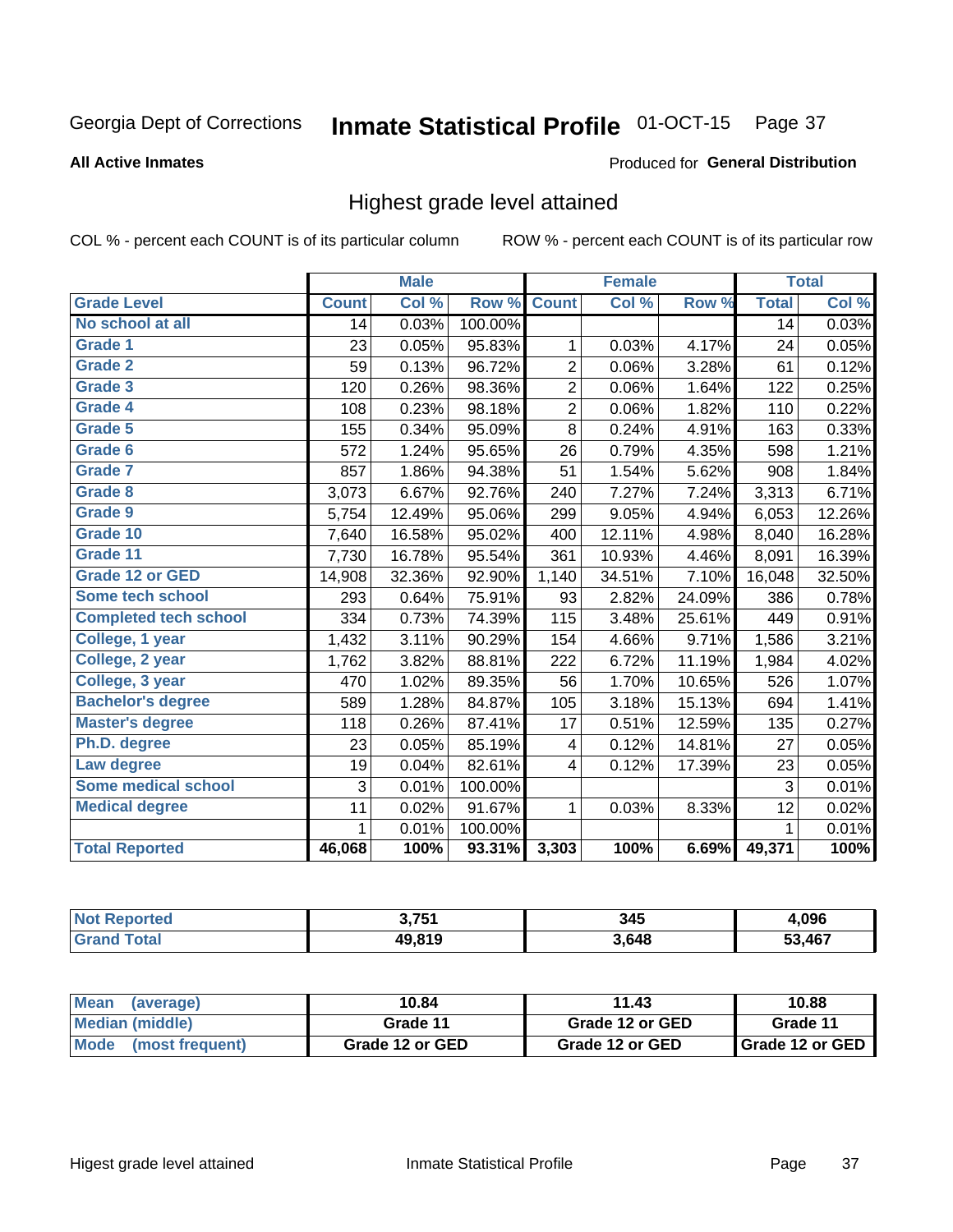Georgia Dept of Corrections **Inmate Statistical Profile** 01-OCT-15 Page 37

**All Active Inmates**

Produced for **General Distribution**

## Highest grade level attained

COL % - percent each COUNT is of its particular column ROW % - percent each COUNT is of its particular row

| | Male | | | Female | | | Total | |
|---|---|---|---|---|---|---|---|---|
| **Grade Level** | **Count** | **Col %** | **Row %** | **Count** | **Col %** | **Row %** | **Total** | **Col %** |
| **No school at all** | 14 | 0.03% | 100.00% | | | | 14 | 0.03% |
| **Grade 1** | 23 | 0.05% | 95.83% | 1 | 0.03% | 4.17% | 24 | 0.05% |
| **Grade 2** | 59 | 0.13% | 96.72% | 2 | 0.06% | 3.28% | 61 | 0.12% |
| **Grade 3** | 120 | 0.26% | 98.36% | 2 | 0.06% | 1.64% | 122 | 0.25% |
| **Grade 4** | 108 | 0.23% | 98.18% | 2 | 0.06% | 1.82% | 110 | 0.22% |
| **Grade 5** | 155 | 0.34% | 95.09% | 8 | 0.24% | 4.91% | 163 | 0.33% |
| **Grade 6** | 572 | 1.24% | 95.65% | 26 | 0.79% | 4.35% | 598 | 1.21% |
| **Grade 7** | 857 | 1.86% | 94.38% | 51 | 1.54% | 5.62% | 908 | 1.84% |
| **Grade 8** | 3,073 | 6.67% | 92.76% | 240 | 7.27% | 7.24% | 3,313 | 6.71% |
| **Grade 9** | 5,754 | 12.49% | 95.06% | 299 | 9.05% | 4.94% | 6,053 | 12.26% |
| **Grade 10** | 7,640 | 16.58% | 95.02% | 400 | 12.11% | 4.98% | 8,040 | 16.28% |
| **Grade 11** | 7,730 | 16.78% | 95.54% | 361 | 10.93% | 4.46% | 8,091 | 16.39% |
| **Grade 12 or GED** | 14,908 | 32.36% | 92.90% | 1,140 | 34.51% | 7.10% | 16,048 | 32.50% |
| **Some tech school** | 293 | 0.64% | 75.91% | 93 | 2.82% | 24.09% | 386 | 0.78% |
| **Completed tech school** | 334 | 0.73% | 74.39% | 115 | 3.48% | 25.61% | 449 | 0.91% |
| **College, 1 year** | 1,432 | 3.11% | 90.29% | 154 | 4.66% | 9.71% | 1,586 | 3.21% |
| **College, 2 year** | 1,762 | 3.82% | 88.81% | 222 | 6.72% | 11.19% | 1,984 | 4.02% |
| **College, 3 year** | 470 | 1.02% | 89.35% | 56 | 1.70% | 10.65% | 526 | 1.07% |
| **Bachelor's degree** | 589 | 1.28% | 84.87% | 105 | 3.18% | 15.13% | 694 | 1.41% |
| **Master's degree** | 118 | 0.26% | 87.41% | 17 | 0.51% | 12.59% | 135 | 0.27% |
| **Ph.D. degree** | 23 | 0.05% | 85.19% | 4 | 0.12% | 14.81% | 27 | 0.05% |
| **Law degree** | 19 | 0.04% | 82.61% | 4 | 0.12% | 17.39% | 23 | 0.05% |
| **Some medical school** | 3 | 0.01% | 100.00% | | | | 3 | 0.01% |
| **Medical degree** | 11 | 0.02% | 91.67% | 1 | 0.03% | 8.33% | 12 | 0.02% |
| | 1 | 0.01% | 100.00% | | | | 1 | 0.01% |
| **Total Reported** | **46,068** | **100%** | **93.31%** | **3,303** | **100%** | **6.69%** | **49,371** | **100%** |

| | Male | Female | Total |
|---|---|---|---|
| **Not Reported** | **3,751** | **345** | **4,096** |
| **Grand Total** | **49,819** | **3,648** | **53,467** |

| | Male | Female | Total |
|---|---|---|---|
| **Mean (average)** | **10.84** | **11.43** | **10.88** |
| **Median (middle)** | **Grade 11** | **Grade 12 or GED** | **Grade 11** |
| **Mode (most frequent)** | **Grade 12 or GED** | **Grade 12 or GED** | **Grade 12 or GED** |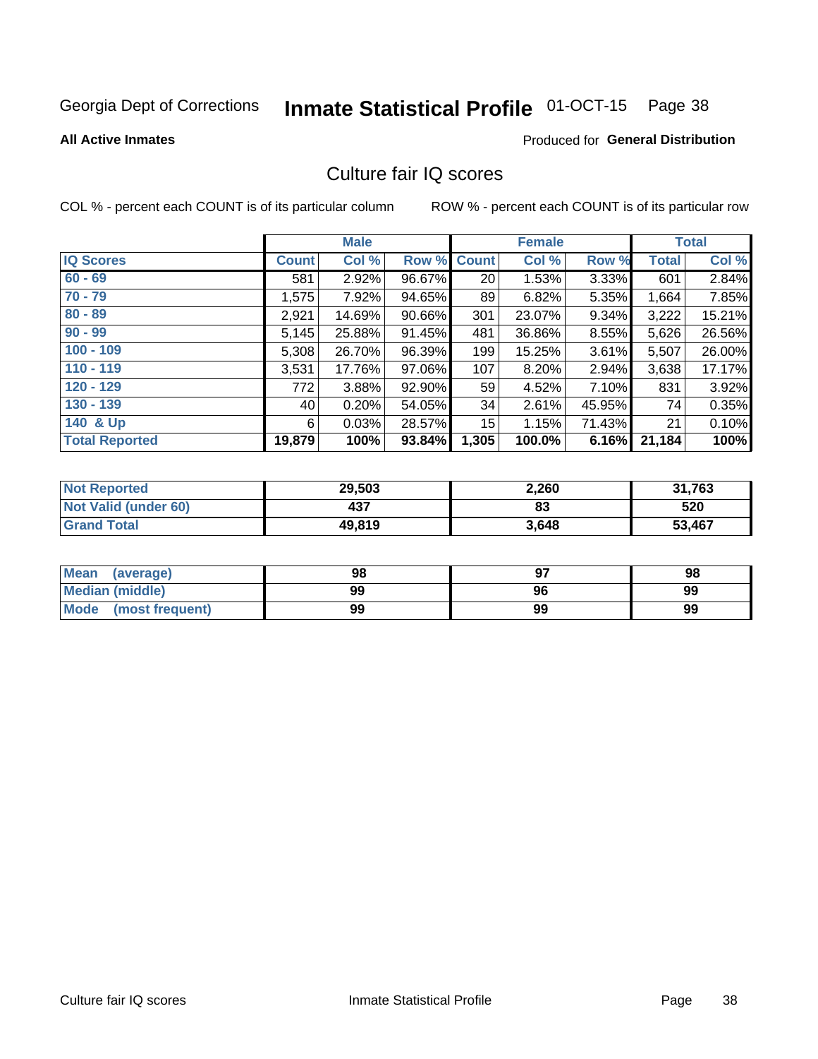Georgia Dept of Corrections **Inmate Statistical Profile** 01-OCT-15 Page 38

**All Active Inmates** Produced for **General Distribution**

## Culture fair IQ scores

COL % - percent each COUNT is of its particular column ROW % - percent each COUNT is of its particular row

| | Male | | | Female | | | Total | |
|---|---|---|---|---|---|---|---|---|
| **IQ Scores** | **Count** | **Col %** | **Row %** | **Count** | **Col %** | **Row %** | **Total** | **Col %** |
| 60 - 69 | 581 | 2.92% | 96.67% | 20 | 1.53% | 3.33% | 601 | 2.84% |
| 70 - 79 | 1,575 | 7.92% | 94.65% | 89 | 6.82% | 5.35% | 1,664 | 7.85% |
| 80 - 89 | 2,921 | 14.69% | 90.66% | 301 | 23.07% | 9.34% | 3,222 | 15.21% |
| 90 - 99 | 5,145 | 25.88% | 91.45% | 481 | 36.86% | 8.55% | 5,626 | 26.56% |
| 100 - 109 | 5,308 | 26.70% | 96.39% | 199 | 15.25% | 3.61% | 5,507 | 26.00% |
| 110 - 119 | 3,531 | 17.76% | 97.06% | 107 | 8.20% | 2.94% | 3,638 | 17.17% |
| 120 - 129 | 772 | 3.88% | 92.90% | 59 | 4.52% | 7.10% | 831 | 3.92% |
| 130 - 139 | 40 | 0.20% | 54.05% | 34 | 2.61% | 45.95% | 74 | 0.35% |
| 140 & Up | 6 | 0.03% | 28.57% | 15 | 1.15% | 71.43% | 21 | 0.10% |
| **Total Reported** | **19,879** | **100%** | **93.84%** | **1,305** | **100.0%** | **6.16%** | **21,184** | **100%** |

| | Male | Female | Total |
|---|---|---|---|
| Not Reported | 29,503 | 2,260 | 31,763 |
| Not Valid (under 60) | 437 | 83 | 520 |
| Grand Total | 49,819 | 3,648 | 53,467 |

| | Male | Female | Total |
|---|---|---|---|
| Mean (average) | 98 | 97 | 98 |
| Median (middle) | 99 | 96 | 99 |
| Mode (most frequent) | 99 | 99 | 99 |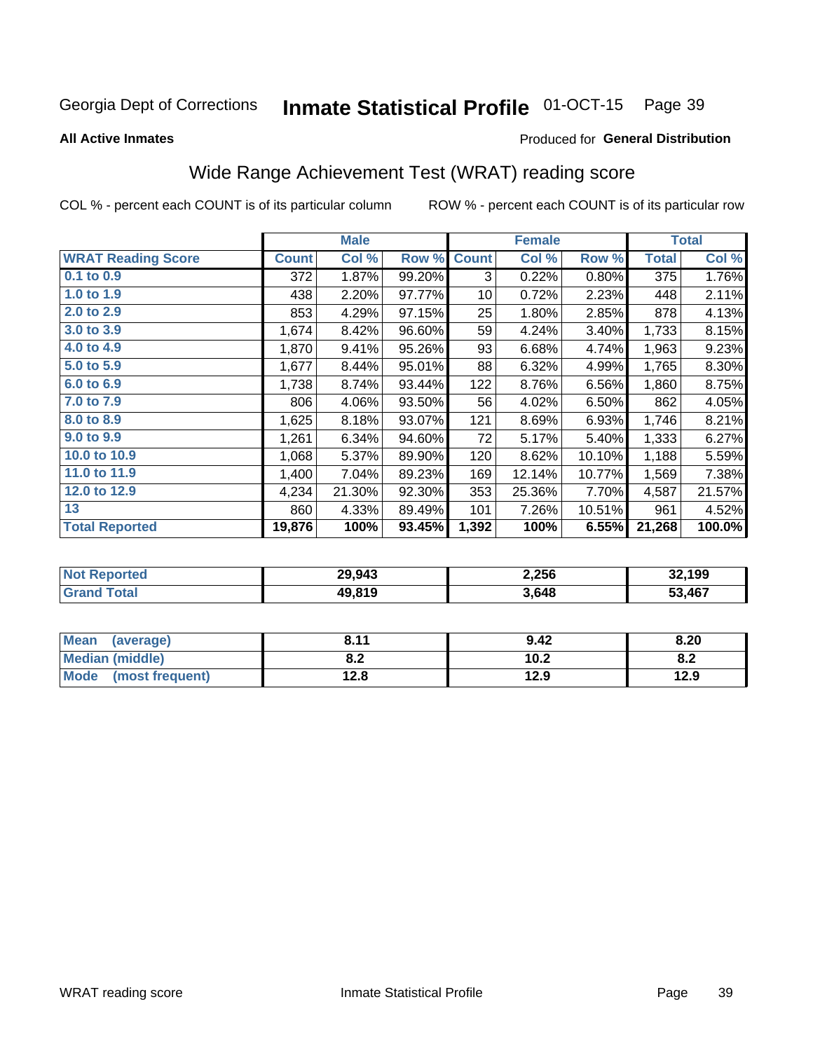Georgia Dept of Corrections **Inmate Statistical Profile** 01-OCT-15

**All Active Inmates**

Produced for **General Distribution**

## Wide Range Achievement Test (WRAT) reading score

COL % - percent each COUNT is of its particular column        ROW % - percent each COUNT is of its particular row

| | Male | | | Female | | | Total | |
|---|---|---|---|---|---|---|---|---|
| **WRAT Reading Score** | **Count** | **Col %** | **Row %** | **Count** | **Col %** | **Row %** | **Total** | **Col %** |
| 0.1 to 0.9 | 372 | 1.87% | 99.20% | 3 | 0.22% | 0.80% | 375 | 1.76% |
| 1.0 to 1.9 | 438 | 2.20% | 97.77% | 10 | 0.72% | 2.23% | 448 | 2.11% |
| 2.0 to 2.9 | 853 | 4.29% | 97.15% | 25 | 1.80% | 2.85% | 878 | 4.13% |
| 3.0 to 3.9 | 1,674 | 8.42% | 96.60% | 59 | 4.24% | 3.40% | 1,733 | 8.15% |
| 4.0 to 4.9 | 1,870 | 9.41% | 95.26% | 93 | 6.68% | 4.74% | 1,963 | 9.23% |
| 5.0 to 5.9 | 1,677 | 8.44% | 95.01% | 88 | 6.32% | 4.99% | 1,765 | 8.30% |
| 6.0 to 6.9 | 1,738 | 8.74% | 93.44% | 122 | 8.76% | 6.56% | 1,860 | 8.75% |
| 7.0 to 7.9 | 806 | 4.06% | 93.50% | 56 | 4.02% | 6.50% | 862 | 4.05% |
| 8.0 to 8.9 | 1,625 | 8.18% | 93.07% | 121 | 8.69% | 6.93% | 1,746 | 8.21% |
| 9.0 to 9.9 | 1,261 | 6.34% | 94.60% | 72 | 5.17% | 5.40% | 1,333 | 6.27% |
| 10.0 to 10.9 | 1,068 | 5.37% | 89.90% | 120 | 8.62% | 10.10% | 1,188 | 5.59% |
| 11.0 to 11.9 | 1,400 | 7.04% | 89.23% | 169 | 12.14% | 10.77% | 1,569 | 7.38% |
| 12.0 to 12.9 | 4,234 | 21.30% | 92.30% | 353 | 25.36% | 7.70% | 4,587 | 21.57% |
| 13 | 860 | 4.33% | 89.49% | 101 | 7.26% | 10.51% | 961 | 4.52% |
| **Total Reported** | **19,876** | **100%** | **93.45%** | **1,392** | **100%** | **6.55%** | **21,268** | **100.0%** |

| | Male | Female | Total |
|---|---|---|---|
| **Not Reported** | **29,943** | **2,256** | **32,199** |
| **Grand Total** | **49,819** | **3,648** | **53,467** |

| | Male | Female | Total |
|---|---|---|---|
| **Mean (average)** | **8.11** | **9.42** | **8.20** |
| **Median (middle)** | **8.2** | **10.2** | **8.2** |
| **Mode (most frequent)** | **12.8** | **12.9** | **12.9** |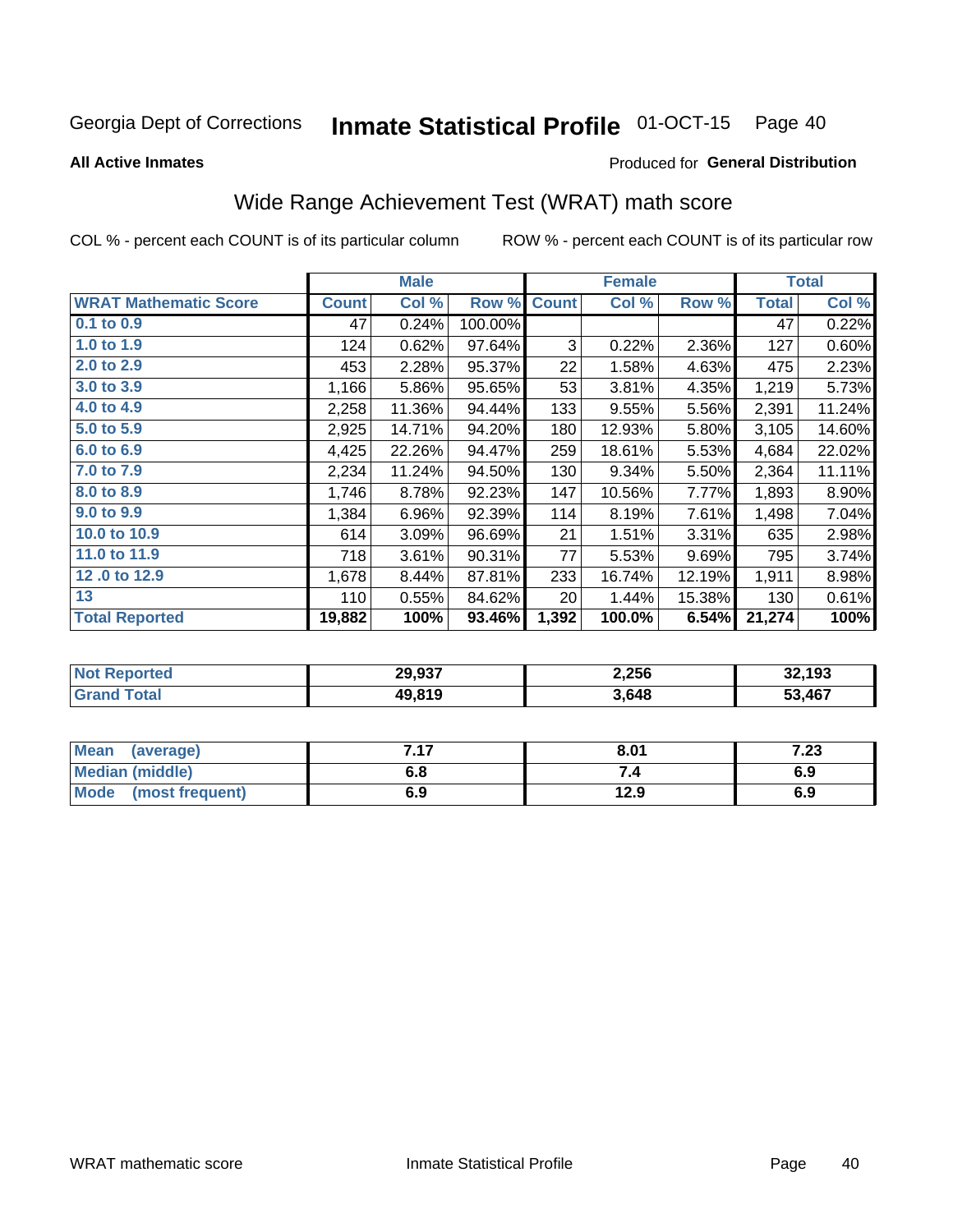Georgia Dept of Corrections **Inmate Statistical Profile** 01-OCT-15

**All Active Inmates**

Produced for **General Distribution**

## Wide Range Achievement Test (WRAT) math score

COL % - percent each COUNT is of its particular column

ROW % - percent each COUNT is of its particular row

| | Male | | | Female | | | Total | |
|---|---|---|---|---|---|---|---|---|
| **WRAT Mathematic Score** | **Count** | **Col %** | **Row %** | **Count** | **Col %** | **Row %** | **Total** | **Col %** |
| 0.1 to 0.9 | 47 | 0.24% | 100.00% | | | | 47 | 0.22% |
| 1.0 to 1.9 | 124 | 0.62% | 97.64% | 3 | 0.22% | 2.36% | 127 | 0.60% |
| 2.0 to 2.9 | 453 | 2.28% | 95.37% | 22 | 1.58% | 4.63% | 475 | 2.23% |
| 3.0 to 3.9 | 1,166 | 5.86% | 95.65% | 53 | 3.81% | 4.35% | 1,219 | 5.73% |
| 4.0 to 4.9 | 2,258 | 11.36% | 94.44% | 133 | 9.55% | 5.56% | 2,391 | 11.24% |
| 5.0 to 5.9 | 2,925 | 14.71% | 94.20% | 180 | 12.93% | 5.80% | 3,105 | 14.60% |
| 6.0 to 6.9 | 4,425 | 22.26% | 94.47% | 259 | 18.61% | 5.53% | 4,684 | 22.02% |
| 7.0 to 7.9 | 2,234 | 11.24% | 94.50% | 130 | 9.34% | 5.50% | 2,364 | 11.11% |
| 8.0 to 8.9 | 1,746 | 8.78% | 92.23% | 147 | 10.56% | 7.77% | 1,893 | 8.90% |
| 9.0 to 9.9 | 1,384 | 6.96% | 92.39% | 114 | 8.19% | 7.61% | 1,498 | 7.04% |
| 10.0 to 10.9 | 614 | 3.09% | 96.69% | 21 | 1.51% | 3.31% | 635 | 2.98% |
| 11.0 to 11.9 | 718 | 3.61% | 90.31% | 77 | 5.53% | 9.69% | 795 | 3.74% |
| 12 .0 to 12.9 | 1,678 | 8.44% | 87.81% | 233 | 16.74% | 12.19% | 1,911 | 8.98% |
| 13 | 110 | 0.55% | 84.62% | 20 | 1.44% | 15.38% | 130 | 0.61% |
| **Total Reported** | **19,882** | **100%** | **93.46%** | **1,392** | **100.0%** | **6.54%** | **21,274** | **100%** |

| | Male | Female | Total |
|---|---|---|---|
| Not Reported | 29,937 | 2,256 | 32,193 |
| Grand Total | 49,819 | 3,648 | 53,467 |

| | Male | Female | Total |
|---|---|---|---|
| Mean (average) | 7.17 | 8.01 | 7.23 |
| Median (middle) | 6.8 | 7.4 | 6.9 |
| Mode (most frequent) | 6.9 | 12.9 | 6.9 |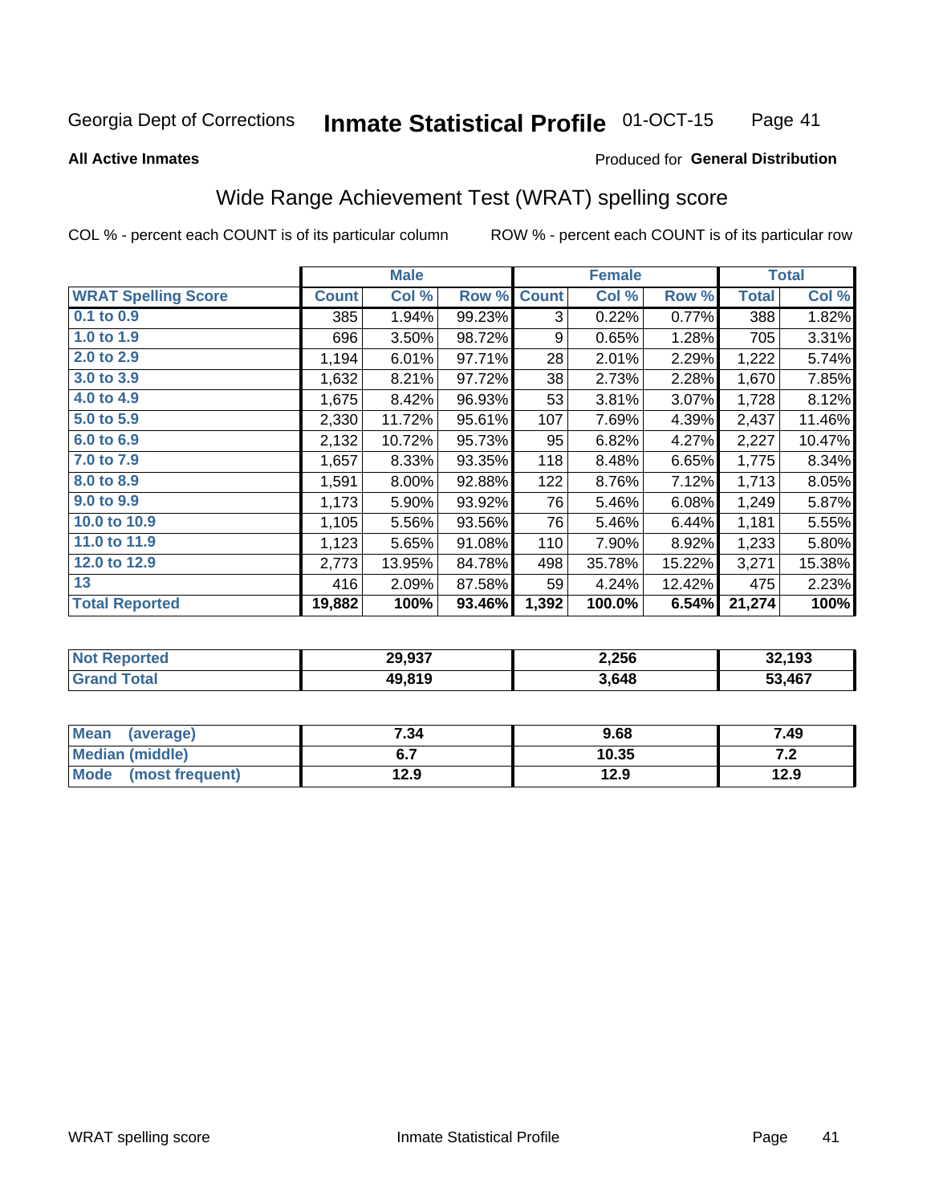Georgia Dept of Corrections **Inmate Statistical Profile** 01-OCT-15

**All Active Inmates**

Produced for **General Distribution**

## Wide Range Achievement Test (WRAT) spelling score

COL % - percent each COUNT is of its particular column

ROW % - percent each COUNT is of its particular row

| | Male | | | Female | | | Total | |
|---|---|---|---|---|---|---|---|---|
| **WRAT Spelling Score** | **Count** | **Col %** | **Row %** | **Count** | **Col %** | **Row %** | **Total** | **Col %** |
| 0.1 to 0.9 | 385 | 1.94% | 99.23% | 3 | 0.22% | 0.77% | 388 | 1.82% |
| 1.0 to 1.9 | 696 | 3.50% | 98.72% | 9 | 0.65% | 1.28% | 705 | 3.31% |
| 2.0 to 2.9 | 1,194 | 6.01% | 97.71% | 28 | 2.01% | 2.29% | 1,222 | 5.74% |
| 3.0 to 3.9 | 1,632 | 8.21% | 97.72% | 38 | 2.73% | 2.28% | 1,670 | 7.85% |
| 4.0 to 4.9 | 1,675 | 8.42% | 96.93% | 53 | 3.81% | 3.07% | 1,728 | 8.12% |
| 5.0 to 5.9 | 2,330 | 11.72% | 95.61% | 107 | 7.69% | 4.39% | 2,437 | 11.46% |
| 6.0 to 6.9 | 2,132 | 10.72% | 95.73% | 95 | 6.82% | 4.27% | 2,227 | 10.47% |
| 7.0 to 7.9 | 1,657 | 8.33% | 93.35% | 118 | 8.48% | 6.65% | 1,775 | 8.34% |
| 8.0 to 8.9 | 1,591 | 8.00% | 92.88% | 122 | 8.76% | 7.12% | 1,713 | 8.05% |
| 9.0 to 9.9 | 1,173 | 5.90% | 93.92% | 76 | 5.46% | 6.08% | 1,249 | 5.87% |
| 10.0 to 10.9 | 1,105 | 5.56% | 93.56% | 76 | 5.46% | 6.44% | 1,181 | 5.55% |
| 11.0 to 11.9 | 1,123 | 5.65% | 91.08% | 110 | 7.90% | 8.92% | 1,233 | 5.80% |
| 12.0 to 12.9 | 2,773 | 13.95% | 84.78% | 498 | 35.78% | 15.22% | 3,271 | 15.38% |
| 13 | 416 | 2.09% | 87.58% | 59 | 4.24% | 12.42% | 475 | 2.23% |
| **Total Reported** | **19,882** | **100%** | **93.46%** | **1,392** | **100.0%** | **6.54%** | **21,274** | **100%** |

| | Male | Female | Total |
|---|---|---|---|
| Not Reported | 29,937 | 2,256 | 32,193 |
| Grand Total | 49,819 | 3,648 | 53,467 |

| | Male | Female | Total |
|---|---|---|---|
| Mean (average) | 7.34 | 9.68 | 7.49 |
| Median (middle) | 6.7 | 10.35 | 7.2 |
| Mode (most frequent) | 12.9 | 12.9 | 12.9 |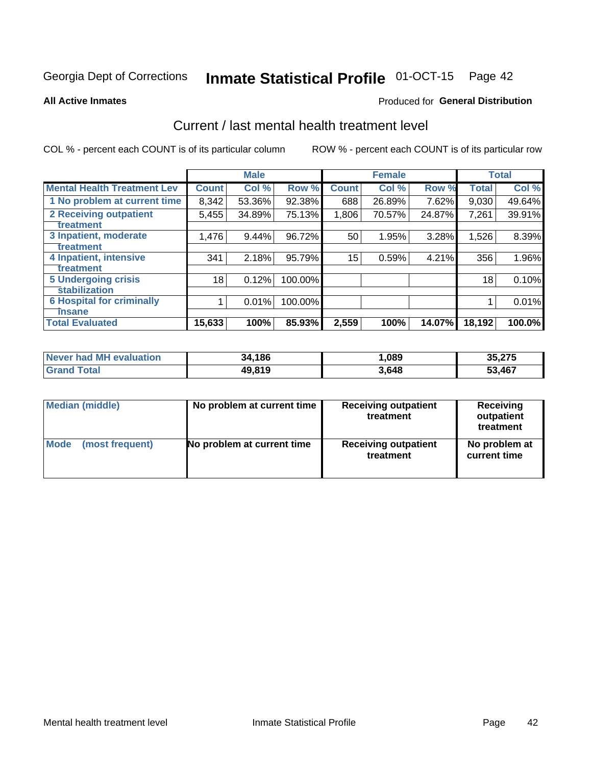Georgia Dept of Corrections **Inmate Statistical Profile** 01-OCT-15

**All Active Inmates**

Produced for **General Distribution**

## Current / last mental health treatment level

COL % - percent each COUNT is of its particular column

ROW % - percent each COUNT is of its particular row

| | Male | | | Female | | | Total | |
|---|---|---|---|---|---|---|---|---|
| **Mental Health Treatment Lev** | **Count** | **Col %** | **Row %** | **Count** | **Col %** | **Row %** | **Total** | **Col %** |
| 1 No problem at current time | 8,342 | 53.36% | 92.38% | 688 | 26.89% | 7.62% | 9,030 | 49.64% |
| 2 Receiving outpatient treatment | 5,455 | 34.89% | 75.13% | 1,806 | 70.57% | 24.87% | 7,261 | 39.91% |
| 3 Inpatient, moderate treatment | 1,476 | 9.44% | 96.72% | 50 | 1.95% | 3.28% | 1,526 | 8.39% |
| 4 Inpatient, intensive treatment | 341 | 2.18% | 95.79% | 15 | 0.59% | 4.21% | 356 | 1.96% |
| 5 Undergoing crisis stabilization | 18 | 0.12% | 100.00% | | | | 18 | 0.10% |
| 6 Hospital for criminally insane | 1 | 0.01% | 100.00% | | | | 1 | 0.01% |
| **Total Evaluated** | **15,633** | **100%** | **85.93%** | **2,559** | **100%** | **14.07%** | **18,192** | **100.0%** |

| | Male | Female | Total |
|---|---|---|---|
| Never had MH evaluation | 34,186 | 1,089 | 35,275 |
| Grand Total | 49,819 | 3,648 | 53,467 |

| | Male | Female | Total |
|---|---|---|---|
| Median (middle) | No problem at current time | Receiving outpatient treatment | Receiving outpatient treatment |
| Mode (most frequent) | No problem at current time | Receiving outpatient treatment | No problem at current time |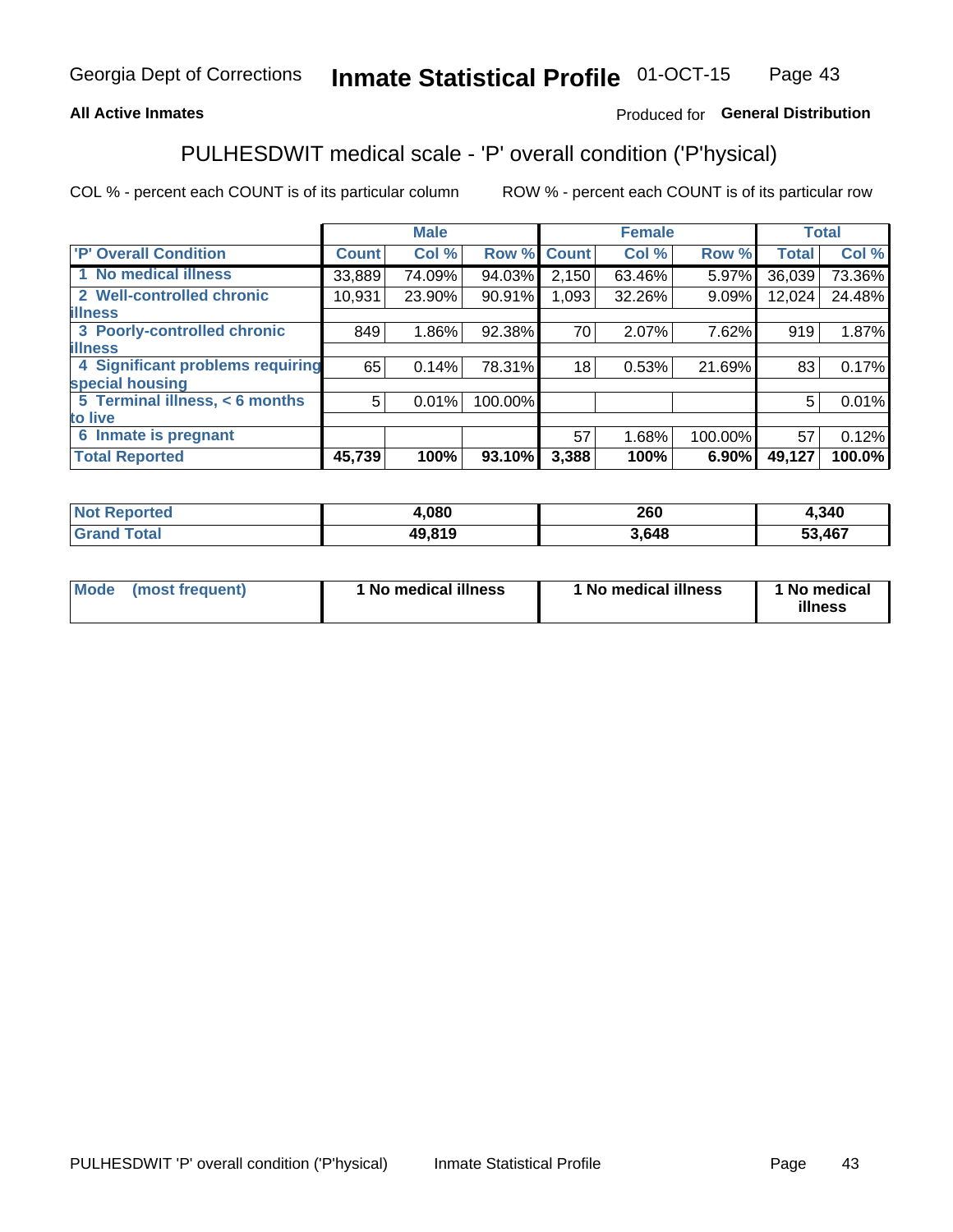Georgia Dept of Corrections **Inmate Statistical Profile** 01-OCT-15

**All Active Inmates**

Produced for **General Distribution**

## PULHESDWIT medical scale - 'P' overall condition ('P'hysical)

COL % - percent each COUNT is of its particular column

ROW % - percent each COUNT is of its particular row

| | Male | | | Female | | | Total | |
|---|---|---|---|---|---|---|---|---|
| 'P' Overall Condition | Count | Col % | Row % | Count | Col % | Row % | Total | Col % |
| 1 No medical illness | 33,889 | 74.09% | 94.03% | 2,150 | 63.46% | 5.97% | 36,039 | 73.36% |
| 2 Well-controlled chronic illness | 10,931 | 23.90% | 90.91% | 1,093 | 32.26% | 9.09% | 12,024 | 24.48% |
| 3 Poorly-controlled chronic illness | 849 | 1.86% | 92.38% | 70 | 2.07% | 7.62% | 919 | 1.87% |
| 4 Significant problems requiring special housing | 65 | 0.14% | 78.31% | 18 | 0.53% | 21.69% | 83 | 0.17% |
| 5 Terminal illness, < 6 months to live | 5 | 0.01% | 100.00% | | | | 5 | 0.01% |
| 6 Inmate is pregnant | | | | 57 | 1.68% | 100.00% | 57 | 0.12% |
| **Total Reported** | **45,739** | **100%** | **93.10%** | **3,388** | **100%** | **6.90%** | **49,127** | **100.0%** |

| | Male | Female | Total |
|---|---|---|---|
| Not Reported | 4,080 | 260 | 4,340 |
| Grand Total | 49,819 | 3,648 | 53,467 |

| | Male | Female | Total |
|---|---|---|---|
| Mode (most frequent) | 1 No medical illness | 1 No medical illness | 1 No medical illness |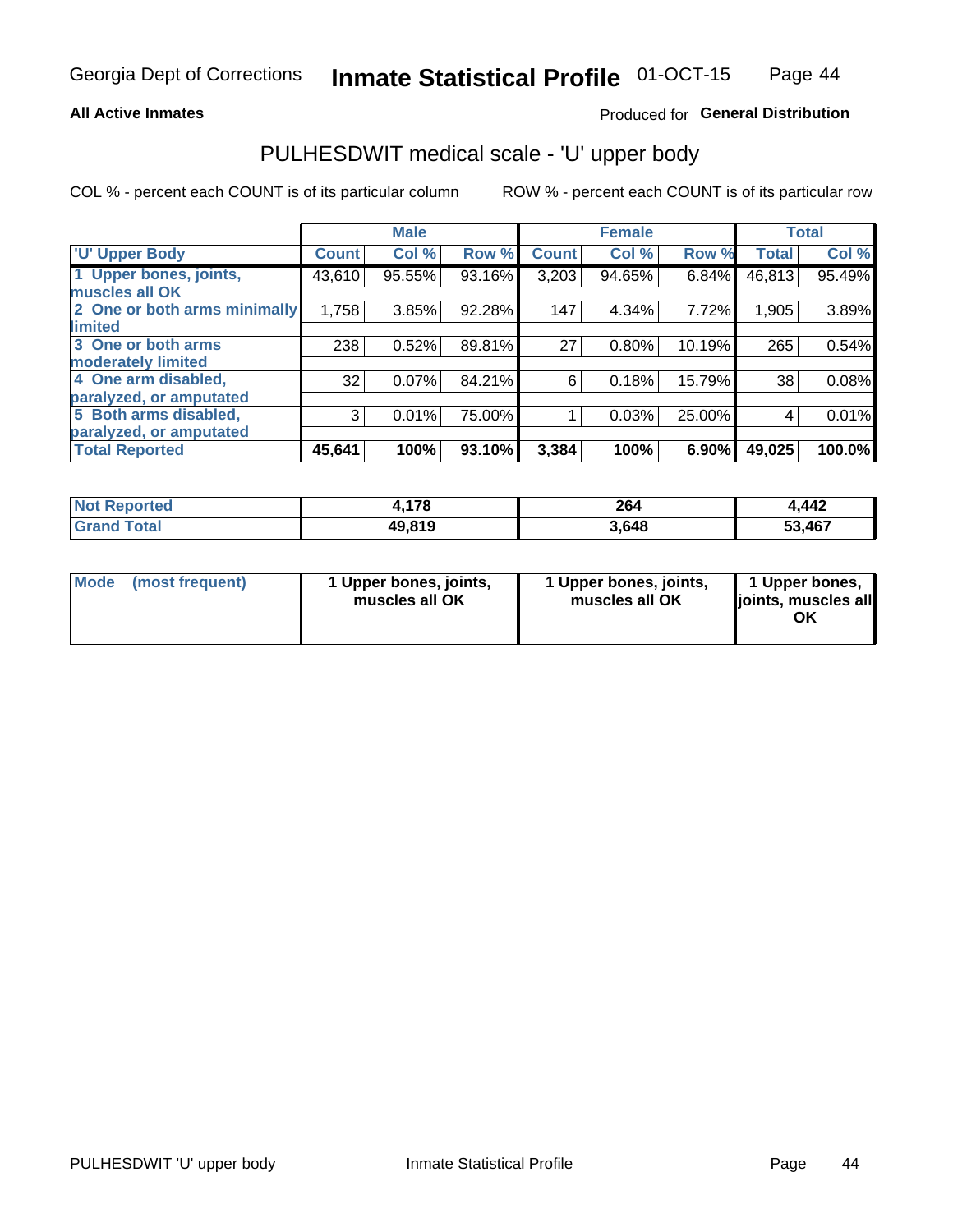**All Active Inmates** Produced for **General Distribution**

# PULHESDWIT medical scale - 'U' upper body

COL % - percent each COUNT is of its particular column ROW % - percent each COUNT is of its particular row

| | Male | | | Female | | | Total | |
|---|---|---|---|---|---|---|---|---|
| 'U' Upper Body | Count | Col % | Row % | Count | Col % | Row % | Total | Col % |
| 1 Upper bones, joints, muscles all OK | 43,610 | 95.55% | 93.16% | 3,203 | 94.65% | 6.84% | 46,813 | 95.49% |
| 2 One or both arms minimally limited | 1,758 | 3.85% | 92.28% | 147 | 4.34% | 7.72% | 1,905 | 3.89% |
| 3 One or both arms moderately limited | 238 | 0.52% | 89.81% | 27 | 0.80% | 10.19% | 265 | 0.54% |
| 4 One arm disabled, paralyzed, or amputated | 32 | 0.07% | 84.21% | 6 | 0.18% | 15.79% | 38 | 0.08% |
| 5 Both arms disabled, paralyzed, or amputated | 3 | 0.01% | 75.00% | 1 | 0.03% | 25.00% | 4 | 0.01% |
| **Total Reported** | **45,641** | **100%** | **93.10%** | **3,384** | **100%** | **6.90%** | **49,025** | **100.0%** |

| | Male | Female | Total |
|---|---|---|---|
| Not Reported | 4,178 | 264 | 4,442 |
| Grand Total | 49,819 | 3,648 | 53,467 |

| | Male | Female | Total |
|---|---|---|---|
| Mode (most frequent) | 1 Upper bones, joints, muscles all OK | 1 Upper bones, joints, muscles all OK | 1 Upper bones, joints, muscles all OK |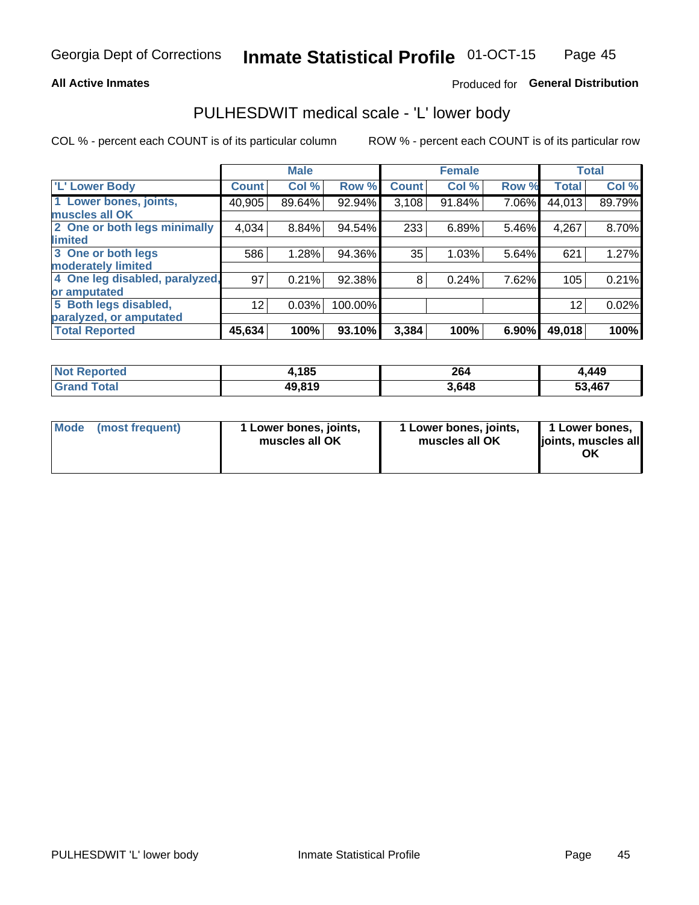Georgia Dept of Corrections **Inmate Statistical Profile** 01-OCT-15

**All Active Inmates**

Produced for **General Distribution**

## PULHESDWIT medical scale - 'L' lower body

COL % - percent each COUNT is of its particular column

ROW % - percent each COUNT is of its particular row

| | Male | | | Female | | | Total | |
|---|---|---|---|---|---|---|---|---|
| 'L' Lower Body | Count | Col % | Row % | Count | Col % | Row % | Total | Col % |
| 1 Lower bones, joints, muscles all OK | 40,905 | 89.64% | 92.94% | 3,108 | 91.84% | 7.06% | 44,013 | 89.79% |
| 2 One or both legs minimally limited | 4,034 | 8.84% | 94.54% | 233 | 6.89% | 5.46% | 4,267 | 8.70% |
| 3 One or both legs moderately limited | 586 | 1.28% | 94.36% | 35 | 1.03% | 5.64% | 621 | 1.27% |
| 4 One leg disabled, paralyzed, or amputated | 97 | 0.21% | 92.38% | 8 | 0.24% | 7.62% | 105 | 0.21% |
| 5 Both legs disabled, paralyzed, or amputated | 12 | 0.03% | 100.00% | | | | 12 | 0.02% |
| **Total Reported** | **45,634** | **100%** | **93.10%** | **3,384** | **100%** | **6.90%** | **49,018** | **100%** |

| | Male | Female | Total |
|---|---|---|---|
| Not Reported | 4,185 | 264 | 4,449 |
| Grand Total | 49,819 | 3,648 | 53,467 |

| | Male | Female | Total |
|---|---|---|---|
| Mode (most frequent) | 1 Lower bones, joints, muscles all OK | 1 Lower bones, joints, muscles all OK | 1 Lower bones, joints, muscles all OK |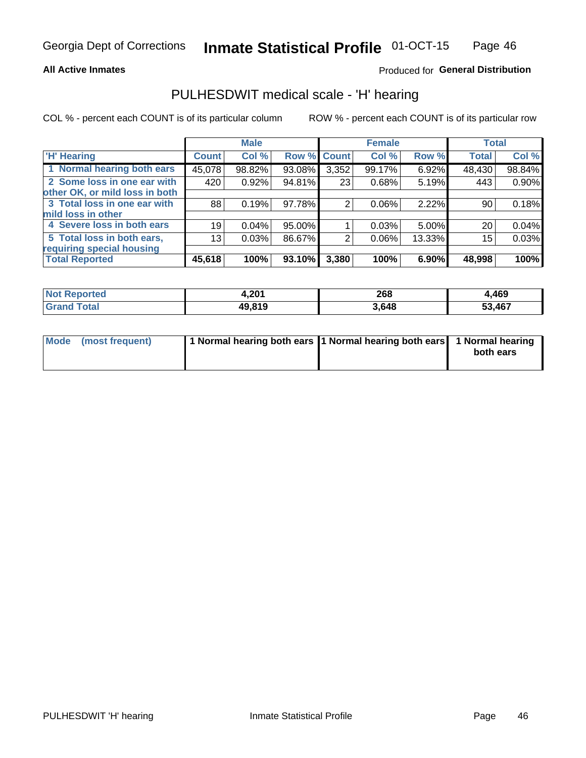Georgia Dept of Corrections **Inmate Statistical Profile** 01-OCT-15

**All Active Inmates**

Produced for **General Distribution**

## PULHESDWIT medical scale - 'H' hearing

COL % - percent each COUNT is of its particular column ROW % - percent each COUNT is of its particular row

| | Male | | | Female | | | Total | |
|---|---|---|---|---|---|---|---|---|
| 'H' Hearing | Count | Col % | Row % | Count | Col % | Row % | Total | Col % |
| 1 Normal hearing both ears | 45,078 | 98.82% | 93.08% | 3,352 | 99.17% | 6.92% | 48,430 | 98.84% |
| 2 Some loss in one ear with other OK, or mild loss in both | 420 | 0.92% | 94.81% | 23 | 0.68% | 5.19% | 443 | 0.90% |
| 3 Total loss in one ear with mild loss in other | 88 | 0.19% | 97.78% | 2 | 0.06% | 2.22% | 90 | 0.18% |
| 4 Severe loss in both ears | 19 | 0.04% | 95.00% | 1 | 0.03% | 5.00% | 20 | 0.04% |
| 5 Total loss in both ears, requiring special housing | 13 | 0.03% | 86.67% | 2 | 0.06% | 13.33% | 15 | 0.03% |
| **Total Reported** | **45,618** | **100%** | **93.10%** | **3,380** | **100%** | **6.90%** | **48,998** | **100%** |

| | Male | Female | Total |
|---|---|---|---|
| Not Reported | 4,201 | 268 | 4,469 |
| Grand Total | 49,819 | 3,648 | 53,467 |

| | Male | Female | Total |
|---|---|---|---|
| Mode (most frequent) | 1 Normal hearing both ears | 1 Normal hearing both ears | 1 Normal hearing both ears |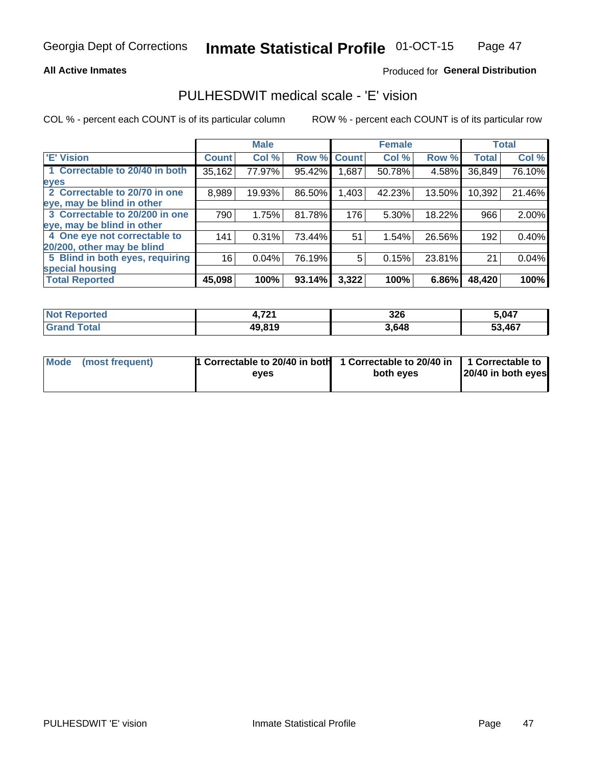Georgia Dept of Corrections **Inmate Statistical Profile** 01-OCT-15

**All Active Inmates**

Produced for **General Distribution**

## PULHESDWIT medical scale - 'E' vision

COL % - percent each COUNT is of its particular column ROW % - percent each COUNT is of its particular row

| | Male | | | Female | | | Total | |
|---|---|---|---|---|---|---|---|---|
| 'E' Vision | Count | Col % | Row % | Count | Col % | Row % | Total | Col % |
| 1 Correctable to 20/40 in both eyes | 35,162 | 77.97% | 95.42% | 1,687 | 50.78% | 4.58% | 36,849 | 76.10% |
| 2 Correctable to 20/70 in one eye, may be blind in other | 8,989 | 19.93% | 86.50% | 1,403 | 42.23% | 13.50% | 10,392 | 21.46% |
| 3 Correctable to 20/200 in one eye, may be blind in other | 790 | 1.75% | 81.78% | 176 | 5.30% | 18.22% | 966 | 2.00% |
| 4 One eye not correctable to 20/200, other may be blind | 141 | 0.31% | 73.44% | 51 | 1.54% | 26.56% | 192 | 0.40% |
| 5 Blind in both eyes, requiring special housing | 16 | 0.04% | 76.19% | 5 | 0.15% | 23.81% | 21 | 0.04% |
| **Total Reported** | **45,098** | **100%** | **93.14%** | **3,322** | **100%** | **6.86%** | **48,420** | **100%** |

| | Male | Female | Total |
|---|---|---|---|
| **Not Reported** | **4,721** | **326** | **5,047** |
| **Grand Total** | **49,819** | **3,648** | **53,467** |

| | Male | Female | Total |
|---|---|---|---|
| **Mode (most frequent)** | **1 Correctable to 20/40 in both eyes** | **1 Correctable to 20/40 in both eyes** | **1 Correctable to 20/40 in both eyes** |

PULHESDWIT 'E' vision Inmate Statistical Profile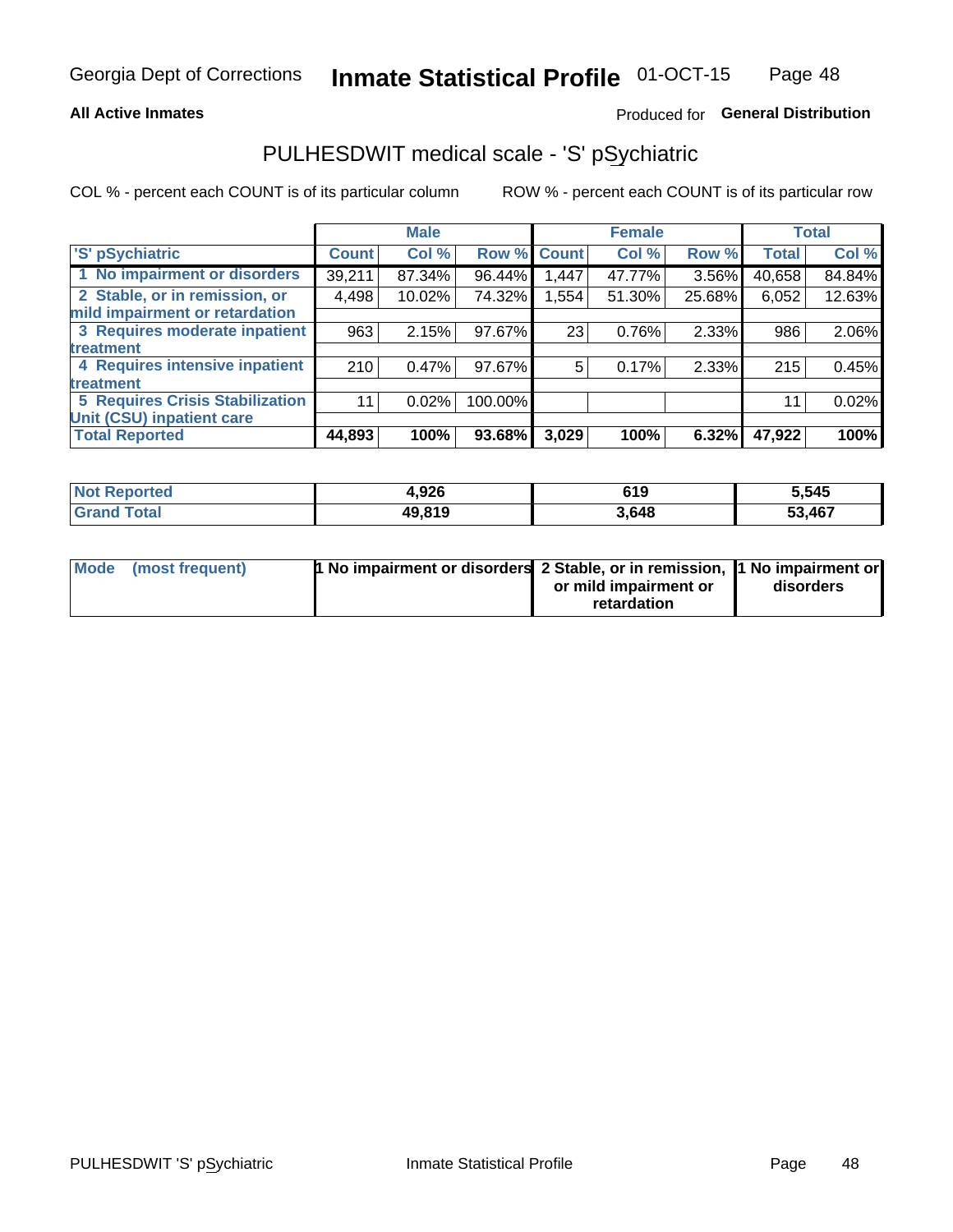Georgia Dept of Corrections **Inmate Statistical Profile** 01-OCT-15

**All Active Inmates**

Produced for **General Distribution**

## PULHESDWIT medical scale - 'S' pSychiatric

COL % - percent each COUNT is of its particular column

ROW % - percent each COUNT is of its particular row

| | Male | | | Female | | | Total | |
|---|---|---|---|---|---|---|---|---|
| 'S' pSychiatric | Count | Col % | Row % | Count | Col % | Row % | Total | Col % |
| 1 No impairment or disorders | 39,211 | 87.34% | 96.44% | 1,447 | 47.77% | 3.56% | 40,658 | 84.84% |
| 2 Stable, or in remission, or mild impairment or retardation | 4,498 | 10.02% | 74.32% | 1,554 | 51.30% | 25.68% | 6,052 | 12.63% |
| 3 Requires moderate inpatient treatment | 963 | 2.15% | 97.67% | 23 | 0.76% | 2.33% | 986 | 2.06% |
| 4 Requires intensive inpatient treatment | 210 | 0.47% | 97.67% | 5 | 0.17% | 2.33% | 215 | 0.45% |
| 5 Requires Crisis Stabilization Unit (CSU) inpatient care | 11 | 0.02% | 100.00% | | | | 11 | 0.02% |
| **Total Reported** | **44,893** | **100%** | **93.68%** | **3,029** | **100%** | **6.32%** | **47,922** | **100%** |

| | Male | Female | Total |
|---|---|---|---|
| Not Reported | 4,926 | 619 | 5,545 |
| Grand Total | 49,819 | 3,648 | 53,467 |

| | Male | Female | Total |
|---|---|---|---|
| Mode (most frequent) | 1 No impairment or disorders | 2 Stable, or in remission, or mild impairment or retardation | 1 No impairment or disorders |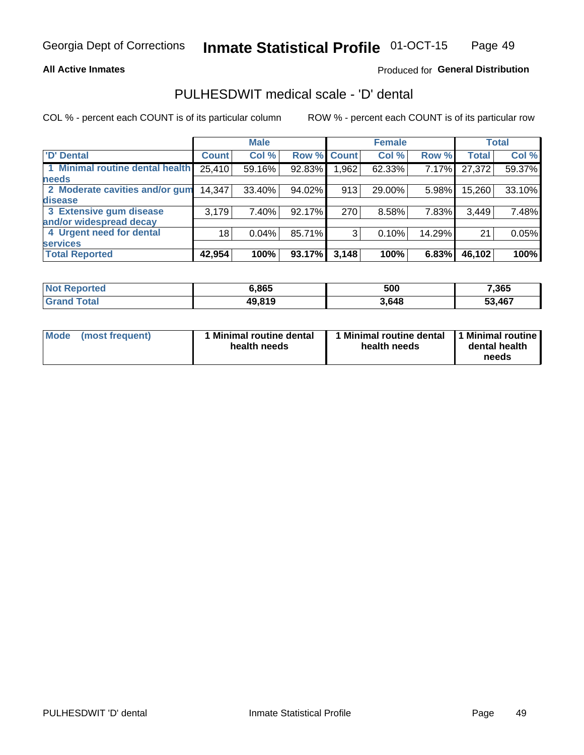# Georgia Dept of Corrections — Inmate Statistical Profile 01-OCT-15

**All Active Inmates** — Produced for **General Distribution**

## PULHESDWIT medical scale - 'D' dental

COL % - percent each COUNT is of its particular column    ROW % - percent each COUNT is of its particular row

| | Male | | | Female | | | Total | |
|---|---|---|---|---|---|---|---|---|
| 'D' Dental | Count | Col % | Row % | Count | Col % | Row % | Total | Col % |
| 1 Minimal routine dental health needs | 25,410 | 59.16% | 92.83% | 1,962 | 62.33% | 7.17% | 27,372 | 59.37% |
| 2 Moderate cavities and/or gum disease | 14,347 | 33.40% | 94.02% | 913 | 29.00% | 5.98% | 15,260 | 33.10% |
| 3 Extensive gum disease and/or widespread decay | 3,179 | 7.40% | 92.17% | 270 | 8.58% | 7.83% | 3,449 | 7.48% |
| 4 Urgent need for dental services | 18 | 0.04% | 85.71% | 3 | 0.10% | 14.29% | 21 | 0.05% |
| **Total Reported** | **42,954** | **100%** | **93.17%** | **3,148** | **100%** | **6.83%** | **46,102** | **100%** |

| | Male | Female | Total |
|---|---|---|---|
| Not Reported | 6,865 | 500 | 7,365 |
| Grand Total | 49,819 | 3,648 | 53,467 |

| | Male | Female | Total |
|---|---|---|---|
| Mode (most frequent) | 1 Minimal routine dental health needs | 1 Minimal routine dental health needs | 1 Minimal routine dental health needs |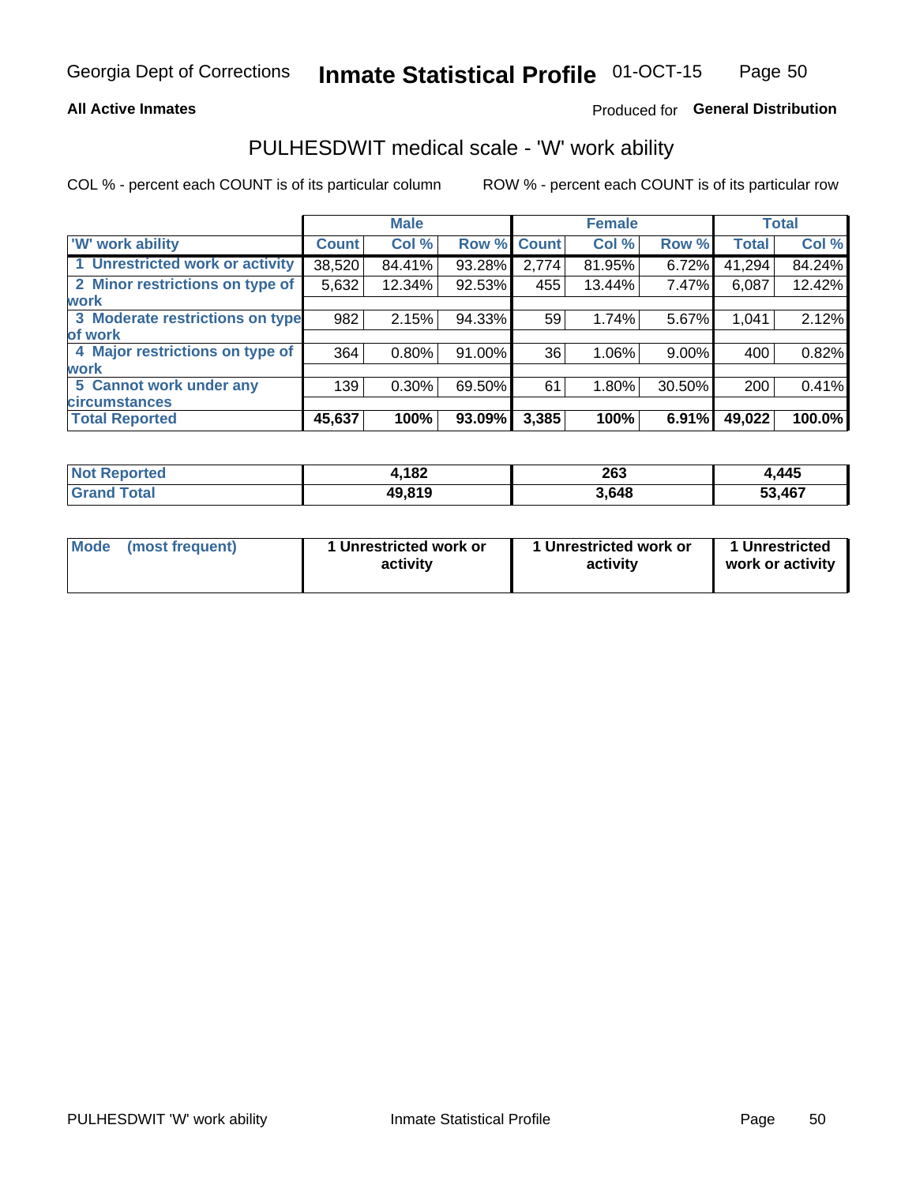Georgia Dept of Corrections **Inmate Statistical Profile** 01-OCT-15

**All Active Inmates**

Produced for **General Distribution**

## PULHESDWIT medical scale - 'W' work ability

COL % - percent each COUNT is of its particular column ROW % - percent each COUNT is of its particular row

| | Male | | | Female | | | Total | |
|---|---|---|---|---|---|---|---|---|
| 'W' work ability | Count | Col % | Row % | Count | Col % | Row % | Total | Col % |
| 1 Unrestricted work or activity | 38,520 | 84.41% | 93.28% | 2,774 | 81.95% | 6.72% | 41,294 | 84.24% |
| 2 Minor restrictions on type of work | 5,632 | 12.34% | 92.53% | 455 | 13.44% | 7.47% | 6,087 | 12.42% |
| 3 Moderate restrictions on type of work | 982 | 2.15% | 94.33% | 59 | 1.74% | 5.67% | 1,041 | 2.12% |
| 4 Major restrictions on type of work | 364 | 0.80% | 91.00% | 36 | 1.06% | 9.00% | 400 | 0.82% |
| 5 Cannot work under any circumstances | 139 | 0.30% | 69.50% | 61 | 1.80% | 30.50% | 200 | 0.41% |
| **Total Reported** | **45,637** | **100%** | **93.09%** | **3,385** | **100%** | **6.91%** | **49,022** | **100.0%** |

| | Male | Female | Total |
|---|---|---|---|
| Not Reported | 4,182 | 263 | 4,445 |
| Grand Total | 49,819 | 3,648 | 53,467 |

| | Male | Female | Total |
|---|---|---|---|
| Mode (most frequent) | 1 Unrestricted work or activity | 1 Unrestricted work or activity | 1 Unrestricted work or activity |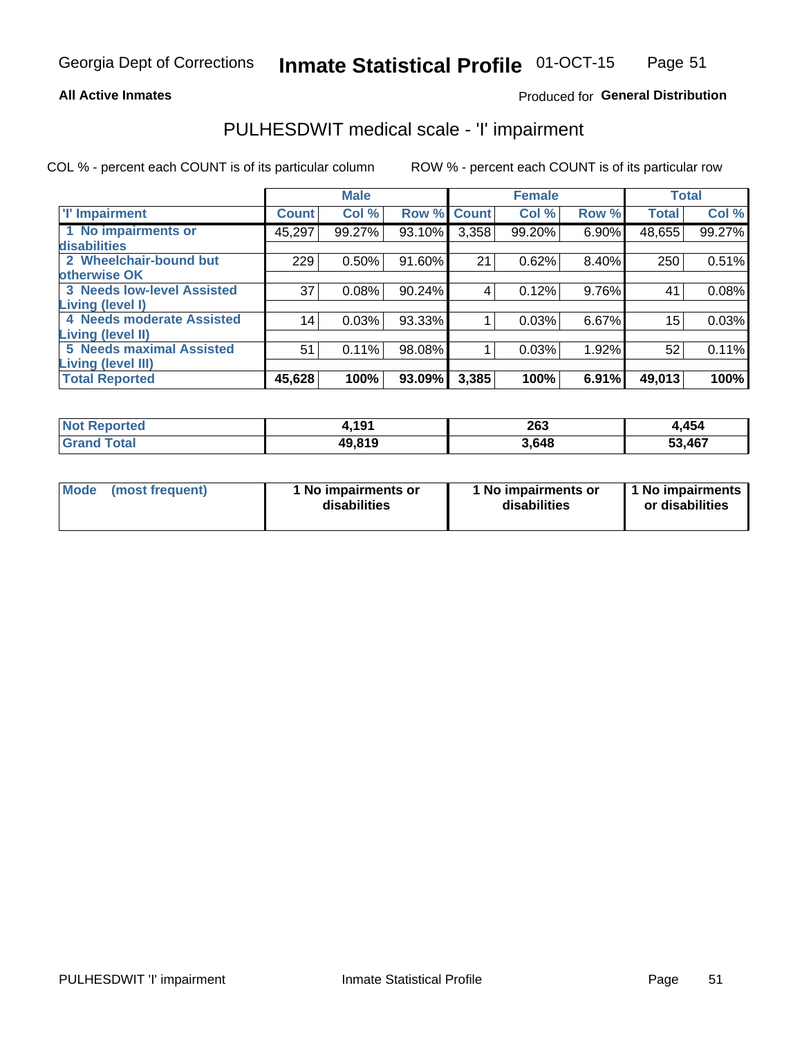Georgia Dept of Corrections **Inmate Statistical Profile** 01-OCT-15

**All Active Inmates**

Produced for **General Distribution**

## PULHESDWIT medical scale - 'I' impairment

COL % - percent each COUNT is of its particular column ROW % - percent each COUNT is of its particular row

| | Male | | | Female | | | Total | |
|---|---|---|---|---|---|---|---|---|
| 'I' Impairment | Count | Col % | Row % | Count | Col % | Row % | Total | Col % |
| 1 No impairments or disabilities | 45,297 | 99.27% | 93.10% | 3,358 | 99.20% | 6.90% | 48,655 | 99.27% |
| 2 Wheelchair-bound but otherwise OK | 229 | 0.50% | 91.60% | 21 | 0.62% | 8.40% | 250 | 0.51% |
| 3 Needs low-level Assisted Living (level I) | 37 | 0.08% | 90.24% | 4 | 0.12% | 9.76% | 41 | 0.08% |
| 4 Needs moderate Assisted Living (level II) | 14 | 0.03% | 93.33% | 1 | 0.03% | 6.67% | 15 | 0.03% |
| 5 Needs maximal Assisted Living (level III) | 51 | 0.11% | 98.08% | 1 | 0.03% | 1.92% | 52 | 0.11% |
| **Total Reported** | **45,628** | **100%** | **93.09%** | **3,385** | **100%** | **6.91%** | **49,013** | **100%** |

| | Male | Female | Total |
|---|---|---|---|
| Not Reported | 4,191 | 263 | 4,454 |
| Grand Total | 49,819 | 3,648 | 53,467 |

| | Male | Female | Total |
|---|---|---|---|
| Mode (most frequent) | 1 No impairments or disabilities | 1 No impairments or disabilities | 1 No impairments or disabilities |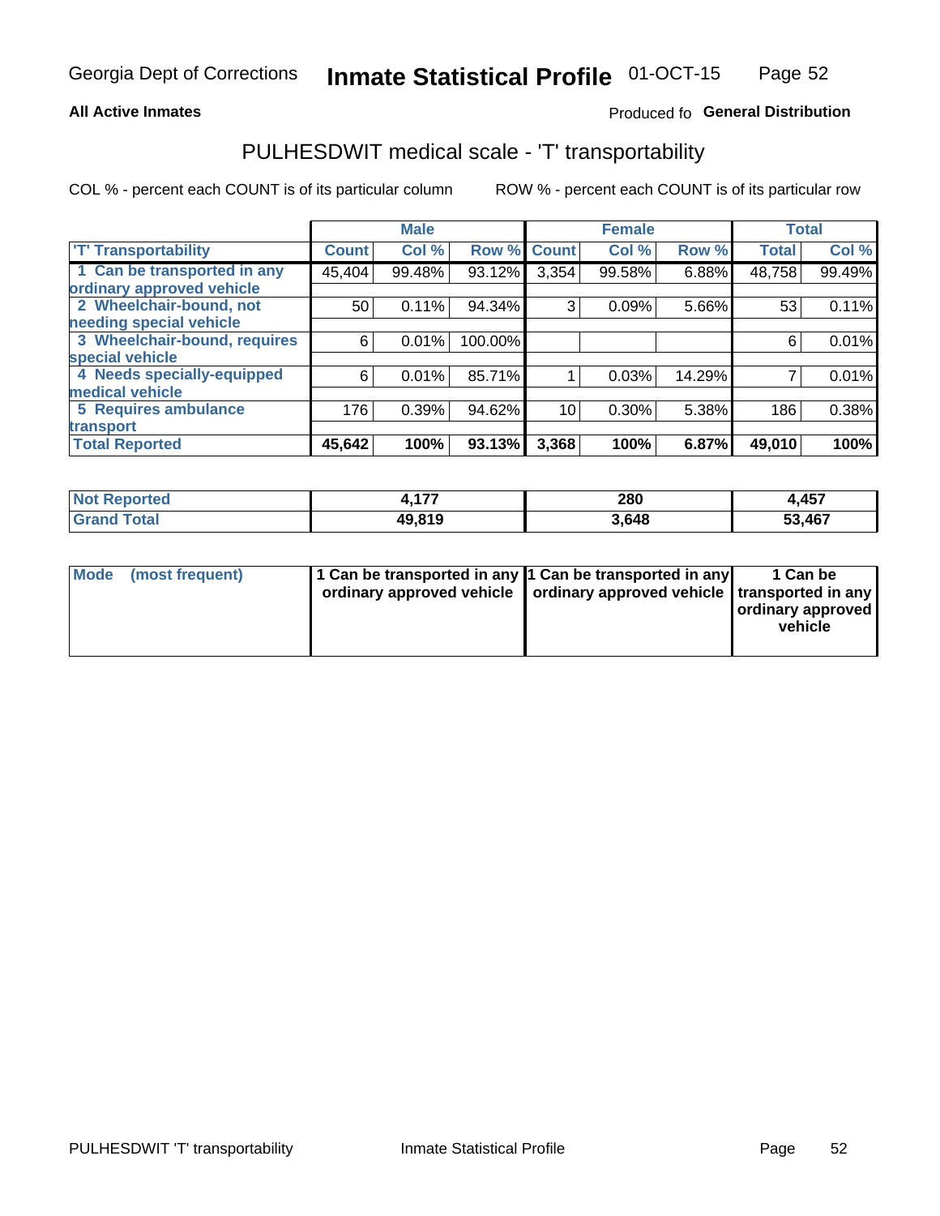Georgia Dept of Corrections **Inmate Statistical Profile** 01-OCT-15

**All Active Inmates**

Produced fo **General Distribution**

## PULHESDWIT medical scale - 'T' transportability

COL % - percent each COUNT is of its particular column

ROW % - percent each COUNT is of its particular row

| | Male | | | Female | | | Total | |
|---|---|---|---|---|---|---|---|---|
| 'T' Transportability | Count | Col % | Row % | Count | Col % | Row % | Total | Col % |
| 1 Can be transported in any ordinary approved vehicle | 45,404 | 99.48% | 93.12% | 3,354 | 99.58% | 6.88% | 48,758 | 99.49% |
| 2 Wheelchair-bound, not needing special vehicle | 50 | 0.11% | 94.34% | 3 | 0.09% | 5.66% | 53 | 0.11% |
| 3 Wheelchair-bound, requires special vehicle | 6 | 0.01% | 100.00% | | | | 6 | 0.01% |
| 4 Needs specially-equipped medical vehicle | 6 | 0.01% | 85.71% | 1 | 0.03% | 14.29% | 7 | 0.01% |
| 5 Requires ambulance transport | 176 | 0.39% | 94.62% | 10 | 0.30% | 5.38% | 186 | 0.38% |
| **Total Reported** | **45,642** | **100%** | **93.13%** | **3,368** | **100%** | **6.87%** | **49,010** | **100%** |

| | Male | Female | Total |
|---|---|---|---|
| Not Reported | 4,177 | 280 | 4,457 |
| Grand Total | 49,819 | 3,648 | 53,467 |

| | Male | Female | Total |
|---|---|---|---|
| Mode (most frequent) | 1 Can be transported in any ordinary approved vehicle | 1 Can be transported in any ordinary approved vehicle | 1 Can be transported in any ordinary approved vehicle |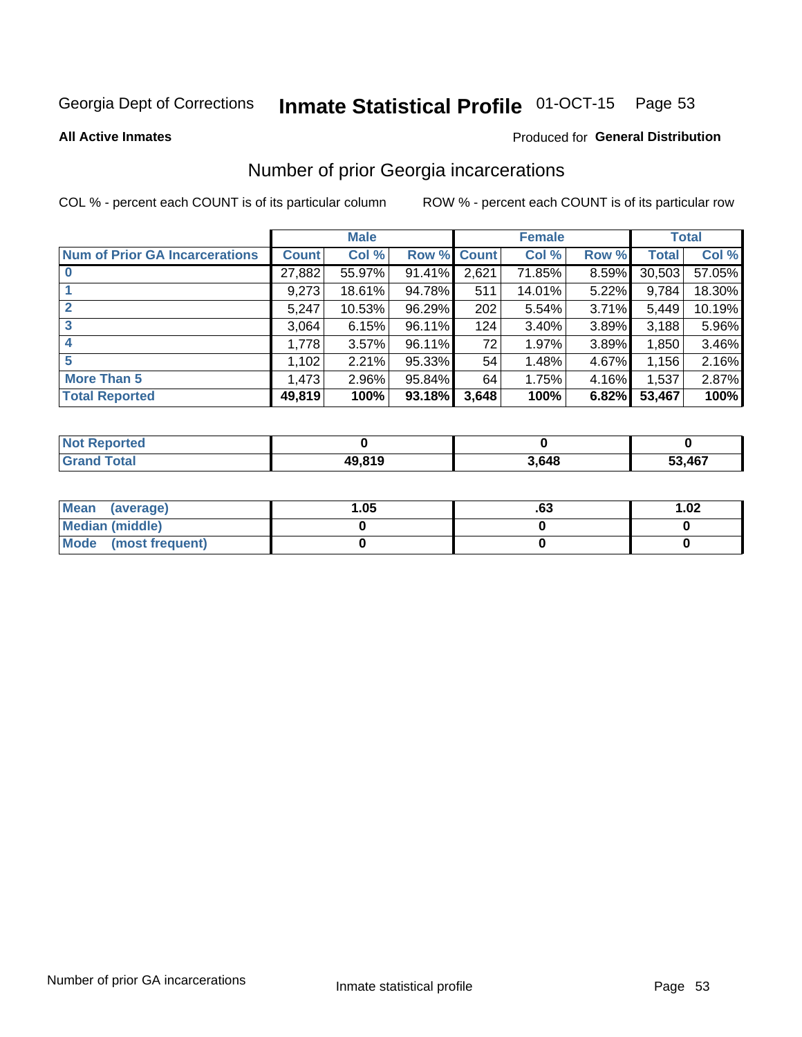Georgia Dept of Corrections **Inmate Statistical Profile** 01-OCT-15 Page 53

**All Active Inmates** Produced for **General Distribution**

## Number of prior Georgia incarcerations

COL % - percent each COUNT is of its particular column ROW % - percent each COUNT is of its particular row

| | Male | | | Female | | | Total | |
|---|---|---|---|---|---|---|---|---|
| **Num of Prior GA Incarcerations** | **Count** | **Col %** | **Row %** | **Count** | **Col %** | **Row %** | **Total** | **Col %** |
| **0** | 27,882 | 55.97% | 91.41% | 2,621 | 71.85% | 8.59% | 30,503 | 57.05% |
| **1** | 9,273 | 18.61% | 94.78% | 511 | 14.01% | 5.22% | 9,784 | 18.30% |
| **2** | 5,247 | 10.53% | 96.29% | 202 | 5.54% | 3.71% | 5,449 | 10.19% |
| **3** | 3,064 | 6.15% | 96.11% | 124 | 3.40% | 3.89% | 3,188 | 5.96% |
| **4** | 1,778 | 3.57% | 96.11% | 72 | 1.97% | 3.89% | 1,850 | 3.46% |
| **5** | 1,102 | 2.21% | 95.33% | 54 | 1.48% | 4.67% | 1,156 | 2.16% |
| **More Than 5** | 1,473 | 2.96% | 95.84% | 64 | 1.75% | 4.16% | 1,537 | 2.87% |
| **Total Reported** | **49,819** | **100%** | **93.18%** | **3,648** | **100%** | **6.82%** | **53,467** | **100%** |

| | Male | Female | Total |
|---|---|---|---|
| **Not Reported** | **0** | **0** | **0** |
| **Grand Total** | **49,819** | **3,648** | **53,467** |

| | Male | Female | Total |
|---|---|---|---|
| **Mean (average)** | **1.05** | **.63** | **1.02** |
| **Median (middle)** | **0** | **0** | **0** |
| **Mode (most frequent)** | **0** | **0** | **0** |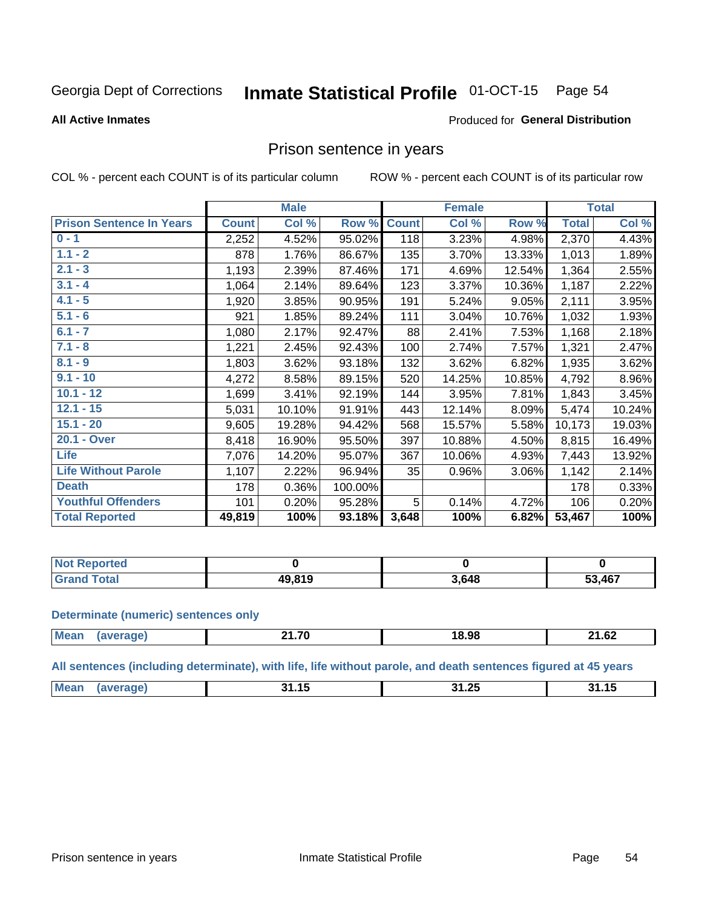Georgia Dept of Corrections **Inmate Statistical Profile** 01-OCT-15

**All Active Inmates**

Produced for **General Distribution**

## Prison sentence in years

COL % - percent each COUNT is of its particular column

ROW % - percent each COUNT is of its particular row

| | Male | | | Female | | | Total | |
|---|---|---|---|---|---|---|---|---|
| **Prison Sentence In Years** | **Count** | **Col %** | **Row %** | **Count** | **Col %** | **Row %** | **Total** | **Col %** |
| 0 - 1 | 2,252 | 4.52% | 95.02% | 118 | 3.23% | 4.98% | 2,370 | 4.43% |
| 1.1 - 2 | 878 | 1.76% | 86.67% | 135 | 3.70% | 13.33% | 1,013 | 1.89% |
| 2.1 - 3 | 1,193 | 2.39% | 87.46% | 171 | 4.69% | 12.54% | 1,364 | 2.55% |
| 3.1 - 4 | 1,064 | 2.14% | 89.64% | 123 | 3.37% | 10.36% | 1,187 | 2.22% |
| 4.1 - 5 | 1,920 | 3.85% | 90.95% | 191 | 5.24% | 9.05% | 2,111 | 3.95% |
| 5.1 - 6 | 921 | 1.85% | 89.24% | 111 | 3.04% | 10.76% | 1,032 | 1.93% |
| 6.1 - 7 | 1,080 | 2.17% | 92.47% | 88 | 2.41% | 7.53% | 1,168 | 2.18% |
| 7.1 - 8 | 1,221 | 2.45% | 92.43% | 100 | 2.74% | 7.57% | 1,321 | 2.47% |
| 8.1 - 9 | 1,803 | 3.62% | 93.18% | 132 | 3.62% | 6.82% | 1,935 | 3.62% |
| 9.1 - 10 | 4,272 | 8.58% | 89.15% | 520 | 14.25% | 10.85% | 4,792 | 8.96% |
| 10.1 - 12 | 1,699 | 3.41% | 92.19% | 144 | 3.95% | 7.81% | 1,843 | 3.45% |
| 12.1 - 15 | 5,031 | 10.10% | 91.91% | 443 | 12.14% | 8.09% | 5,474 | 10.24% |
| 15.1 - 20 | 9,605 | 19.28% | 94.42% | 568 | 15.57% | 5.58% | 10,173 | 19.03% |
| 20.1 - Over | 8,418 | 16.90% | 95.50% | 397 | 10.88% | 4.50% | 8,815 | 16.49% |
| Life | 7,076 | 14.20% | 95.07% | 367 | 10.06% | 4.93% | 7,443 | 13.92% |
| Life Without Parole | 1,107 | 2.22% | 96.94% | 35 | 0.96% | 3.06% | 1,142 | 2.14% |
| Death | 178 | 0.36% | 100.00% | | | | 178 | 0.33% |
| Youthful Offenders | 101 | 0.20% | 95.28% | 5 | 0.14% | 4.72% | 106 | 0.20% |
| **Total Reported** | **49,819** | **100%** | **93.18%** | **3,648** | **100%** | **6.82%** | **53,467** | **100%** |

| | Male | Female | Total |
|---|---|---|---|
| Not Reported | 0 | 0 | 0 |
| Grand Total | 49,819 | 3,648 | 53,467 |

**Determinate (numeric) sentences only**

| | Male | Female | Total |
|---|---|---|---|
| Mean (average) | 21.70 | 18.98 | 21.62 |

**All sentences (including determinate), with life, life without parole, and death sentences figured at 45 years**

| | Male | Female | Total |
|---|---|---|---|
| Mean (average) | 31.15 | 31.25 | 31.15 |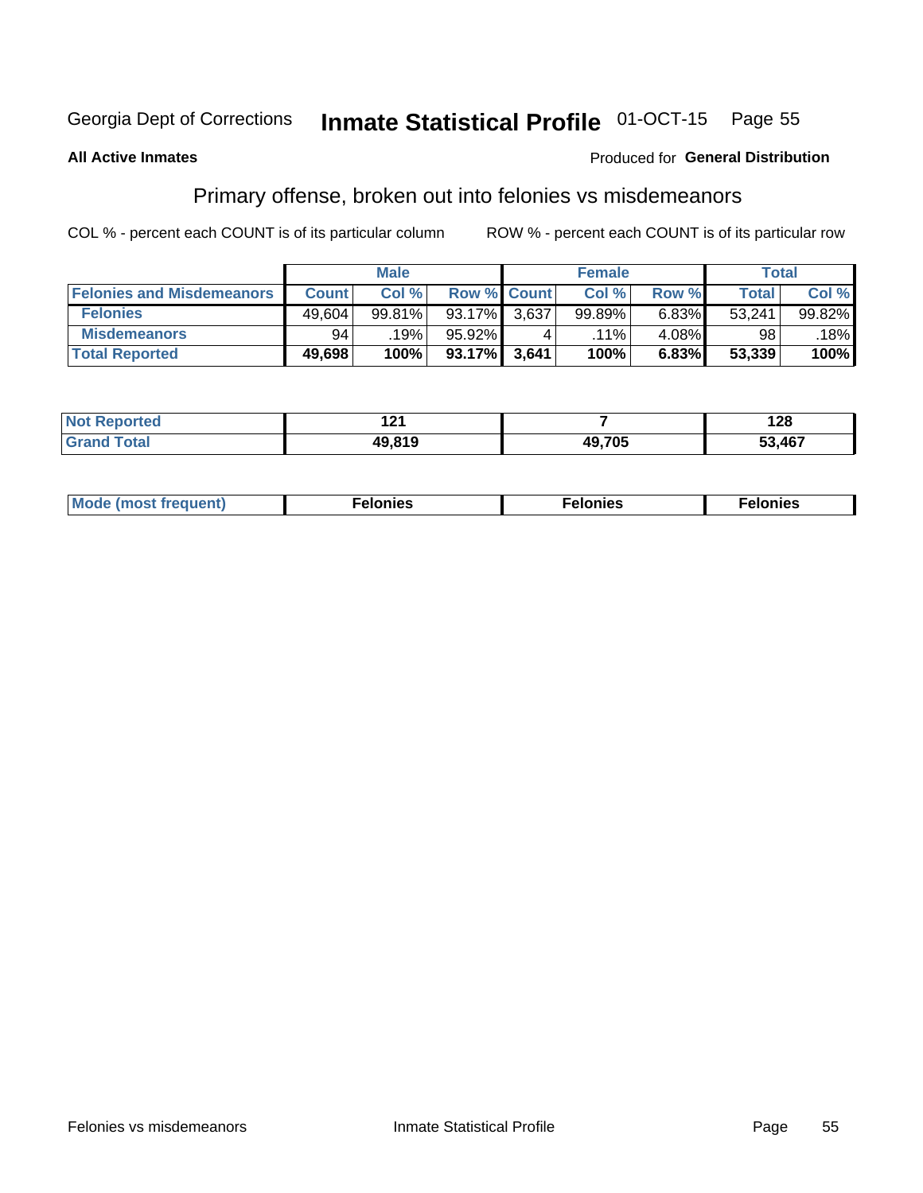Georgia Dept of Corrections **Inmate Statistical Profile** 01-OCT-15

**All Active Inmates**

Produced for **General Distribution**

## Primary offense, broken out into felonies vs misdemeanors

COL % - percent each COUNT is of its particular column

ROW % - percent each COUNT is of its particular row

| | Male | | | Female | | | Total | |
|---|---|---|---|---|---|---|---|---|
| **Felonies and Misdemeanors** | **Count** | **Col %** | **Row %** | **Count** | **Col %** | **Row %** | **Total** | **Col %** |
| **Felonies** | 49,604 | 99.81% | 93.17% | 3,637 | 99.89% | 6.83% | 53,241 | 99.82% |
| **Misdemeanors** | 94 | .19% | 95.92% | 4 | .11% | 4.08% | 98 | .18% |
| **Total Reported** | **49,698** | **100%** | **93.17%** | **3,641** | **100%** | **6.83%** | **53,339** | **100%** |

| | Male | Female | Total |
|---|---|---|---|
| **Not Reported** | **121** | **7** | **128** |
| **Grand Total** | **49,819** | **49,705** | **53,467** |

| | Male | Female | Total |
|---|---|---|---|
| **Mode (most frequent)** | **Felonies** | **Felonies** | **Felonies** |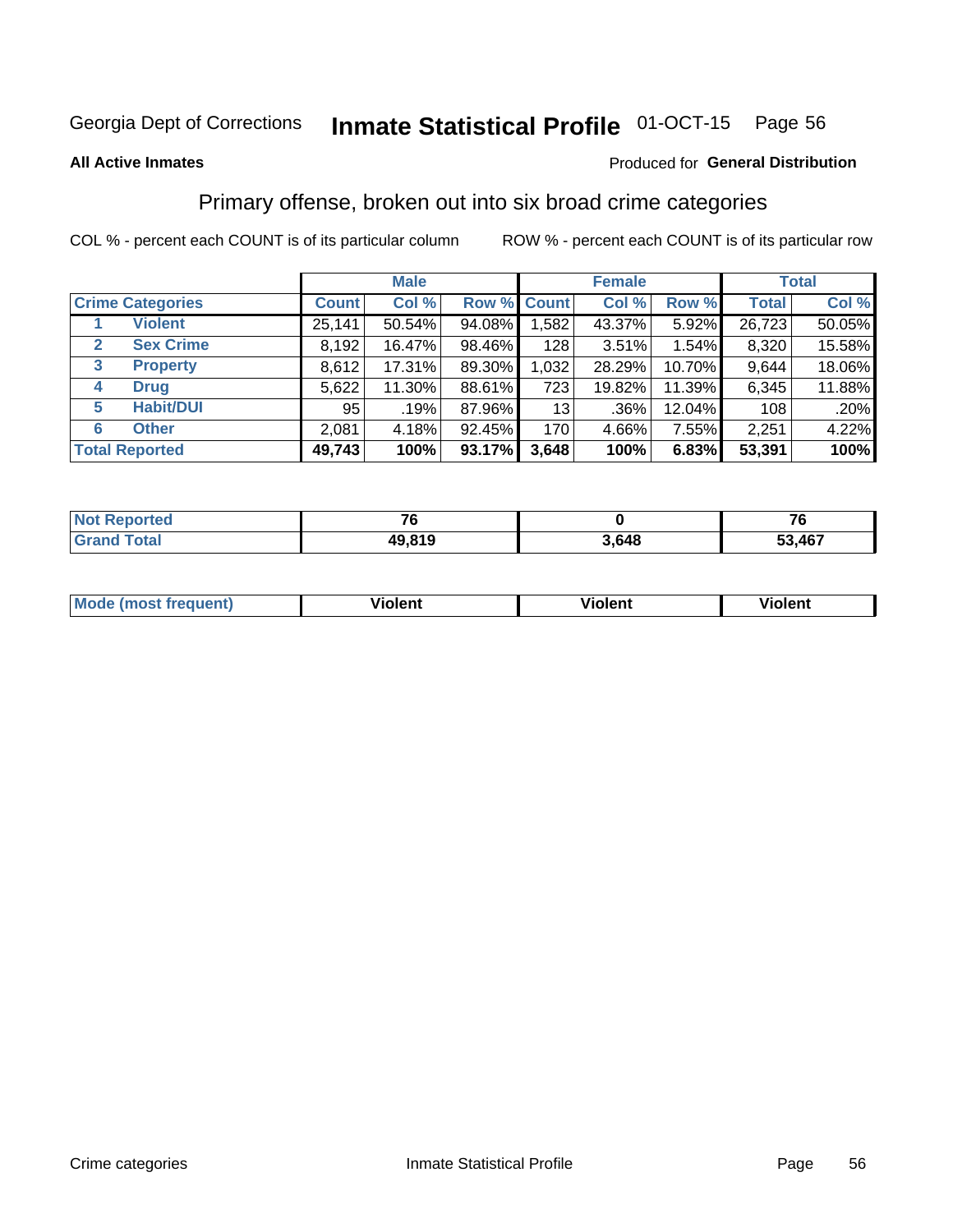Georgia Dept of Corrections **Inmate Statistical Profile** 01-OCT-15

**All Active Inmates** Produced for **General Distribution**

## Primary offense, broken out into six broad crime categories

COL % - percent each COUNT is of its particular column ROW % - percent each COUNT is of its particular row

| Crime Categories | | Male | | | Female | | | Total | |
|---|---|---|---|---|---|---|---|---|---|
| | | Count | Col % | Row % | Count | Col % | Row % | Total | Col % |
| 1 | Violent | 25,141 | 50.54% | 94.08% | 1,582 | 43.37% | 5.92% | 26,723 | 50.05% |
| 2 | Sex Crime | 8,192 | 16.47% | 98.46% | 128 | 3.51% | 1.54% | 8,320 | 15.58% |
| 3 | Property | 8,612 | 17.31% | 89.30% | 1,032 | 28.29% | 10.70% | 9,644 | 18.06% |
| 4 | Drug | 5,622 | 11.30% | 88.61% | 723 | 19.82% | 11.39% | 6,345 | 11.88% |
| 5 | Habit/DUI | 95 | .19% | 87.96% | 13 | .36% | 12.04% | 108 | .20% |
| 6 | Other | 2,081 | 4.18% | 92.45% | 170 | 4.66% | 7.55% | 2,251 | 4.22% |
| **Total Reported** | | **49,743** | **100%** | **93.17%** | **3,648** | **100%** | **6.83%** | **53,391** | **100%** |

| | Male | Female | Total |
|---|---|---|---|
| Not Reported | 76 | 0 | 76 |
| Grand Total | 49,819 | 3,648 | 53,467 |

| | Male | Female | Total |
|---|---|---|---|
| Mode (most frequent) | Violent | Violent | Violent |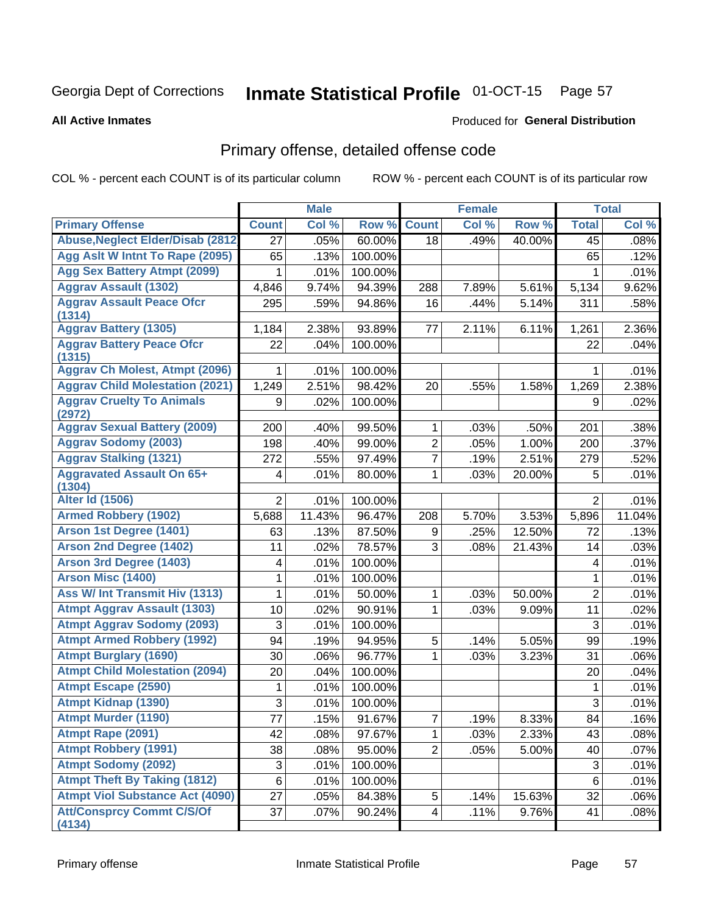Georgia Dept of Corrections **Inmate Statistical Profile** 01-OCT-15

**All Active Inmates**

Produced for **General Distribution**

## Primary offense, detailed offense code

COL % - percent each COUNT is of its particular column    ROW % - percent each COUNT is of its particular row

| | Male | | | Female | | | Total | |
|---|---|---|---|---|---|---|---|---|
| **Primary Offense** | **Count** | **Col %** | **Row %** | **Count** | **Col %** | **Row %** | **Total** | **Col %** |
| Abuse,Neglect Elder/Disab (2812 | 27 | .05% | 60.00% | 18 | .49% | 40.00% | 45 | .08% |
| Agg Aslt W Intnt To Rape (2095) | 65 | .13% | 100.00% | | | | 65 | .12% |
| Agg Sex Battery Atmpt (2099) | 1 | .01% | 100.00% | | | | 1 | .01% |
| Aggrav Assault (1302) | 4,846 | 9.74% | 94.39% | 288 | 7.89% | 5.61% | 5,134 | 9.62% |
| Aggrav Assault Peace Ofcr (1314) | 295 | .59% | 94.86% | 16 | .44% | 5.14% | 311 | .58% |
| Aggrav Battery (1305) | 1,184 | 2.38% | 93.89% | 77 | 2.11% | 6.11% | 1,261 | 2.36% |
| Aggrav Battery Peace Ofcr (1315) | 22 | .04% | 100.00% | | | | 22 | .04% |
| Aggrav Ch Molest, Atmpt (2096) | 1 | .01% | 100.00% | | | | 1 | .01% |
| Aggrav Child Molestation (2021) | 1,249 | 2.51% | 98.42% | 20 | .55% | 1.58% | 1,269 | 2.38% |
| Aggrav Cruelty To Animals (2972) | 9 | .02% | 100.00% | | | | 9 | .02% |
| Aggrav Sexual Battery (2009) | 200 | .40% | 99.50% | 1 | .03% | .50% | 201 | .38% |
| Aggrav Sodomy (2003) | 198 | .40% | 99.00% | 2 | .05% | 1.00% | 200 | .37% |
| Aggrav Stalking (1321) | 272 | .55% | 97.49% | 7 | .19% | 2.51% | 279 | .52% |
| Aggravated Assault On 65+ (1304) | 4 | .01% | 80.00% | 1 | .03% | 20.00% | 5 | .01% |
| Alter Id (1506) | 2 | .01% | 100.00% | | | | 2 | .01% |
| Armed Robbery (1902) | 5,688 | 11.43% | 96.47% | 208 | 5.70% | 3.53% | 5,896 | 11.04% |
| Arson 1st Degree (1401) | 63 | .13% | 87.50% | 9 | .25% | 12.50% | 72 | .13% |
| Arson 2nd Degree (1402) | 11 | .02% | 78.57% | 3 | .08% | 21.43% | 14 | .03% |
| Arson 3rd Degree (1403) | 4 | .01% | 100.00% | | | | 4 | .01% |
| Arson Misc (1400) | 1 | .01% | 100.00% | | | | 1 | .01% |
| Ass W/ Int Transmit Hiv (1313) | 1 | .01% | 50.00% | 1 | .03% | 50.00% | 2 | .01% |
| Atmpt Aggrav Assault (1303) | 10 | .02% | 90.91% | 1 | .03% | 9.09% | 11 | .02% |
| Atmpt Aggrav Sodomy (2093) | 3 | .01% | 100.00% | | | | 3 | .01% |
| Atmpt Armed Robbery (1992) | 94 | .19% | 94.95% | 5 | .14% | 5.05% | 99 | .19% |
| Atmpt Burglary (1690) | 30 | .06% | 96.77% | 1 | .03% | 3.23% | 31 | .06% |
| Atmpt Child Molestation (2094) | 20 | .04% | 100.00% | | | | 20 | .04% |
| Atmpt Escape (2590) | 1 | .01% | 100.00% | | | | 1 | .01% |
| Atmpt Kidnap (1390) | 3 | .01% | 100.00% | | | | 3 | .01% |
| Atmpt Murder (1190) | 77 | .15% | 91.67% | 7 | .19% | 8.33% | 84 | .16% |
| Atmpt Rape (2091) | 42 | .08% | 97.67% | 1 | .03% | 2.33% | 43 | .08% |
| Atmpt Robbery (1991) | 38 | .08% | 95.00% | 2 | .05% | 5.00% | 40 | .07% |
| Atmpt Sodomy (2092) | 3 | .01% | 100.00% | | | | 3 | .01% |
| Atmpt Theft By Taking (1812) | 6 | .01% | 100.00% | | | | 6 | .01% |
| Atmpt Viol Substance Act (4090) | 27 | .05% | 84.38% | 5 | .14% | 15.63% | 32 | .06% |
| Att/Consprcy Commt C/S/Of (4134) | 37 | .07% | 90.24% | 4 | .11% | 9.76% | 41 | .08% |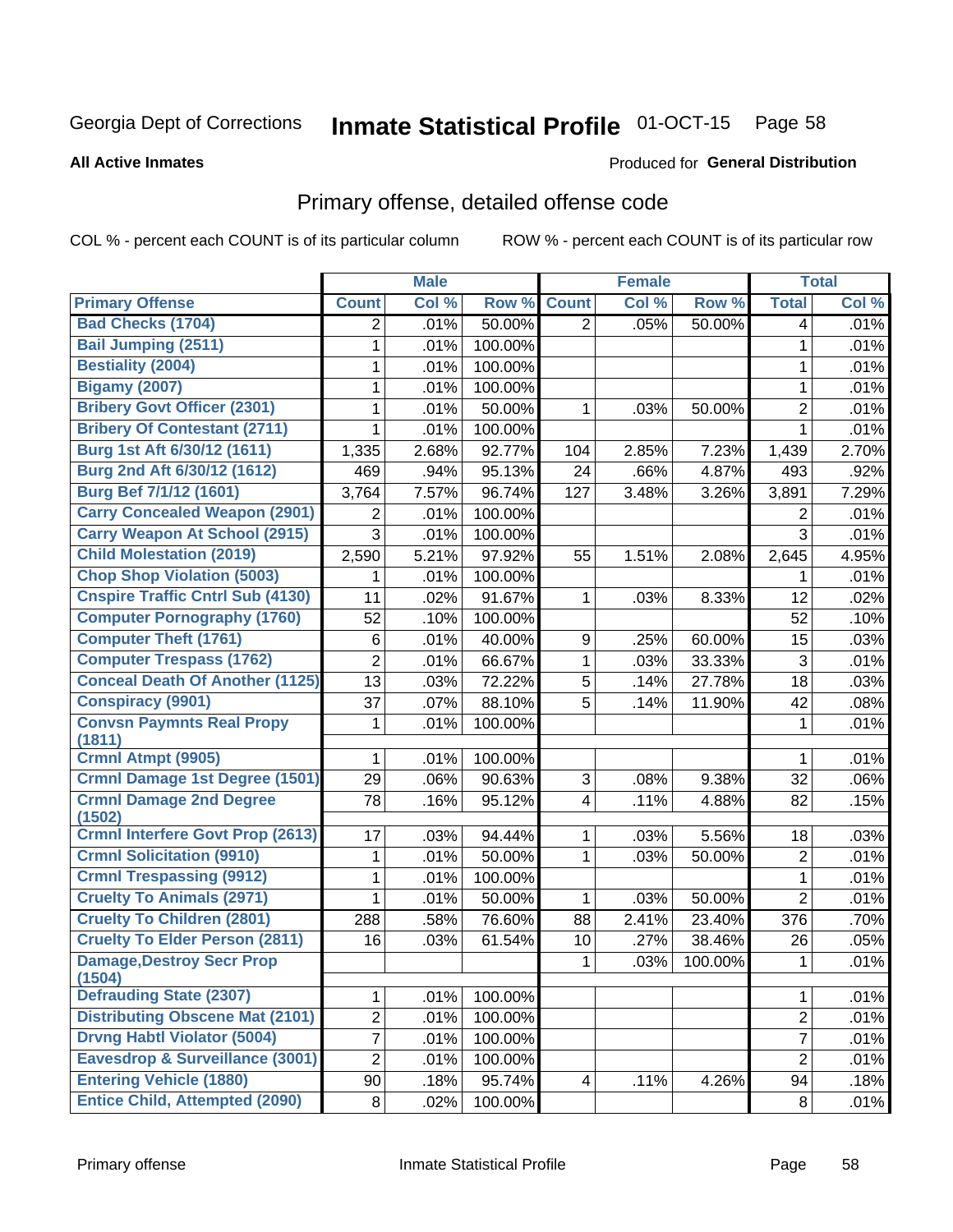Georgia Dept of Corrections **Inmate Statistical Profile** 01-OCT-15 Page 58

**All Active Inmates**

Produced for **General Distribution**

## Primary offense, detailed offense code

COL % - percent each COUNT is of its particular column

ROW % - percent each COUNT is of its particular row

| | Male | | | Female | | | Total | |
|---|---|---|---|---|---|---|---|---|
| **Primary Offense** | **Count** | **Col %** | **Row %** | **Count** | **Col %** | **Row %** | **Total** | **Col %** |
| Bad Checks (1704) | 2 | .01% | 50.00% | 2 | .05% | 50.00% | 4 | .01% |
| Bail Jumping (2511) | 1 | .01% | 100.00% | | | | 1 | .01% |
| Bestiality (2004) | 1 | .01% | 100.00% | | | | 1 | .01% |
| Bigamy (2007) | 1 | .01% | 100.00% | | | | 1 | .01% |
| Bribery Govt Officer (2301) | 1 | .01% | 50.00% | 1 | .03% | 50.00% | 2 | .01% |
| Bribery Of Contestant (2711) | 1 | .01% | 100.00% | | | | 1 | .01% |
| Burg 1st Aft 6/30/12 (1611) | 1,335 | 2.68% | 92.77% | 104 | 2.85% | 7.23% | 1,439 | 2.70% |
| Burg 2nd Aft 6/30/12 (1612) | 469 | .94% | 95.13% | 24 | .66% | 4.87% | 493 | .92% |
| Burg Bef 7/1/12 (1601) | 3,764 | 7.57% | 96.74% | 127 | 3.48% | 3.26% | 3,891 | 7.29% |
| Carry Concealed Weapon (2901) | 2 | .01% | 100.00% | | | | 2 | .01% |
| Carry Weapon At School (2915) | 3 | .01% | 100.00% | | | | 3 | .01% |
| Child Molestation (2019) | 2,590 | 5.21% | 97.92% | 55 | 1.51% | 2.08% | 2,645 | 4.95% |
| Chop Shop Violation (5003) | 1 | .01% | 100.00% | | | | 1 | .01% |
| Cnspire Traffic Cntrl Sub (4130) | 11 | .02% | 91.67% | 1 | .03% | 8.33% | 12 | .02% |
| Computer Pornography (1760) | 52 | .10% | 100.00% | | | | 52 | .10% |
| Computer Theft (1761) | 6 | .01% | 40.00% | 9 | .25% | 60.00% | 15 | .03% |
| Computer Trespass (1762) | 2 | .01% | 66.67% | 1 | .03% | 33.33% | 3 | .01% |
| Conceal Death Of Another (1125) | 13 | .03% | 72.22% | 5 | .14% | 27.78% | 18 | .03% |
| Conspiracy (9901) | 37 | .07% | 88.10% | 5 | .14% | 11.90% | 42 | .08% |
| Convsn Paymnts Real Propy (1811) | 1 | .01% | 100.00% | | | | 1 | .01% |
| Crmnl Atmpt (9905) | 1 | .01% | 100.00% | | | | 1 | .01% |
| Crmnl Damage 1st Degree (1501) | 29 | .06% | 90.63% | 3 | .08% | 9.38% | 32 | .06% |
| Crmnl Damage 2nd Degree (1502) | 78 | .16% | 95.12% | 4 | .11% | 4.88% | 82 | .15% |
| Crmnl Interfere Govt Prop (2613) | 17 | .03% | 94.44% | 1 | .03% | 5.56% | 18 | .03% |
| Crmnl Solicitation (9910) | 1 | .01% | 50.00% | 1 | .03% | 50.00% | 2 | .01% |
| Crmnl Trespassing (9912) | 1 | .01% | 100.00% | | | | 1 | .01% |
| Cruelty To Animals (2971) | 1 | .01% | 50.00% | 1 | .03% | 50.00% | 2 | .01% |
| Cruelty To Children (2801) | 288 | .58% | 76.60% | 88 | 2.41% | 23.40% | 376 | .70% |
| Cruelty To Elder Person (2811) | 16 | .03% | 61.54% | 10 | .27% | 38.46% | 26 | .05% |
| Damage,Destroy Secr Prop (1504) | | | | 1 | .03% | 100.00% | 1 | .01% |
| Defrauding State (2307) | 1 | .01% | 100.00% | | | | 1 | .01% |
| Distributing Obscene Mat (2101) | 2 | .01% | 100.00% | | | | 2 | .01% |
| Drvng Habtl Violator (5004) | 7 | .01% | 100.00% | | | | 7 | .01% |
| Eavesdrop & Surveillance (3001) | 2 | .01% | 100.00% | | | | 2 | .01% |
| Entering Vehicle (1880) | 90 | .18% | 95.74% | 4 | .11% | 4.26% | 94 | .18% |
| Entice Child, Attempted (2090) | 8 | .02% | 100.00% | | | | 8 | .01% |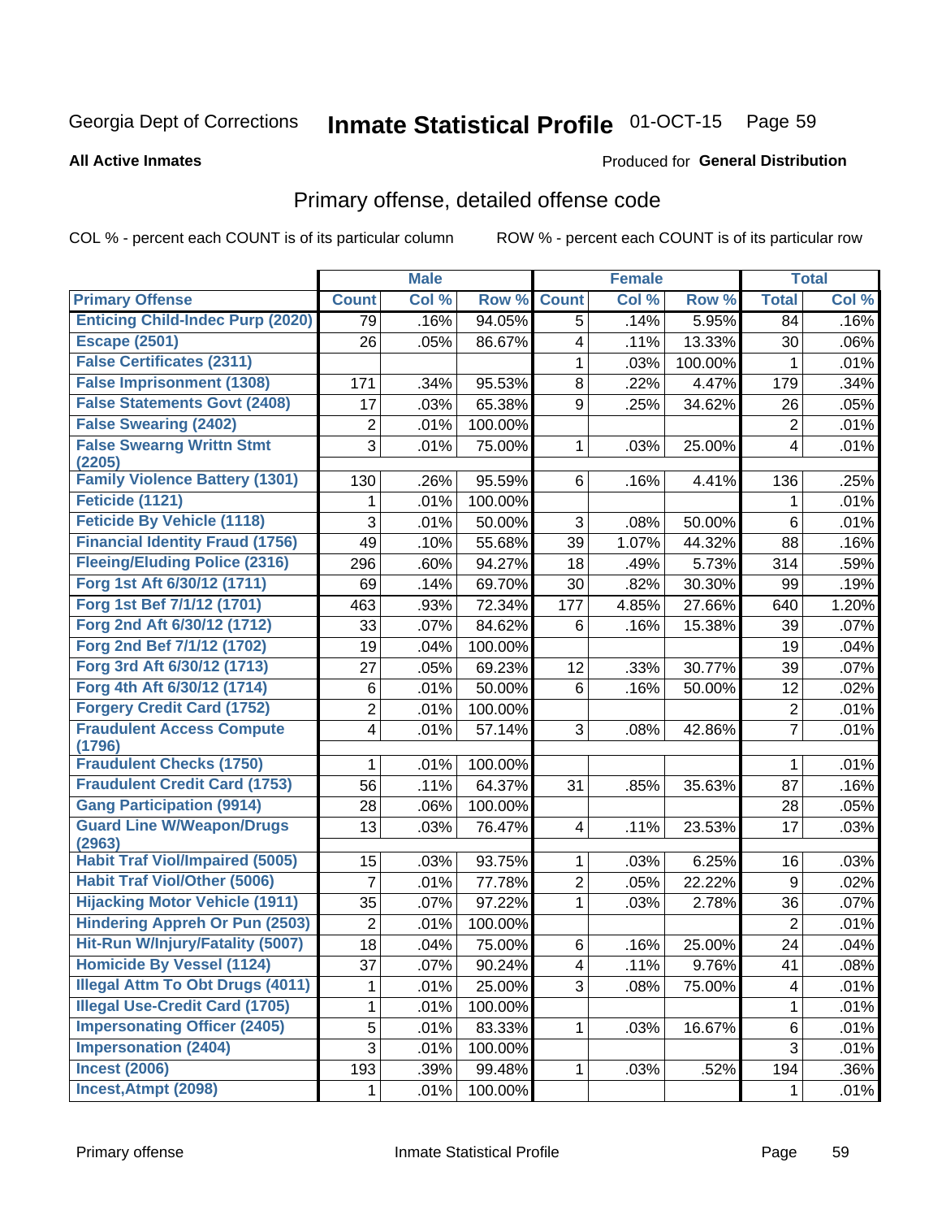Georgia Dept of Corrections **Inmate Statistical Profile** 01-OCT-15

**All Active Inmates**

Produced for **General Distribution**

## Primary offense, detailed offense code

COL % - percent each COUNT is of its particular column ROW % - percent each COUNT is of its particular row

| | Male | | | Female | | | Total | |
|---|---|---|---|---|---|---|---|---|
| Primary Offense | Count | Col % | Row % | Count | Col % | Row % | Total | Col % |
| Enticing Child-Indec Purp (2020) | 79 | .16% | 94.05% | 5 | .14% | 5.95% | 84 | .16% |
| Escape (2501) | 26 | .05% | 86.67% | 4 | .11% | 13.33% | 30 | .06% |
| False Certificates (2311) | | | | 1 | .03% | 100.00% | 1 | .01% |
| False Imprisonment (1308) | 171 | .34% | 95.53% | 8 | .22% | 4.47% | 179 | .34% |
| False Statements Govt (2408) | 17 | .03% | 65.38% | 9 | .25% | 34.62% | 26 | .05% |
| False Swearing (2402) | 2 | .01% | 100.00% | | | | 2 | .01% |
| False Swearng Writtn Stmt (2205) | 3 | .01% | 75.00% | 1 | .03% | 25.00% | 4 | .01% |
| Family Violence Battery (1301) | 130 | .26% | 95.59% | 6 | .16% | 4.41% | 136 | .25% |
| Feticide (1121) | 1 | .01% | 100.00% | | | | 1 | .01% |
| Feticide By Vehicle (1118) | 3 | .01% | 50.00% | 3 | .08% | 50.00% | 6 | .01% |
| Financial Identity Fraud (1756) | 49 | .10% | 55.68% | 39 | 1.07% | 44.32% | 88 | .16% |
| Fleeing/Eluding Police (2316) | 296 | .60% | 94.27% | 18 | .49% | 5.73% | 314 | .59% |
| Forg 1st Aft 6/30/12 (1711) | 69 | .14% | 69.70% | 30 | .82% | 30.30% | 99 | .19% |
| Forg 1st Bef 7/1/12 (1701) | 463 | .93% | 72.34% | 177 | 4.85% | 27.66% | 640 | 1.20% |
| Forg 2nd Aft 6/30/12 (1712) | 33 | .07% | 84.62% | 6 | .16% | 15.38% | 39 | .07% |
| Forg 2nd Bef 7/1/12 (1702) | 19 | .04% | 100.00% | | | | 19 | .04% |
| Forg 3rd Aft 6/30/12 (1713) | 27 | .05% | 69.23% | 12 | .33% | 30.77% | 39 | .07% |
| Forg 4th Aft 6/30/12 (1714) | 6 | .01% | 50.00% | 6 | .16% | 50.00% | 12 | .02% |
| Forgery Credit Card (1752) | 2 | .01% | 100.00% | | | | 2 | .01% |
| Fraudulent Access Compute (1796) | 4 | .01% | 57.14% | 3 | .08% | 42.86% | 7 | .01% |
| Fraudulent Checks (1750) | 1 | .01% | 100.00% | | | | 1 | .01% |
| Fraudulent Credit Card (1753) | 56 | .11% | 64.37% | 31 | .85% | 35.63% | 87 | .16% |
| Gang Participation (9914) | 28 | .06% | 100.00% | | | | 28 | .05% |
| Guard Line W/Weapon/Drugs (2963) | 13 | .03% | 76.47% | 4 | .11% | 23.53% | 17 | .03% |
| Habit Traf Viol/Impaired (5005) | 15 | .03% | 93.75% | 1 | .03% | 6.25% | 16 | .03% |
| Habit Traf Viol/Other (5006) | 7 | .01% | 77.78% | 2 | .05% | 22.22% | 9 | .02% |
| Hijacking Motor Vehicle (1911) | 35 | .07% | 97.22% | 1 | .03% | 2.78% | 36 | .07% |
| Hindering Appreh Or Pun (2503) | 2 | .01% | 100.00% | | | | 2 | .01% |
| Hit-Run W/Injury/Fatality (5007) | 18 | .04% | 75.00% | 6 | .16% | 25.00% | 24 | .04% |
| Homicide By Vessel (1124) | 37 | .07% | 90.24% | 4 | .11% | 9.76% | 41 | .08% |
| Illegal Attm To Obt Drugs (4011) | 1 | .01% | 25.00% | 3 | .08% | 75.00% | 4 | .01% |
| Illegal Use-Credit Card (1705) | 1 | .01% | 100.00% | | | | 1 | .01% |
| Impersonating Officer (2405) | 5 | .01% | 83.33% | 1 | .03% | 16.67% | 6 | .01% |
| Impersonation (2404) | 3 | .01% | 100.00% | | | | 3 | .01% |
| Incest (2006) | 193 | .39% | 99.48% | 1 | .03% | .52% | 194 | .36% |
| Incest,Atmpt (2098) | 1 | .01% | 100.00% | | | | 1 | .01% |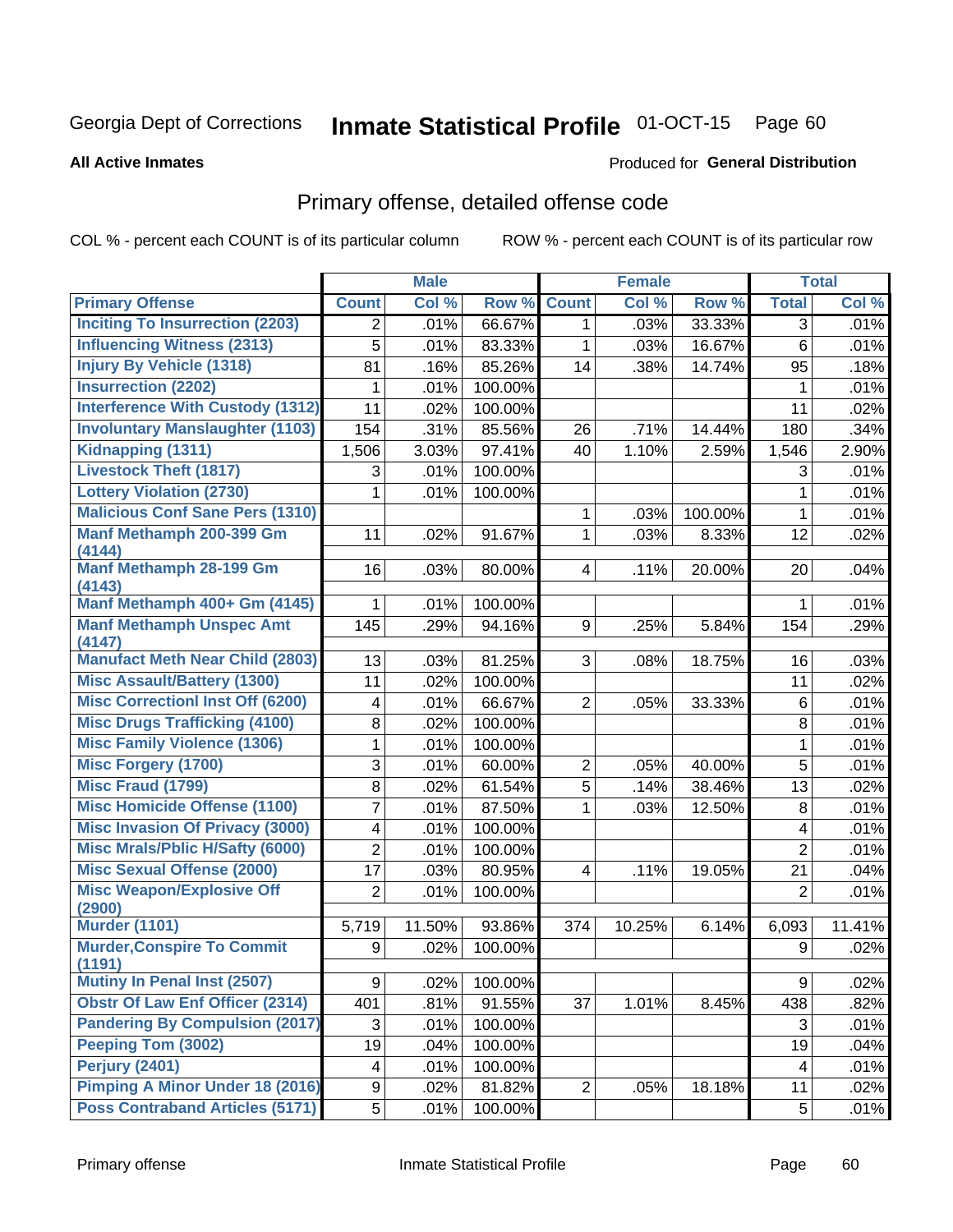Georgia Dept of Corrections **Inmate Statistical Profile** 01-OCT-15

**All Active Inmates**

Produced for **General Distribution**

## Primary offense, detailed offense code

COL % - percent each COUNT is of its particular column ROW % - percent each COUNT is of its particular row

| | Male | | | Female | | | Total | |
|---|---|---|---|---|---|---|---|---|
| Primary Offense | Count | Col % | Row % | Count | Col % | Row % | Total | Col % |
| Inciting To Insurrection (2203) | 2 | .01% | 66.67% | 1 | .03% | 33.33% | 3 | .01% |
| Influencing Witness (2313) | 5 | .01% | 83.33% | 1 | .03% | 16.67% | 6 | .01% |
| Injury By Vehicle (1318) | 81 | .16% | 85.26% | 14 | .38% | 14.74% | 95 | .18% |
| Insurrection (2202) | 1 | .01% | 100.00% | | | | 1 | .01% |
| Interference With Custody (1312) | 11 | .02% | 100.00% | | | | 11 | .02% |
| Involuntary Manslaughter (1103) | 154 | .31% | 85.56% | 26 | .71% | 14.44% | 180 | .34% |
| Kidnapping (1311) | 1,506 | 3.03% | 97.41% | 40 | 1.10% | 2.59% | 1,546 | 2.90% |
| Livestock Theft (1817) | 3 | .01% | 100.00% | | | | 3 | .01% |
| Lottery Violation (2730) | 1 | .01% | 100.00% | | | | 1 | .01% |
| Malicious Conf Sane Pers (1310) | | | | 1 | .03% | 100.00% | 1 | .01% |
| Manf Methamph 200-399 Gm (4144) | 11 | .02% | 91.67% | 1 | .03% | 8.33% | 12 | .02% |
| Manf Methamph 28-199 Gm (4143) | 16 | .03% | 80.00% | 4 | .11% | 20.00% | 20 | .04% |
| Manf Methamph 400+ Gm (4145) | 1 | .01% | 100.00% | | | | 1 | .01% |
| Manf Methamph Unspec Amt (4147) | 145 | .29% | 94.16% | 9 | .25% | 5.84% | 154 | .29% |
| Manufact Meth Near Child (2803) | 13 | .03% | 81.25% | 3 | .08% | 18.75% | 16 | .03% |
| Misc Assault/Battery (1300) | 11 | .02% | 100.00% | | | | 11 | .02% |
| Misc Correctionl Inst Off (6200) | 4 | .01% | 66.67% | 2 | .05% | 33.33% | 6 | .01% |
| Misc Drugs Trafficking (4100) | 8 | .02% | 100.00% | | | | 8 | .01% |
| Misc Family Violence (1306) | 1 | .01% | 100.00% | | | | 1 | .01% |
| Misc Forgery (1700) | 3 | .01% | 60.00% | 2 | .05% | 40.00% | 5 | .01% |
| Misc Fraud (1799) | 8 | .02% | 61.54% | 5 | .14% | 38.46% | 13 | .02% |
| Misc Homicide Offense (1100) | 7 | .01% | 87.50% | 1 | .03% | 12.50% | 8 | .01% |
| Misc Invasion Of Privacy (3000) | 4 | .01% | 100.00% | | | | 4 | .01% |
| Misc Mrals/Pblic H/Safty (6000) | 2 | .01% | 100.00% | | | | 2 | .01% |
| Misc Sexual Offense (2000) | 17 | .03% | 80.95% | 4 | .11% | 19.05% | 21 | .04% |
| Misc Weapon/Explosive Off (2900) | 2 | .01% | 100.00% | | | | 2 | .01% |
| Murder (1101) | 5,719 | 11.50% | 93.86% | 374 | 10.25% | 6.14% | 6,093 | 11.41% |
| Murder,Conspire To Commit (1191) | 9 | .02% | 100.00% | | | | 9 | .02% |
| Mutiny In Penal Inst (2507) | 9 | .02% | 100.00% | | | | 9 | .02% |
| Obstr Of Law Enf Officer (2314) | 401 | .81% | 91.55% | 37 | 1.01% | 8.45% | 438 | .82% |
| Pandering By Compulsion (2017) | 3 | .01% | 100.00% | | | | 3 | .01% |
| Peeping Tom (3002) | 19 | .04% | 100.00% | | | | 19 | .04% |
| Perjury (2401) | 4 | .01% | 100.00% | | | | 4 | .01% |
| Pimping A Minor Under 18 (2016) | 9 | .02% | 81.82% | 2 | .05% | 18.18% | 11 | .02% |
| Poss Contraband Articles (5171) | 5 | .01% | 100.00% | | | | 5 | .01% |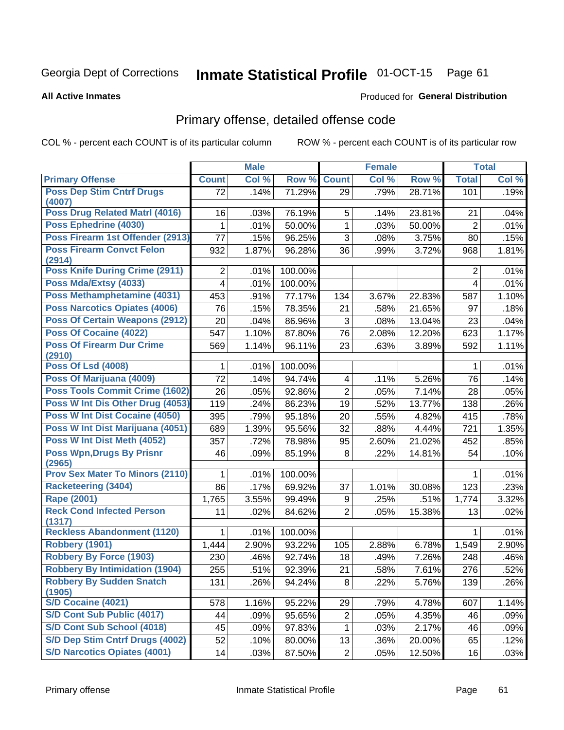Georgia Dept of Corrections **Inmate Statistical Profile** 01-OCT-15

**All Active Inmates** Produced for **General Distribution**

## Primary offense, detailed offense code

COL % - percent each COUNT is of its particular column ROW % - percent each COUNT is of its particular row

| | Male | | | Female | | | Total | |
|---|---|---|---|---|---|---|---|---|
| **Primary Offense** | **Count** | **Col %** | **Row %** | **Count** | **Col %** | **Row %** | **Total** | **Col %** |
| Poss Dep Stim Cntrf Drugs (4007) | 72 | .14% | 71.29% | 29 | .79% | 28.71% | 101 | .19% |
| Poss Drug Related Matrl (4016) | 16 | .03% | 76.19% | 5 | .14% | 23.81% | 21 | .04% |
| Poss Ephedrine (4030) | 1 | .01% | 50.00% | 1 | .03% | 50.00% | 2 | .01% |
| Poss Firearm 1st Offender (2913) | 77 | .15% | 96.25% | 3 | .08% | 3.75% | 80 | .15% |
| Poss Firearm Convct Felon (2914) | 932 | 1.87% | 96.28% | 36 | .99% | 3.72% | 968 | 1.81% |
| Poss Knife During Crime (2911) | 2 | .01% | 100.00% | | | | 2 | .01% |
| Poss Mda/Extsy (4033) | 4 | .01% | 100.00% | | | | 4 | .01% |
| Poss Methamphetamine (4031) | 453 | .91% | 77.17% | 134 | 3.67% | 22.83% | 587 | 1.10% |
| Poss Narcotics Opiates (4006) | 76 | .15% | 78.35% | 21 | .58% | 21.65% | 97 | .18% |
| Poss Of Certain Weapons (2912) | 20 | .04% | 86.96% | 3 | .08% | 13.04% | 23 | .04% |
| Poss Of Cocaine (4022) | 547 | 1.10% | 87.80% | 76 | 2.08% | 12.20% | 623 | 1.17% |
| Poss Of Firearm Dur Crime (2910) | 569 | 1.14% | 96.11% | 23 | .63% | 3.89% | 592 | 1.11% |
| Poss Of Lsd (4008) | 1 | .01% | 100.00% | | | | 1 | .01% |
| Poss Of Marijuana (4009) | 72 | .14% | 94.74% | 4 | .11% | 5.26% | 76 | .14% |
| Poss Tools Commit Crime (1602) | 26 | .05% | 92.86% | 2 | .05% | 7.14% | 28 | .05% |
| Poss W Int Dis Other Drug (4053) | 119 | .24% | 86.23% | 19 | .52% | 13.77% | 138 | .26% |
| Poss W Int Dist Cocaine (4050) | 395 | .79% | 95.18% | 20 | .55% | 4.82% | 415 | .78% |
| Poss W Int Dist Marijuana (4051) | 689 | 1.39% | 95.56% | 32 | .88% | 4.44% | 721 | 1.35% |
| Poss W Int Dist Meth (4052) | 357 | .72% | 78.98% | 95 | 2.60% | 21.02% | 452 | .85% |
| Poss Wpn,Drugs By Prisnr (2965) | 46 | .09% | 85.19% | 8 | .22% | 14.81% | 54 | .10% |
| Prov Sex Mater To Minors (2110) | 1 | .01% | 100.00% | | | | 1 | .01% |
| Racketeering (3404) | 86 | .17% | 69.92% | 37 | 1.01% | 30.08% | 123 | .23% |
| Rape (2001) | 1,765 | 3.55% | 99.49% | 9 | .25% | .51% | 1,774 | 3.32% |
| Reck Cond Infected Person (1317) | 11 | .02% | 84.62% | 2 | .05% | 15.38% | 13 | .02% |
| Reckless Abandonment (1120) | 1 | .01% | 100.00% | | | | 1 | .01% |
| Robbery (1901) | 1,444 | 2.90% | 93.22% | 105 | 2.88% | 6.78% | 1,549 | 2.90% |
| Robbery By Force (1903) | 230 | .46% | 92.74% | 18 | .49% | 7.26% | 248 | .46% |
| Robbery By Intimidation (1904) | 255 | .51% | 92.39% | 21 | .58% | 7.61% | 276 | .52% |
| Robbery By Sudden Snatch (1905) | 131 | .26% | 94.24% | 8 | .22% | 5.76% | 139 | .26% |
| S/D Cocaine (4021) | 578 | 1.16% | 95.22% | 29 | .79% | 4.78% | 607 | 1.14% |
| S/D Cont Sub Public (4017) | 44 | .09% | 95.65% | 2 | .05% | 4.35% | 46 | .09% |
| S/D Cont Sub School (4018) | 45 | .09% | 97.83% | 1 | .03% | 2.17% | 46 | .09% |
| S/D Dep Stim Cntrf Drugs (4002) | 52 | .10% | 80.00% | 13 | .36% | 20.00% | 65 | .12% |
| S/D Narcotics Opiates (4001) | 14 | .03% | 87.50% | 2 | .05% | 12.50% | 16 | .03% |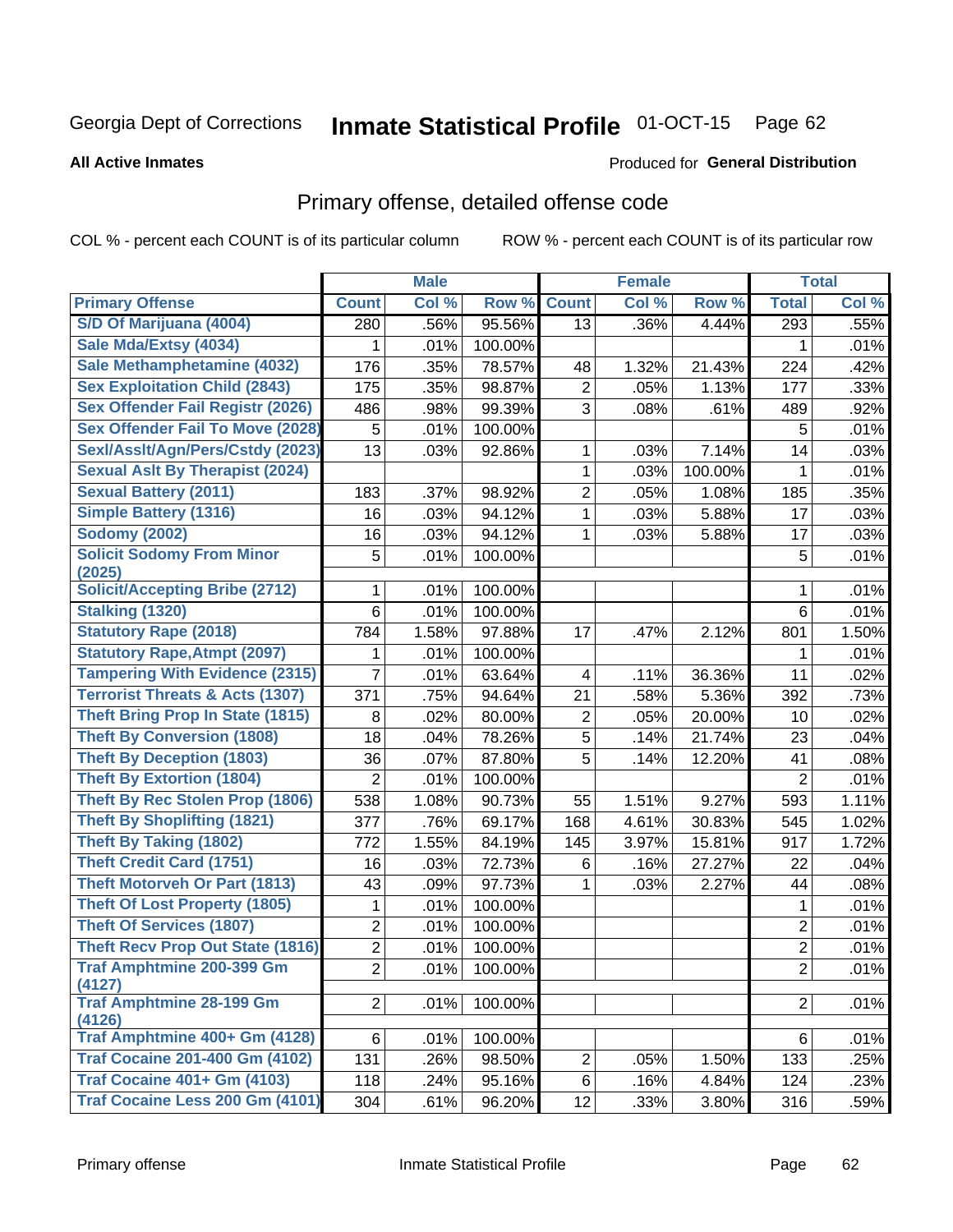Georgia Dept of Corrections **Inmate Statistical Profile** 01-OCT-15

**All Active Inmates**

Produced for **General Distribution**

## Primary offense, detailed offense code

COL % - percent each COUNT is of its particular column ROW % - percent each COUNT is of its particular row

| | Male | | | Female | | | Total | |
|---|---|---|---|---|---|---|---|---|
| **Primary Offense** | **Count** | **Col %** | **Row %** | **Count** | **Col %** | **Row %** | **Total** | **Col %** |
| S/D Of Marijuana (4004) | 280 | .56% | 95.56% | 13 | .36% | 4.44% | 293 | .55% |
| Sale Mda/Extsy (4034) | 1 | .01% | 100.00% | | | | 1 | .01% |
| Sale Methamphetamine (4032) | 176 | .35% | 78.57% | 48 | 1.32% | 21.43% | 224 | .42% |
| Sex Exploitation Child (2843) | 175 | .35% | 98.87% | 2 | .05% | 1.13% | 177 | .33% |
| Sex Offender Fail Registr (2026) | 486 | .98% | 99.39% | 3 | .08% | .61% | 489 | .92% |
| Sex Offender Fail To Move (2028) | 5 | .01% | 100.00% | | | | 5 | .01% |
| Sexl/Asslt/Agn/Pers/Cstdy (2023) | 13 | .03% | 92.86% | 1 | .03% | 7.14% | 14 | .03% |
| Sexual Aslt By Therapist (2024) | | | | 1 | .03% | 100.00% | 1 | .01% |
| Sexual Battery (2011) | 183 | .37% | 98.92% | 2 | .05% | 1.08% | 185 | .35% |
| Simple Battery (1316) | 16 | .03% | 94.12% | 1 | .03% | 5.88% | 17 | .03% |
| Sodomy (2002) | 16 | .03% | 94.12% | 1 | .03% | 5.88% | 17 | .03% |
| Solicit Sodomy From Minor (2025) | 5 | .01% | 100.00% | | | | 5 | .01% |
| Solicit/Accepting Bribe (2712) | 1 | .01% | 100.00% | | | | 1 | .01% |
| Stalking (1320) | 6 | .01% | 100.00% | | | | 6 | .01% |
| Statutory Rape (2018) | 784 | 1.58% | 97.88% | 17 | .47% | 2.12% | 801 | 1.50% |
| Statutory Rape,Atmpt (2097) | 1 | .01% | 100.00% | | | | 1 | .01% |
| Tampering With Evidence (2315) | 7 | .01% | 63.64% | 4 | .11% | 36.36% | 11 | .02% |
| Terrorist Threats & Acts (1307) | 371 | .75% | 94.64% | 21 | .58% | 5.36% | 392 | .73% |
| Theft Bring Prop In State (1815) | 8 | .02% | 80.00% | 2 | .05% | 20.00% | 10 | .02% |
| Theft By Conversion (1808) | 18 | .04% | 78.26% | 5 | .14% | 21.74% | 23 | .04% |
| Theft By Deception (1803) | 36 | .07% | 87.80% | 5 | .14% | 12.20% | 41 | .08% |
| Theft By Extortion (1804) | 2 | .01% | 100.00% | | | | 2 | .01% |
| Theft By Rec Stolen Prop (1806) | 538 | 1.08% | 90.73% | 55 | 1.51% | 9.27% | 593 | 1.11% |
| Theft By Shoplifting (1821) | 377 | .76% | 69.17% | 168 | 4.61% | 30.83% | 545 | 1.02% |
| Theft By Taking (1802) | 772 | 1.55% | 84.19% | 145 | 3.97% | 15.81% | 917 | 1.72% |
| Theft Credit Card (1751) | 16 | .03% | 72.73% | 6 | .16% | 27.27% | 22 | .04% |
| Theft Motorveh Or Part (1813) | 43 | .09% | 97.73% | 1 | .03% | 2.27% | 44 | .08% |
| Theft Of Lost Property (1805) | 1 | .01% | 100.00% | | | | 1 | .01% |
| Theft Of Services (1807) | 2 | .01% | 100.00% | | | | 2 | .01% |
| Theft Recv Prop Out State (1816) | 2 | .01% | 100.00% | | | | 2 | .01% |
| Traf Amphtmine 200-399 Gm (4127) | 2 | .01% | 100.00% | | | | 2 | .01% |
| Traf Amphtmine 28-199 Gm (4126) | 2 | .01% | 100.00% | | | | 2 | .01% |
| Traf Amphtmine 400+ Gm (4128) | 6 | .01% | 100.00% | | | | 6 | .01% |
| Traf Cocaine 201-400 Gm (4102) | 131 | .26% | 98.50% | 2 | .05% | 1.50% | 133 | .25% |
| Traf Cocaine 401+ Gm (4103) | 118 | .24% | 95.16% | 6 | .16% | 4.84% | 124 | .23% |
| Traf Cocaine Less 200 Gm (4101) | 304 | .61% | 96.20% | 12 | .33% | 3.80% | 316 | .59% |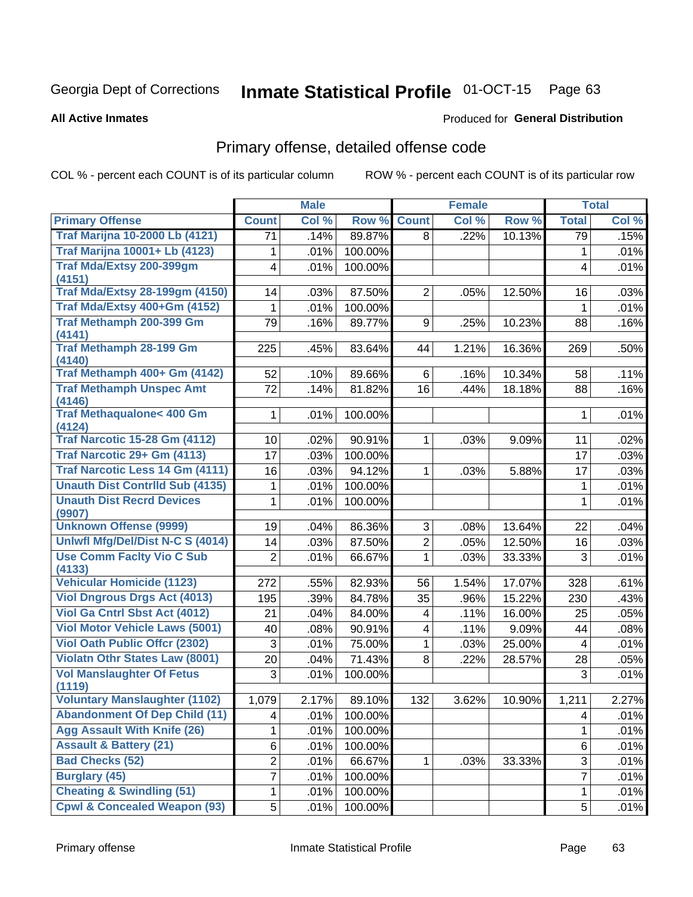Georgia Dept of Corrections **Inmate Statistical Profile** 01-OCT-15 Page 63

**All Active Inmates**

Produced for **General Distribution**

## Primary offense, detailed offense code

COL % - percent each COUNT is of its particular column

ROW % - percent each COUNT is of its particular row

| | Male | | | Female | | | Total | |
|---|---|---|---|---|---|---|---|---|
| **Primary Offense** | **Count** | **Col %** | **Row %** | **Count** | **Col %** | **Row %** | **Total** | **Col %** |
| Traf Marijna 10-2000 Lb (4121) | 71 | .14% | 89.87% | 8 | .22% | 10.13% | 79 | .15% |
| Traf Marijna 10001+ Lb (4123) | 1 | .01% | 100.00% | | | | 1 | .01% |
| Traf Mda/Extsy 200-399gm (4151) | 4 | .01% | 100.00% | | | | 4 | .01% |
| Traf Mda/Extsy 28-199gm (4150) | 14 | .03% | 87.50% | 2 | .05% | 12.50% | 16 | .03% |
| Traf Mda/Extsy 400+Gm (4152) | 1 | .01% | 100.00% | | | | 1 | .01% |
| Traf Methamph 200-399 Gm (4141) | 79 | .16% | 89.77% | 9 | .25% | 10.23% | 88 | .16% |
| Traf Methamph 28-199 Gm (4140) | 225 | .45% | 83.64% | 44 | 1.21% | 16.36% | 269 | .50% |
| Traf Methamph 400+ Gm (4142) | 52 | .10% | 89.66% | 6 | .16% | 10.34% | 58 | .11% |
| Traf Methamph Unspec Amt (4146) | 72 | .14% | 81.82% | 16 | .44% | 18.18% | 88 | .16% |
| Traf Methaqualone< 400 Gm (4124) | 1 | .01% | 100.00% | | | | 1 | .01% |
| Traf Narcotic 15-28 Gm (4112) | 10 | .02% | 90.91% | 1 | .03% | 9.09% | 11 | .02% |
| Traf Narcotic 29+ Gm (4113) | 17 | .03% | 100.00% | | | | 17 | .03% |
| Traf Narcotic Less 14 Gm (4111) | 16 | .03% | 94.12% | 1 | .03% | 5.88% | 17 | .03% |
| Unauth Dist Contrlld Sub (4135) | 1 | .01% | 100.00% | | | | 1 | .01% |
| Unauth Dist Recrd Devices (9907) | 1 | .01% | 100.00% | | | | 1 | .01% |
| Unknown Offense (9999) | 19 | .04% | 86.36% | 3 | .08% | 13.64% | 22 | .04% |
| Unlwfl Mfg/Del/Dist N-C S (4014) | 14 | .03% | 87.50% | 2 | .05% | 12.50% | 16 | .03% |
| Use Comm Faclty Vio C Sub (4133) | 2 | .01% | 66.67% | 1 | .03% | 33.33% | 3 | .01% |
| Vehicular Homicide (1123) | 272 | .55% | 82.93% | 56 | 1.54% | 17.07% | 328 | .61% |
| Viol Dngrous Drgs Act (4013) | 195 | .39% | 84.78% | 35 | .96% | 15.22% | 230 | .43% |
| Viol Ga Cntrl Sbst Act (4012) | 21 | .04% | 84.00% | 4 | .11% | 16.00% | 25 | .05% |
| Viol Motor Vehicle Laws (5001) | 40 | .08% | 90.91% | 4 | .11% | 9.09% | 44 | .08% |
| Viol Oath Public Offcr (2302) | 3 | .01% | 75.00% | 1 | .03% | 25.00% | 4 | .01% |
| Violatn Othr States Law (8001) | 20 | .04% | 71.43% | 8 | .22% | 28.57% | 28 | .05% |
| Vol Manslaughter Of Fetus (1119) | 3 | .01% | 100.00% | | | | 3 | .01% |
| Voluntary Manslaughter (1102) | 1,079 | 2.17% | 89.10% | 132 | 3.62% | 10.90% | 1,211 | 2.27% |
| Abandonment Of Dep Child (11) | 4 | .01% | 100.00% | | | | 4 | .01% |
| Agg Assault With Knife (26) | 1 | .01% | 100.00% | | | | 1 | .01% |
| Assault & Battery (21) | 6 | .01% | 100.00% | | | | 6 | .01% |
| Bad Checks (52) | 2 | .01% | 66.67% | 1 | .03% | 33.33% | 3 | .01% |
| Burglary (45) | 7 | .01% | 100.00% | | | | 7 | .01% |
| Cheating & Swindling (51) | 1 | .01% | 100.00% | | | | 1 | .01% |
| Cpwl & Concealed Weapon (93) | 5 | .01% | 100.00% | | | | 5 | .01% |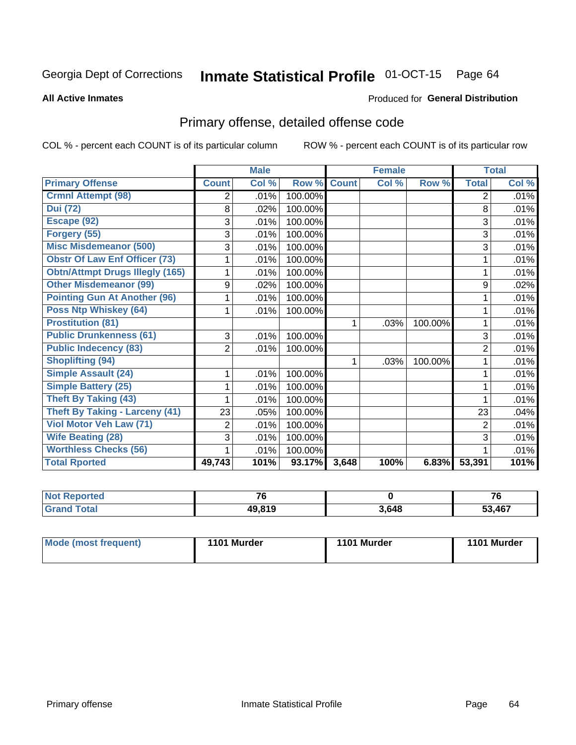Georgia Dept of Corrections **Inmate Statistical Profile** 01-OCT-15

**All Active Inmates**

Produced for **General Distribution**

## Primary offense, detailed offense code

COL % - percent each COUNT is of its particular column

ROW % - percent each COUNT is of its particular row

| | Male | | | Female | | | Total | |
|---|---|---|---|---|---|---|---|---|
| **Primary Offense** | **Count** | **Col %** | **Row %** | **Count** | **Col %** | **Row %** | **Total** | **Col %** |
| Crmnl Attempt (98) | 2 | .01% | 100.00% | | | | 2 | .01% |
| Dui (72) | 8 | .02% | 100.00% | | | | 8 | .01% |
| Escape (92) | 3 | .01% | 100.00% | | | | 3 | .01% |
| Forgery (55) | 3 | .01% | 100.00% | | | | 3 | .01% |
| Misc Misdemeanor (500) | 3 | .01% | 100.00% | | | | 3 | .01% |
| Obstr Of Law Enf Officer (73) | 1 | .01% | 100.00% | | | | 1 | .01% |
| Obtn/Attmpt Drugs Illegly (165) | 1 | .01% | 100.00% | | | | 1 | .01% |
| Other Misdemeanor (99) | 9 | .02% | 100.00% | | | | 9 | .02% |
| Pointing Gun At Another (96) | 1 | .01% | 100.00% | | | | 1 | .01% |
| Poss Ntp Whiskey (64) | 1 | .01% | 100.00% | | | | 1 | .01% |
| Prostitution (81) | | | | 1 | .03% | 100.00% | 1 | .01% |
| Public Drunkenness (61) | 3 | .01% | 100.00% | | | | 3 | .01% |
| Public Indecency (83) | 2 | .01% | 100.00% | | | | 2 | .01% |
| Shoplifting (94) | | | | 1 | .03% | 100.00% | 1 | .01% |
| Simple Assault (24) | 1 | .01% | 100.00% | | | | 1 | .01% |
| Simple Battery (25) | 1 | .01% | 100.00% | | | | 1 | .01% |
| Theft By Taking (43) | 1 | .01% | 100.00% | | | | 1 | .01% |
| Theft By Taking - Larceny (41) | 23 | .05% | 100.00% | | | | 23 | .04% |
| Viol Motor Veh Law (71) | 2 | .01% | 100.00% | | | | 2 | .01% |
| Wife Beating (28) | 3 | .01% | 100.00% | | | | 3 | .01% |
| Worthless Checks (56) | 1 | .01% | 100.00% | | | | 1 | .01% |
| **Total Rported** | **49,743** | **101%** | **93.17%** | **3,648** | **100%** | **6.83%** | **53,391** | **101%** |

| | Male | Female | Total |
|---|---|---|---|
| Not Reported | 76 | 0 | 76 |
| Grand Total | 49,819 | 3,648 | 53,467 |

| | Male | Female | Total |
|---|---|---|---|
| Mode (most frequent) | 1101 Murder | 1101 Murder | 1101 Murder |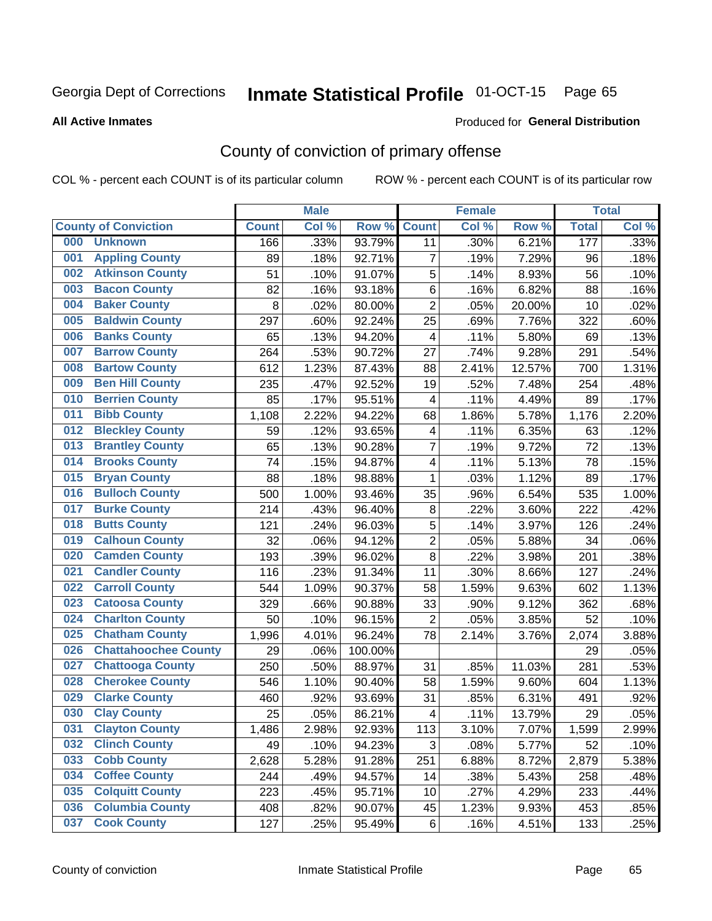Georgia Dept of Corrections **Inmate Statistical Profile** 01-OCT-15 Page 65

**All Active Inmates**

Produced for **General Distribution**

## County of conviction of primary offense

COL % - percent each COUNT is of its particular column ROW % - percent each COUNT is of its particular row

| County of Conviction | Male | | | Female | | | Total | |
|---|---|---|---|---|---|---|---|---|
| | Count | Col % | Row % | Count | Col % | Row % | Total | Col % |
| 000 Unknown | 166 | .33% | 93.79% | 11 | .30% | 6.21% | 177 | .33% |
| 001 Appling County | 89 | .18% | 92.71% | 7 | .19% | 7.29% | 96 | .18% |
| 002 Atkinson County | 51 | .10% | 91.07% | 5 | .14% | 8.93% | 56 | .10% |
| 003 Bacon County | 82 | .16% | 93.18% | 6 | .16% | 6.82% | 88 | .16% |
| 004 Baker County | 8 | .02% | 80.00% | 2 | .05% | 20.00% | 10 | .02% |
| 005 Baldwin County | 297 | .60% | 92.24% | 25 | .69% | 7.76% | 322 | .60% |
| 006 Banks County | 65 | .13% | 94.20% | 4 | .11% | 5.80% | 69 | .13% |
| 007 Barrow County | 264 | .53% | 90.72% | 27 | .74% | 9.28% | 291 | .54% |
| 008 Bartow County | 612 | 1.23% | 87.43% | 88 | 2.41% | 12.57% | 700 | 1.31% |
| 009 Ben Hill County | 235 | .47% | 92.52% | 19 | .52% | 7.48% | 254 | .48% |
| 010 Berrien County | 85 | .17% | 95.51% | 4 | .11% | 4.49% | 89 | .17% |
| 011 Bibb County | 1,108 | 2.22% | 94.22% | 68 | 1.86% | 5.78% | 1,176 | 2.20% |
| 012 Bleckley County | 59 | .12% | 93.65% | 4 | .11% | 6.35% | 63 | .12% |
| 013 Brantley County | 65 | .13% | 90.28% | 7 | .19% | 9.72% | 72 | .13% |
| 014 Brooks County | 74 | .15% | 94.87% | 4 | .11% | 5.13% | 78 | .15% |
| 015 Bryan County | 88 | .18% | 98.88% | 1 | .03% | 1.12% | 89 | .17% |
| 016 Bulloch County | 500 | 1.00% | 93.46% | 35 | .96% | 6.54% | 535 | 1.00% |
| 017 Burke County | 214 | .43% | 96.40% | 8 | .22% | 3.60% | 222 | .42% |
| 018 Butts County | 121 | .24% | 96.03% | 5 | .14% | 3.97% | 126 | .24% |
| 019 Calhoun County | 32 | .06% | 94.12% | 2 | .05% | 5.88% | 34 | .06% |
| 020 Camden County | 193 | .39% | 96.02% | 8 | .22% | 3.98% | 201 | .38% |
| 021 Candler County | 116 | .23% | 91.34% | 11 | .30% | 8.66% | 127 | .24% |
| 022 Carroll County | 544 | 1.09% | 90.37% | 58 | 1.59% | 9.63% | 602 | 1.13% |
| 023 Catoosa County | 329 | .66% | 90.88% | 33 | .90% | 9.12% | 362 | .68% |
| 024 Charlton County | 50 | .10% | 96.15% | 2 | .05% | 3.85% | 52 | .10% |
| 025 Chatham County | 1,996 | 4.01% | 96.24% | 78 | 2.14% | 3.76% | 2,074 | 3.88% |
| 026 Chattahoochee County | 29 | .06% | 100.00% | | | | 29 | .05% |
| 027 Chattooga County | 250 | .50% | 88.97% | 31 | .85% | 11.03% | 281 | .53% |
| 028 Cherokee County | 546 | 1.10% | 90.40% | 58 | 1.59% | 9.60% | 604 | 1.13% |
| 029 Clarke County | 460 | .92% | 93.69% | 31 | .85% | 6.31% | 491 | .92% |
| 030 Clay County | 25 | .05% | 86.21% | 4 | .11% | 13.79% | 29 | .05% |
| 031 Clayton County | 1,486 | 2.98% | 92.93% | 113 | 3.10% | 7.07% | 1,599 | 2.99% |
| 032 Clinch County | 49 | .10% | 94.23% | 3 | .08% | 5.77% | 52 | .10% |
| 033 Cobb County | 2,628 | 5.28% | 91.28% | 251 | 6.88% | 8.72% | 2,879 | 5.38% |
| 034 Coffee County | 244 | .49% | 94.57% | 14 | .38% | 5.43% | 258 | .48% |
| 035 Colquitt County | 223 | .45% | 95.71% | 10 | .27% | 4.29% | 233 | .44% |
| 036 Columbia County | 408 | .82% | 90.07% | 45 | 1.23% | 9.93% | 453 | .85% |
| 037 Cook County | 127 | .25% | 95.49% | 6 | .16% | 4.51% | 133 | .25% |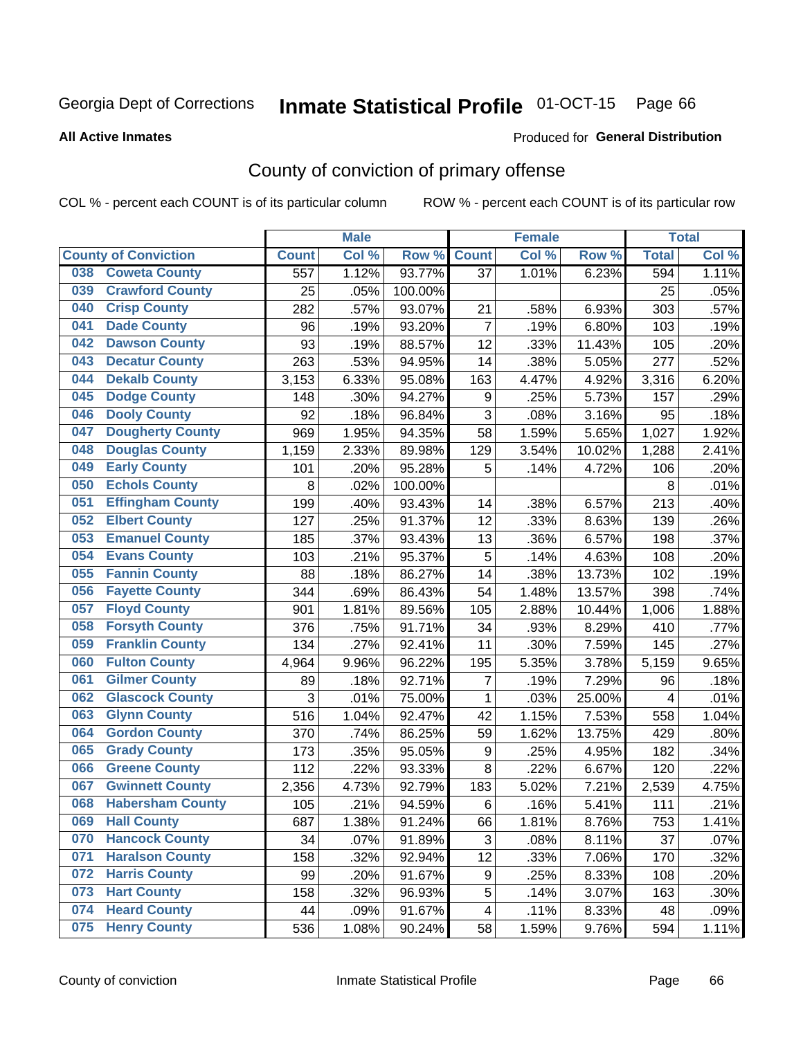Georgia Dept of Corrections

# Inmate Statistical Profile 01-OCT-15

**All Active Inmates**

Produced for **General Distribution**

## County of conviction of primary offense

COL % - percent each COUNT is of its particular column

ROW % - percent each COUNT is of its particular row

| County of Conviction | Male | | | Female | | | Total | |
|---|---|---|---|---|---|---|---|---|
| | Count | Col % | Row % | Count | Col % | Row % | Total | Col % |
| 038 Coweta County | 557 | 1.12% | 93.77% | 37 | 1.01% | 6.23% | 594 | 1.11% |
| 039 Crawford County | 25 | .05% | 100.00% | | | | 25 | .05% |
| 040 Crisp County | 282 | .57% | 93.07% | 21 | .58% | 6.93% | 303 | .57% |
| 041 Dade County | 96 | .19% | 93.20% | 7 | .19% | 6.80% | 103 | .19% |
| 042 Dawson County | 93 | .19% | 88.57% | 12 | .33% | 11.43% | 105 | .20% |
| 043 Decatur County | 263 | .53% | 94.95% | 14 | .38% | 5.05% | 277 | .52% |
| 044 Dekalb County | 3,153 | 6.33% | 95.08% | 163 | 4.47% | 4.92% | 3,316 | 6.20% |
| 045 Dodge County | 148 | .30% | 94.27% | 9 | .25% | 5.73% | 157 | .29% |
| 046 Dooly County | 92 | .18% | 96.84% | 3 | .08% | 3.16% | 95 | .18% |
| 047 Dougherty County | 969 | 1.95% | 94.35% | 58 | 1.59% | 5.65% | 1,027 | 1.92% |
| 048 Douglas County | 1,159 | 2.33% | 89.98% | 129 | 3.54% | 10.02% | 1,288 | 2.41% |
| 049 Early County | 101 | .20% | 95.28% | 5 | .14% | 4.72% | 106 | .20% |
| 050 Echols County | 8 | .02% | 100.00% | | | | 8 | .01% |
| 051 Effingham County | 199 | .40% | 93.43% | 14 | .38% | 6.57% | 213 | .40% |
| 052 Elbert County | 127 | .25% | 91.37% | 12 | .33% | 8.63% | 139 | .26% |
| 053 Emanuel County | 185 | .37% | 93.43% | 13 | .36% | 6.57% | 198 | .37% |
| 054 Evans County | 103 | .21% | 95.37% | 5 | .14% | 4.63% | 108 | .20% |
| 055 Fannin County | 88 | .18% | 86.27% | 14 | .38% | 13.73% | 102 | .19% |
| 056 Fayette County | 344 | .69% | 86.43% | 54 | 1.48% | 13.57% | 398 | .74% |
| 057 Floyd County | 901 | 1.81% | 89.56% | 105 | 2.88% | 10.44% | 1,006 | 1.88% |
| 058 Forsyth County | 376 | .75% | 91.71% | 34 | .93% | 8.29% | 410 | .77% |
| 059 Franklin County | 134 | .27% | 92.41% | 11 | .30% | 7.59% | 145 | .27% |
| 060 Fulton County | 4,964 | 9.96% | 96.22% | 195 | 5.35% | 3.78% | 5,159 | 9.65% |
| 061 Gilmer County | 89 | .18% | 92.71% | 7 | .19% | 7.29% | 96 | .18% |
| 062 Glascock County | 3 | .01% | 75.00% | 1 | .03% | 25.00% | 4 | .01% |
| 063 Glynn County | 516 | 1.04% | 92.47% | 42 | 1.15% | 7.53% | 558 | 1.04% |
| 064 Gordon County | 370 | .74% | 86.25% | 59 | 1.62% | 13.75% | 429 | .80% |
| 065 Grady County | 173 | .35% | 95.05% | 9 | .25% | 4.95% | 182 | .34% |
| 066 Greene County | 112 | .22% | 93.33% | 8 | .22% | 6.67% | 120 | .22% |
| 067 Gwinnett County | 2,356 | 4.73% | 92.79% | 183 | 5.02% | 7.21% | 2,539 | 4.75% |
| 068 Habersham County | 105 | .21% | 94.59% | 6 | .16% | 5.41% | 111 | .21% |
| 069 Hall County | 687 | 1.38% | 91.24% | 66 | 1.81% | 8.76% | 753 | 1.41% |
| 070 Hancock County | 34 | .07% | 91.89% | 3 | .08% | 8.11% | 37 | .07% |
| 071 Haralson County | 158 | .32% | 92.94% | 12 | .33% | 7.06% | 170 | .32% |
| 072 Harris County | 99 | .20% | 91.67% | 9 | .25% | 8.33% | 108 | .20% |
| 073 Hart County | 158 | .32% | 96.93% | 5 | .14% | 3.07% | 163 | .30% |
| 074 Heard County | 44 | .09% | 91.67% | 4 | .11% | 8.33% | 48 | .09% |
| 075 Henry County | 536 | 1.08% | 90.24% | 58 | 1.59% | 9.76% | 594 | 1.11% |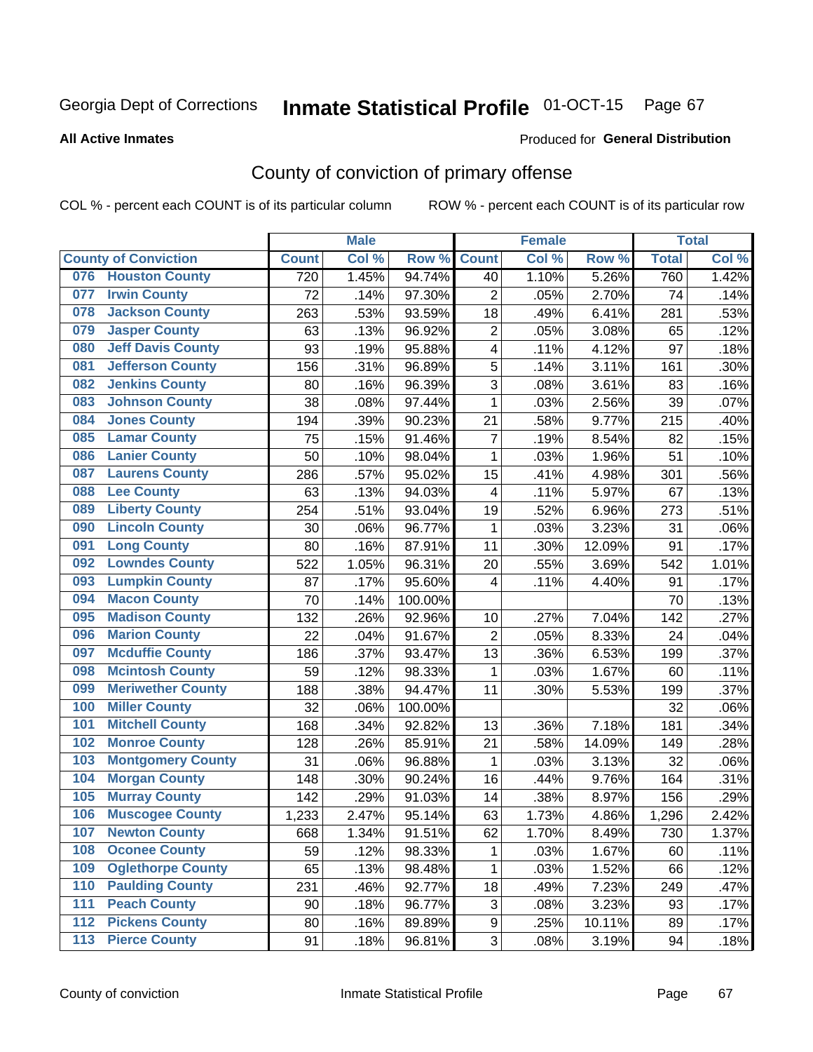Georgia Dept of Corrections **Inmate Statistical Profile** 01-OCT-15

**All Active Inmates**

Produced for **General Distribution**

## County of conviction of primary offense

COL % - percent each COUNT is of its particular column ROW % - percent each COUNT is of its particular row

| County of Conviction | Male | | | Female | | | Total | |
|---|---|---|---|---|---|---|---|---|
| | Count | Col % | Row % | Count | Col % | Row % | Total | Col % |
| 076 Houston County | 720 | 1.45% | 94.74% | 40 | 1.10% | 5.26% | 760 | 1.42% |
| 077 Irwin County | 72 | .14% | 97.30% | 2 | .05% | 2.70% | 74 | .14% |
| 078 Jackson County | 263 | .53% | 93.59% | 18 | .49% | 6.41% | 281 | .53% |
| 079 Jasper County | 63 | .13% | 96.92% | 2 | .05% | 3.08% | 65 | .12% |
| 080 Jeff Davis County | 93 | .19% | 95.88% | 4 | .11% | 4.12% | 97 | .18% |
| 081 Jefferson County | 156 | .31% | 96.89% | 5 | .14% | 3.11% | 161 | .30% |
| 082 Jenkins County | 80 | .16% | 96.39% | 3 | .08% | 3.61% | 83 | .16% |
| 083 Johnson County | 38 | .08% | 97.44% | 1 | .03% | 2.56% | 39 | .07% |
| 084 Jones County | 194 | .39% | 90.23% | 21 | .58% | 9.77% | 215 | .40% |
| 085 Lamar County | 75 | .15% | 91.46% | 7 | .19% | 8.54% | 82 | .15% |
| 086 Lanier County | 50 | .10% | 98.04% | 1 | .03% | 1.96% | 51 | .10% |
| 087 Laurens County | 286 | .57% | 95.02% | 15 | .41% | 4.98% | 301 | .56% |
| 088 Lee County | 63 | .13% | 94.03% | 4 | .11% | 5.97% | 67 | .13% |
| 089 Liberty County | 254 | .51% | 93.04% | 19 | .52% | 6.96% | 273 | .51% |
| 090 Lincoln County | 30 | .06% | 96.77% | 1 | .03% | 3.23% | 31 | .06% |
| 091 Long County | 80 | .16% | 87.91% | 11 | .30% | 12.09% | 91 | .17% |
| 092 Lowndes County | 522 | 1.05% | 96.31% | 20 | .55% | 3.69% | 542 | 1.01% |
| 093 Lumpkin County | 87 | .17% | 95.60% | 4 | .11% | 4.40% | 91 | .17% |
| 094 Macon County | 70 | .14% | 100.00% | | | | 70 | .13% |
| 095 Madison County | 132 | .26% | 92.96% | 10 | .27% | 7.04% | 142 | .27% |
| 096 Marion County | 22 | .04% | 91.67% | 2 | .05% | 8.33% | 24 | .04% |
| 097 Mcduffie County | 186 | .37% | 93.47% | 13 | .36% | 6.53% | 199 | .37% |
| 098 Mcintosh County | 59 | .12% | 98.33% | 1 | .03% | 1.67% | 60 | .11% |
| 099 Meriwether County | 188 | .38% | 94.47% | 11 | .30% | 5.53% | 199 | .37% |
| 100 Miller County | 32 | .06% | 100.00% | | | | 32 | .06% |
| 101 Mitchell County | 168 | .34% | 92.82% | 13 | .36% | 7.18% | 181 | .34% |
| 102 Monroe County | 128 | .26% | 85.91% | 21 | .58% | 14.09% | 149 | .28% |
| 103 Montgomery County | 31 | .06% | 96.88% | 1 | .03% | 3.13% | 32 | .06% |
| 104 Morgan County | 148 | .30% | 90.24% | 16 | .44% | 9.76% | 164 | .31% |
| 105 Murray County | 142 | .29% | 91.03% | 14 | .38% | 8.97% | 156 | .29% |
| 106 Muscogee County | 1,233 | 2.47% | 95.14% | 63 | 1.73% | 4.86% | 1,296 | 2.42% |
| 107 Newton County | 668 | 1.34% | 91.51% | 62 | 1.70% | 8.49% | 730 | 1.37% |
| 108 Oconee County | 59 | .12% | 98.33% | 1 | .03% | 1.67% | 60 | .11% |
| 109 Oglethorpe County | 65 | .13% | 98.48% | 1 | .03% | 1.52% | 66 | .12% |
| 110 Paulding County | 231 | .46% | 92.77% | 18 | .49% | 7.23% | 249 | .47% |
| 111 Peach County | 90 | .18% | 96.77% | 3 | .08% | 3.23% | 93 | .17% |
| 112 Pickens County | 80 | .16% | 89.89% | 9 | .25% | 10.11% | 89 | .17% |
| 113 Pierce County | 91 | .18% | 96.81% | 3 | .08% | 3.19% | 94 | .18% |

County of conviction Inmate Statistical Profile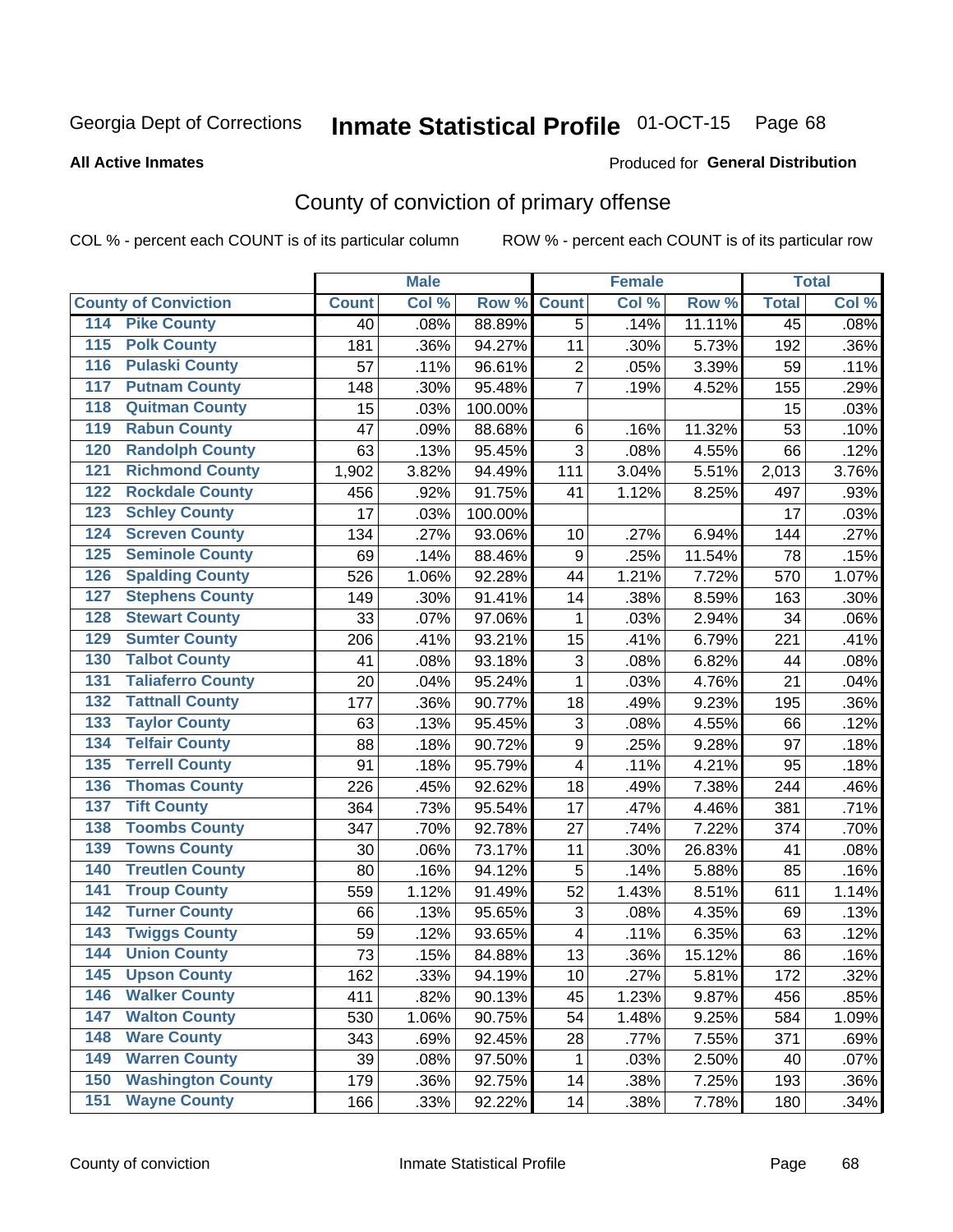Georgia Dept of Corrections **Inmate Statistical Profile** 01-OCT-15 Page 68

**All Active Inmates**

Produced for **General Distribution**

## County of conviction of primary offense

COL % - percent each COUNT is of its particular column ROW % - percent each COUNT is of its particular row

| County of Conviction | Male | | | Female | | | Total | |
|---|---|---|---|---|---|---|---|---|
| | Count | Col % | Row % | Count | Col % | Row % | Total | Col % |
| 114 Pike County | 40 | .08% | 88.89% | 5 | .14% | 11.11% | 45 | .08% |
| 115 Polk County | 181 | .36% | 94.27% | 11 | .30% | 5.73% | 192 | .36% |
| 116 Pulaski County | 57 | .11% | 96.61% | 2 | .05% | 3.39% | 59 | .11% |
| 117 Putnam County | 148 | .30% | 95.48% | 7 | .19% | 4.52% | 155 | .29% |
| 118 Quitman County | 15 | .03% | 100.00% | | | | 15 | .03% |
| 119 Rabun County | 47 | .09% | 88.68% | 6 | .16% | 11.32% | 53 | .10% |
| 120 Randolph County | 63 | .13% | 95.45% | 3 | .08% | 4.55% | 66 | .12% |
| 121 Richmond County | 1,902 | 3.82% | 94.49% | 111 | 3.04% | 5.51% | 2,013 | 3.76% |
| 122 Rockdale County | 456 | .92% | 91.75% | 41 | 1.12% | 8.25% | 497 | .93% |
| 123 Schley County | 17 | .03% | 100.00% | | | | 17 | .03% |
| 124 Screven County | 134 | .27% | 93.06% | 10 | .27% | 6.94% | 144 | .27% |
| 125 Seminole County | 69 | .14% | 88.46% | 9 | .25% | 11.54% | 78 | .15% |
| 126 Spalding County | 526 | 1.06% | 92.28% | 44 | 1.21% | 7.72% | 570 | 1.07% |
| 127 Stephens County | 149 | .30% | 91.41% | 14 | .38% | 8.59% | 163 | .30% |
| 128 Stewart County | 33 | .07% | 97.06% | 1 | .03% | 2.94% | 34 | .06% |
| 129 Sumter County | 206 | .41% | 93.21% | 15 | .41% | 6.79% | 221 | .41% |
| 130 Talbot County | 41 | .08% | 93.18% | 3 | .08% | 6.82% | 44 | .08% |
| 131 Taliaferro County | 20 | .04% | 95.24% | 1 | .03% | 4.76% | 21 | .04% |
| 132 Tattnall County | 177 | .36% | 90.77% | 18 | .49% | 9.23% | 195 | .36% |
| 133 Taylor County | 63 | .13% | 95.45% | 3 | .08% | 4.55% | 66 | .12% |
| 134 Telfair County | 88 | .18% | 90.72% | 9 | .25% | 9.28% | 97 | .18% |
| 135 Terrell County | 91 | .18% | 95.79% | 4 | .11% | 4.21% | 95 | .18% |
| 136 Thomas County | 226 | .45% | 92.62% | 18 | .49% | 7.38% | 244 | .46% |
| 137 Tift County | 364 | .73% | 95.54% | 17 | .47% | 4.46% | 381 | .71% |
| 138 Toombs County | 347 | .70% | 92.78% | 27 | .74% | 7.22% | 374 | .70% |
| 139 Towns County | 30 | .06% | 73.17% | 11 | .30% | 26.83% | 41 | .08% |
| 140 Treutlen County | 80 | .16% | 94.12% | 5 | .14% | 5.88% | 85 | .16% |
| 141 Troup County | 559 | 1.12% | 91.49% | 52 | 1.43% | 8.51% | 611 | 1.14% |
| 142 Turner County | 66 | .13% | 95.65% | 3 | .08% | 4.35% | 69 | .13% |
| 143 Twiggs County | 59 | .12% | 93.65% | 4 | .11% | 6.35% | 63 | .12% |
| 144 Union County | 73 | .15% | 84.88% | 13 | .36% | 15.12% | 86 | .16% |
| 145 Upson County | 162 | .33% | 94.19% | 10 | .27% | 5.81% | 172 | .32% |
| 146 Walker County | 411 | .82% | 90.13% | 45 | 1.23% | 9.87% | 456 | .85% |
| 147 Walton County | 530 | 1.06% | 90.75% | 54 | 1.48% | 9.25% | 584 | 1.09% |
| 148 Ware County | 343 | .69% | 92.45% | 28 | .77% | 7.55% | 371 | .69% |
| 149 Warren County | 39 | .08% | 97.50% | 1 | .03% | 2.50% | 40 | .07% |
| 150 Washington County | 179 | .36% | 92.75% | 14 | .38% | 7.25% | 193 | .36% |
| 151 Wayne County | 166 | .33% | 92.22% | 14 | .38% | 7.78% | 180 | .34% |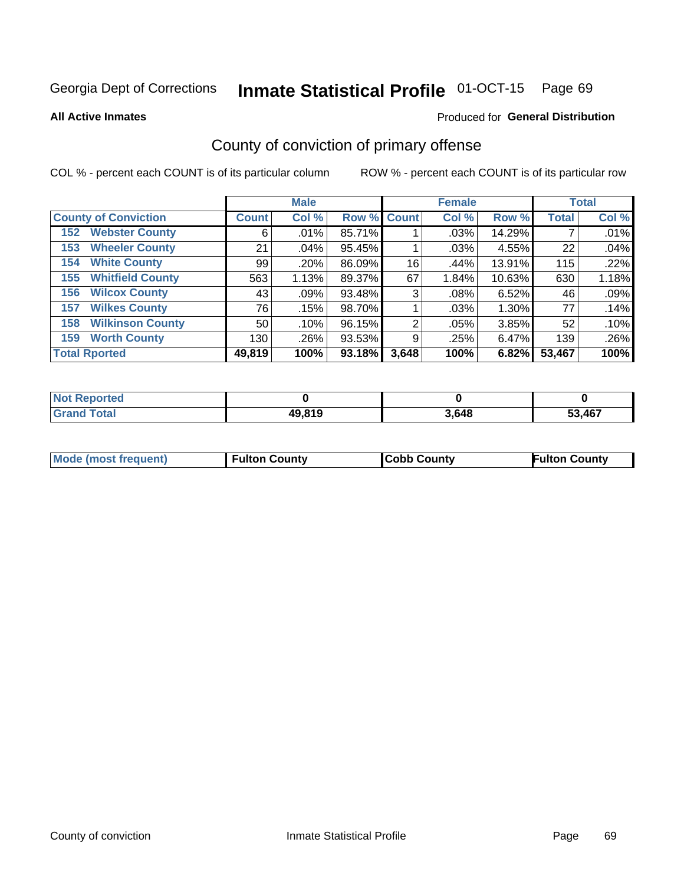Georgia Dept of Corrections **Inmate Statistical Profile** 01-OCT-15

**All Active Inmates**

Produced for **General Distribution**

## County of conviction of primary offense

COL % - percent each COUNT is of its particular column

ROW % - percent each COUNT is of its particular row

| | Male | | | Female | | | Total | |
|---|---|---|---|---|---|---|---|---|
| **County of Conviction** | **Count** | **Col %** | **Row %** | **Count** | **Col %** | **Row %** | **Total** | **Col %** |
| **152 Webster County** | 6 | .01% | 85.71% | 1 | .03% | 14.29% | 7 | .01% |
| **153 Wheeler County** | 21 | .04% | 95.45% | 1 | .03% | 4.55% | 22 | .04% |
| **154 White County** | 99 | .20% | 86.09% | 16 | .44% | 13.91% | 115 | .22% |
| **155 Whitfield County** | 563 | 1.13% | 89.37% | 67 | 1.84% | 10.63% | 630 | 1.18% |
| **156 Wilcox County** | 43 | .09% | 93.48% | 3 | .08% | 6.52% | 46 | .09% |
| **157 Wilkes County** | 76 | .15% | 98.70% | 1 | .03% | 1.30% | 77 | .14% |
| **158 Wilkinson County** | 50 | .10% | 96.15% | 2 | .05% | 3.85% | 52 | .10% |
| **159 Worth County** | 130 | .26% | 93.53% | 9 | .25% | 6.47% | 139 | .26% |
| **Total Rported** | **49,819** | **100%** | **93.18%** | **3,648** | **100%** | **6.82%** | **53,467** | **100%** |

| | Male | Female | Total |
|---|---|---|---|
| **Not Reported** | **0** | **0** | **0** |
| **Grand Total** | **49,819** | **3,648** | **53,467** |

| | Male | Female | Total |
|---|---|---|---|
| **Mode (most frequent)** | **Fulton County** | **Cobb County** | **Fulton County** |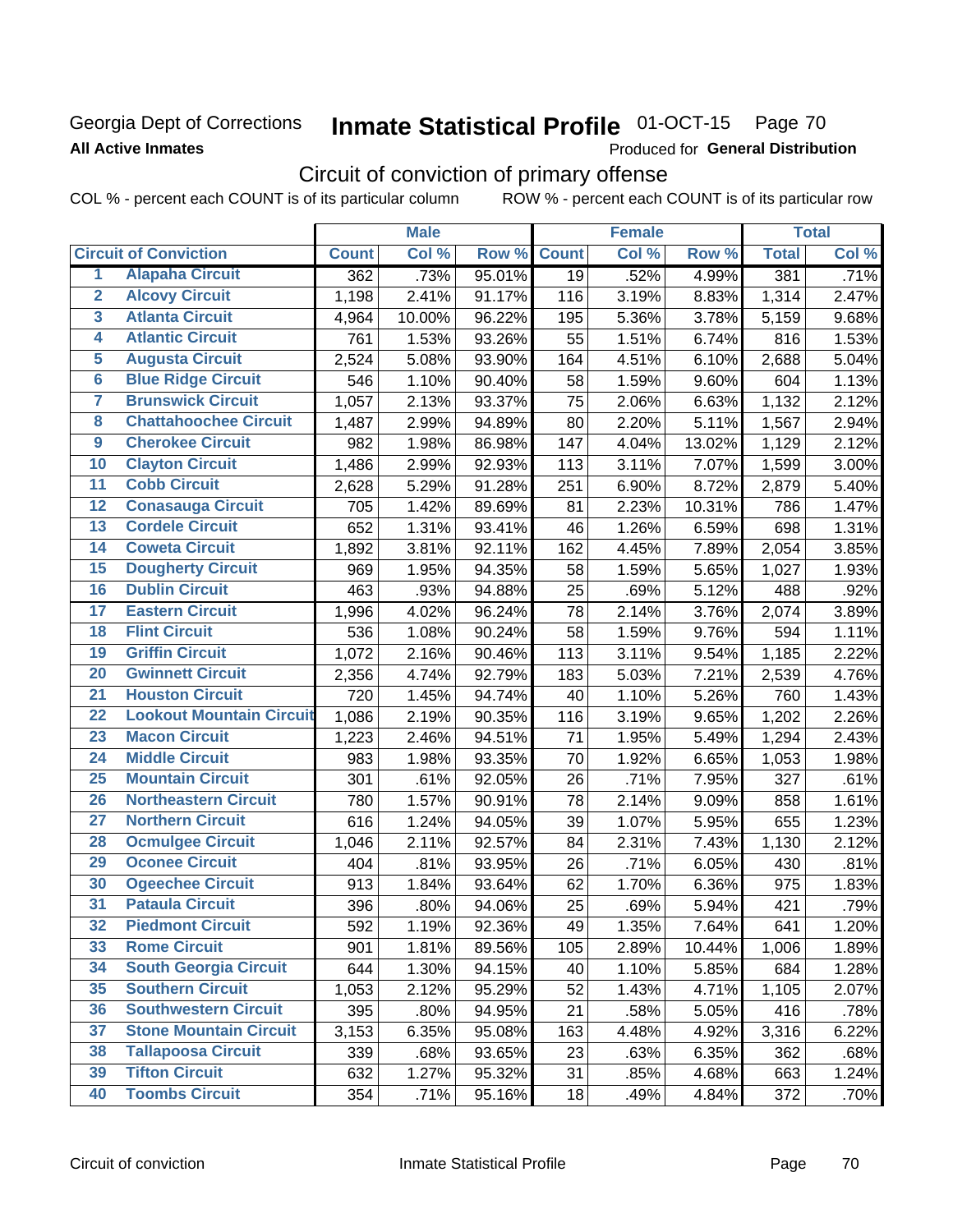Georgia Dept of Corrections
**All Active Inmates**

# Inmate Statistical Profile 01-OCT-15 Page 70

Produced for **General Distribution**

## Circuit of conviction of primary offense

COL % - percent each COUNT is of its particular column ROW % - percent each COUNT is of its particular row

| Circuit of Conviction | | Male | | | Female | | | Total | |
|---|---|---|---|---|---|---|---|---|---|
| | | Count | Col % | Row % | Count | Col % | Row % | Total | Col % |
| 1 | Alapaha Circuit | 362 | .73% | 95.01% | 19 | .52% | 4.99% | 381 | .71% |
| 2 | Alcovy Circuit | 1,198 | 2.41% | 91.17% | 116 | 3.19% | 8.83% | 1,314 | 2.47% |
| 3 | Atlanta Circuit | 4,964 | 10.00% | 96.22% | 195 | 5.36% | 3.78% | 5,159 | 9.68% |
| 4 | Atlantic Circuit | 761 | 1.53% | 93.26% | 55 | 1.51% | 6.74% | 816 | 1.53% |
| 5 | Augusta Circuit | 2,524 | 5.08% | 93.90% | 164 | 4.51% | 6.10% | 2,688 | 5.04% |
| 6 | Blue Ridge Circuit | 546 | 1.10% | 90.40% | 58 | 1.59% | 9.60% | 604 | 1.13% |
| 7 | Brunswick Circuit | 1,057 | 2.13% | 93.37% | 75 | 2.06% | 6.63% | 1,132 | 2.12% |
| 8 | Chattahoochee Circuit | 1,487 | 2.99% | 94.89% | 80 | 2.20% | 5.11% | 1,567 | 2.94% |
| 9 | Cherokee Circuit | 982 | 1.98% | 86.98% | 147 | 4.04% | 13.02% | 1,129 | 2.12% |
| 10 | Clayton Circuit | 1,486 | 2.99% | 92.93% | 113 | 3.11% | 7.07% | 1,599 | 3.00% |
| 11 | Cobb Circuit | 2,628 | 5.29% | 91.28% | 251 | 6.90% | 8.72% | 2,879 | 5.40% |
| 12 | Conasauga Circuit | 705 | 1.42% | 89.69% | 81 | 2.23% | 10.31% | 786 | 1.47% |
| 13 | Cordele Circuit | 652 | 1.31% | 93.41% | 46 | 1.26% | 6.59% | 698 | 1.31% |
| 14 | Coweta Circuit | 1,892 | 3.81% | 92.11% | 162 | 4.45% | 7.89% | 2,054 | 3.85% |
| 15 | Dougherty Circuit | 969 | 1.95% | 94.35% | 58 | 1.59% | 5.65% | 1,027 | 1.93% |
| 16 | Dublin Circuit | 463 | .93% | 94.88% | 25 | .69% | 5.12% | 488 | .92% |
| 17 | Eastern Circuit | 1,996 | 4.02% | 96.24% | 78 | 2.14% | 3.76% | 2,074 | 3.89% |
| 18 | Flint Circuit | 536 | 1.08% | 90.24% | 58 | 1.59% | 9.76% | 594 | 1.11% |
| 19 | Griffin Circuit | 1,072 | 2.16% | 90.46% | 113 | 3.11% | 9.54% | 1,185 | 2.22% |
| 20 | Gwinnett Circuit | 2,356 | 4.74% | 92.79% | 183 | 5.03% | 7.21% | 2,539 | 4.76% |
| 21 | Houston Circuit | 720 | 1.45% | 94.74% | 40 | 1.10% | 5.26% | 760 | 1.43% |
| 22 | Lookout Mountain Circuit | 1,086 | 2.19% | 90.35% | 116 | 3.19% | 9.65% | 1,202 | 2.26% |
| 23 | Macon Circuit | 1,223 | 2.46% | 94.51% | 71 | 1.95% | 5.49% | 1,294 | 2.43% |
| 24 | Middle Circuit | 983 | 1.98% | 93.35% | 70 | 1.92% | 6.65% | 1,053 | 1.98% |
| 25 | Mountain Circuit | 301 | .61% | 92.05% | 26 | .71% | 7.95% | 327 | .61% |
| 26 | Northeastern Circuit | 780 | 1.57% | 90.91% | 78 | 2.14% | 9.09% | 858 | 1.61% |
| 27 | Northern Circuit | 616 | 1.24% | 94.05% | 39 | 1.07% | 5.95% | 655 | 1.23% |
| 28 | Ocmulgee Circuit | 1,046 | 2.11% | 92.57% | 84 | 2.31% | 7.43% | 1,130 | 2.12% |
| 29 | Oconee Circuit | 404 | .81% | 93.95% | 26 | .71% | 6.05% | 430 | .81% |
| 30 | Ogeechee Circuit | 913 | 1.84% | 93.64% | 62 | 1.70% | 6.36% | 975 | 1.83% |
| 31 | Pataula Circuit | 396 | .80% | 94.06% | 25 | .69% | 5.94% | 421 | .79% |
| 32 | Piedmont Circuit | 592 | 1.19% | 92.36% | 49 | 1.35% | 7.64% | 641 | 1.20% |
| 33 | Rome Circuit | 901 | 1.81% | 89.56% | 105 | 2.89% | 10.44% | 1,006 | 1.89% |
| 34 | South Georgia Circuit | 644 | 1.30% | 94.15% | 40 | 1.10% | 5.85% | 684 | 1.28% |
| 35 | Southern Circuit | 1,053 | 2.12% | 95.29% | 52 | 1.43% | 4.71% | 1,105 | 2.07% |
| 36 | Southwestern Circuit | 395 | .80% | 94.95% | 21 | .58% | 5.05% | 416 | .78% |
| 37 | Stone Mountain Circuit | 3,153 | 6.35% | 95.08% | 163 | 4.48% | 4.92% | 3,316 | 6.22% |
| 38 | Tallapoosa Circuit | 339 | .68% | 93.65% | 23 | .63% | 6.35% | 362 | .68% |
| 39 | Tifton Circuit | 632 | 1.27% | 95.32% | 31 | .85% | 4.68% | 663 | 1.24% |
| 40 | Toombs Circuit | 354 | .71% | 95.16% | 18 | .49% | 4.84% | 372 | .70% |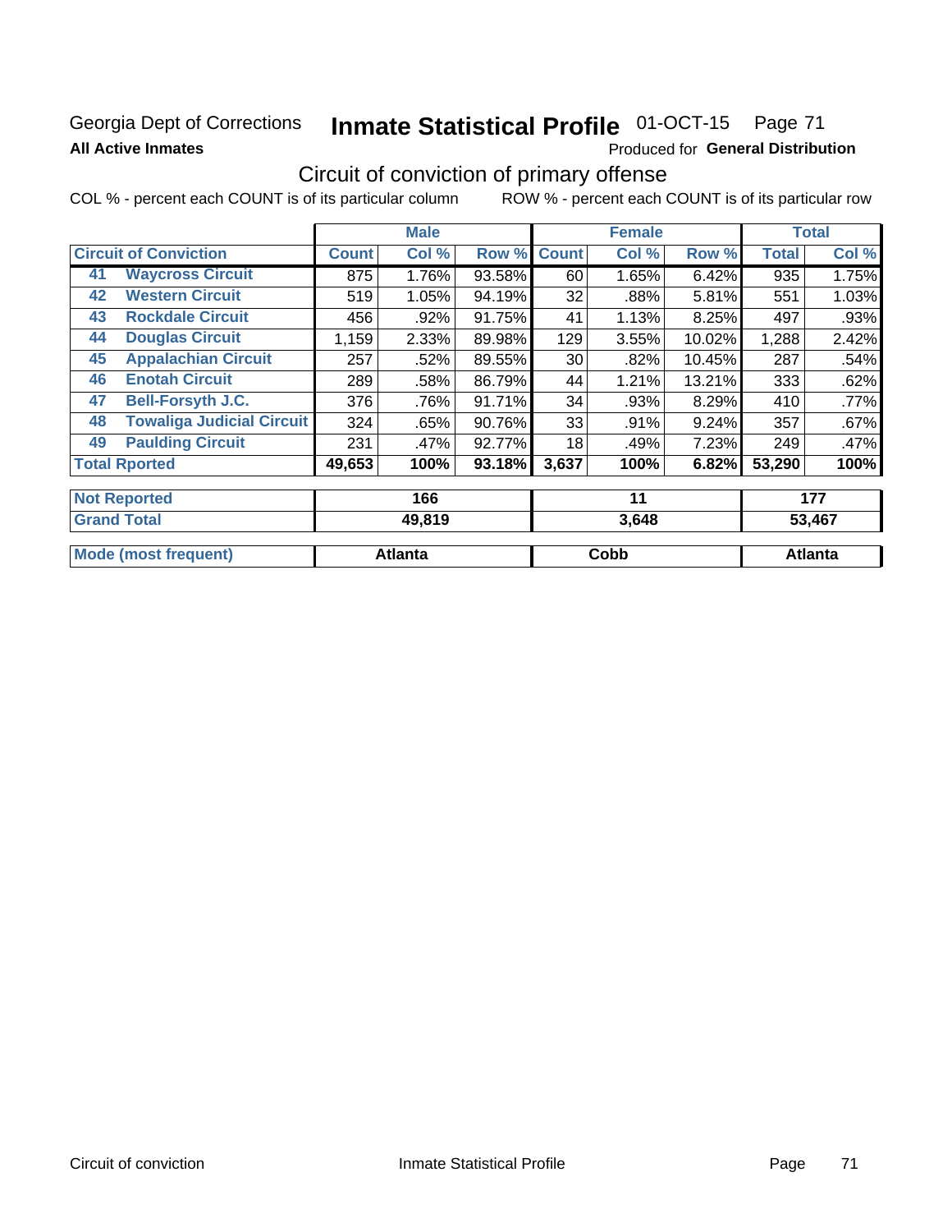Georgia Dept of Corrections **Inmate Statistical Profile** 01-OCT-15

**All Active Inmates** Produced for **General Distribution**

## Circuit of conviction of primary offense

COL % - percent each COUNT is of its particular column ROW % - percent each COUNT is of its particular row

| Circuit of Conviction | | Male | | | Female | | | Total | |
|---|---|---|---|---|---|---|---|---|---|
| | | Count | Col % | Row % | Count | Col % | Row % | Total | Col % |
| 41 | Waycross Circuit | 875 | 1.76% | 93.58% | 60 | 1.65% | 6.42% | 935 | 1.75% |
| 42 | Western Circuit | 519 | 1.05% | 94.19% | 32 | .88% | 5.81% | 551 | 1.03% |
| 43 | Rockdale Circuit | 456 | .92% | 91.75% | 41 | 1.13% | 8.25% | 497 | .93% |
| 44 | Douglas Circuit | 1,159 | 2.33% | 89.98% | 129 | 3.55% | 10.02% | 1,288 | 2.42% |
| 45 | Appalachian Circuit | 257 | .52% | 89.55% | 30 | .82% | 10.45% | 287 | .54% |
| 46 | Enotah Circuit | 289 | .58% | 86.79% | 44 | 1.21% | 13.21% | 333 | .62% |
| 47 | Bell-Forsyth J.C. | 376 | .76% | 91.71% | 34 | .93% | 8.29% | 410 | .77% |
| 48 | Towaliga Judicial Circuit | 324 | .65% | 90.76% | 33 | .91% | 9.24% | 357 | .67% |
| 49 | Paulding Circuit | 231 | .47% | 92.77% | 18 | .49% | 7.23% | 249 | .47% |
| Total Rported | | 49,653 | 100% | 93.18% | 3,637 | 100% | 6.82% | 53,290 | 100% |
| Not Reported | | 166 | | | 11 | | | 177 | |
| Grand Total | | 49,819 | | | 3,648 | | | 53,467 | |
| Mode (most frequent) | | Atlanta | | | Cobb | | | Atlanta | |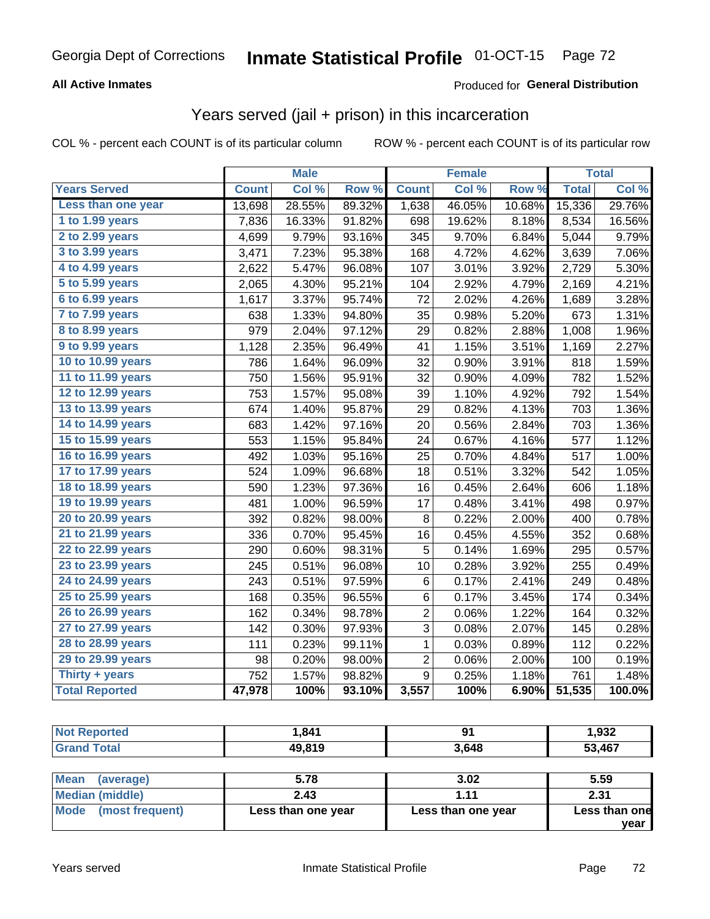Georgia Dept of Corrections **Inmate Statistical Profile** 01-OCT-15

**All Active Inmates**

Produced for **General Distribution**

## Years served (jail + prison) in this incarceration

COL % - percent each COUNT is of its particular column

ROW % - percent each COUNT is of its particular row

| | Male | | | Female | | | Total | |
|---|---|---|---|---|---|---|---|---|
| **Years Served** | **Count** | **Col %** | **Row %** | **Count** | **Col %** | **Row %** | **Total** | **Col %** |
| Less than one year | 13,698 | 28.55% | 89.32% | 1,638 | 46.05% | 10.68% | 15,336 | 29.76% |
| 1 to 1.99 years | 7,836 | 16.33% | 91.82% | 698 | 19.62% | 8.18% | 8,534 | 16.56% |
| 2 to 2.99 years | 4,699 | 9.79% | 93.16% | 345 | 9.70% | 6.84% | 5,044 | 9.79% |
| 3 to 3.99 years | 3,471 | 7.23% | 95.38% | 168 | 4.72% | 4.62% | 3,639 | 7.06% |
| 4 to 4.99 years | 2,622 | 5.47% | 96.08% | 107 | 3.01% | 3.92% | 2,729 | 5.30% |
| 5 to 5.99 years | 2,065 | 4.30% | 95.21% | 104 | 2.92% | 4.79% | 2,169 | 4.21% |
| 6 to 6.99 years | 1,617 | 3.37% | 95.74% | 72 | 2.02% | 4.26% | 1,689 | 3.28% |
| 7 to 7.99 years | 638 | 1.33% | 94.80% | 35 | 0.98% | 5.20% | 673 | 1.31% |
| 8 to 8.99 years | 979 | 2.04% | 97.12% | 29 | 0.82% | 2.88% | 1,008 | 1.96% |
| 9 to 9.99 years | 1,128 | 2.35% | 96.49% | 41 | 1.15% | 3.51% | 1,169 | 2.27% |
| 10 to 10.99 years | 786 | 1.64% | 96.09% | 32 | 0.90% | 3.91% | 818 | 1.59% |
| 11 to 11.99 years | 750 | 1.56% | 95.91% | 32 | 0.90% | 4.09% | 782 | 1.52% |
| 12 to 12.99 years | 753 | 1.57% | 95.08% | 39 | 1.10% | 4.92% | 792 | 1.54% |
| 13 to 13.99 years | 674 | 1.40% | 95.87% | 29 | 0.82% | 4.13% | 703 | 1.36% |
| 14 to 14.99 years | 683 | 1.42% | 97.16% | 20 | 0.56% | 2.84% | 703 | 1.36% |
| 15 to 15.99 years | 553 | 1.15% | 95.84% | 24 | 0.67% | 4.16% | 577 | 1.12% |
| 16 to 16.99 years | 492 | 1.03% | 95.16% | 25 | 0.70% | 4.84% | 517 | 1.00% |
| 17 to 17.99 years | 524 | 1.09% | 96.68% | 18 | 0.51% | 3.32% | 542 | 1.05% |
| 18 to 18.99 years | 590 | 1.23% | 97.36% | 16 | 0.45% | 2.64% | 606 | 1.18% |
| 19 to 19.99 years | 481 | 1.00% | 96.59% | 17 | 0.48% | 3.41% | 498 | 0.97% |
| 20 to 20.99 years | 392 | 0.82% | 98.00% | 8 | 0.22% | 2.00% | 400 | 0.78% |
| 21 to 21.99 years | 336 | 0.70% | 95.45% | 16 | 0.45% | 4.55% | 352 | 0.68% |
| 22 to 22.99 years | 290 | 0.60% | 98.31% | 5 | 0.14% | 1.69% | 295 | 0.57% |
| 23 to 23.99 years | 245 | 0.51% | 96.08% | 10 | 0.28% | 3.92% | 255 | 0.49% |
| 24 to 24.99 years | 243 | 0.51% | 97.59% | 6 | 0.17% | 2.41% | 249 | 0.48% |
| 25 to 25.99 years | 168 | 0.35% | 96.55% | 6 | 0.17% | 3.45% | 174 | 0.34% |
| 26 to 26.99 years | 162 | 0.34% | 98.78% | 2 | 0.06% | 1.22% | 164 | 0.32% |
| 27 to 27.99 years | 142 | 0.30% | 97.93% | 3 | 0.08% | 2.07% | 145 | 0.28% |
| 28 to 28.99 years | 111 | 0.23% | 99.11% | 1 | 0.03% | 0.89% | 112 | 0.22% |
| 29 to 29.99 years | 98 | 0.20% | 98.00% | 2 | 0.06% | 2.00% | 100 | 0.19% |
| Thirty + years | 752 | 1.57% | 98.82% | 9 | 0.25% | 1.18% | 761 | 1.48% |
| **Total Reported** | **47,978** | **100%** | **93.10%** | **3,557** | **100%** | **6.90%** | **51,535** | **100.0%** |

| | Male | Female | Total |
|---|---|---|---|
| Not Reported | **1,841** | **91** | **1,932** |
| Grand Total | **49,819** | **3,648** | **53,467** |

| | Male | Female | Total |
|---|---|---|---|
| Mean (average) | **5.78** | **3.02** | **5.59** |
| Median (middle) | **2.43** | **1.11** | **2.31** |
| Mode (most frequent) | **Less than one year** | **Less than one year** | **Less than one year** |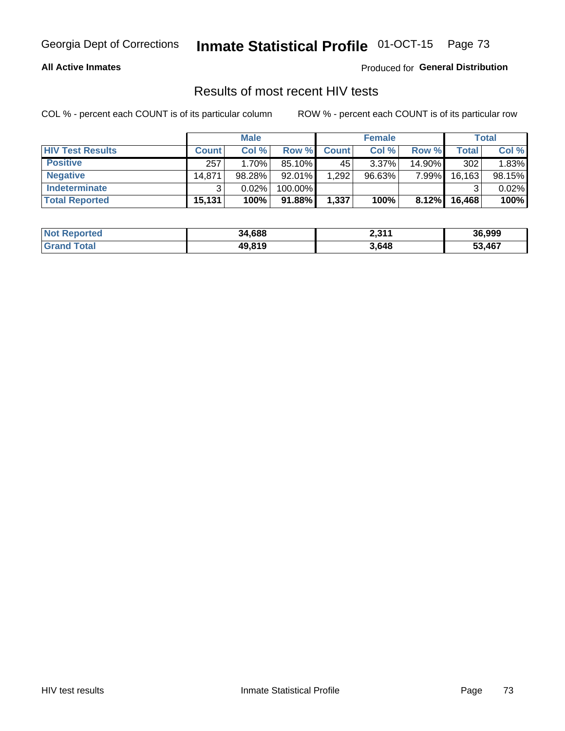Georgia Dept of Corrections **Inmate Statistical Profile** 01-OCT-15

**All Active Inmates**

Produced for **General Distribution**

## Results of most recent HIV tests

COL % - percent each COUNT is of its particular column ROW % - percent each COUNT is of its particular row

| | Male | | | Female | | | Total | |
|---|---|---|---|---|---|---|---|---|
| **HIV Test Results** | **Count** | **Col %** | **Row %** | **Count** | **Col %** | **Row %** | **Total** | **Col %** |
| **Positive** | 257 | 1.70% | 85.10% | 45 | 3.37% | 14.90% | 302 | 1.83% |
| **Negative** | 14,871 | 98.28% | 92.01% | 1,292 | 96.63% | 7.99% | 16,163 | 98.15% |
| **Indeterminate** | 3 | 0.02% | 100.00% | | | | 3 | 0.02% |
| **Total Reported** | **15,131** | **100%** | **91.88%** | **1,337** | **100%** | **8.12%** | **16,468** | **100%** |

| | Male | Female | Total |
|---|---|---|---|
| **Not Reported** | **34,688** | **2,311** | **36,999** |
| **Grand Total** | **49,819** | **3,648** | **53,467** |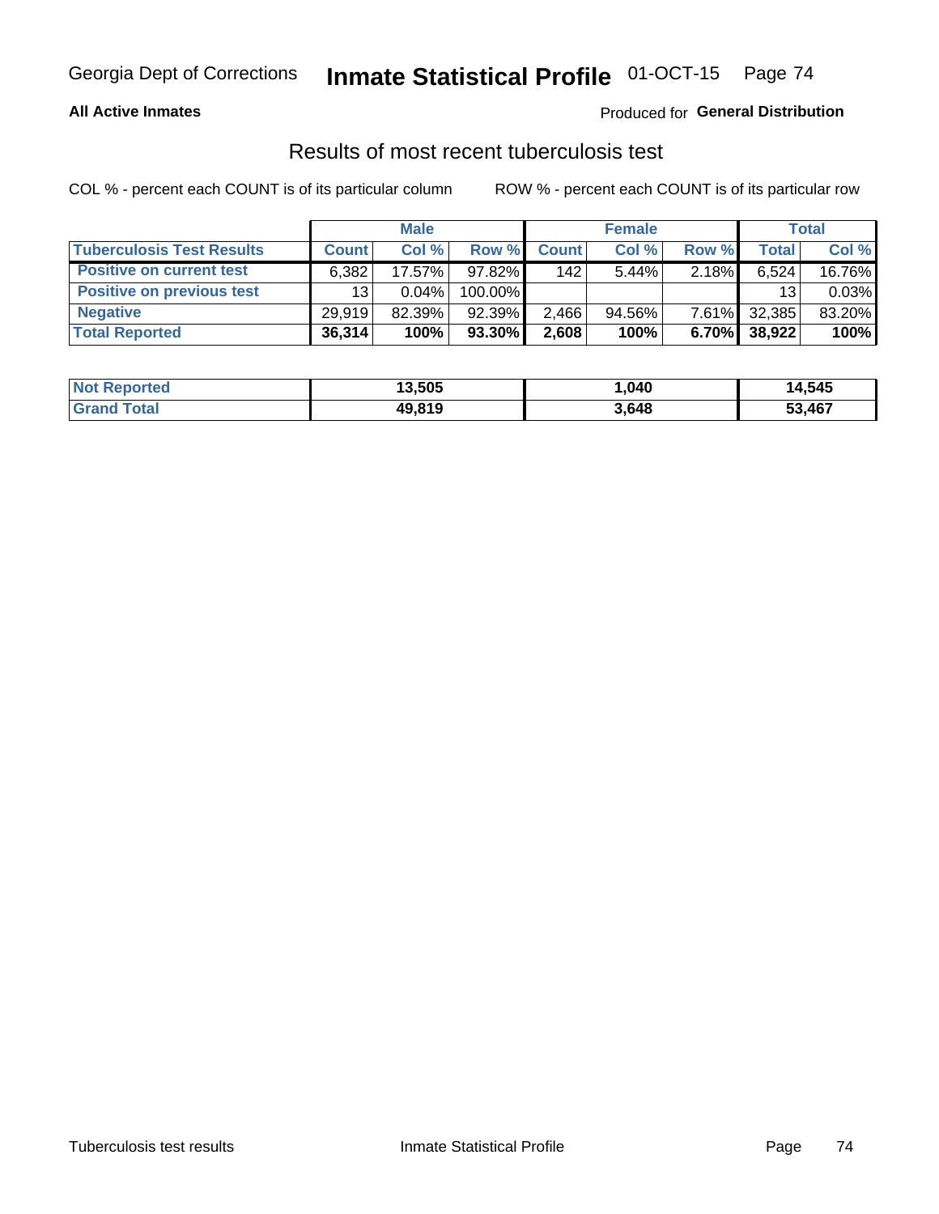Georgia Dept of Corrections **Inmate Statistical Profile** 01-OCT-15

**All Active Inmates**

Produced for **General Distribution**

## Results of most recent tuberculosis test

COL % - percent each COUNT is of its particular column

ROW % - percent each COUNT is of its particular row

| | Male | | | Female | | | Total | |
|---|---|---|---|---|---|---|---|---|
| **Tuberculosis Test Results** | **Count** | **Col %** | **Row %** | **Count** | **Col %** | **Row %** | **Total** | **Col %** |
| **Positive on current test** | 6,382 | 17.57% | 97.82% | 142 | 5.44% | 2.18% | 6,524 | 16.76% |
| **Positive on previous test** | 13 | 0.04% | 100.00% | | | | 13 | 0.03% |
| **Negative** | 29,919 | 82.39% | 92.39% | 2,466 | 94.56% | 7.61% | 32,385 | 83.20% |
| **Total Reported** | **36,314** | **100%** | **93.30%** | **2,608** | **100%** | **6.70%** | **38,922** | **100%** |

| | Male | Female | Total |
|---|---|---|---|
| **Not Reported** | **13,505** | **1,040** | **14,545** |
| **Grand Total** | **49,819** | **3,648** | **53,467** |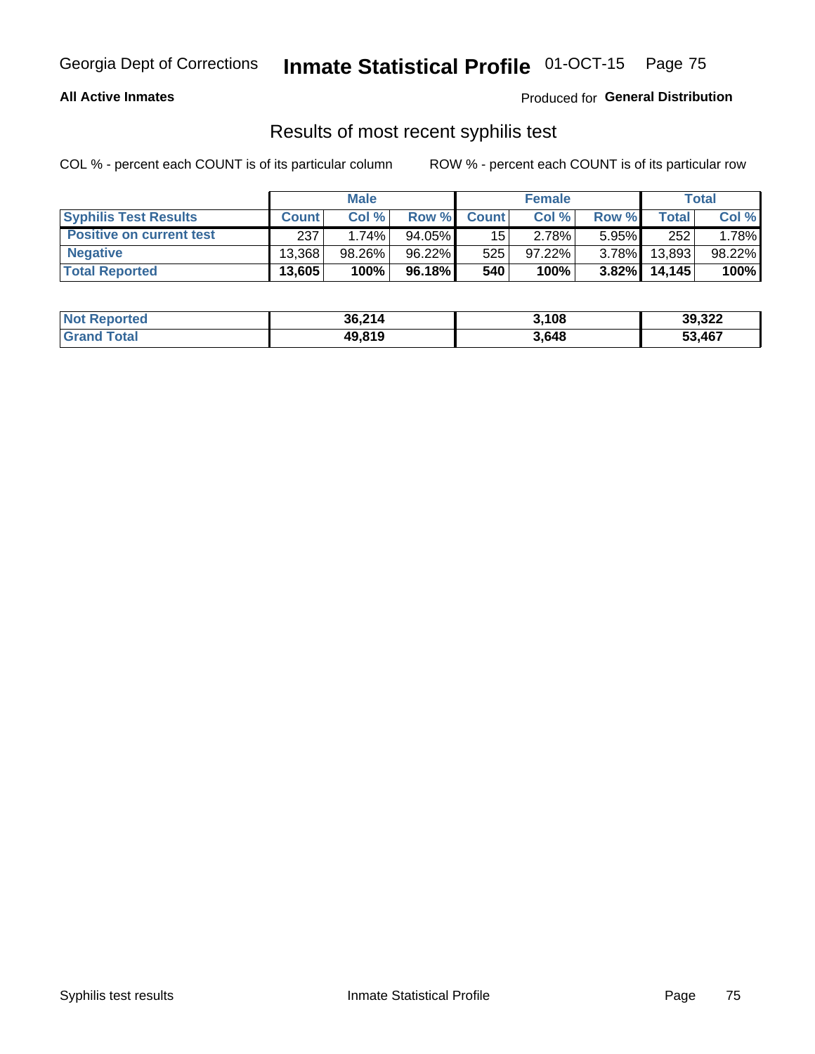Georgia Dept of Corrections **Inmate Statistical Profile** 01-OCT-15

**All Active Inmates**

Produced for **General Distribution**

## Results of most recent syphilis test

COL % - percent each COUNT is of its particular column

ROW % - percent each COUNT is of its particular row

| | Male | | | Female | | | Total | |
|---|---|---|---|---|---|---|---|---|
| **Syphilis Test Results** | **Count** | **Col %** | **Row %** | **Count** | **Col %** | **Row %** | **Total** | **Col %** |
| **Positive on current test** | 237 | 1.74% | 94.05% | 15 | 2.78% | 5.95% | 252 | 1.78% |
| **Negative** | 13,368 | 98.26% | 96.22% | 525 | 97.22% | 3.78% | 13,893 | 98.22% |
| **Total Reported** | **13,605** | **100%** | **96.18%** | **540** | **100%** | **3.82%** | **14,145** | **100%** |

| | Male | Female | Total |
|---|---|---|---|
| **Not Reported** | **36,214** | **3,108** | **39,322** |
| **Grand Total** | **49,819** | **3,648** | **53,467** |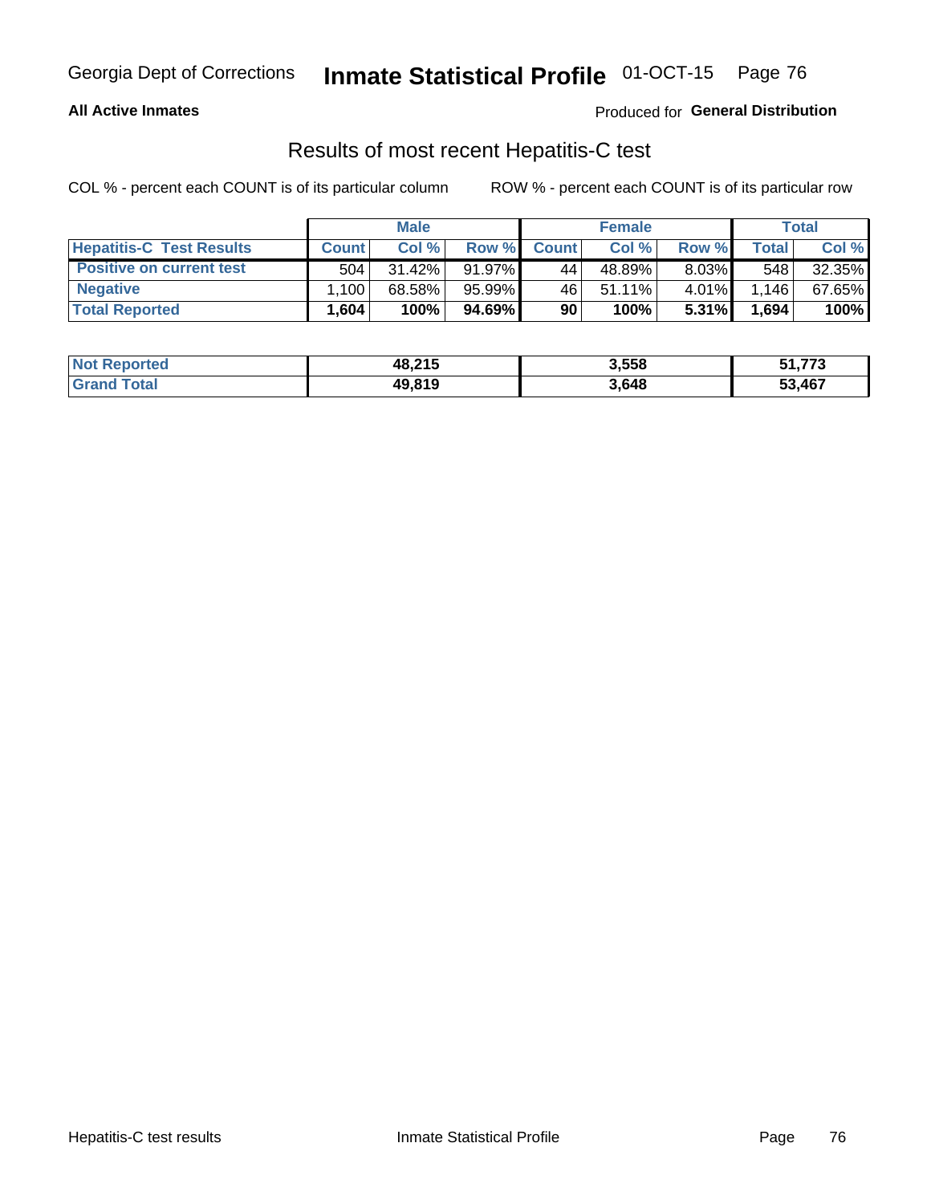Georgia Dept of Corrections **Inmate Statistical Profile** 01-OCT-15

**All Active Inmates**

Produced for **General Distribution**

## Results of most recent Hepatitis-C test

COL % - percent each COUNT is of its particular column ROW % - percent each COUNT is of its particular row

| | Male | | | Female | | | Total | |
|---|---|---|---|---|---|---|---|---|
| **Hepatitis-C Test Results** | **Count** | **Col %** | **Row %** | **Count** | **Col %** | **Row %** | **Total** | **Col %** |
| **Positive on current test** | 504 | 31.42% | 91.97% | 44 | 48.89% | 8.03% | 548 | 32.35% |
| **Negative** | 1,100 | 68.58% | 95.99% | 46 | 51.11% | 4.01% | 1,146 | 67.65% |
| **Total Reported** | **1,604** | **100%** | **94.69%** | **90** | **100%** | **5.31%** | **1,694** | **100%** |

| | Male | Female | Total |
|---|---|---|---|
| **Not Reported** | **48,215** | **3,558** | **51,773** |
| **Grand Total** | **49,819** | **3,648** | **53,467** |